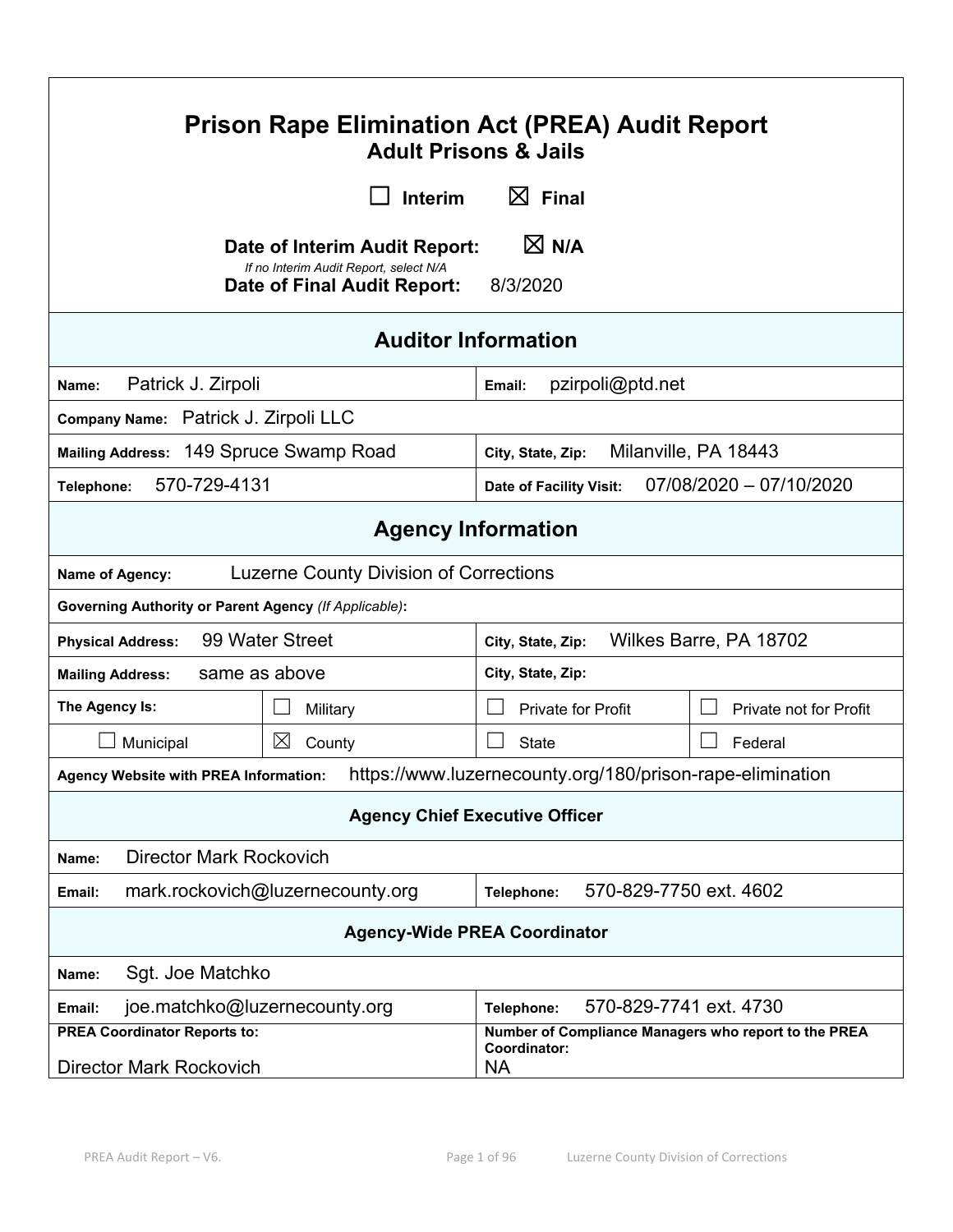# Prison Rape Elimination Act (PREA) Audit Report

## Adult Prisons & Jails

☐ Interim ☒ Final

**Date of Interim Audit Report:** ☒ N/A

*If no Interim Audit Report, select N/A*

**Date of Final Audit Report:** 8/3/2020

## Auditor Information

| | |
|---|---|
| **Name:** Patrick J. Zirpoli | **Email:** pzirpoli@ptd.net |
| **Company Name:** Patrick J. Zirpoli LLC | |
| **Mailing Address:** 149 Spruce Swamp Road | **City, State, Zip:** Milanville, PA 18443 |
| **Telephone:** 570-729-4131 | **Date of Facility Visit:** 07/08/2020 – 07/10/2020 |

## Agency Information

| | | | |
|---|---|---|---|
| **Name of Agency:** Luzerne County Division of Corrections | | | |
| **Governing Authority or Parent Agency** *(If Applicable)***:** | | | |
| **Physical Address:** 99 Water Street | | **City, State, Zip:** Wilkes Barre, PA 18702 | |
| **Mailing Address:** same as above | | **City, State, Zip:** | |
| **The Agency Is:** | ☐ Military | ☐ Private for Profit | ☐ Private not for Profit |
| ☐ Municipal | ☒ County | ☐ State | ☐ Federal |
| **Agency Website with PREA Information:** https://www.luzernecounty.org/180/prison-rape-elimination | | | |

### Agency Chief Executive Officer

| | |
|---|---|
| **Name:** Director Mark Rockovich | |
| **Email:** mark.rockovich@luzernecounty.org | **Telephone:** 570-829-7750 ext. 4602 |

### Agency-Wide PREA Coordinator

| | |
|---|---|
| **Name:** Sgt. Joe Matchko | |
| **Email:** joe.matchko@luzernecounty.org | **Telephone:** 570-829-7741 ext. 4730 |
| **PREA Coordinator Reports to:** Director Mark Rockovich | **Number of Compliance Managers who report to the PREA Coordinator:** NA |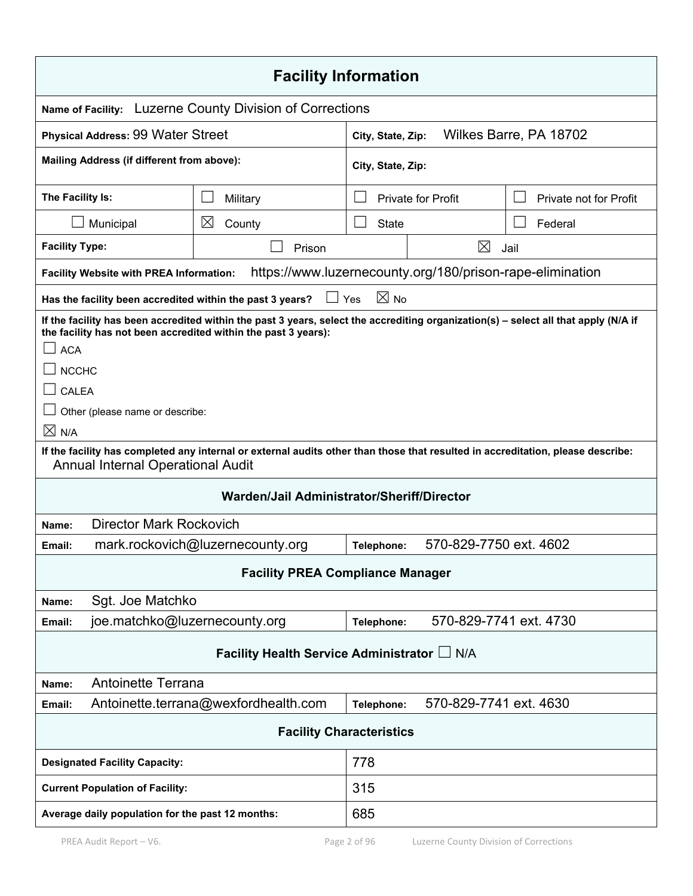## Facility Information

| | | | |
|---|---|---|---|
| **Name of Facility:** Luzerne County Division of Corrections | | | |
| **Physical Address:** 99 Water Street | | **City, State, Zip:** Wilkes Barre, PA 18702 | |
| **Mailing Address (if different from above):** | | **City, State, Zip:** | |
| **The Facility Is:** | ☐ Military | ☐ Private for Profit | ☐ Private not for Profit |
| ☐ Municipal | ☒ County | ☐ State | ☐ Federal |
| **Facility Type:** | ☐ Prison | ☒ Jail | |
| **Facility Website with PREA Information:** https://www.luzernecounty.org/180/prison-rape-elimination | | | |
| **Has the facility been accredited within the past 3 years?** ☐ Yes ☒ No | | | |

**If the facility has been accredited within the past 3 years, select the accrediting organization(s) – select all that apply (N/A if the facility has not been accredited within the past 3 years):**

☐ ACA

☐ NCCHC

☐ CALEA

☐ Other (please name or describe:

☒ N/A

**If the facility has completed any internal or external audits other than those that resulted in accreditation, please describe:**
Annual Internal Operational Audit

### Warden/Jail Administrator/Sheriff/Director

| | | | |
|---|---|---|---|
| **Name:** | Director Mark Rockovich | | |
| **Email:** | mark.rockovich@luzernecounty.org | **Telephone:** | 570-829-7750 ext. 4602 |

### Facility PREA Compliance Manager

| | | | |
|---|---|---|---|
| **Name:** | Sgt. Joe Matchko | | |
| **Email:** | joe.matchko@luzernecounty.org | **Telephone:** | 570-829-7741 ext. 4730 |

### Facility Health Service Administrator ☐ N/A

| | | | |
|---|---|---|---|
| **Name:** | Antoinette Terrana | | |
| **Email:** | Antoinette.terrana@wexfordhealth.com | **Telephone:** | 570-829-7741 ext. 4630 |

### Facility Characteristics

| | |
|---|---|
| **Designated Facility Capacity:** | 778 |
| **Current Population of Facility:** | 315 |
| **Average daily population for the past 12 months:** | 685 |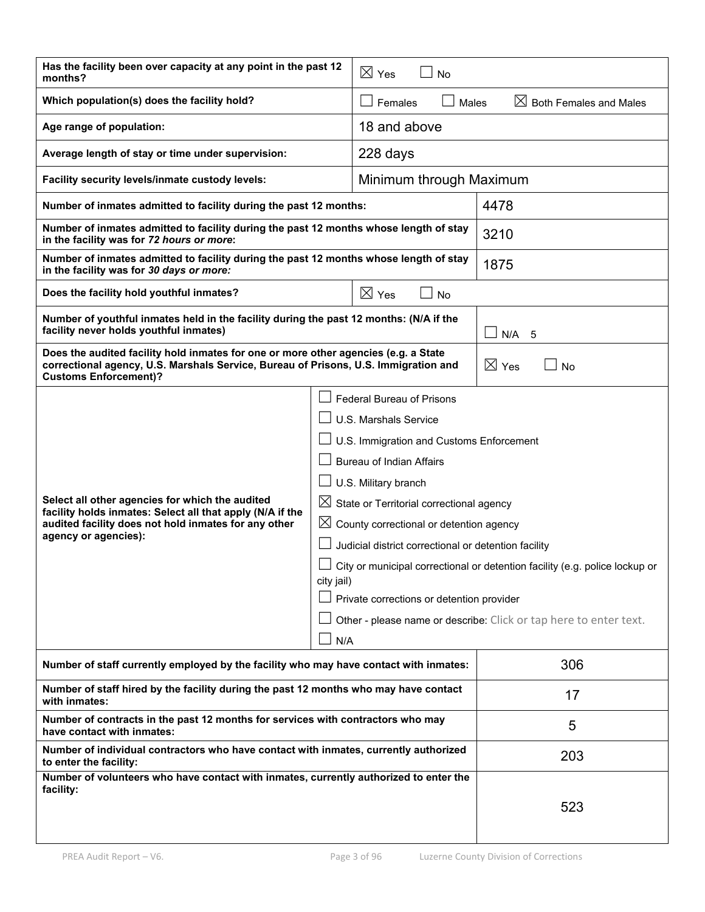| Question | Response |
| --- | --- |
| **Has the facility been over capacity at any point in the past 12 months?** | ☒ Yes ☐ No |
| **Which population(s) does the facility hold?** | ☐ Females ☐ Males ☒ Both Females and Males |
| **Age range of population:** | 18 and above |
| **Average length of stay or time under supervision:** | 228 days |
| **Facility security levels/inmate custody levels:** | Minimum through Maximum |
| **Number of inmates admitted to facility during the past 12 months:** | 4478 |
| **Number of inmates admitted to facility during the past 12 months whose length of stay in the facility was for *72 hours or more*:** | 3210 |
| **Number of inmates admitted to facility during the past 12 months whose length of stay in the facility was for *30 days or more:*** | 1875 |
| **Does the facility hold youthful inmates?** | ☒ Yes ☐ No |
| **Number of youthful inmates held in the facility during the past 12 months: (N/A if the facility never holds youthful inmates)** | ☐ N/A 5 |
| **Does the audited facility hold inmates for one or more other agencies (e.g. a State correctional agency, U.S. Marshals Service, Bureau of Prisons, U.S. Immigration and Customs Enforcement)?** | ☒ Yes ☐ No |
| **Select all other agencies for which the audited facility holds inmates: Select all that apply (N/A if the audited facility does not hold inmates for any other agency or agencies):** | ☐ Federal Bureau of Prisons<br>☐ U.S. Marshals Service<br>☐ U.S. Immigration and Customs Enforcement<br>☐ Bureau of Indian Affairs<br>☐ U.S. Military branch<br>☒ State or Territorial correctional agency<br>☒ County correctional or detention agency<br>☐ Judicial district correctional or detention facility<br>☐ City or municipal correctional or detention facility (e.g. police lockup or city jail)<br>☐ Private corrections or detention provider<br>☐ Other - please name or describe: Click or tap here to enter text.<br>☐ N/A |
| **Number of staff currently employed by the facility who may have contact with inmates:** | 306 |
| **Number of staff hired by the facility during the past 12 months who may have contact with inmates:** | 17 |
| **Number of contracts in the past 12 months for services with contractors who may have contact with inmates:** | 5 |
| **Number of individual contractors who have contact with inmates, currently authorized to enter the facility:** | 203 |
| **Number of volunteers who have contact with inmates, currently authorized to enter the facility:** | 523 |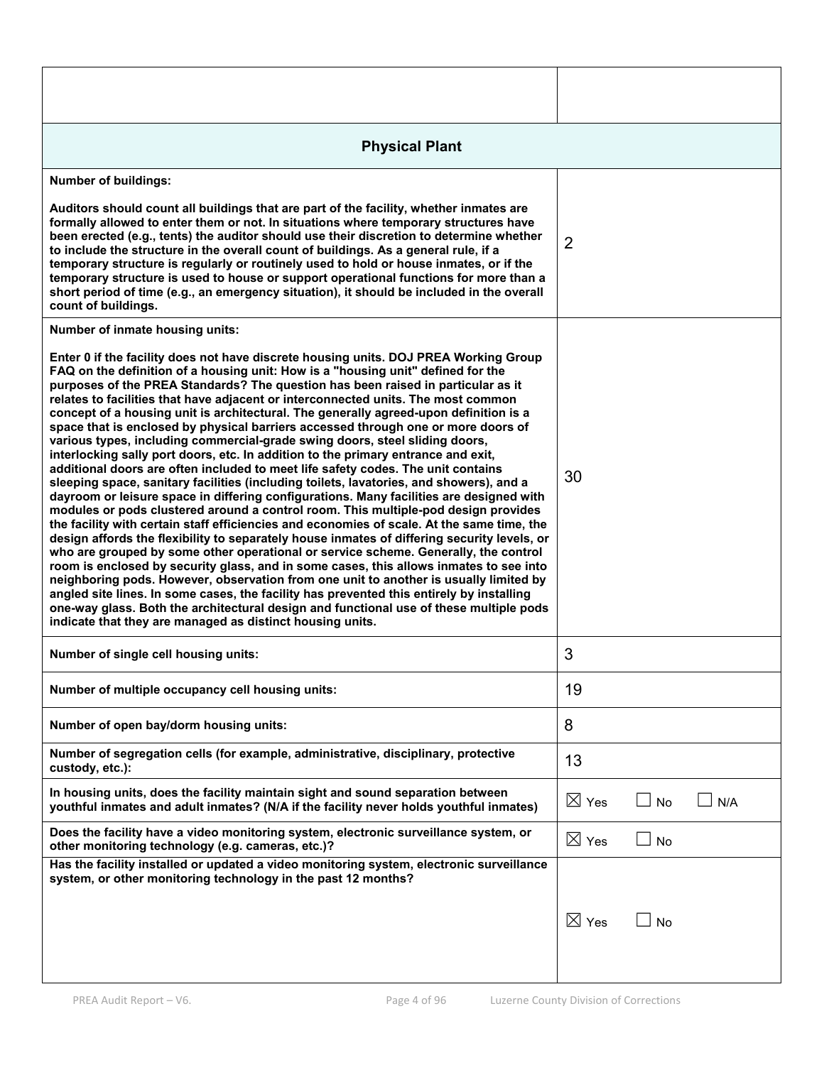| | |
|---|---|
| | |
| **Physical Plant** | |
| **Number of buildings:**<br><br>**Auditors should count all buildings that are part of the facility, whether inmates are formally allowed to enter them or not. In situations where temporary structures have been erected (e.g., tents) the auditor should use their discretion to determine whether to include the structure in the overall count of buildings. As a general rule, if a temporary structure is regularly or routinely used to hold or house inmates, or if the temporary structure is used to house or support operational functions for more than a short period of time (e.g., an emergency situation), it should be included in the overall count of buildings.** | 2 |
| **Number of inmate housing units:**<br><br>**Enter 0 if the facility does not have discrete housing units. DOJ PREA Working Group FAQ on the definition of a housing unit: How is a "housing unit" defined for the purposes of the PREA Standards? The question has been raised in particular as it relates to facilities that have adjacent or interconnected units. The most common concept of a housing unit is architectural. The generally agreed-upon definition is a space that is enclosed by physical barriers accessed through one or more doors of various types, including commercial-grade swing doors, steel sliding doors, interlocking sally port doors, etc. In addition to the primary entrance and exit, additional doors are often included to meet life safety codes. The unit contains sleeping space, sanitary facilities (including toilets, lavatories, and showers), and a dayroom or leisure space in differing configurations. Many facilities are designed with modules or pods clustered around a control room. This multiple-pod design provides the facility with certain staff efficiencies and economies of scale. At the same time, the design affords the flexibility to separately house inmates of differing security levels, or who are grouped by some other operational or service scheme. Generally, the control room is enclosed by security glass, and in some cases, this allows inmates to see into neighboring pods. However, observation from one unit to another is usually limited by angled site lines. In some cases, the facility has prevented this entirely by installing one-way glass. Both the architectural design and functional use of these multiple pods indicate that they are managed as distinct housing units.** | 30 |
| **Number of single cell housing units:** | 3 |
| **Number of multiple occupancy cell housing units:** | 19 |
| **Number of open bay/dorm housing units:** | 8 |
| **Number of segregation cells (for example, administrative, disciplinary, protective custody, etc.):** | 13 |
| **In housing units, does the facility maintain sight and sound separation between youthful inmates and adult inmates? (N/A if the facility never holds youthful inmates)** | ☒ Yes ☐ No ☐ N/A |
| **Does the facility have a video monitoring system, electronic surveillance system, or other monitoring technology (e.g. cameras, etc.)?** | ☒ Yes ☐ No |
| **Has the facility installed or updated a video monitoring system, electronic surveillance system, or other monitoring technology in the past 12 months?** | ☒ Yes ☐ No |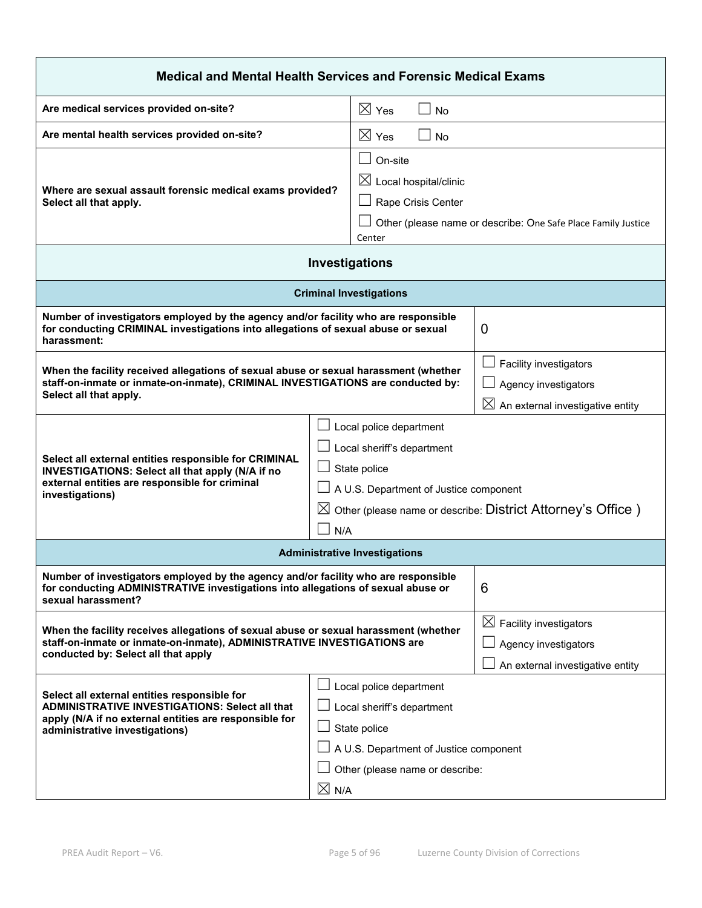## Medical and Mental Health Services and Forensic Medical Exams

| Question | Response |
| --- | --- |
| **Are medical services provided on-site?** | ☒ Yes ☐ No |
| **Are mental health services provided on-site?** | ☒ Yes ☐ No |
| **Where are sexual assault forensic medical exams provided? Select all that apply.** | ☐ On-site<br>☒ Local hospital/clinic<br>☐ Rape Crisis Center<br>☐ Other (please name or describe: One Safe Place Family Justice Center |

## Investigations

### Criminal Investigations

| Question | Response |
| --- | --- |
| **Number of investigators employed by the agency and/or facility who are responsible for conducting CRIMINAL investigations into allegations of sexual abuse or sexual harassment:** | 0 |
| **When the facility received allegations of sexual abuse or sexual harassment (whether staff-on-inmate or inmate-on-inmate), CRIMINAL INVESTIGATIONS are conducted by: Select all that apply.** | ☐ Facility investigators<br>☐ Agency investigators<br>☒ An external investigative entity |
| **Select all external entities responsible for CRIMINAL INVESTIGATIONS: Select all that apply (N/A if no external entities are responsible for criminal investigations)** | ☐ Local police department<br>☐ Local sheriff's department<br>☐ State police<br>☐ A U.S. Department of Justice component<br>☒ Other (please name or describe: District Attorney's Office )<br>☐ N/A |

### Administrative Investigations

| Question | Response |
| --- | --- |
| **Number of investigators employed by the agency and/or facility who are responsible for conducting ADMINISTRATIVE investigations into allegations of sexual abuse or sexual harassment?** | 6 |
| **When the facility receives allegations of sexual abuse or sexual harassment (whether staff-on-inmate or inmate-on-inmate), ADMINISTRATIVE INVESTIGATIONS are conducted by: Select all that apply** | ☒ Facility investigators<br>☐ Agency investigators<br>☐ An external investigative entity |
| **Select all external entities responsible for ADMINISTRATIVE INVESTIGATIONS: Select all that apply (N/A if no external entities are responsible for administrative investigations)** | ☐ Local police department<br>☐ Local sheriff's department<br>☐ State police<br>☐ A U.S. Department of Justice component<br>☐ Other (please name or describe:<br>☒ N/A |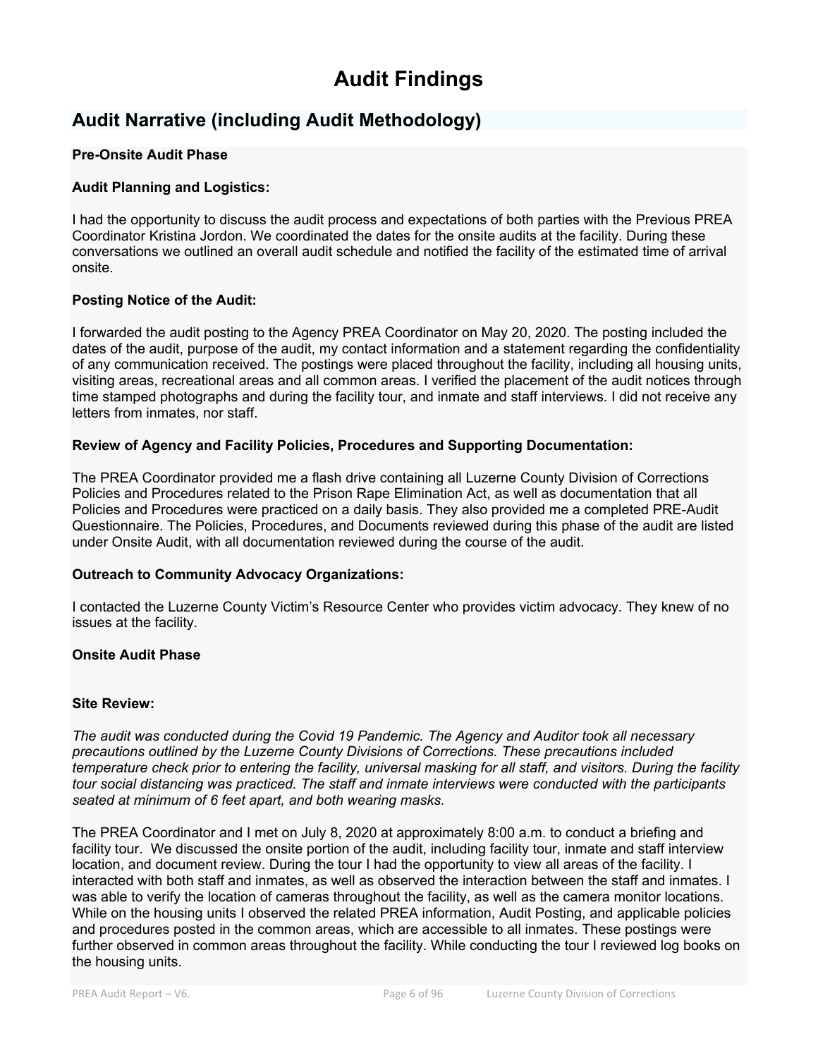# Audit Findings

## Audit Narrative (including Audit Methodology)

**Pre-Onsite Audit Phase**

**Audit Planning and Logistics:**

I had the opportunity to discuss the audit process and expectations of both parties with the Previous PREA Coordinator Kristina Jordon. We coordinated the dates for the onsite audits at the facility. During these conversations we outlined an overall audit schedule and notified the facility of the estimated time of arrival onsite.

**Posting Notice of the Audit:**

I forwarded the audit posting to the Agency PREA Coordinator on May 20, 2020. The posting included the dates of the audit, purpose of the audit, my contact information and a statement regarding the confidentiality of any communication received. The postings were placed throughout the facility, including all housing units, visiting areas, recreational areas and all common areas. I verified the placement of the audit notices through time stamped photographs and during the facility tour, and inmate and staff interviews. I did not receive any letters from inmates, nor staff.

**Review of Agency and Facility Policies, Procedures and Supporting Documentation:**

The PREA Coordinator provided me a flash drive containing all Luzerne County Division of Corrections Policies and Procedures related to the Prison Rape Elimination Act, as well as documentation that all Policies and Procedures were practiced on a daily basis. They also provided me a completed PRE-Audit Questionnaire. The Policies, Procedures, and Documents reviewed during this phase of the audit are listed under Onsite Audit, with all documentation reviewed during the course of the audit.

**Outreach to Community Advocacy Organizations:**

I contacted the Luzerne County Victim's Resource Center who provides victim advocacy. They knew of no issues at the facility.

**Onsite Audit Phase**

**Site Review:**

*The audit was conducted during the Covid 19 Pandemic. The Agency and Auditor took all necessary precautions outlined by the Luzerne County Divisions of Corrections. These precautions included temperature check prior to entering the facility, universal masking for all staff, and visitors. During the facility tour social distancing was practiced. The staff and inmate interviews were conducted with the participants seated at minimum of 6 feet apart, and both wearing masks.*

The PREA Coordinator and I met on July 8, 2020 at approximately 8:00 a.m. to conduct a briefing and facility tour. We discussed the onsite portion of the audit, including facility tour, inmate and staff interview location, and document review. During the tour I had the opportunity to view all areas of the facility. I interacted with both staff and inmates, as well as observed the interaction between the staff and inmates. I was able to verify the location of cameras throughout the facility, as well as the camera monitor locations. While on the housing units I observed the related PREA information, Audit Posting, and applicable policies and procedures posted in the common areas, which are accessible to all inmates. These postings were further observed in common areas throughout the facility. While conducting the tour I reviewed log books on the housing units.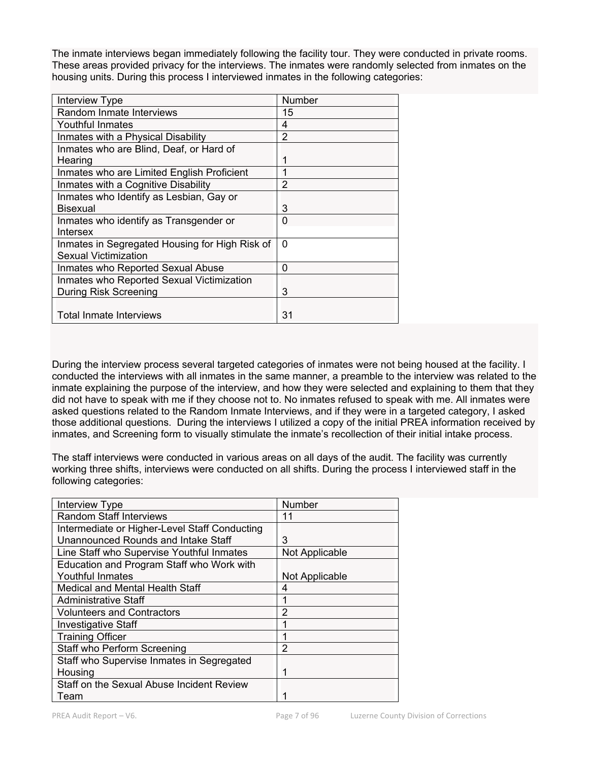The inmate interviews began immediately following the facility tour. They were conducted in private rooms. These areas provided privacy for the interviews. The inmates were randomly selected from inmates on the housing units. During this process I interviewed inmates in the following categories:

| Interview Type | Number |
|---|---|
| Random Inmate Interviews | 15 |
| Youthful Inmates | 4 |
| Inmates with a Physical Disability | 2 |
| Inmates who are Blind, Deaf, or Hard of Hearing | 1 |
| Inmates who are Limited English Proficient | 1 |
| Inmates with a Cognitive Disability | 2 |
| Inmates who Identify as Lesbian, Gay or Bisexual | 3 |
| Inmates who identify as Transgender or Intersex | 0 |
| Inmates in Segregated Housing for High Risk of Sexual Victimization | 0 |
| Inmates who Reported Sexual Abuse | 0 |
| Inmates who Reported Sexual Victimization During Risk Screening | 3 |
| Total Inmate Interviews | 31 |

During the interview process several targeted categories of inmates were not being housed at the facility. I conducted the interviews with all inmates in the same manner, a preamble to the interview was related to the inmate explaining the purpose of the interview, and how they were selected and explaining to them that they did not have to speak with me if they choose not to. No inmates refused to speak with me. All inmates were asked questions related to the Random Inmate Interviews, and if they were in a targeted category, I asked those additional questions. During the interviews I utilized a copy of the initial PREA information received by inmates, and Screening form to visually stimulate the inmate's recollection of their initial intake process.

The staff interviews were conducted in various areas on all days of the audit. The facility was currently working three shifts, interviews were conducted on all shifts. During the process I interviewed staff in the following categories:

| Interview Type | Number |
|---|---|
| Random Staff Interviews | 11 |
| Intermediate or Higher-Level Staff Conducting Unannounced Rounds and Intake Staff | 3 |
| Line Staff who Supervise Youthful Inmates | Not Applicable |
| Education and Program Staff who Work with Youthful Inmates | Not Applicable |
| Medical and Mental Health Staff | 4 |
| Administrative Staff | 1 |
| Volunteers and Contractors | 2 |
| Investigative Staff | 1 |
| Training Officer | 1 |
| Staff who Perform Screening | 2 |
| Staff who Supervise Inmates in Segregated Housing | 1 |
| Staff on the Sexual Abuse Incident Review Team | 1 |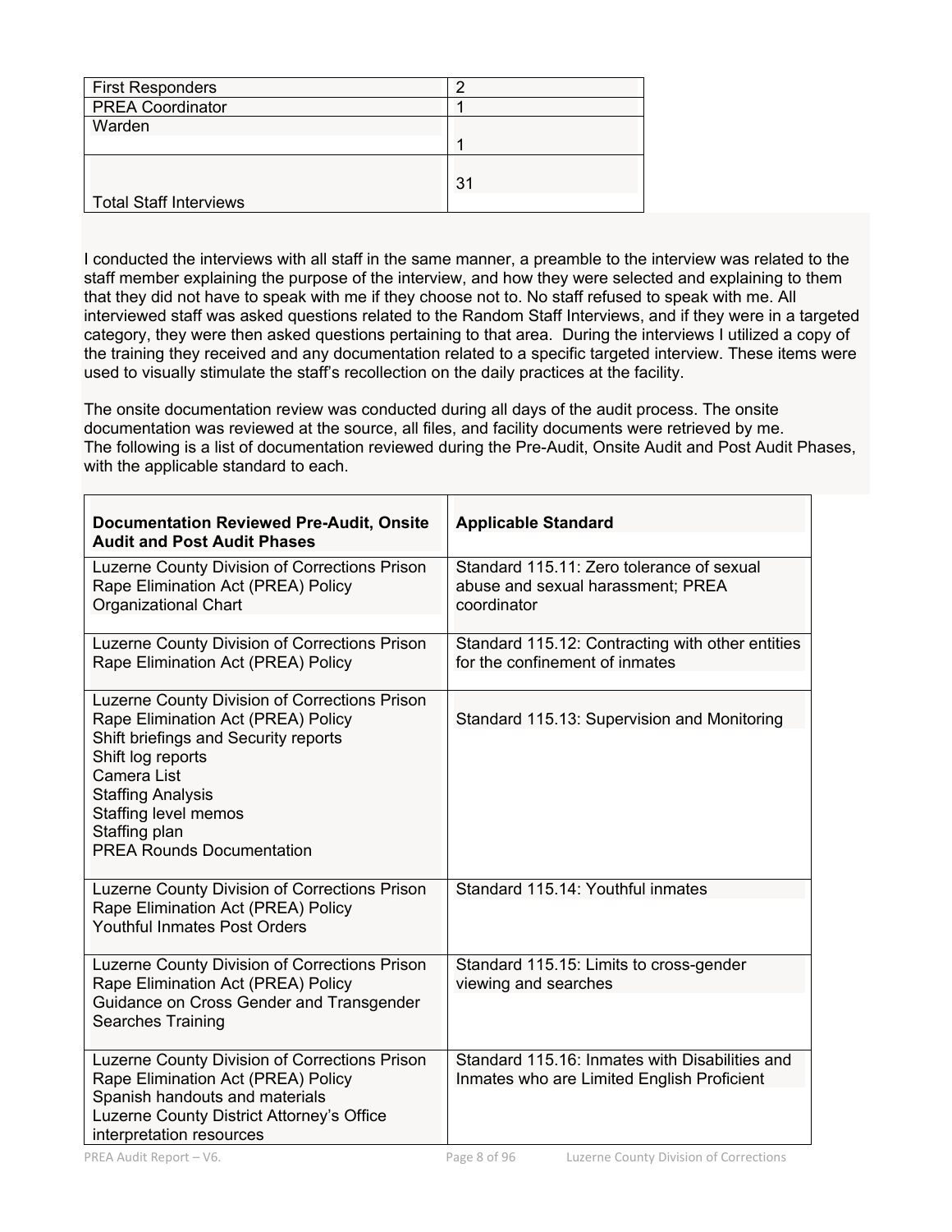| First Responders | 2 |
| --- | --- |
| PREA Coordinator | 1 |
| Warden | 1 |
| Total Staff Interviews | 31 |

I conducted the interviews with all staff in the same manner, a preamble to the interview was related to the staff member explaining the purpose of the interview, and how they were selected and explaining to them that they did not have to speak with me if they choose not to. No staff refused to speak with me. All interviewed staff was asked questions related to the Random Staff Interviews, and if they were in a targeted category, they were then asked questions pertaining to that area. During the interviews I utilized a copy of the training they received and any documentation related to a specific targeted interview. These items were used to visually stimulate the staff's recollection on the daily practices at the facility.

The onsite documentation review was conducted during all days of the audit process. The onsite documentation was reviewed at the source, all files, and facility documents were retrieved by me. The following is a list of documentation reviewed during the Pre-Audit, Onsite Audit and Post Audit Phases, with the applicable standard to each.

| Documentation Reviewed Pre-Audit, Onsite Audit and Post Audit Phases | Applicable Standard |
| --- | --- |
| Luzerne County Division of Corrections Prison Rape Elimination Act (PREA) Policy<br>Organizational Chart | Standard 115.11: Zero tolerance of sexual abuse and sexual harassment; PREA coordinator |
| Luzerne County Division of Corrections Prison Rape Elimination Act (PREA) Policy | Standard 115.12: Contracting with other entities for the confinement of inmates |
| Luzerne County Division of Corrections Prison Rape Elimination Act (PREA) Policy<br>Shift briefings and Security reports<br>Shift log reports<br>Camera List<br>Staffing Analysis<br>Staffing level memos<br>Staffing plan<br>PREA Rounds Documentation | Standard 115.13: Supervision and Monitoring |
| Luzerne County Division of Corrections Prison Rape Elimination Act (PREA) Policy<br>Youthful Inmates Post Orders | Standard 115.14: Youthful inmates |
| Luzerne County Division of Corrections Prison Rape Elimination Act (PREA) Policy<br>Guidance on Cross Gender and Transgender Searches Training | Standard 115.15: Limits to cross-gender viewing and searches |
| Luzerne County Division of Corrections Prison Rape Elimination Act (PREA) Policy<br>Spanish handouts and materials<br>Luzerne County District Attorney's Office interpretation resources | Standard 115.16: Inmates with Disabilities and Inmates who are Limited English Proficient |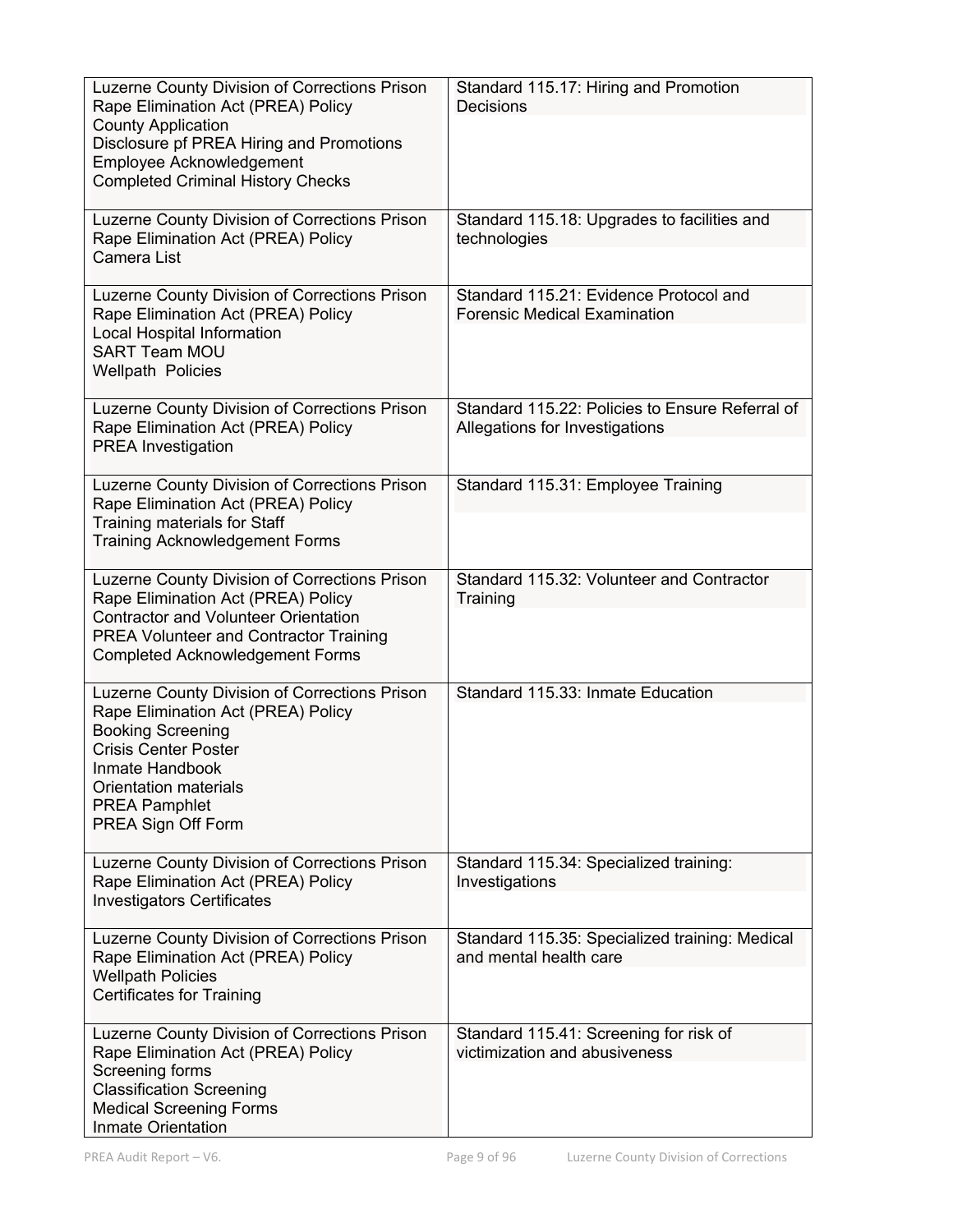| | |
|---|---|
| Luzerne County Division of Corrections Prison Rape Elimination Act (PREA) Policy<br>County Application<br>Disclosure pf PREA Hiring and Promotions<br>Employee Acknowledgement<br>Completed Criminal History Checks | Standard 115.17: Hiring and Promotion Decisions |
| Luzerne County Division of Corrections Prison Rape Elimination Act (PREA) Policy<br>Camera List | Standard 115.18: Upgrades to facilities and technologies |
| Luzerne County Division of Corrections Prison Rape Elimination Act (PREA) Policy<br>Local Hospital Information<br>SART Team MOU<br>Wellpath Policies | Standard 115.21: Evidence Protocol and Forensic Medical Examination |
| Luzerne County Division of Corrections Prison Rape Elimination Act (PREA) Policy<br>PREA Investigation | Standard 115.22: Policies to Ensure Referral of Allegations for Investigations |
| Luzerne County Division of Corrections Prison Rape Elimination Act (PREA) Policy<br>Training materials for Staff<br>Training Acknowledgement Forms | Standard 115.31: Employee Training |
| Luzerne County Division of Corrections Prison Rape Elimination Act (PREA) Policy<br>Contractor and Volunteer Orientation<br>PREA Volunteer and Contractor Training<br>Completed Acknowledgement Forms | Standard 115.32: Volunteer and Contractor Training |
| Luzerne County Division of Corrections Prison Rape Elimination Act (PREA) Policy<br>Booking Screening<br>Crisis Center Poster<br>Inmate Handbook<br>Orientation materials<br>PREA Pamphlet<br>PREA Sign Off Form | Standard 115.33: Inmate Education |
| Luzerne County Division of Corrections Prison Rape Elimination Act (PREA) Policy<br>Investigators Certificates | Standard 115.34: Specialized training: Investigations |
| Luzerne County Division of Corrections Prison Rape Elimination Act (PREA) Policy<br>Wellpath Policies<br>Certificates for Training | Standard 115.35: Specialized training: Medical and mental health care |
| Luzerne County Division of Corrections Prison Rape Elimination Act (PREA) Policy<br>Screening forms<br>Classification Screening<br>Medical Screening Forms<br>Inmate Orientation | Standard 115.41: Screening for risk of victimization and abusiveness |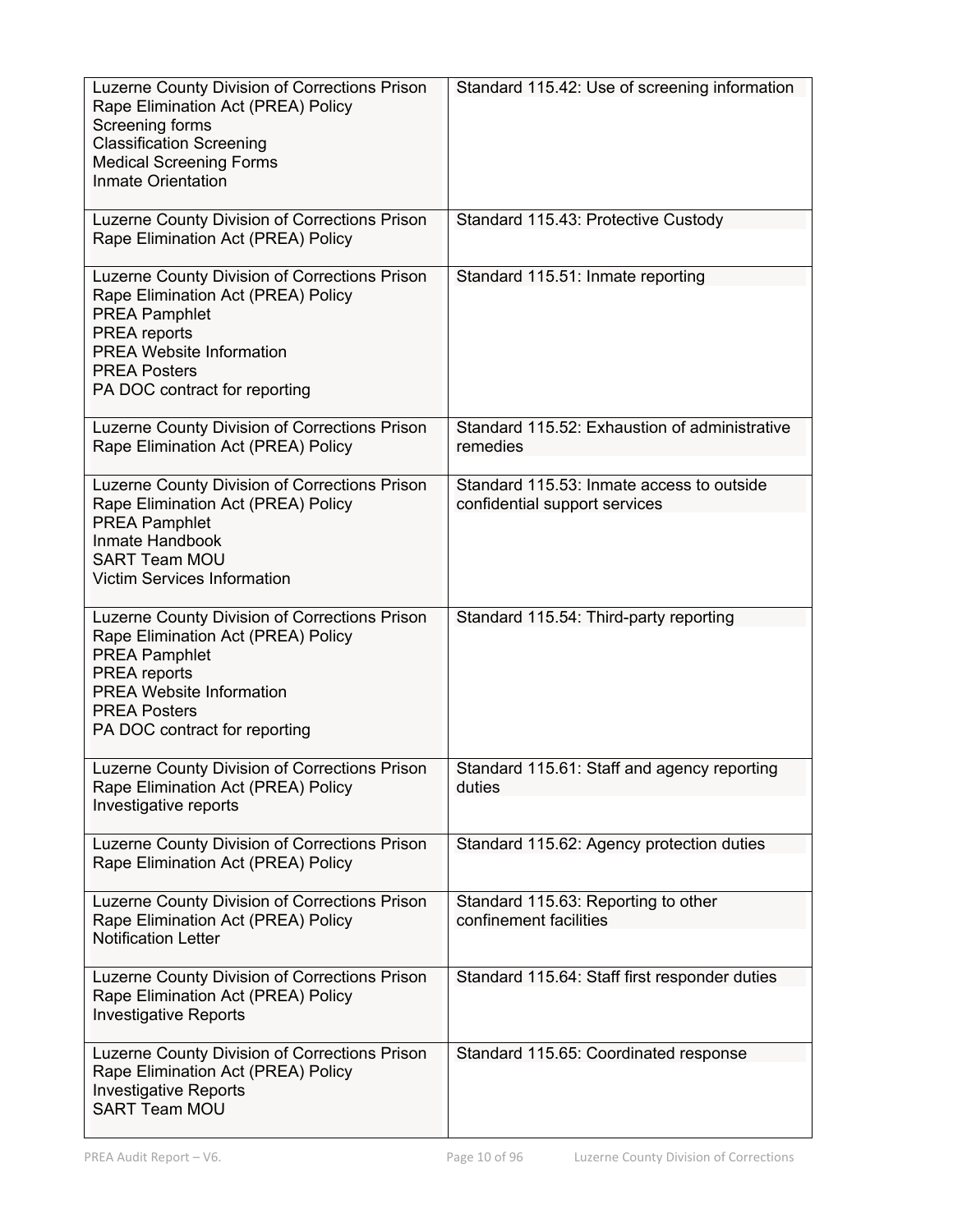| | |
|---|---|
| Luzerne County Division of Corrections Prison Rape Elimination Act (PREA) Policy<br>Screening forms<br>Classification Screening<br>Medical Screening Forms<br>Inmate Orientation | Standard 115.42: Use of screening information |
| Luzerne County Division of Corrections Prison Rape Elimination Act (PREA) Policy | Standard 115.43: Protective Custody |
| Luzerne County Division of Corrections Prison Rape Elimination Act (PREA) Policy<br>PREA Pamphlet<br>PREA reports<br>PREA Website Information<br>PREA Posters<br>PA DOC contract for reporting | Standard 115.51: Inmate reporting |
| Luzerne County Division of Corrections Prison Rape Elimination Act (PREA) Policy | Standard 115.52: Exhaustion of administrative remedies |
| Luzerne County Division of Corrections Prison Rape Elimination Act (PREA) Policy<br>PREA Pamphlet<br>Inmate Handbook<br>SART Team MOU<br>Victim Services Information | Standard 115.53: Inmate access to outside confidential support services |
| Luzerne County Division of Corrections Prison Rape Elimination Act (PREA) Policy<br>PREA Pamphlet<br>PREA reports<br>PREA Website Information<br>PREA Posters<br>PA DOC contract for reporting | Standard 115.54: Third-party reporting |
| Luzerne County Division of Corrections Prison Rape Elimination Act (PREA) Policy<br>Investigative reports | Standard 115.61: Staff and agency reporting duties |
| Luzerne County Division of Corrections Prison Rape Elimination Act (PREA) Policy | Standard 115.62: Agency protection duties |
| Luzerne County Division of Corrections Prison Rape Elimination Act (PREA) Policy<br>Notification Letter | Standard 115.63: Reporting to other confinement facilities |
| Luzerne County Division of Corrections Prison Rape Elimination Act (PREA) Policy<br>Investigative Reports | Standard 115.64: Staff first responder duties |
| Luzerne County Division of Corrections Prison Rape Elimination Act (PREA) Policy<br>Investigative Reports<br>SART Team MOU | Standard 115.65: Coordinated response |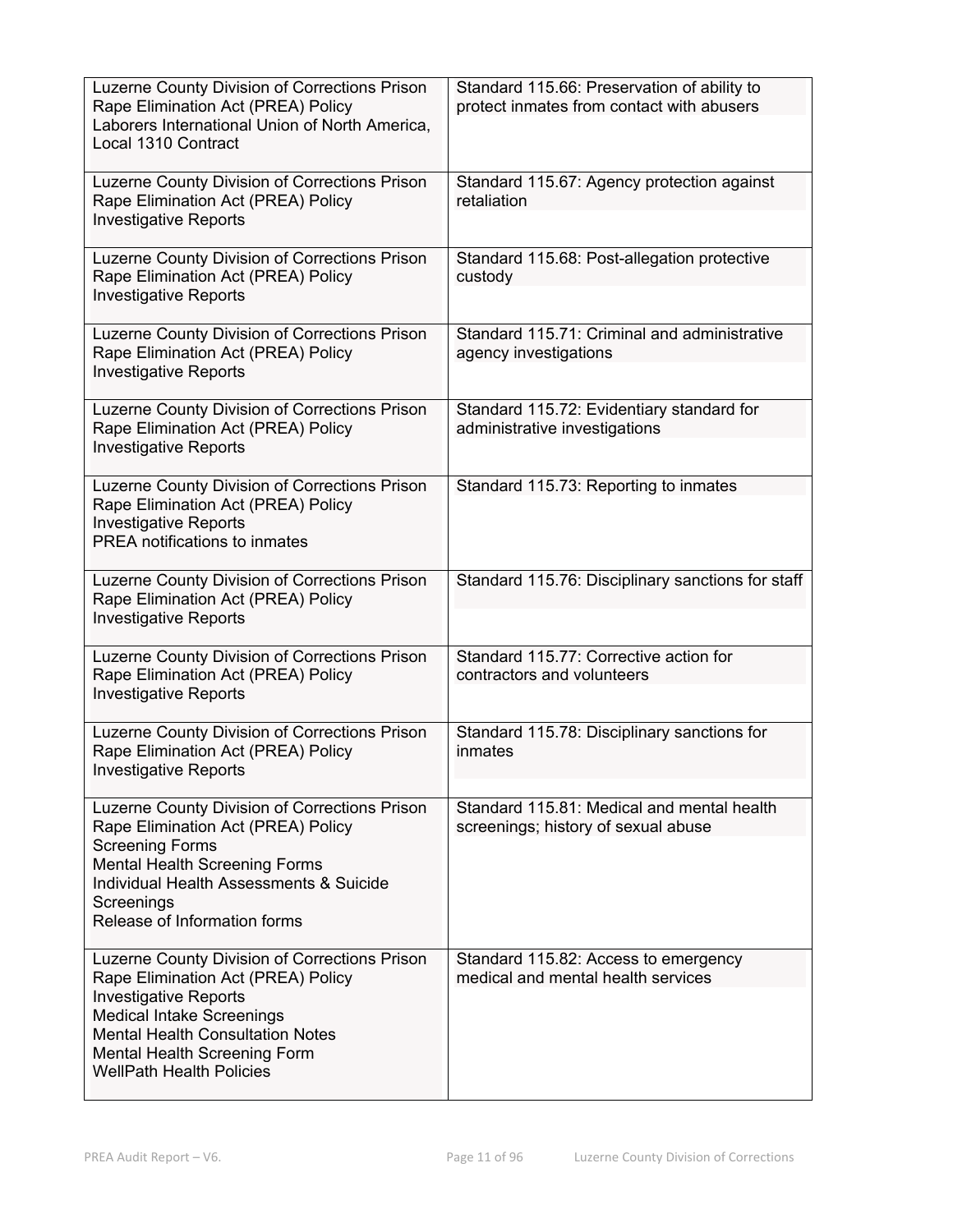| | |
|---|---|
| Luzerne County Division of Corrections Prison Rape Elimination Act (PREA) Policy<br>Laborers International Union of North America, Local 1310 Contract | Standard 115.66: Preservation of ability to protect inmates from contact with abusers |
| Luzerne County Division of Corrections Prison Rape Elimination Act (PREA) Policy<br>Investigative Reports | Standard 115.67: Agency protection against retaliation |
| Luzerne County Division of Corrections Prison Rape Elimination Act (PREA) Policy<br>Investigative Reports | Standard 115.68: Post-allegation protective custody |
| Luzerne County Division of Corrections Prison Rape Elimination Act (PREA) Policy<br>Investigative Reports | Standard 115.71: Criminal and administrative agency investigations |
| Luzerne County Division of Corrections Prison Rape Elimination Act (PREA) Policy<br>Investigative Reports | Standard 115.72: Evidentiary standard for administrative investigations |
| Luzerne County Division of Corrections Prison Rape Elimination Act (PREA) Policy<br>Investigative Reports<br>PREA notifications to inmates | Standard 115.73: Reporting to inmates |
| Luzerne County Division of Corrections Prison Rape Elimination Act (PREA) Policy<br>Investigative Reports | Standard 115.76: Disciplinary sanctions for staff |
| Luzerne County Division of Corrections Prison Rape Elimination Act (PREA) Policy<br>Investigative Reports | Standard 115.77: Corrective action for contractors and volunteers |
| Luzerne County Division of Corrections Prison Rape Elimination Act (PREA) Policy<br>Investigative Reports | Standard 115.78: Disciplinary sanctions for inmates |
| Luzerne County Division of Corrections Prison Rape Elimination Act (PREA) Policy<br>Screening Forms<br>Mental Health Screening Forms<br>Individual Health Assessments & Suicide Screenings<br>Release of Information forms | Standard 115.81: Medical and mental health screenings; history of sexual abuse |
| Luzerne County Division of Corrections Prison Rape Elimination Act (PREA) Policy<br>Investigative Reports<br>Medical Intake Screenings<br>Mental Health Consultation Notes<br>Mental Health Screening Form<br>WellPath Health Policies | Standard 115.82: Access to emergency medical and mental health services |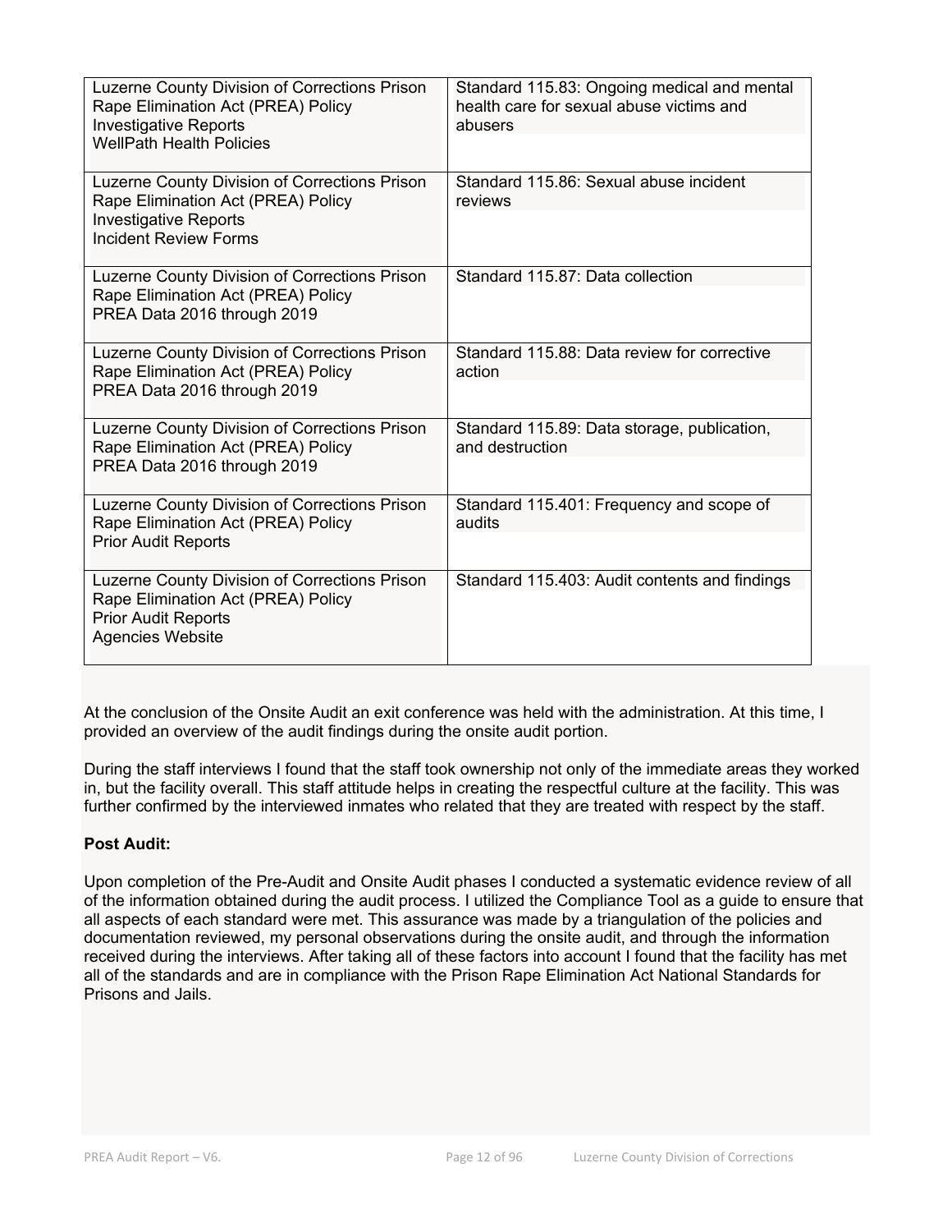| | |
|---|---|
| Luzerne County Division of Corrections Prison Rape Elimination Act (PREA) Policy<br>Investigative Reports<br>WellPath Health Policies | Standard 115.83: Ongoing medical and mental health care for sexual abuse victims and abusers |
| Luzerne County Division of Corrections Prison Rape Elimination Act (PREA) Policy<br>Investigative Reports<br>Incident Review Forms | Standard 115.86: Sexual abuse incident reviews |
| Luzerne County Division of Corrections Prison Rape Elimination Act (PREA) Policy<br>PREA Data 2016 through 2019 | Standard 115.87: Data collection |
| Luzerne County Division of Corrections Prison Rape Elimination Act (PREA) Policy<br>PREA Data 2016 through 2019 | Standard 115.88: Data review for corrective action |
| Luzerne County Division of Corrections Prison Rape Elimination Act (PREA) Policy<br>PREA Data 2016 through 2019 | Standard 115.89: Data storage, publication, and destruction |
| Luzerne County Division of Corrections Prison Rape Elimination Act (PREA) Policy<br>Prior Audit Reports | Standard 115.401: Frequency and scope of audits |
| Luzerne County Division of Corrections Prison Rape Elimination Act (PREA) Policy<br>Prior Audit Reports<br>Agencies Website | Standard 115.403: Audit contents and findings |

At the conclusion of the Onsite Audit an exit conference was held with the administration. At this time, I provided an overview of the audit findings during the onsite audit portion.

During the staff interviews I found that the staff took ownership not only of the immediate areas they worked in, but the facility overall. This staff attitude helps in creating the respectful culture at the facility. This was further confirmed by the interviewed inmates who related that they are treated with respect by the staff.

**Post Audit:**

Upon completion of the Pre-Audit and Onsite Audit phases I conducted a systematic evidence review of all of the information obtained during the audit process. I utilized the Compliance Tool as a guide to ensure that all aspects of each standard were met. This assurance was made by a triangulation of the policies and documentation reviewed, my personal observations during the onsite audit, and through the information received during the interviews. After taking all of these factors into account I found that the facility has met all of the standards and are in compliance with the Prison Rape Elimination Act National Standards for Prisons and Jails.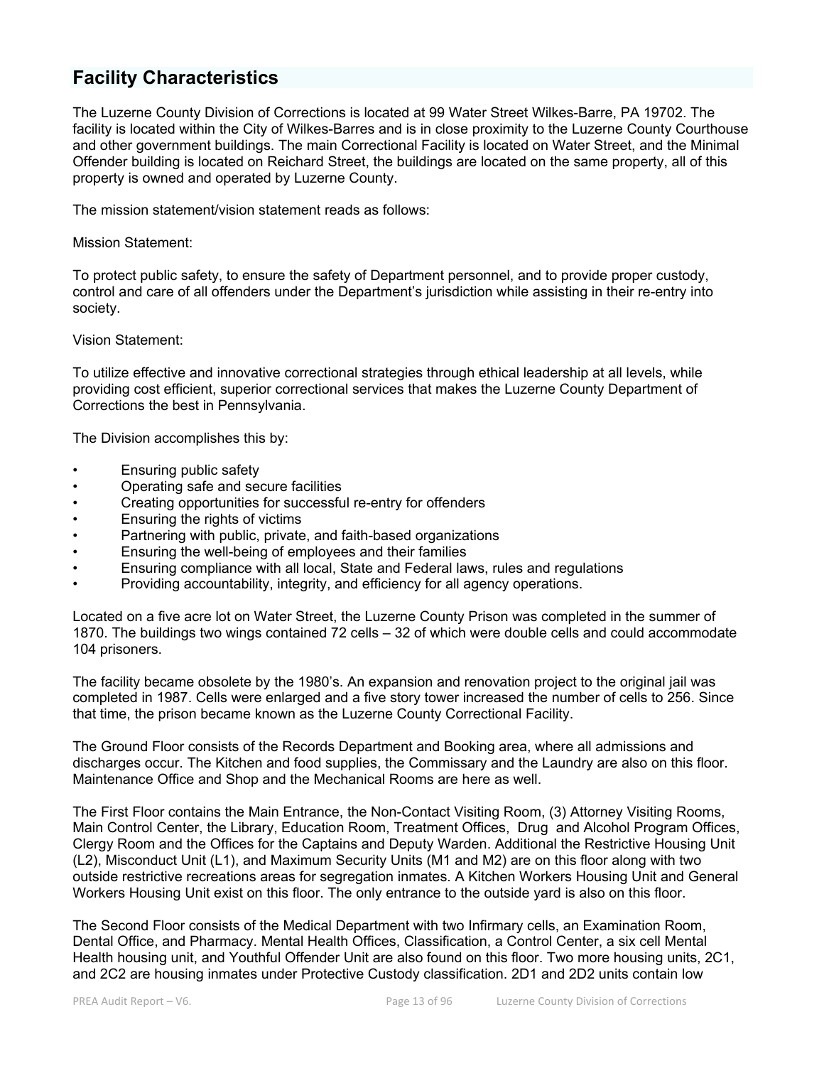## Facility Characteristics

The Luzerne County Division of Corrections is located at 99 Water Street Wilkes-Barre, PA 19702. The facility is located within the City of Wilkes-Barres and is in close proximity to the Luzerne County Courthouse and other government buildings. The main Correctional Facility is located on Water Street, and the Minimal Offender building is located on Reichard Street, the buildings are located on the same property, all of this property is owned and operated by Luzerne County.

The mission statement/vision statement reads as follows:

Mission Statement:

To protect public safety, to ensure the safety of Department personnel, and to provide proper custody, control and care of all offenders under the Department's jurisdiction while assisting in their re-entry into society.

Vision Statement:

To utilize effective and innovative correctional strategies through ethical leadership at all levels, while providing cost efficient, superior correctional services that makes the Luzerne County Department of Corrections the best in Pennsylvania.

The Division accomplishes this by:

- Ensuring public safety
- Operating safe and secure facilities
- Creating opportunities for successful re-entry for offenders
- Ensuring the rights of victims
- Partnering with public, private, and faith-based organizations
- Ensuring the well-being of employees and their families
- Ensuring compliance with all local, State and Federal laws, rules and regulations
- Providing accountability, integrity, and efficiency for all agency operations.

Located on a five acre lot on Water Street, the Luzerne County Prison was completed in the summer of 1870. The buildings two wings contained 72 cells – 32 of which were double cells and could accommodate 104 prisoners.

The facility became obsolete by the 1980's. An expansion and renovation project to the original jail was completed in 1987. Cells were enlarged and a five story tower increased the number of cells to 256. Since that time, the prison became known as the Luzerne County Correctional Facility.

The Ground Floor consists of the Records Department and Booking area, where all admissions and discharges occur. The Kitchen and food supplies, the Commissary and the Laundry are also on this floor. Maintenance Office and Shop and the Mechanical Rooms are here as well.

The First Floor contains the Main Entrance, the Non-Contact Visiting Room, (3) Attorney Visiting Rooms, Main Control Center, the Library, Education Room, Treatment Offices, Drug and Alcohol Program Offices, Clergy Room and the Offices for the Captains and Deputy Warden. Additional the Restrictive Housing Unit (L2), Misconduct Unit (L1), and Maximum Security Units (M1 and M2) are on this floor along with two outside restrictive recreations areas for segregation inmates. A Kitchen Workers Housing Unit and General Workers Housing Unit exist on this floor. The only entrance to the outside yard is also on this floor.

The Second Floor consists of the Medical Department with two Infirmary cells, an Examination Room, Dental Office, and Pharmacy. Mental Health Offices, Classification, a Control Center, a six cell Mental Health housing unit, and Youthful Offender Unit are also found on this floor. Two more housing units, 2C1, and 2C2 are housing inmates under Protective Custody classification. 2D1 and 2D2 units contain low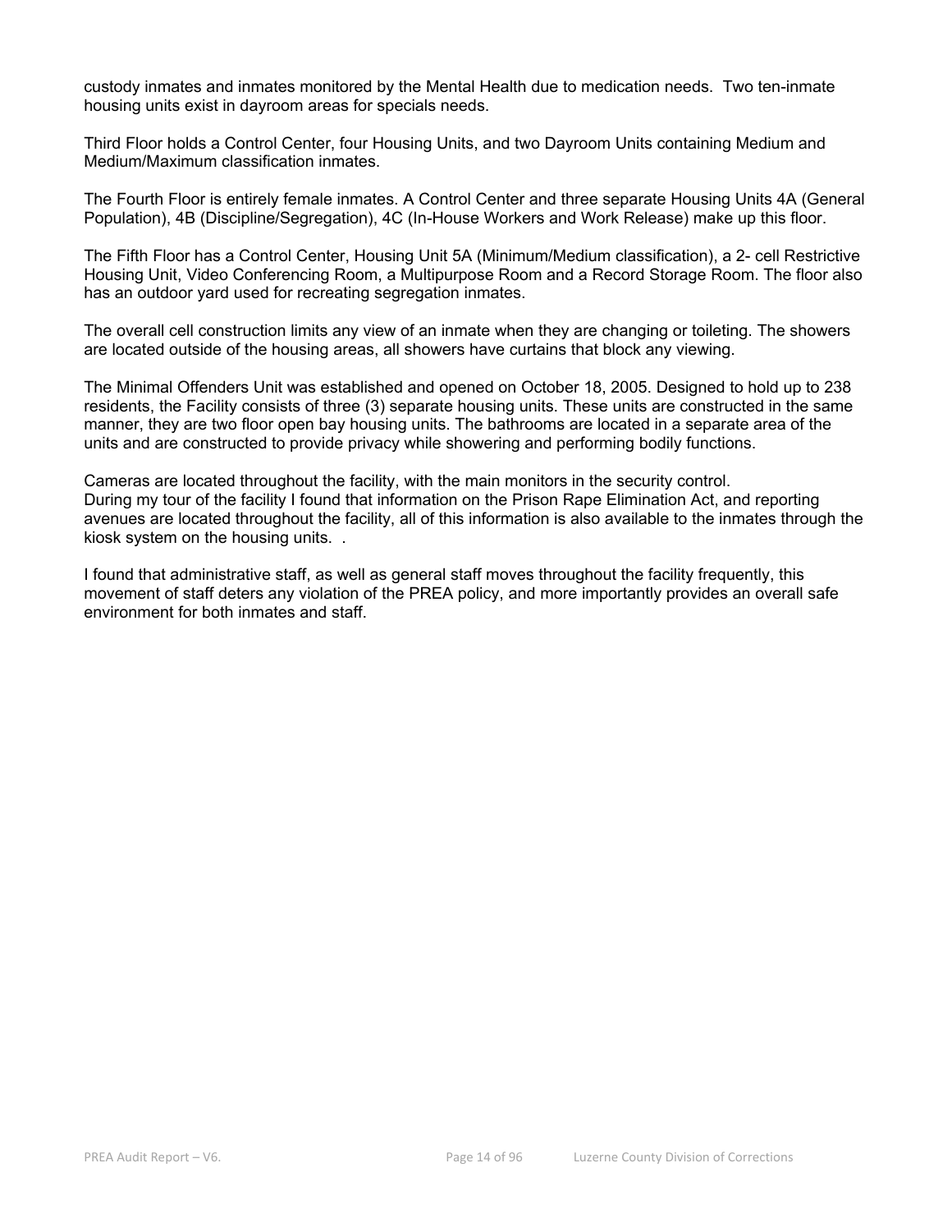custody inmates and inmates monitored by the Mental Health due to medication needs. Two ten-inmate housing units exist in dayroom areas for specials needs.

Third Floor holds a Control Center, four Housing Units, and two Dayroom Units containing Medium and Medium/Maximum classification inmates.

The Fourth Floor is entirely female inmates. A Control Center and three separate Housing Units 4A (General Population), 4B (Discipline/Segregation), 4C (In-House Workers and Work Release) make up this floor.

The Fifth Floor has a Control Center, Housing Unit 5A (Minimum/Medium classification), a 2- cell Restrictive Housing Unit, Video Conferencing Room, a Multipurpose Room and a Record Storage Room. The floor also has an outdoor yard used for recreating segregation inmates.

The overall cell construction limits any view of an inmate when they are changing or toileting. The showers are located outside of the housing areas, all showers have curtains that block any viewing.

The Minimal Offenders Unit was established and opened on October 18, 2005. Designed to hold up to 238 residents, the Facility consists of three (3) separate housing units. These units are constructed in the same manner, they are two floor open bay housing units. The bathrooms are located in a separate area of the units and are constructed to provide privacy while showering and performing bodily functions.

Cameras are located throughout the facility, with the main monitors in the security control.
During my tour of the facility I found that information on the Prison Rape Elimination Act, and reporting avenues are located throughout the facility, all of this information is also available to the inmates through the kiosk system on the housing units. .

I found that administrative staff, as well as general staff moves throughout the facility frequently, this movement of staff deters any violation of the PREA policy, and more importantly provides an overall safe environment for both inmates and staff.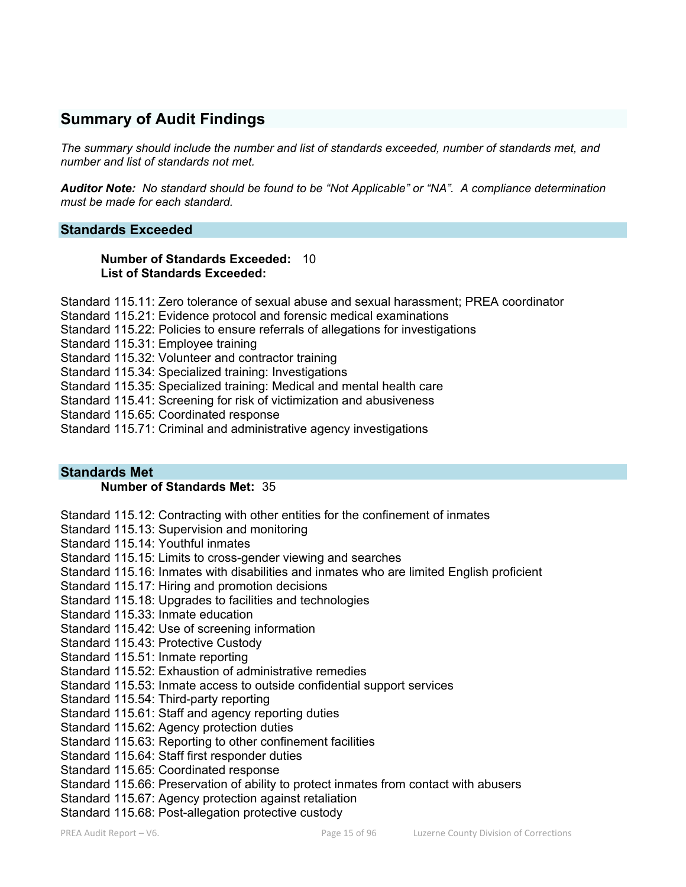## Summary of Audit Findings

*The summary should include the number and list of standards exceeded, number of standards met, and number and list of standards not met.*

***Auditor Note:*** *No standard should be found to be "Not Applicable" or "NA". A compliance determination must be made for each standard.*

### Standards Exceeded

**Number of Standards Exceeded:** 10
**List of Standards Exceeded:**

Standard 115.11: Zero tolerance of sexual abuse and sexual harassment; PREA coordinator
Standard 115.21: Evidence protocol and forensic medical examinations
Standard 115.22: Policies to ensure referrals of allegations for investigations
Standard 115.31: Employee training
Standard 115.32: Volunteer and contractor training
Standard 115.34: Specialized training: Investigations
Standard 115.35: Specialized training: Medical and mental health care
Standard 115.41: Screening for risk of victimization and abusiveness
Standard 115.65: Coordinated response
Standard 115.71: Criminal and administrative agency investigations

### Standards Met

**Number of Standards Met:** 35

Standard 115.12: Contracting with other entities for the confinement of inmates
Standard 115.13: Supervision and monitoring
Standard 115.14: Youthful inmates
Standard 115.15: Limits to cross-gender viewing and searches
Standard 115.16: Inmates with disabilities and inmates who are limited English proficient
Standard 115.17: Hiring and promotion decisions
Standard 115.18: Upgrades to facilities and technologies
Standard 115.33: Inmate education
Standard 115.42: Use of screening information
Standard 115.43: Protective Custody
Standard 115.51: Inmate reporting
Standard 115.52: Exhaustion of administrative remedies
Standard 115.53: Inmate access to outside confidential support services
Standard 115.54: Third-party reporting
Standard 115.61: Staff and agency reporting duties
Standard 115.62: Agency protection duties
Standard 115.63: Reporting to other confinement facilities
Standard 115.64: Staff first responder duties
Standard 115.65: Coordinated response
Standard 115.66: Preservation of ability to protect inmates from contact with abusers
Standard 115.67: Agency protection against retaliation
Standard 115.68: Post-allegation protective custody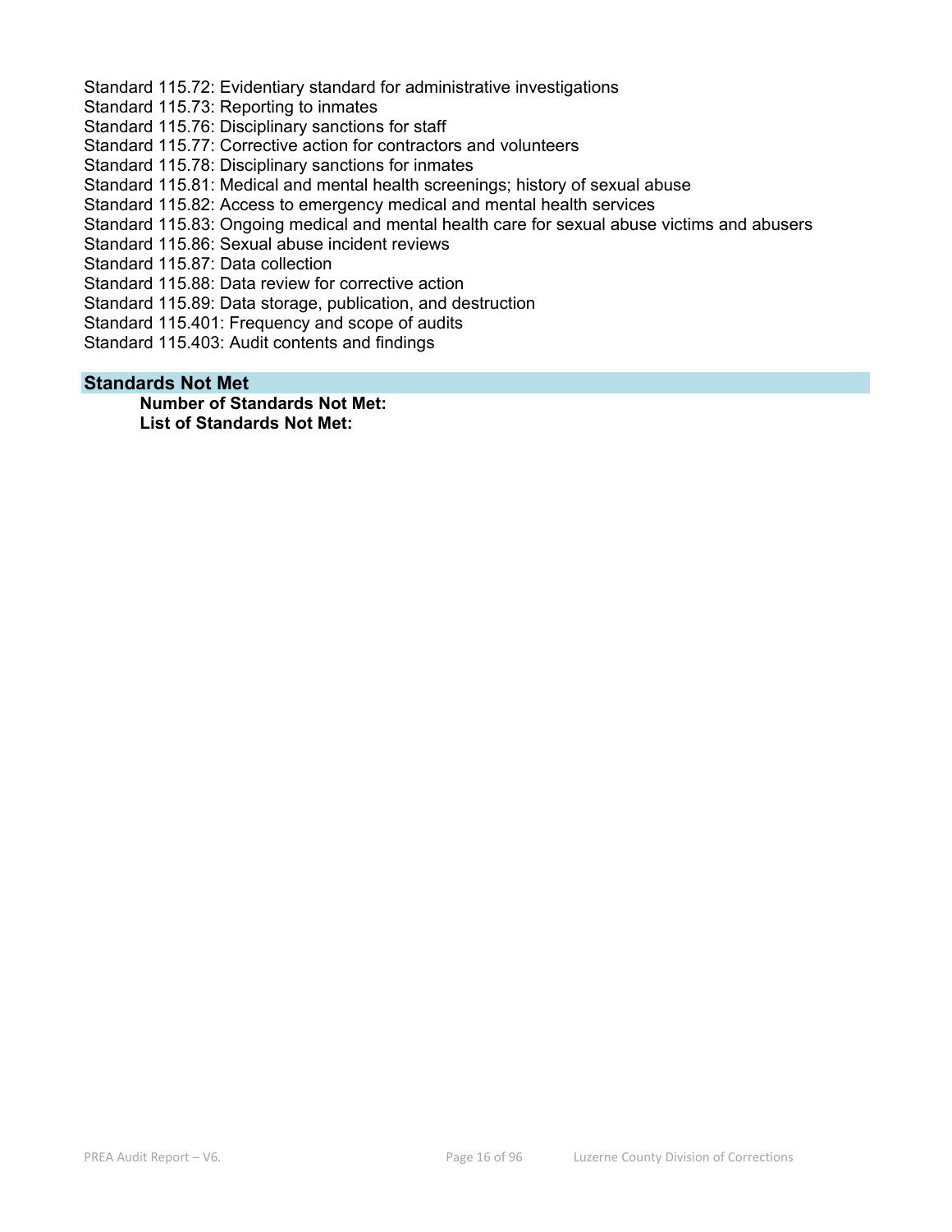Standard 115.72: Evidentiary standard for administrative investigations
Standard 115.73: Reporting to inmates
Standard 115.76: Disciplinary sanctions for staff
Standard 115.77: Corrective action for contractors and volunteers
Standard 115.78: Disciplinary sanctions for inmates
Standard 115.81: Medical and mental health screenings; history of sexual abuse
Standard 115.82: Access to emergency medical and mental health services
Standard 115.83: Ongoing medical and mental health care for sexual abuse victims and abusers
Standard 115.86: Sexual abuse incident reviews
Standard 115.87: Data collection
Standard 115.88: Data review for corrective action
Standard 115.89: Data storage, publication, and destruction
Standard 115.401: Frequency and scope of audits
Standard 115.403: Audit contents and findings

## Standards Not Met

**Number of Standards Not Met:**
**List of Standards Not Met:**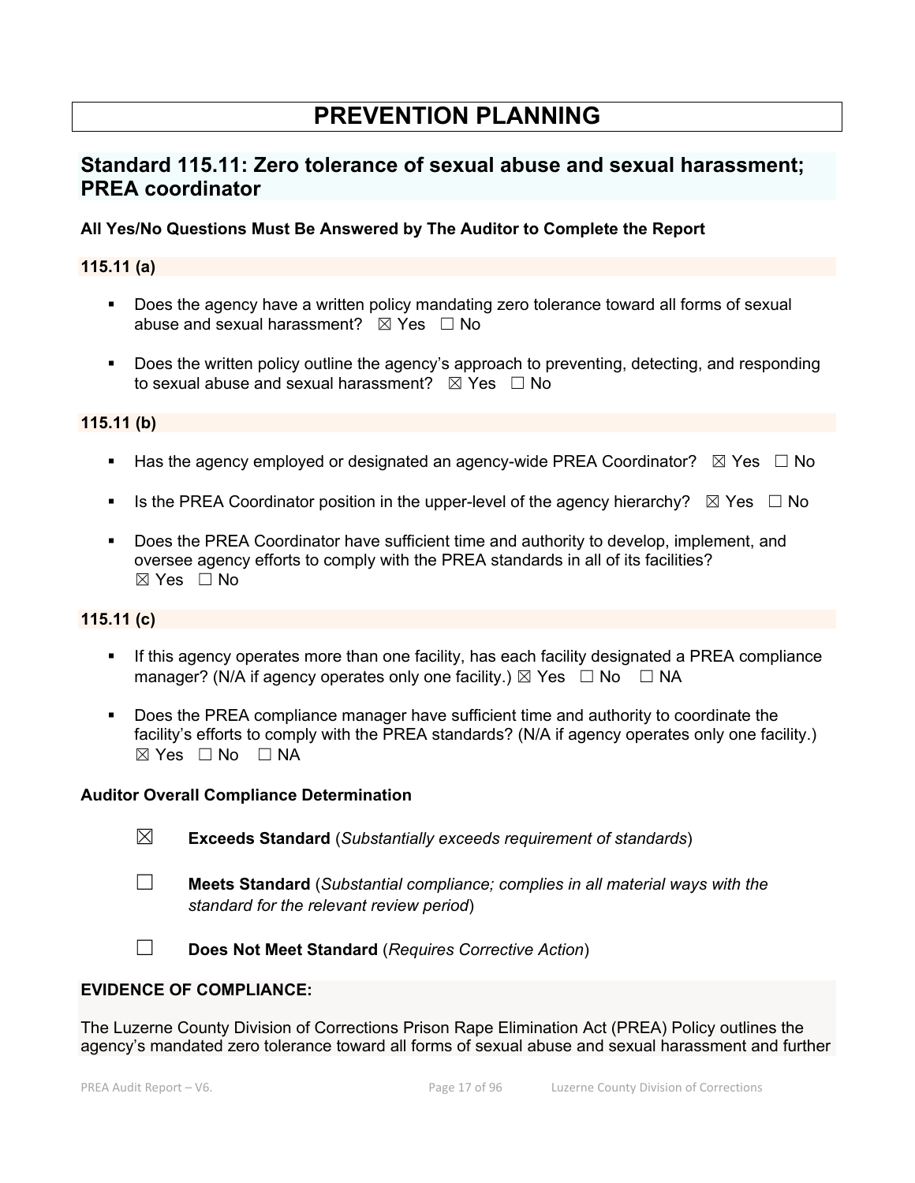# PREVENTION PLANNING

## Standard 115.11: Zero tolerance of sexual abuse and sexual harassment; PREA coordinator

**All Yes/No Questions Must Be Answered by The Auditor to Complete the Report**

**115.11 (a)**

- Does the agency have a written policy mandating zero tolerance toward all forms of sexual abuse and sexual harassment? ☒ Yes ☐ No

- Does the written policy outline the agency's approach to preventing, detecting, and responding to sexual abuse and sexual harassment? ☒ Yes ☐ No

**115.11 (b)**

- Has the agency employed or designated an agency-wide PREA Coordinator? ☒ Yes ☐ No

- Is the PREA Coordinator position in the upper-level of the agency hierarchy? ☒ Yes ☐ No

- Does the PREA Coordinator have sufficient time and authority to develop, implement, and oversee agency efforts to comply with the PREA standards in all of its facilities? ☒ Yes ☐ No

**115.11 (c)**

- If this agency operates more than one facility, has each facility designated a PREA compliance manager? (N/A if agency operates only one facility.) ☒ Yes ☐ No ☐ NA

- Does the PREA compliance manager have sufficient time and authority to coordinate the facility's efforts to comply with the PREA standards? (N/A if agency operates only one facility.) ☒ Yes ☐ No ☐ NA

**Auditor Overall Compliance Determination**

☒ **Exceeds Standard** (*Substantially exceeds requirement of standards*)

☐ **Meets Standard** (*Substantial compliance; complies in all material ways with the standard for the relevant review period*)

☐ **Does Not Meet Standard** (*Requires Corrective Action*)

**EVIDENCE OF COMPLIANCE:**

The Luzerne County Division of Corrections Prison Rape Elimination Act (PREA) Policy outlines the agency's mandated zero tolerance toward all forms of sexual abuse and sexual harassment and further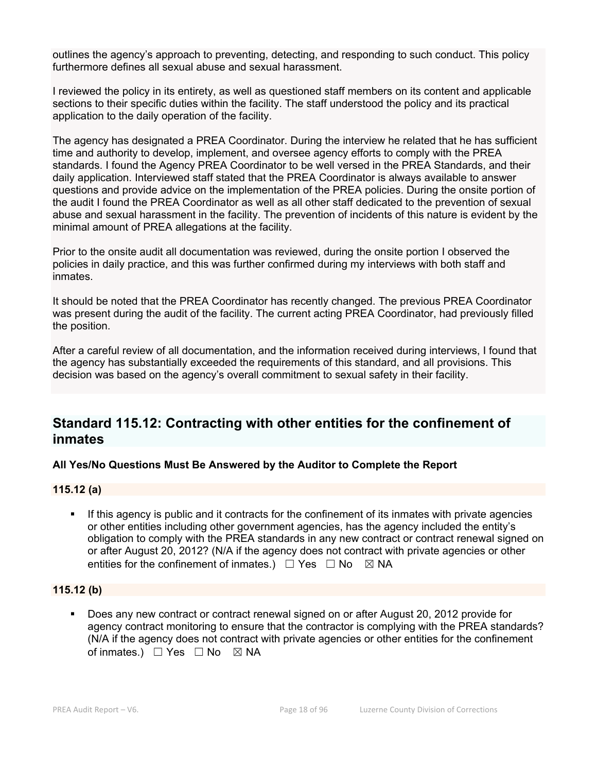outlines the agency's approach to preventing, detecting, and responding to such conduct. This policy furthermore defines all sexual abuse and sexual harassment.

I reviewed the policy in its entirety, as well as questioned staff members on its content and applicable sections to their specific duties within the facility. The staff understood the policy and its practical application to the daily operation of the facility.

The agency has designated a PREA Coordinator. During the interview he related that he has sufficient time and authority to develop, implement, and oversee agency efforts to comply with the PREA standards. I found the Agency PREA Coordinator to be well versed in the PREA Standards, and their daily application. Interviewed staff stated that the PREA Coordinator is always available to answer questions and provide advice on the implementation of the PREA policies. During the onsite portion of the audit I found the PREA Coordinator as well as all other staff dedicated to the prevention of sexual abuse and sexual harassment in the facility. The prevention of incidents of this nature is evident by the minimal amount of PREA allegations at the facility.

Prior to the onsite audit all documentation was reviewed, during the onsite portion I observed the policies in daily practice, and this was further confirmed during my interviews with both staff and inmates.

It should be noted that the PREA Coordinator has recently changed. The previous PREA Coordinator was present during the audit of the facility. The current acting PREA Coordinator, had previously filled the position.

After a careful review of all documentation, and the information received during interviews, I found that the agency has substantially exceeded the requirements of this standard, and all provisions. This decision was based on the agency's overall commitment to sexual safety in their facility.

## Standard 115.12: Contracting with other entities for the confinement of inmates

**All Yes/No Questions Must Be Answered by the Auditor to Complete the Report**

### 115.12 (a)

- If this agency is public and it contracts for the confinement of its inmates with private agencies or other entities including other government agencies, has the agency included the entity's obligation to comply with the PREA standards in any new contract or contract renewal signed on or after August 20, 2012? (N/A if the agency does not contract with private agencies or other entities for the confinement of inmates.) ☐ Yes ☐ No ☒ NA

### 115.12 (b)

- Does any new contract or contract renewal signed on or after August 20, 2012 provide for agency contract monitoring to ensure that the contractor is complying with the PREA standards? (N/A if the agency does not contract with private agencies or other entities for the confinement of inmates.) ☐ Yes ☐ No ☒ NA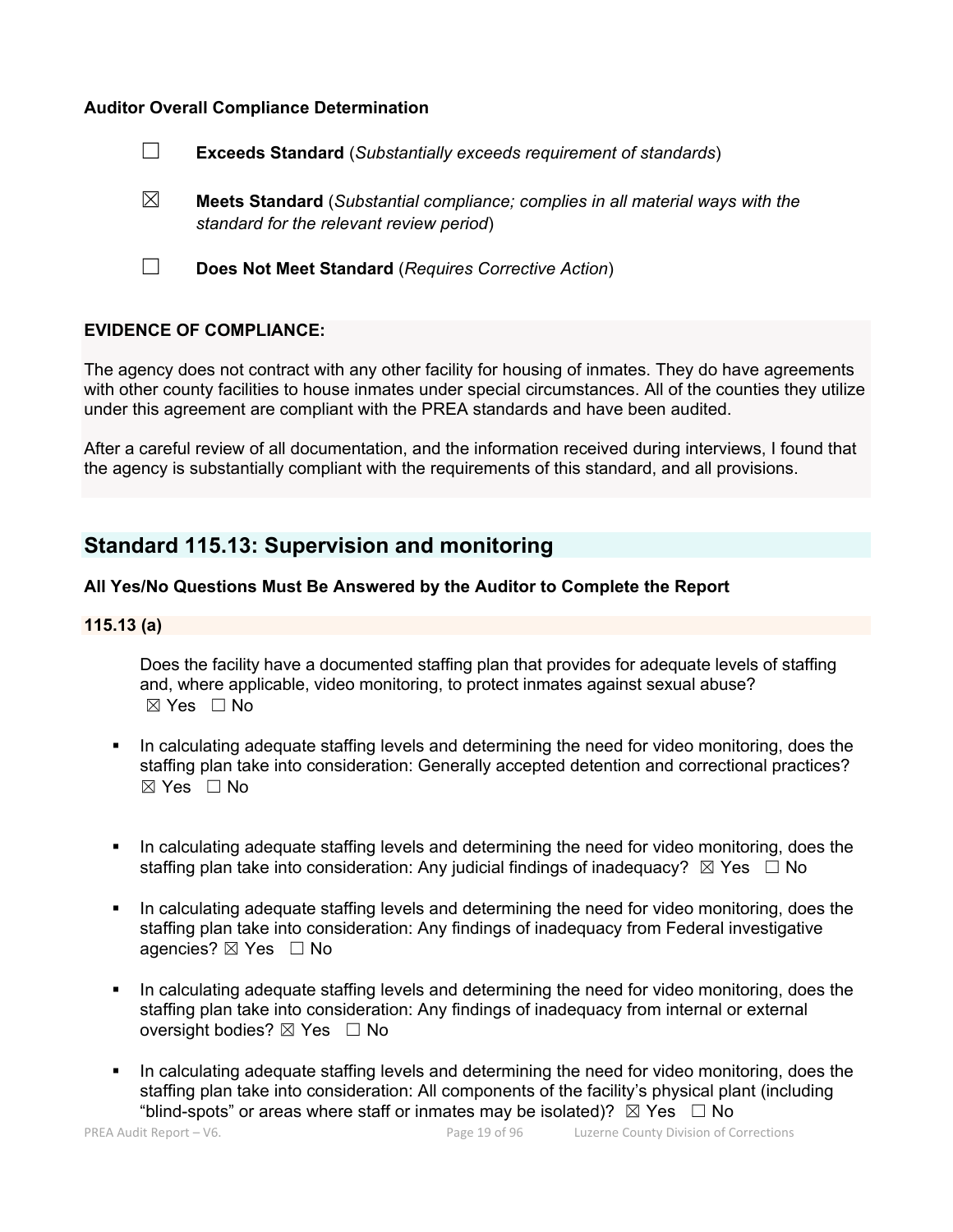**Auditor Overall Compliance Determination**

☐ **Exceeds Standard** (*Substantially exceeds requirement of standards*)

☒ **Meets Standard** (*Substantial compliance; complies in all material ways with the standard for the relevant review period*)

☐ **Does Not Meet Standard** (*Requires Corrective Action*)

**EVIDENCE OF COMPLIANCE:**

The agency does not contract with any other facility for housing of inmates. They do have agreements with other county facilities to house inmates under special circumstances. All of the counties they utilize under this agreement are compliant with the PREA standards and have been audited.

After a careful review of all documentation, and the information received during interviews, I found that the agency is substantially compliant with the requirements of this standard, and all provisions.

## Standard 115.13: Supervision and monitoring

**All Yes/No Questions Must Be Answered by the Auditor to Complete the Report**

**115.13 (a)**

Does the facility have a documented staffing plan that provides for adequate levels of staffing and, where applicable, video monitoring, to protect inmates against sexual abuse? ☒ Yes ☐ No

- In calculating adequate staffing levels and determining the need for video monitoring, does the staffing plan take into consideration: Generally accepted detention and correctional practices? ☒ Yes ☐ No
- In calculating adequate staffing levels and determining the need for video monitoring, does the staffing plan take into consideration: Any judicial findings of inadequacy? ☒ Yes ☐ No
- In calculating adequate staffing levels and determining the need for video monitoring, does the staffing plan take into consideration: Any findings of inadequacy from Federal investigative agencies? ☒ Yes ☐ No
- In calculating adequate staffing levels and determining the need for video monitoring, does the staffing plan take into consideration: Any findings of inadequacy from internal or external oversight bodies? ☒ Yes ☐ No
- In calculating adequate staffing levels and determining the need for video monitoring, does the staffing plan take into consideration: All components of the facility's physical plant (including "blind-spots" or areas where staff or inmates may be isolated)? ☒ Yes ☐ No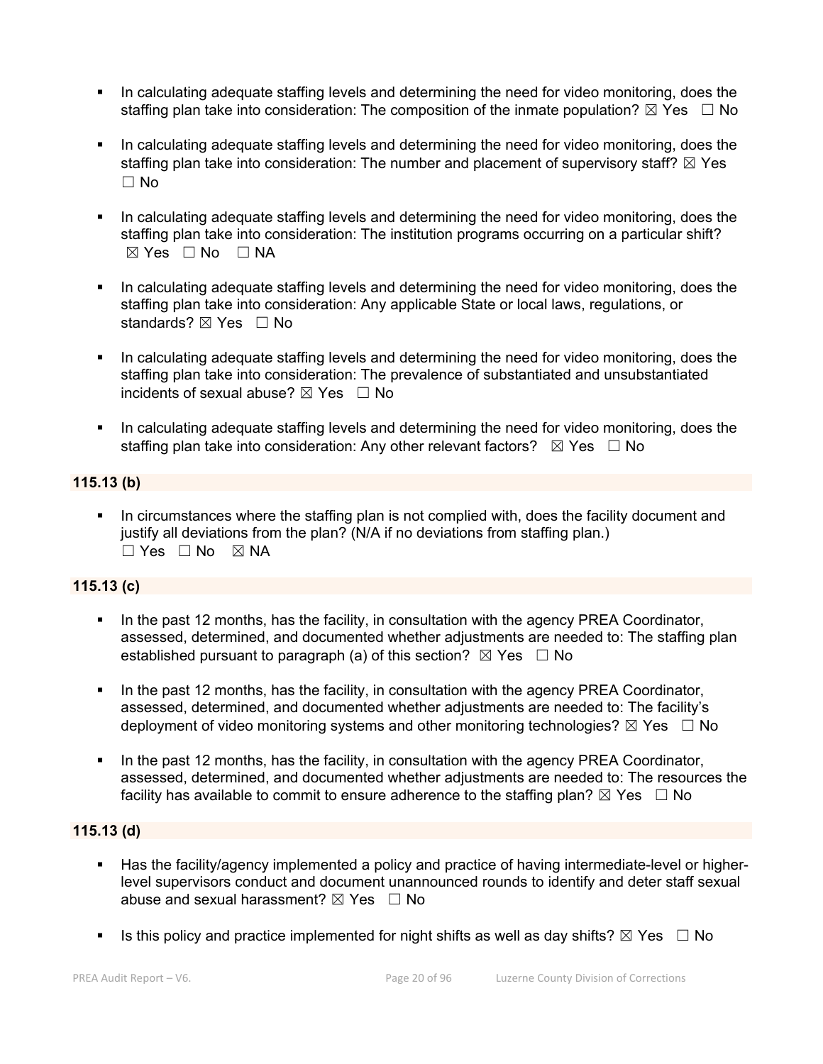- In calculating adequate staffing levels and determining the need for video monitoring, does the staffing plan take into consideration: The composition of the inmate population? ☒ Yes ☐ No

- In calculating adequate staffing levels and determining the need for video monitoring, does the staffing plan take into consideration: The number and placement of supervisory staff? ☒ Yes ☐ No

- In calculating adequate staffing levels and determining the need for video monitoring, does the staffing plan take into consideration: The institution programs occurring on a particular shift? ☒ Yes ☐ No ☐ NA

- In calculating adequate staffing levels and determining the need for video monitoring, does the staffing plan take into consideration: Any applicable State or local laws, regulations, or standards? ☒ Yes ☐ No

- In calculating adequate staffing levels and determining the need for video monitoring, does the staffing plan take into consideration: The prevalence of substantiated and unsubstantiated incidents of sexual abuse? ☒ Yes ☐ No

- In calculating adequate staffing levels and determining the need for video monitoring, does the staffing plan take into consideration: Any other relevant factors? ☒ Yes ☐ No

**115.13 (b)**

- In circumstances where the staffing plan is not complied with, does the facility document and justify all deviations from the plan? (N/A if no deviations from staffing plan.) ☐ Yes ☐ No ☒ NA

**115.13 (c)**

- In the past 12 months, has the facility, in consultation with the agency PREA Coordinator, assessed, determined, and documented whether adjustments are needed to: The staffing plan established pursuant to paragraph (a) of this section? ☒ Yes ☐ No

- In the past 12 months, has the facility, in consultation with the agency PREA Coordinator, assessed, determined, and documented whether adjustments are needed to: The facility's deployment of video monitoring systems and other monitoring technologies? ☒ Yes ☐ No

- In the past 12 months, has the facility, in consultation with the agency PREA Coordinator, assessed, determined, and documented whether adjustments are needed to: The resources the facility has available to commit to ensure adherence to the staffing plan? ☒ Yes ☐ No

**115.13 (d)**

- Has the facility/agency implemented a policy and practice of having intermediate-level or higher-level supervisors conduct and document unannounced rounds to identify and deter staff sexual abuse and sexual harassment? ☒ Yes ☐ No

- Is this policy and practice implemented for night shifts as well as day shifts? ☒ Yes ☐ No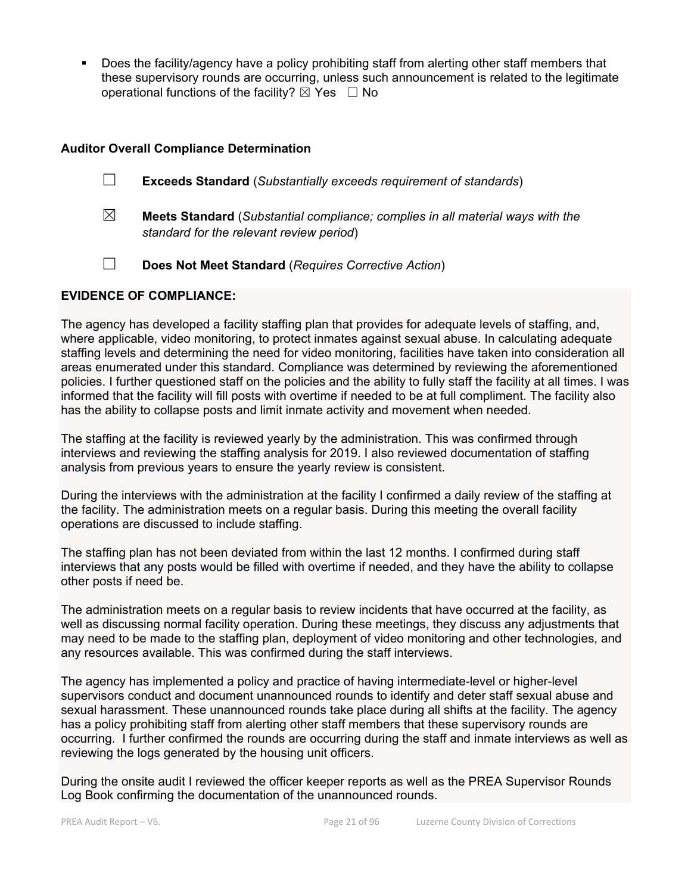- Does the facility/agency have a policy prohibiting staff from alerting other staff members that these supervisory rounds are occurring, unless such announcement is related to the legitimate operational functions of the facility? ☒ Yes ☐ No

**Auditor Overall Compliance Determination**

☐ **Exceeds Standard** (*Substantially exceeds requirement of standards*)

☒ **Meets Standard** (*Substantial compliance; complies in all material ways with the standard for the relevant review period*)

☐ **Does Not Meet Standard** (*Requires Corrective Action*)

**EVIDENCE OF COMPLIANCE:**

The agency has developed a facility staffing plan that provides for adequate levels of staffing, and, where applicable, video monitoring, to protect inmates against sexual abuse. In calculating adequate staffing levels and determining the need for video monitoring, facilities have taken into consideration all areas enumerated under this standard. Compliance was determined by reviewing the aforementioned policies. I further questioned staff on the policies and the ability to fully staff the facility at all times. I was informed that the facility will fill posts with overtime if needed to be at full compliment. The facility also has the ability to collapse posts and limit inmate activity and movement when needed.

The staffing at the facility is reviewed yearly by the administration. This was confirmed through interviews and reviewing the staffing analysis for 2019. I also reviewed documentation of staffing analysis from previous years to ensure the yearly review is consistent.

During the interviews with the administration at the facility I confirmed a daily review of the staffing at the facility. The administration meets on a regular basis. During this meeting the overall facility operations are discussed to include staffing.

The staffing plan has not been deviated from within the last 12 months. I confirmed during staff interviews that any posts would be filled with overtime if needed, and they have the ability to collapse other posts if need be.

The administration meets on a regular basis to review incidents that have occurred at the facility, as well as discussing normal facility operation. During these meetings, they discuss any adjustments that may need to be made to the staffing plan, deployment of video monitoring and other technologies, and any resources available. This was confirmed during the staff interviews.

The agency has implemented a policy and practice of having intermediate-level or higher-level supervisors conduct and document unannounced rounds to identify and deter staff sexual abuse and sexual harassment. These unannounced rounds take place during all shifts at the facility. The agency has a policy prohibiting staff from alerting other staff members that these supervisory rounds are occurring. I further confirmed the rounds are occurring during the staff and inmate interviews as well as reviewing the logs generated by the housing unit officers.

During the onsite audit I reviewed the officer keeper reports as well as the PREA Supervisor Rounds Log Book confirming the documentation of the unannounced rounds.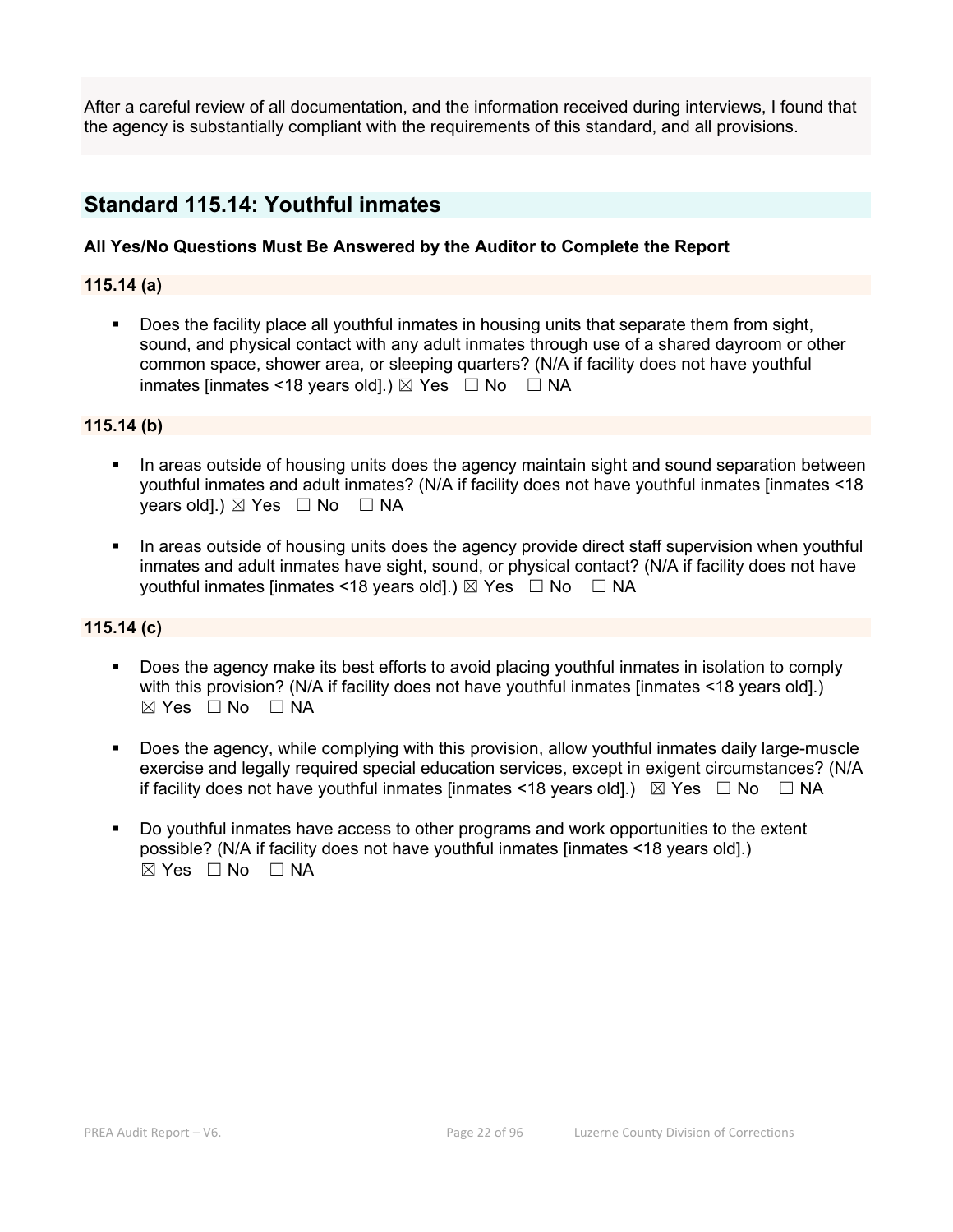After a careful review of all documentation, and the information received during interviews, I found that the agency is substantially compliant with the requirements of this standard, and all provisions.

## Standard 115.14: Youthful inmates

**All Yes/No Questions Must Be Answered by the Auditor to Complete the Report**

### 115.14 (a)

- Does the facility place all youthful inmates in housing units that separate them from sight, sound, and physical contact with any adult inmates through use of a shared dayroom or other common space, shower area, or sleeping quarters? (N/A if facility does not have youthful inmates [inmates <18 years old].) ☒ Yes ☐ No ☐ NA

### 115.14 (b)

- In areas outside of housing units does the agency maintain sight and sound separation between youthful inmates and adult inmates? (N/A if facility does not have youthful inmates [inmates <18 years old].) ☒ Yes ☐ No ☐ NA
- In areas outside of housing units does the agency provide direct staff supervision when youthful inmates and adult inmates have sight, sound, or physical contact? (N/A if facility does not have youthful inmates [inmates <18 years old].) ☒ Yes ☐ No ☐ NA

### 115.14 (c)

- Does the agency make its best efforts to avoid placing youthful inmates in isolation to comply with this provision? (N/A if facility does not have youthful inmates [inmates <18 years old].) ☒ Yes ☐ No ☐ NA
- Does the agency, while complying with this provision, allow youthful inmates daily large-muscle exercise and legally required special education services, except in exigent circumstances? (N/A if facility does not have youthful inmates [inmates <18 years old].) ☒ Yes ☐ No ☐ NA
- Do youthful inmates have access to other programs and work opportunities to the extent possible? (N/A if facility does not have youthful inmates [inmates <18 years old].) ☒ Yes ☐ No ☐ NA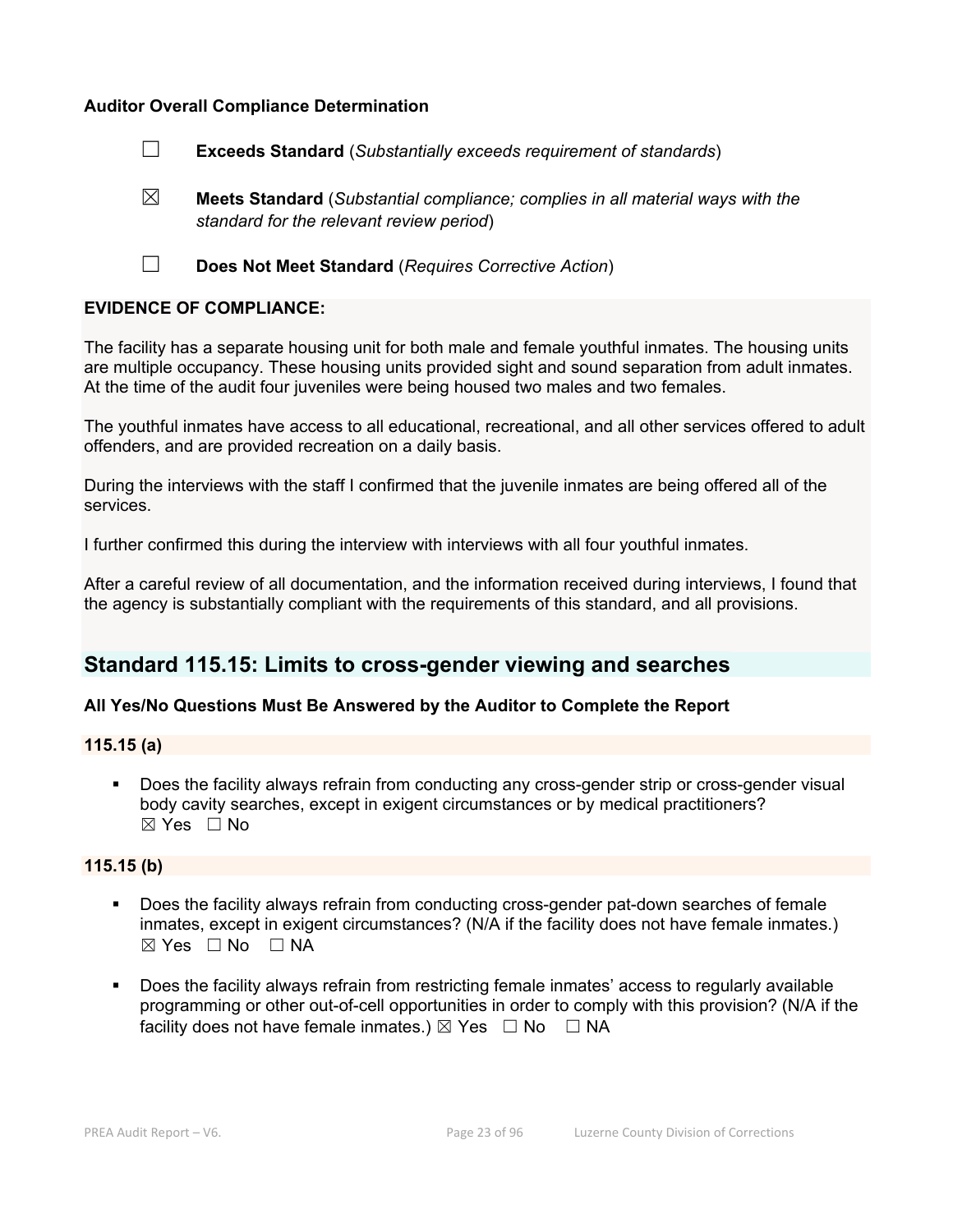**Auditor Overall Compliance Determination**

☐ **Exceeds Standard** (*Substantially exceeds requirement of standards*)

☒ **Meets Standard** (*Substantial compliance; complies in all material ways with the standard for the relevant review period*)

☐ **Does Not Meet Standard** (*Requires Corrective Action*)

**EVIDENCE OF COMPLIANCE:**

The facility has a separate housing unit for both male and female youthful inmates. The housing units are multiple occupancy. These housing units provided sight and sound separation from adult inmates. At the time of the audit four juveniles were being housed two males and two females.

The youthful inmates have access to all educational, recreational, and all other services offered to adult offenders, and are provided recreation on a daily basis.

During the interviews with the staff I confirmed that the juvenile inmates are being offered all of the services.

I further confirmed this during the interview with interviews with all four youthful inmates.

After a careful review of all documentation, and the information received during interviews, I found that the agency is substantially compliant with the requirements of this standard, and all provisions.

## Standard 115.15: Limits to cross-gender viewing and searches

**All Yes/No Questions Must Be Answered by the Auditor to Complete the Report**

**115.15 (a)**

- Does the facility always refrain from conducting any cross-gender strip or cross-gender visual body cavity searches, except in exigent circumstances or by medical practitioners? ☒ Yes ☐ No

**115.15 (b)**

- Does the facility always refrain from conducting cross-gender pat-down searches of female inmates, except in exigent circumstances? (N/A if the facility does not have female inmates.) ☒ Yes ☐ No ☐ NA
- Does the facility always refrain from restricting female inmates' access to regularly available programming or other out-of-cell opportunities in order to comply with this provision? (N/A if the facility does not have female inmates.) ☒ Yes ☐ No ☐ NA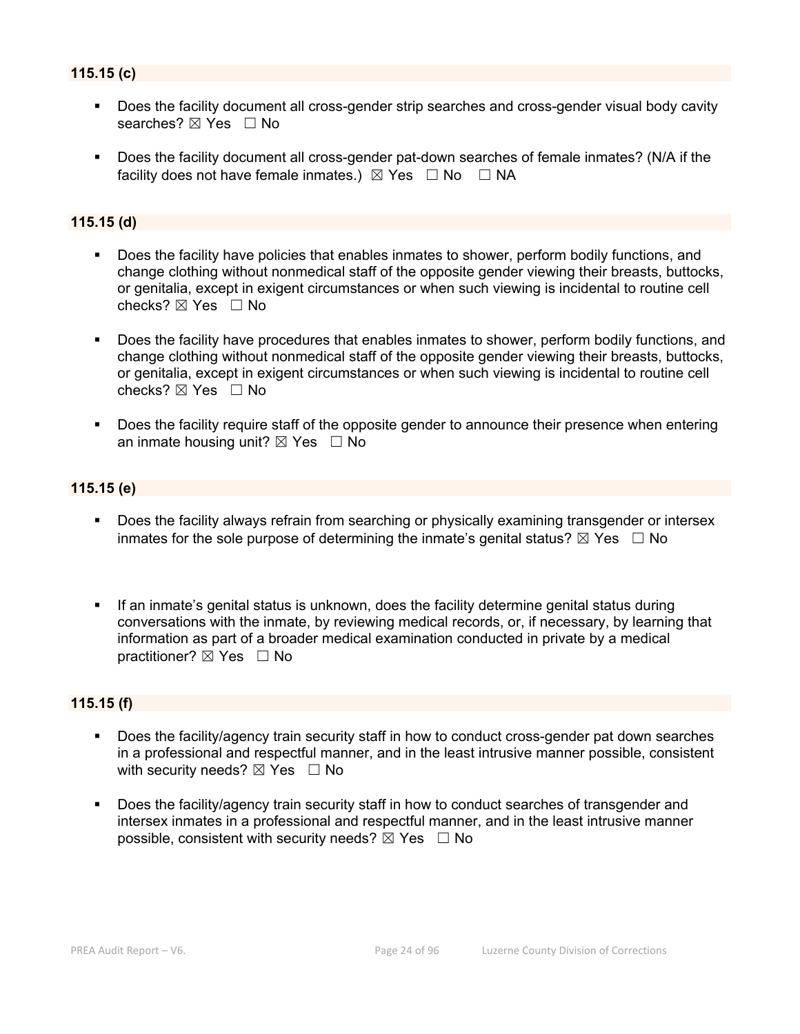### 115.15 (c)

- Does the facility document all cross-gender strip searches and cross-gender visual body cavity searches? ☒ Yes ☐ No

- Does the facility document all cross-gender pat-down searches of female inmates? (N/A if the facility does not have female inmates.) ☒ Yes ☐ No ☐ NA

### 115.15 (d)

- Does the facility have policies that enables inmates to shower, perform bodily functions, and change clothing without nonmedical staff of the opposite gender viewing their breasts, buttocks, or genitalia, except in exigent circumstances or when such viewing is incidental to routine cell checks? ☒ Yes ☐ No

- Does the facility have procedures that enables inmates to shower, perform bodily functions, and change clothing without nonmedical staff of the opposite gender viewing their breasts, buttocks, or genitalia, except in exigent circumstances or when such viewing is incidental to routine cell checks? ☒ Yes ☐ No

- Does the facility require staff of the opposite gender to announce their presence when entering an inmate housing unit? ☒ Yes ☐ No

### 115.15 (e)

- Does the facility always refrain from searching or physically examining transgender or intersex inmates for the sole purpose of determining the inmate's genital status? ☒ Yes ☐ No

- If an inmate's genital status is unknown, does the facility determine genital status during conversations with the inmate, by reviewing medical records, or, if necessary, by learning that information as part of a broader medical examination conducted in private by a medical practitioner? ☒ Yes ☐ No

### 115.15 (f)

- Does the facility/agency train security staff in how to conduct cross-gender pat down searches in a professional and respectful manner, and in the least intrusive manner possible, consistent with security needs? ☒ Yes ☐ No

- Does the facility/agency train security staff in how to conduct searches of transgender and intersex inmates in a professional and respectful manner, and in the least intrusive manner possible, consistent with security needs? ☒ Yes ☐ No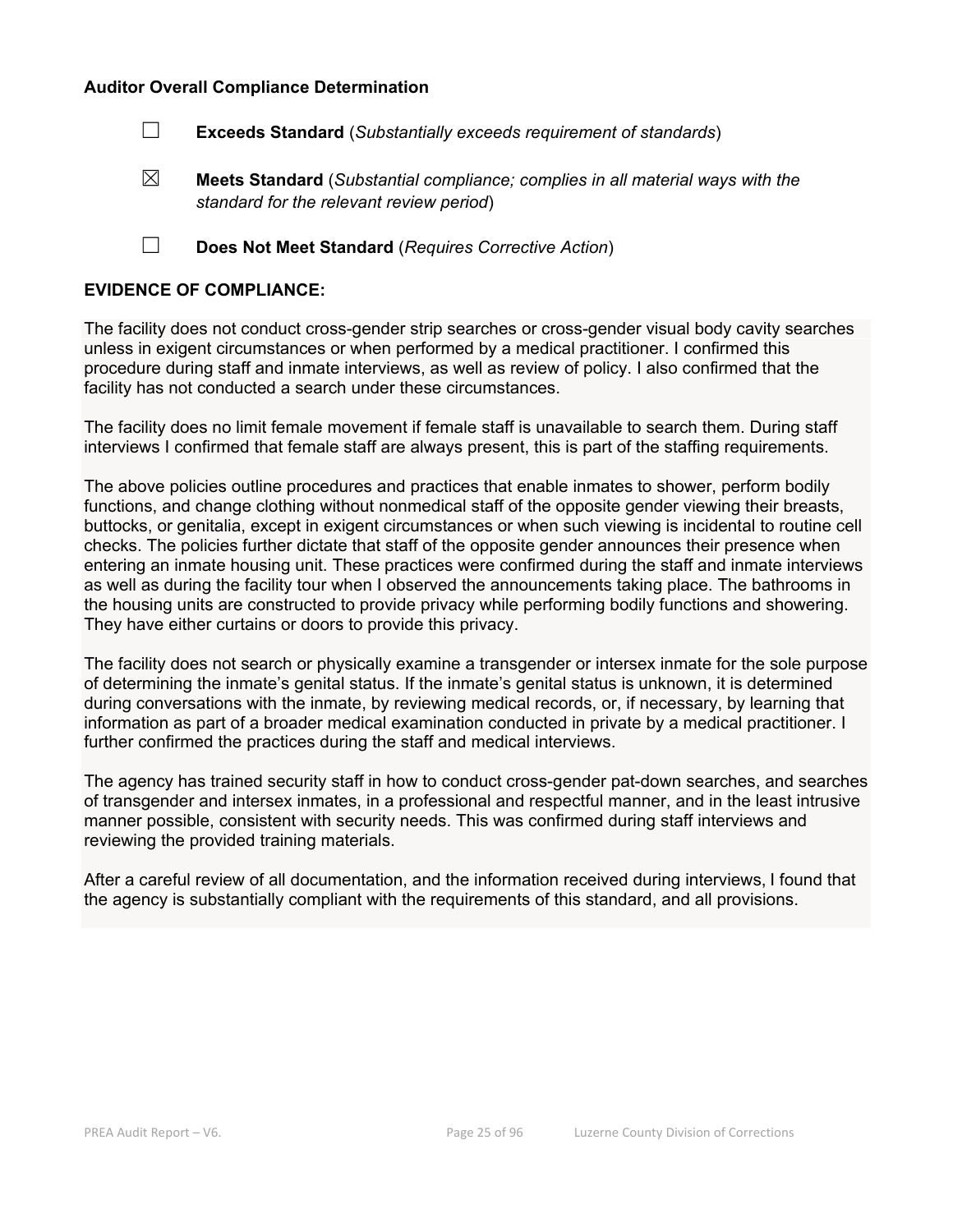**Auditor Overall Compliance Determination**

☐ **Exceeds Standard** (*Substantially exceeds requirement of standards*)

☒ **Meets Standard** (*Substantial compliance; complies in all material ways with the standard for the relevant review period*)

☐ **Does Not Meet Standard** (*Requires Corrective Action*)

**EVIDENCE OF COMPLIANCE:**

The facility does not conduct cross-gender strip searches or cross-gender visual body cavity searches unless in exigent circumstances or when performed by a medical practitioner. I confirmed this procedure during staff and inmate interviews, as well as review of policy. I also confirmed that the facility has not conducted a search under these circumstances.

The facility does no limit female movement if female staff is unavailable to search them. During staff interviews I confirmed that female staff are always present, this is part of the staffing requirements.

The above policies outline procedures and practices that enable inmates to shower, perform bodily functions, and change clothing without nonmedical staff of the opposite gender viewing their breasts, buttocks, or genitalia, except in exigent circumstances or when such viewing is incidental to routine cell checks. The policies further dictate that staff of the opposite gender announces their presence when entering an inmate housing unit. These practices were confirmed during the staff and inmate interviews as well as during the facility tour when I observed the announcements taking place. The bathrooms in the housing units are constructed to provide privacy while performing bodily functions and showering. They have either curtains or doors to provide this privacy.

The facility does not search or physically examine a transgender or intersex inmate for the sole purpose of determining the inmate's genital status. If the inmate's genital status is unknown, it is determined during conversations with the inmate, by reviewing medical records, or, if necessary, by learning that information as part of a broader medical examination conducted in private by a medical practitioner. I further confirmed the practices during the staff and medical interviews.

The agency has trained security staff in how to conduct cross-gender pat-down searches, and searches of transgender and intersex inmates, in a professional and respectful manner, and in the least intrusive manner possible, consistent with security needs. This was confirmed during staff interviews and reviewing the provided training materials.

After a careful review of all documentation, and the information received during interviews, I found that the agency is substantially compliant with the requirements of this standard, and all provisions.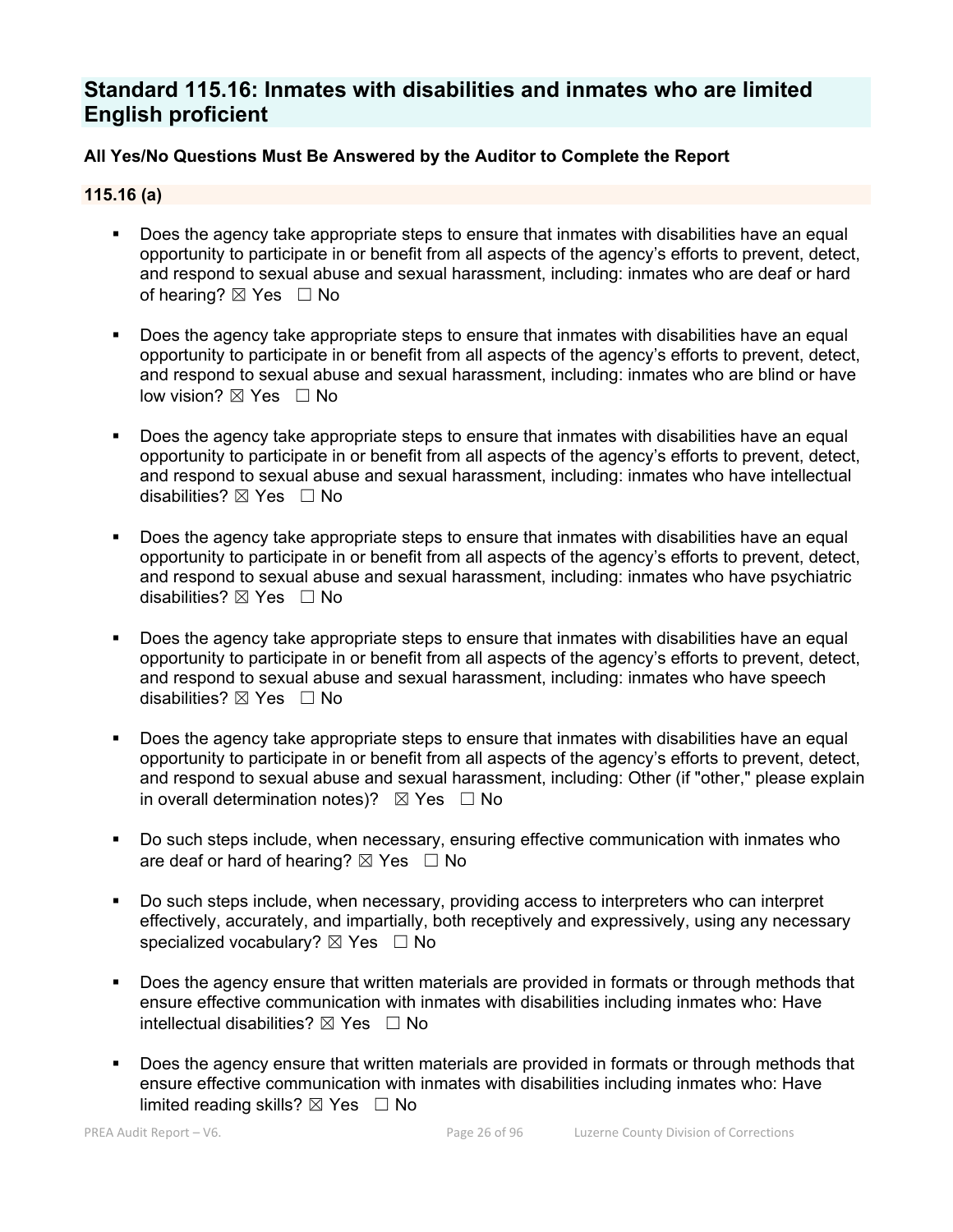## Standard 115.16: Inmates with disabilities and inmates who are limited English proficient

**All Yes/No Questions Must Be Answered by the Auditor to Complete the Report**

### 115.16 (a)

- Does the agency take appropriate steps to ensure that inmates with disabilities have an equal opportunity to participate in or benefit from all aspects of the agency's efforts to prevent, detect, and respond to sexual abuse and sexual harassment, including: inmates who are deaf or hard of hearing? ☒ Yes ☐ No
- Does the agency take appropriate steps to ensure that inmates with disabilities have an equal opportunity to participate in or benefit from all aspects of the agency's efforts to prevent, detect, and respond to sexual abuse and sexual harassment, including: inmates who are blind or have low vision? ☒ Yes ☐ No
- Does the agency take appropriate steps to ensure that inmates with disabilities have an equal opportunity to participate in or benefit from all aspects of the agency's efforts to prevent, detect, and respond to sexual abuse and sexual harassment, including: inmates who have intellectual disabilities? ☒ Yes ☐ No
- Does the agency take appropriate steps to ensure that inmates with disabilities have an equal opportunity to participate in or benefit from all aspects of the agency's efforts to prevent, detect, and respond to sexual abuse and sexual harassment, including: inmates who have psychiatric disabilities? ☒ Yes ☐ No
- Does the agency take appropriate steps to ensure that inmates with disabilities have an equal opportunity to participate in or benefit from all aspects of the agency's efforts to prevent, detect, and respond to sexual abuse and sexual harassment, including: inmates who have speech disabilities? ☒ Yes ☐ No
- Does the agency take appropriate steps to ensure that inmates with disabilities have an equal opportunity to participate in or benefit from all aspects of the agency's efforts to prevent, detect, and respond to sexual abuse and sexual harassment, including: Other (if "other," please explain in overall determination notes)? ☒ Yes ☐ No
- Do such steps include, when necessary, ensuring effective communication with inmates who are deaf or hard of hearing? ☒ Yes ☐ No
- Do such steps include, when necessary, providing access to interpreters who can interpret effectively, accurately, and impartially, both receptively and expressively, using any necessary specialized vocabulary? ☒ Yes ☐ No
- Does the agency ensure that written materials are provided in formats or through methods that ensure effective communication with inmates with disabilities including inmates who: Have intellectual disabilities? ☒ Yes ☐ No
- Does the agency ensure that written materials are provided in formats or through methods that ensure effective communication with inmates with disabilities including inmates who: Have limited reading skills? ☒ Yes ☐ No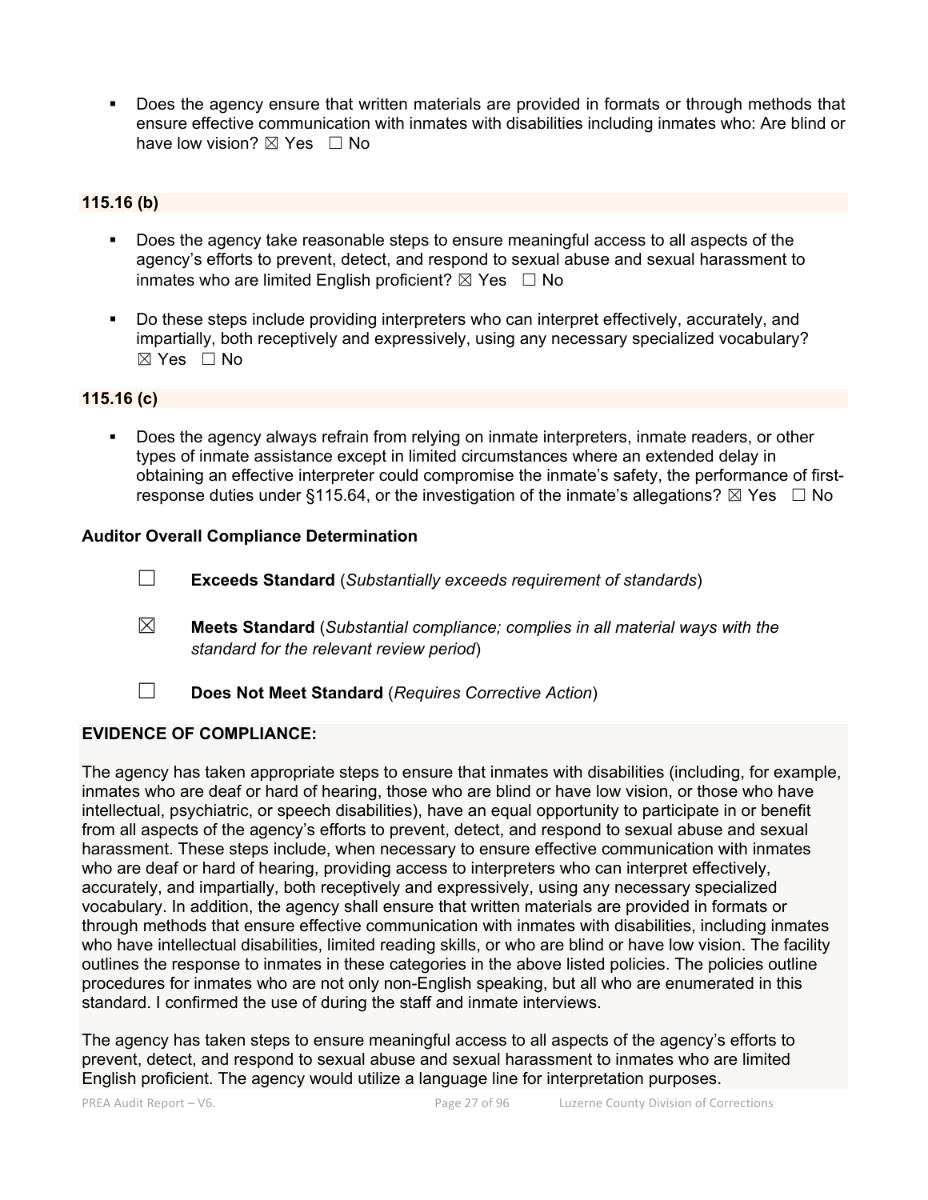- Does the agency ensure that written materials are provided in formats or through methods that ensure effective communication with inmates with disabilities including inmates who: Are blind or have low vision? ☒ Yes ☐ No

**115.16 (b)**

- Does the agency take reasonable steps to ensure meaningful access to all aspects of the agency's efforts to prevent, detect, and respond to sexual abuse and sexual harassment to inmates who are limited English proficient? ☒ Yes ☐ No

- Do these steps include providing interpreters who can interpret effectively, accurately, and impartially, both receptively and expressively, using any necessary specialized vocabulary? ☒ Yes ☐ No

**115.16 (c)**

- Does the agency always refrain from relying on inmate interpreters, inmate readers, or other types of inmate assistance except in limited circumstances where an extended delay in obtaining an effective interpreter could compromise the inmate's safety, the performance of first-response duties under §115.64, or the investigation of the inmate's allegations? ☒ Yes ☐ No

**Auditor Overall Compliance Determination**

☐ **Exceeds Standard** (*Substantially exceeds requirement of standards*)

☒ **Meets Standard** (*Substantial compliance; complies in all material ways with the standard for the relevant review period*)

☐ **Does Not Meet Standard** (*Requires Corrective Action*)

**EVIDENCE OF COMPLIANCE:**

The agency has taken appropriate steps to ensure that inmates with disabilities (including, for example, inmates who are deaf or hard of hearing, those who are blind or have low vision, or those who have intellectual, psychiatric, or speech disabilities), have an equal opportunity to participate in or benefit from all aspects of the agency's efforts to prevent, detect, and respond to sexual abuse and sexual harassment. These steps include, when necessary to ensure effective communication with inmates who are deaf or hard of hearing, providing access to interpreters who can interpret effectively, accurately, and impartially, both receptively and expressively, using any necessary specialized vocabulary. In addition, the agency shall ensure that written materials are provided in formats or through methods that ensure effective communication with inmates with disabilities, including inmates who have intellectual disabilities, limited reading skills, or who are blind or have low vision. The facility outlines the response to inmates in these categories in the above listed policies. The policies outline procedures for inmates who are not only non-English speaking, but all who are enumerated in this standard. I confirmed the use of during the staff and inmate interviews.

The agency has taken steps to ensure meaningful access to all aspects of the agency's efforts to prevent, detect, and respond to sexual abuse and sexual harassment to inmates who are limited English proficient. The agency would utilize a language line for interpretation purposes.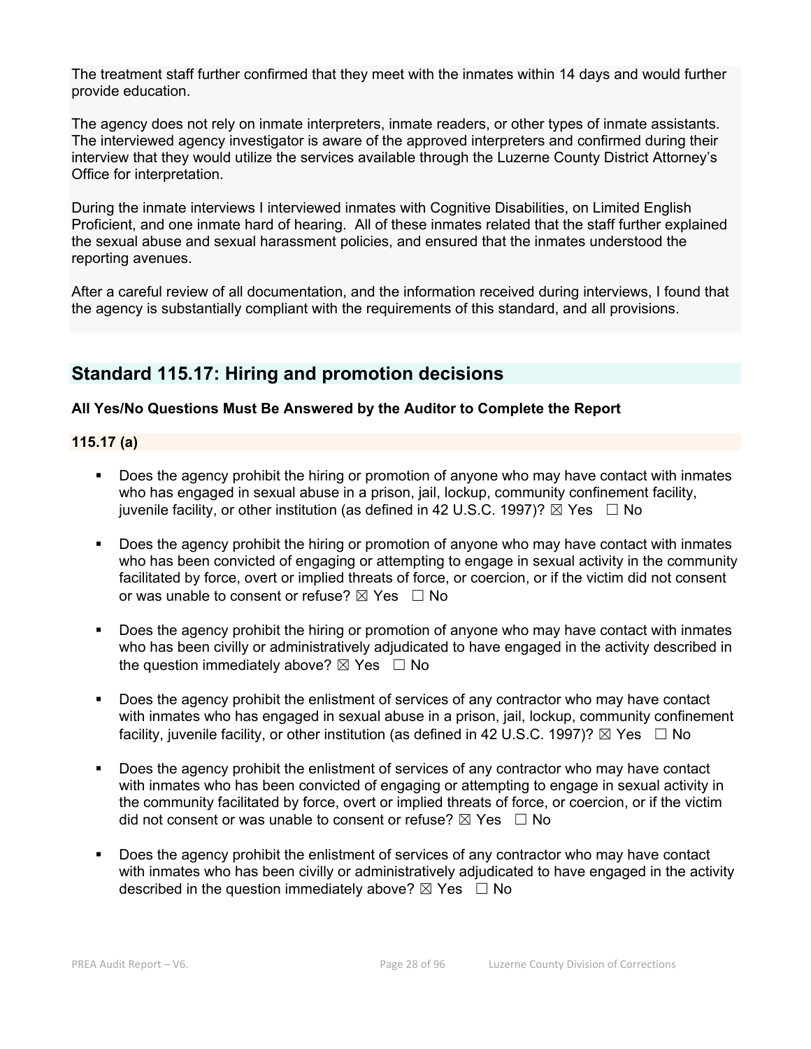The treatment staff further confirmed that they meet with the inmates within 14 days and would further provide education.

The agency does not rely on inmate interpreters, inmate readers, or other types of inmate assistants. The interviewed agency investigator is aware of the approved interpreters and confirmed during their interview that they would utilize the services available through the Luzerne County District Attorney's Office for interpretation.

During the inmate interviews I interviewed inmates with Cognitive Disabilities, on Limited English Proficient, and one inmate hard of hearing. All of these inmates related that the staff further explained the sexual abuse and sexual harassment policies, and ensured that the inmates understood the reporting avenues.

After a careful review of all documentation, and the information received during interviews, I found that the agency is substantially compliant with the requirements of this standard, and all provisions.

## Standard 115.17: Hiring and promotion decisions

**All Yes/No Questions Must Be Answered by the Auditor to Complete the Report**

### 115.17 (a)

- Does the agency prohibit the hiring or promotion of anyone who may have contact with inmates who has engaged in sexual abuse in a prison, jail, lockup, community confinement facility, juvenile facility, or other institution (as defined in 42 U.S.C. 1997)? ☒ Yes ☐ No
- Does the agency prohibit the hiring or promotion of anyone who may have contact with inmates who has been convicted of engaging or attempting to engage in sexual activity in the community facilitated by force, overt or implied threats of force, or coercion, or if the victim did not consent or was unable to consent or refuse? ☒ Yes ☐ No
- Does the agency prohibit the hiring or promotion of anyone who may have contact with inmates who has been civilly or administratively adjudicated to have engaged in the activity described in the question immediately above? ☒ Yes ☐ No
- Does the agency prohibit the enlistment of services of any contractor who may have contact with inmates who has engaged in sexual abuse in a prison, jail, lockup, community confinement facility, juvenile facility, or other institution (as defined in 42 U.S.C. 1997)? ☒ Yes ☐ No
- Does the agency prohibit the enlistment of services of any contractor who may have contact with inmates who has been convicted of engaging or attempting to engage in sexual activity in the community facilitated by force, overt or implied threats of force, or coercion, or if the victim did not consent or was unable to consent or refuse? ☒ Yes ☐ No
- Does the agency prohibit the enlistment of services of any contractor who may have contact with inmates who has been civilly or administratively adjudicated to have engaged in the activity described in the question immediately above? ☒ Yes ☐ No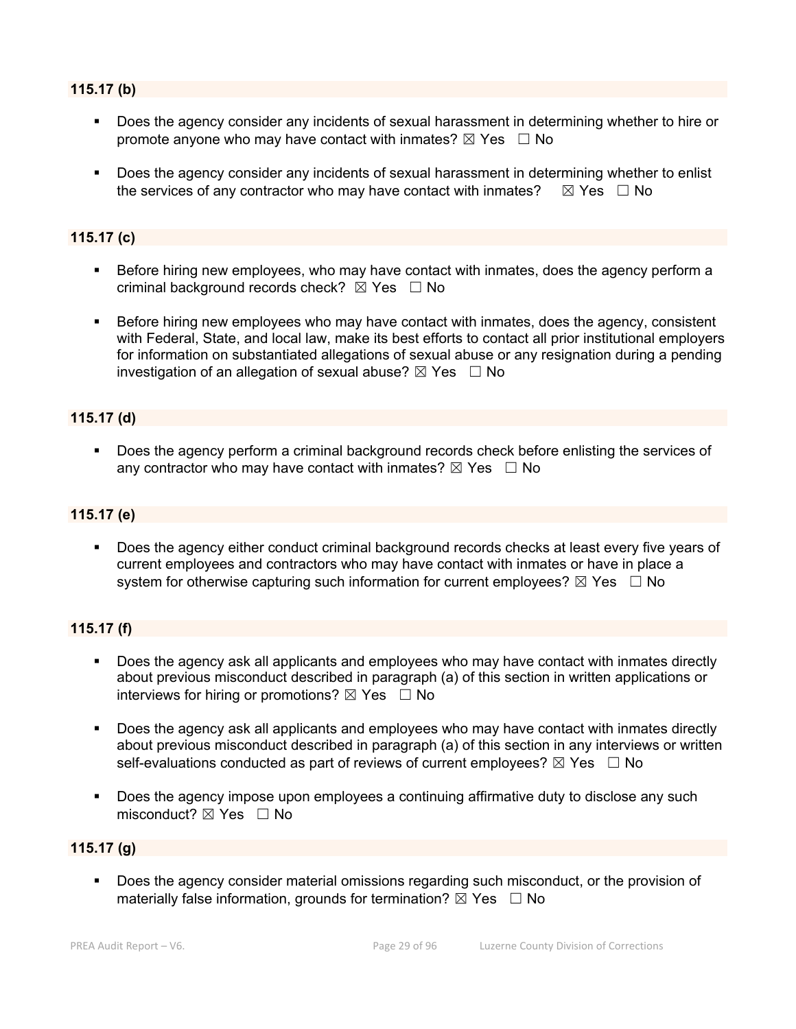**115.17 (b)**

- Does the agency consider any incidents of sexual harassment in determining whether to hire or promote anyone who may have contact with inmates? ☒ Yes ☐ No
- Does the agency consider any incidents of sexual harassment in determining whether to enlist the services of any contractor who may have contact with inmates? ☒ Yes ☐ No

**115.17 (c)**

- Before hiring new employees, who may have contact with inmates, does the agency perform a criminal background records check? ☒ Yes ☐ No
- Before hiring new employees who may have contact with inmates, does the agency, consistent with Federal, State, and local law, make its best efforts to contact all prior institutional employers for information on substantiated allegations of sexual abuse or any resignation during a pending investigation of an allegation of sexual abuse? ☒ Yes ☐ No

**115.17 (d)**

- Does the agency perform a criminal background records check before enlisting the services of any contractor who may have contact with inmates? ☒ Yes ☐ No

**115.17 (e)**

- Does the agency either conduct criminal background records checks at least every five years of current employees and contractors who may have contact with inmates or have in place a system for otherwise capturing such information for current employees? ☒ Yes ☐ No

**115.17 (f)**

- Does the agency ask all applicants and employees who may have contact with inmates directly about previous misconduct described in paragraph (a) of this section in written applications or interviews for hiring or promotions? ☒ Yes ☐ No
- Does the agency ask all applicants and employees who may have contact with inmates directly about previous misconduct described in paragraph (a) of this section in any interviews or written self-evaluations conducted as part of reviews of current employees? ☒ Yes ☐ No
- Does the agency impose upon employees a continuing affirmative duty to disclose any such misconduct? ☒ Yes ☐ No

**115.17 (g)**

- Does the agency consider material omissions regarding such misconduct, or the provision of materially false information, grounds for termination? ☒ Yes ☐ No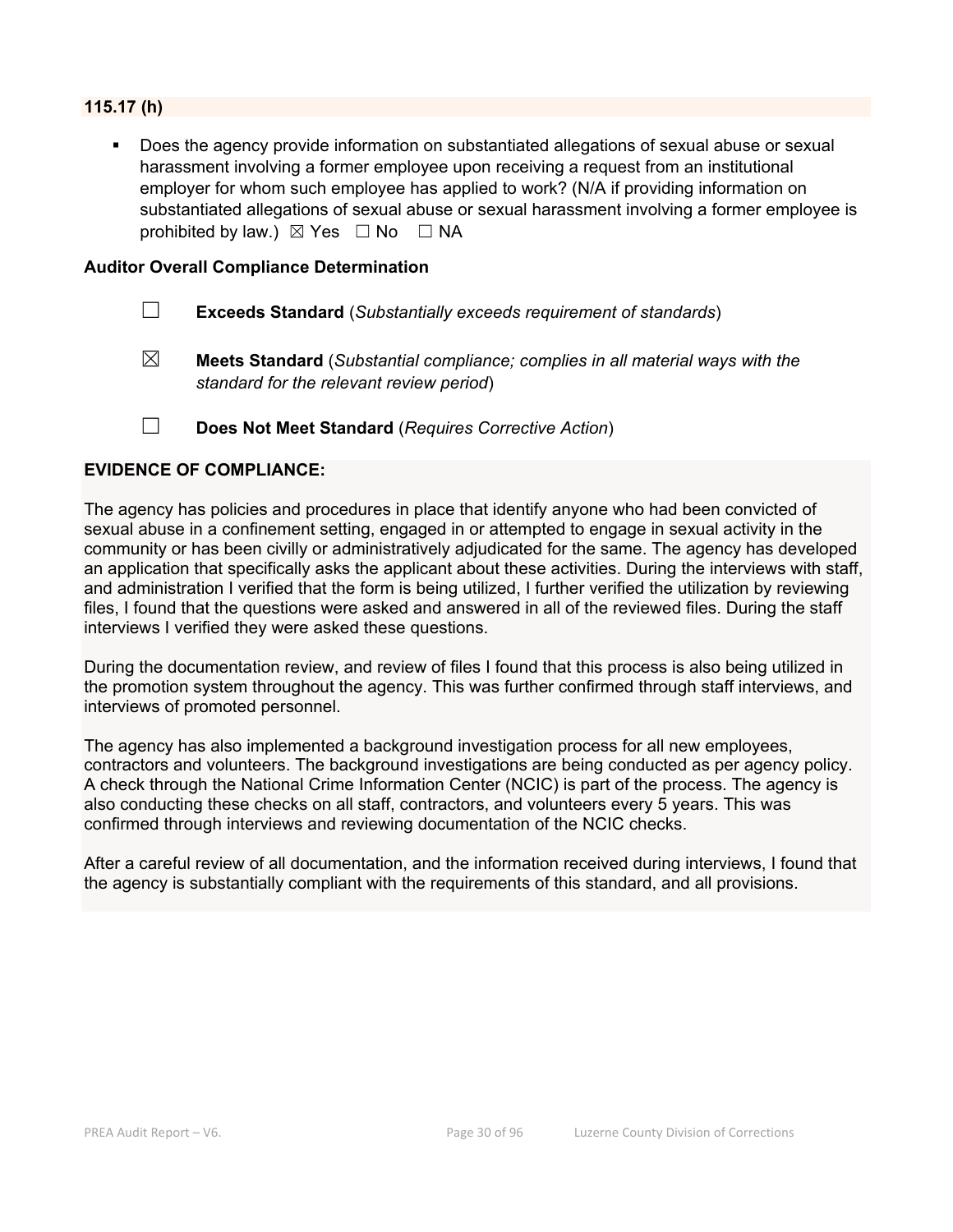**115.17 (h)**

- Does the agency provide information on substantiated allegations of sexual abuse or sexual harassment involving a former employee upon receiving a request from an institutional employer for whom such employee has applied to work? (N/A if providing information on substantiated allegations of sexual abuse or sexual harassment involving a former employee is prohibited by law.) ☒ Yes ☐ No ☐ NA

**Auditor Overall Compliance Determination**

☐ **Exceeds Standard** (*Substantially exceeds requirement of standards*)

☒ **Meets Standard** (*Substantial compliance; complies in all material ways with the standard for the relevant review period*)

☐ **Does Not Meet Standard** (*Requires Corrective Action*)

**EVIDENCE OF COMPLIANCE:**

The agency has policies and procedures in place that identify anyone who had been convicted of sexual abuse in a confinement setting, engaged in or attempted to engage in sexual activity in the community or has been civilly or administratively adjudicated for the same. The agency has developed an application that specifically asks the applicant about these activities. During the interviews with staff, and administration I verified that the form is being utilized, I further verified the utilization by reviewing files, I found that the questions were asked and answered in all of the reviewed files. During the staff interviews I verified they were asked these questions.

During the documentation review, and review of files I found that this process is also being utilized in the promotion system throughout the agency. This was further confirmed through staff interviews, and interviews of promoted personnel.

The agency has also implemented a background investigation process for all new employees, contractors and volunteers. The background investigations are being conducted as per agency policy. A check through the National Crime Information Center (NCIC) is part of the process. The agency is also conducting these checks on all staff, contractors, and volunteers every 5 years. This was confirmed through interviews and reviewing documentation of the NCIC checks.

After a careful review of all documentation, and the information received during interviews, I found that the agency is substantially compliant with the requirements of this standard, and all provisions.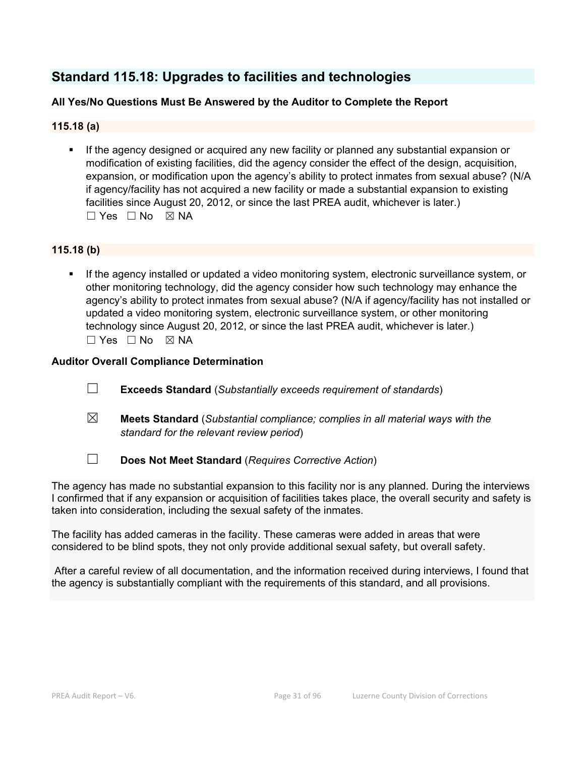## Standard 115.18: Upgrades to facilities and technologies

**All Yes/No Questions Must Be Answered by the Auditor to Complete the Report**

### 115.18 (a)

- If the agency designed or acquired any new facility or planned any substantial expansion or modification of existing facilities, did the agency consider the effect of the design, acquisition, expansion, or modification upon the agency's ability to protect inmates from sexual abuse? (N/A if agency/facility has not acquired a new facility or made a substantial expansion to existing facilities since August 20, 2012, or since the last PREA audit, whichever is later.)
  ☐ Yes ☐ No ☒ NA

### 115.18 (b)

- If the agency installed or updated a video monitoring system, electronic surveillance system, or other monitoring technology, did the agency consider how such technology may enhance the agency's ability to protect inmates from sexual abuse? (N/A if agency/facility has not installed or updated a video monitoring system, electronic surveillance system, or other monitoring technology since August 20, 2012, or since the last PREA audit, whichever is later.)
  ☐ Yes ☐ No ☒ NA

**Auditor Overall Compliance Determination**

☐ **Exceeds Standard** (*Substantially exceeds requirement of standards*)

☒ **Meets Standard** (*Substantial compliance; complies in all material ways with the standard for the relevant review period*)

☐ **Does Not Meet Standard** (*Requires Corrective Action*)

The agency has made no substantial expansion to this facility nor is any planned. During the interviews I confirmed that if any expansion or acquisition of facilities takes place, the overall security and safety is taken into consideration, including the sexual safety of the inmates.

The facility has added cameras in the facility. These cameras were added in areas that were considered to be blind spots, they not only provide additional sexual safety, but overall safety.

After a careful review of all documentation, and the information received during interviews, I found that the agency is substantially compliant with the requirements of this standard, and all provisions.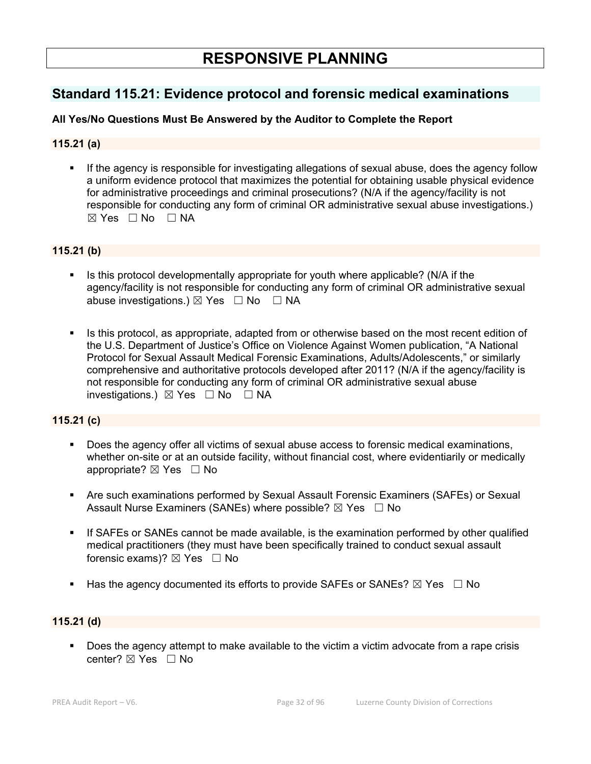# RESPONSIVE PLANNING

## Standard 115.21: Evidence protocol and forensic medical examinations

**All Yes/No Questions Must Be Answered by the Auditor to Complete the Report**

### 115.21 (a)

- If the agency is responsible for investigating allegations of sexual abuse, does the agency follow a uniform evidence protocol that maximizes the potential for obtaining usable physical evidence for administrative proceedings and criminal prosecutions? (N/A if the agency/facility is not responsible for conducting any form of criminal OR administrative sexual abuse investigations.) ☒ Yes ☐ No ☐ NA

### 115.21 (b)

- Is this protocol developmentally appropriate for youth where applicable? (N/A if the agency/facility is not responsible for conducting any form of criminal OR administrative sexual abuse investigations.) ☒ Yes ☐ No ☐ NA

- Is this protocol, as appropriate, adapted from or otherwise based on the most recent edition of the U.S. Department of Justice's Office on Violence Against Women publication, "A National Protocol for Sexual Assault Medical Forensic Examinations, Adults/Adolescents," or similarly comprehensive and authoritative protocols developed after 2011? (N/A if the agency/facility is not responsible for conducting any form of criminal OR administrative sexual abuse investigations.) ☒ Yes ☐ No ☐ NA

### 115.21 (c)

- Does the agency offer all victims of sexual abuse access to forensic medical examinations, whether on-site or at an outside facility, without financial cost, where evidentiarily or medically appropriate? ☒ Yes ☐ No

- Are such examinations performed by Sexual Assault Forensic Examiners (SAFEs) or Sexual Assault Nurse Examiners (SANEs) where possible? ☒ Yes ☐ No

- If SAFEs or SANEs cannot be made available, is the examination performed by other qualified medical practitioners (they must have been specifically trained to conduct sexual assault forensic exams)? ☒ Yes ☐ No

- Has the agency documented its efforts to provide SAFEs or SANEs? ☒ Yes ☐ No

### 115.21 (d)

- Does the agency attempt to make available to the victim a victim advocate from a rape crisis center? ☒ Yes ☐ No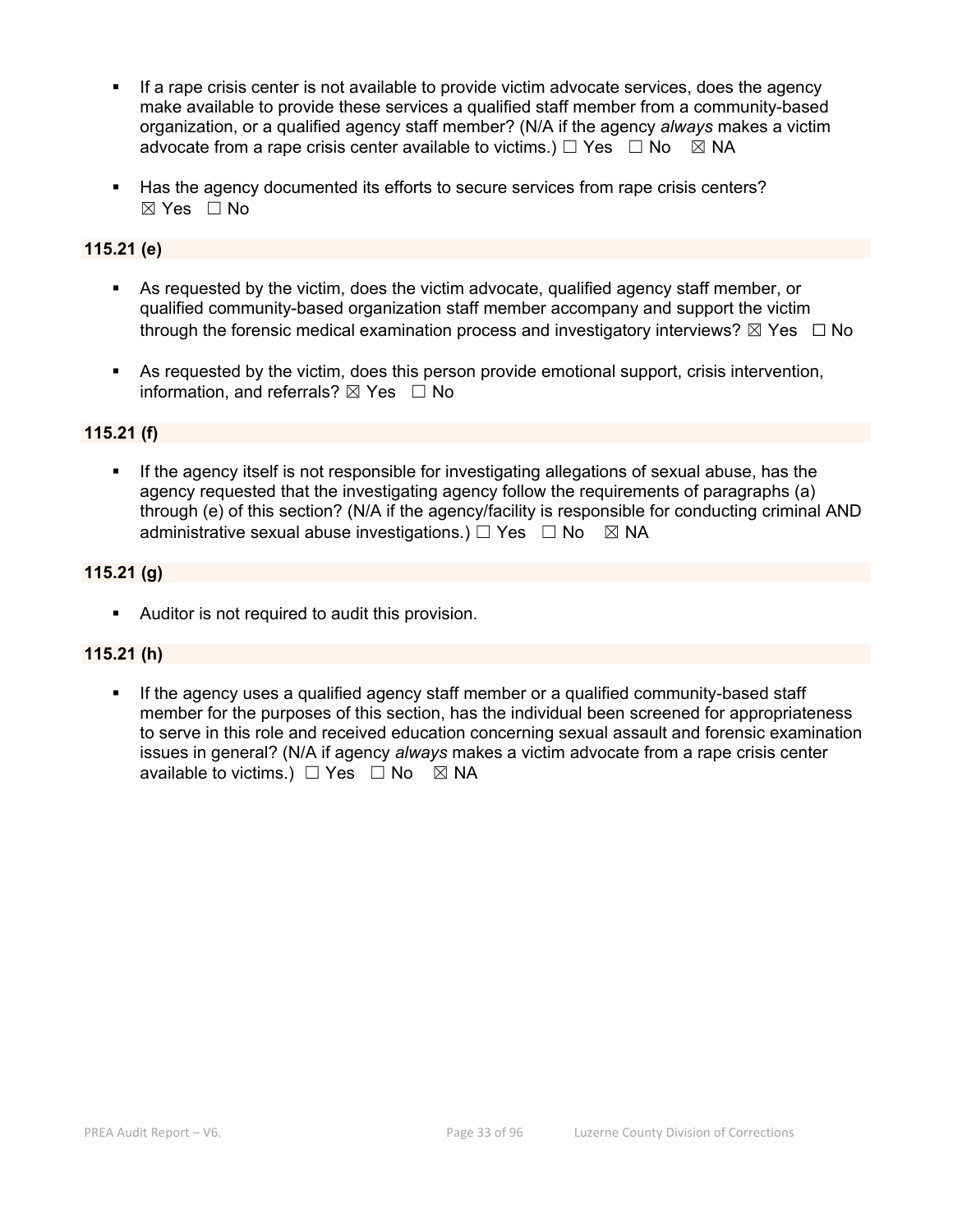- If a rape crisis center is not available to provide victim advocate services, does the agency make available to provide these services a qualified staff member from a community-based organization, or a qualified agency staff member? (N/A if the agency *always* makes a victim advocate from a rape crisis center available to victims.) ☐ Yes ☐ No ☒ NA

- Has the agency documented its efforts to secure services from rape crisis centers? ☒ Yes ☐ No

**115.21 (e)**

- As requested by the victim, does the victim advocate, qualified agency staff member, or qualified community-based organization staff member accompany and support the victim through the forensic medical examination process and investigatory interviews? ☒ Yes ☐ No

- As requested by the victim, does this person provide emotional support, crisis intervention, information, and referrals? ☒ Yes ☐ No

**115.21 (f)**

- If the agency itself is not responsible for investigating allegations of sexual abuse, has the agency requested that the investigating agency follow the requirements of paragraphs (a) through (e) of this section? (N/A if the agency/facility is responsible for conducting criminal AND administrative sexual abuse investigations.) ☐ Yes ☐ No ☒ NA

**115.21 (g)**

- Auditor is not required to audit this provision.

**115.21 (h)**

- If the agency uses a qualified agency staff member or a qualified community-based staff member for the purposes of this section, has the individual been screened for appropriateness to serve in this role and received education concerning sexual assault and forensic examination issues in general? (N/A if agency *always* makes a victim advocate from a rape crisis center available to victims.) ☐ Yes ☐ No ☒ NA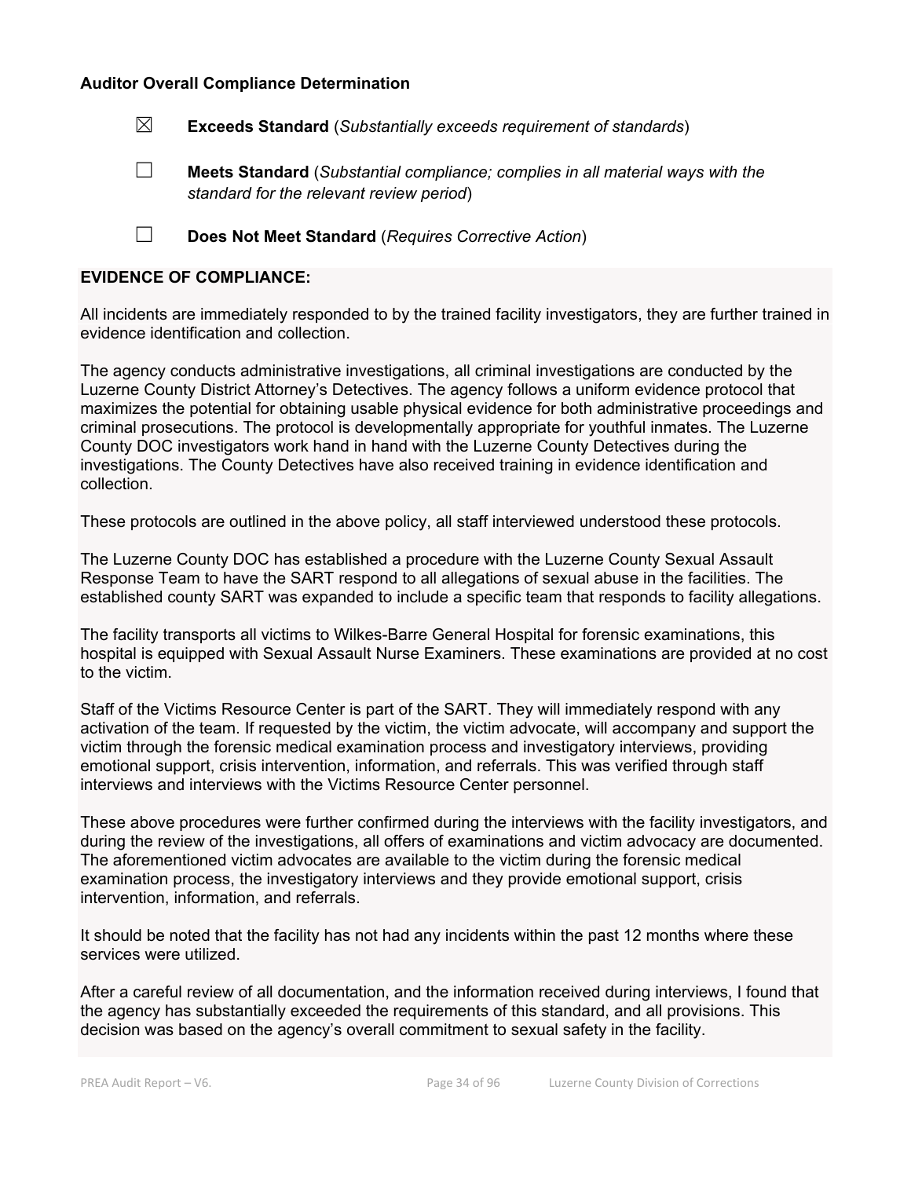**Auditor Overall Compliance Determination**

☒ **Exceeds Standard** (*Substantially exceeds requirement of standards*)

☐ **Meets Standard** (*Substantial compliance; complies in all material ways with the standard for the relevant review period*)

☐ **Does Not Meet Standard** (*Requires Corrective Action*)

**EVIDENCE OF COMPLIANCE:**

All incidents are immediately responded to by the trained facility investigators, they are further trained in evidence identification and collection.

The agency conducts administrative investigations, all criminal investigations are conducted by the Luzerne County District Attorney's Detectives. The agency follows a uniform evidence protocol that maximizes the potential for obtaining usable physical evidence for both administrative proceedings and criminal prosecutions. The protocol is developmentally appropriate for youthful inmates. The Luzerne County DOC investigators work hand in hand with the Luzerne County Detectives during the investigations. The County Detectives have also received training in evidence identification and collection.

These protocols are outlined in the above policy, all staff interviewed understood these protocols.

The Luzerne County DOC has established a procedure with the Luzerne County Sexual Assault Response Team to have the SART respond to all allegations of sexual abuse in the facilities. The established county SART was expanded to include a specific team that responds to facility allegations.

The facility transports all victims to Wilkes-Barre General Hospital for forensic examinations, this hospital is equipped with Sexual Assault Nurse Examiners. These examinations are provided at no cost to the victim.

Staff of the Victims Resource Center is part of the SART. They will immediately respond with any activation of the team. If requested by the victim, the victim advocate, will accompany and support the victim through the forensic medical examination process and investigatory interviews, providing emotional support, crisis intervention, information, and referrals. This was verified through staff interviews and interviews with the Victims Resource Center personnel.

These above procedures were further confirmed during the interviews with the facility investigators, and during the review of the investigations, all offers of examinations and victim advocacy are documented. The aforementioned victim advocates are available to the victim during the forensic medical examination process, the investigatory interviews and they provide emotional support, crisis intervention, information, and referrals.

It should be noted that the facility has not had any incidents within the past 12 months where these services were utilized.

After a careful review of all documentation, and the information received during interviews, I found that the agency has substantially exceeded the requirements of this standard, and all provisions. This decision was based on the agency's overall commitment to sexual safety in the facility.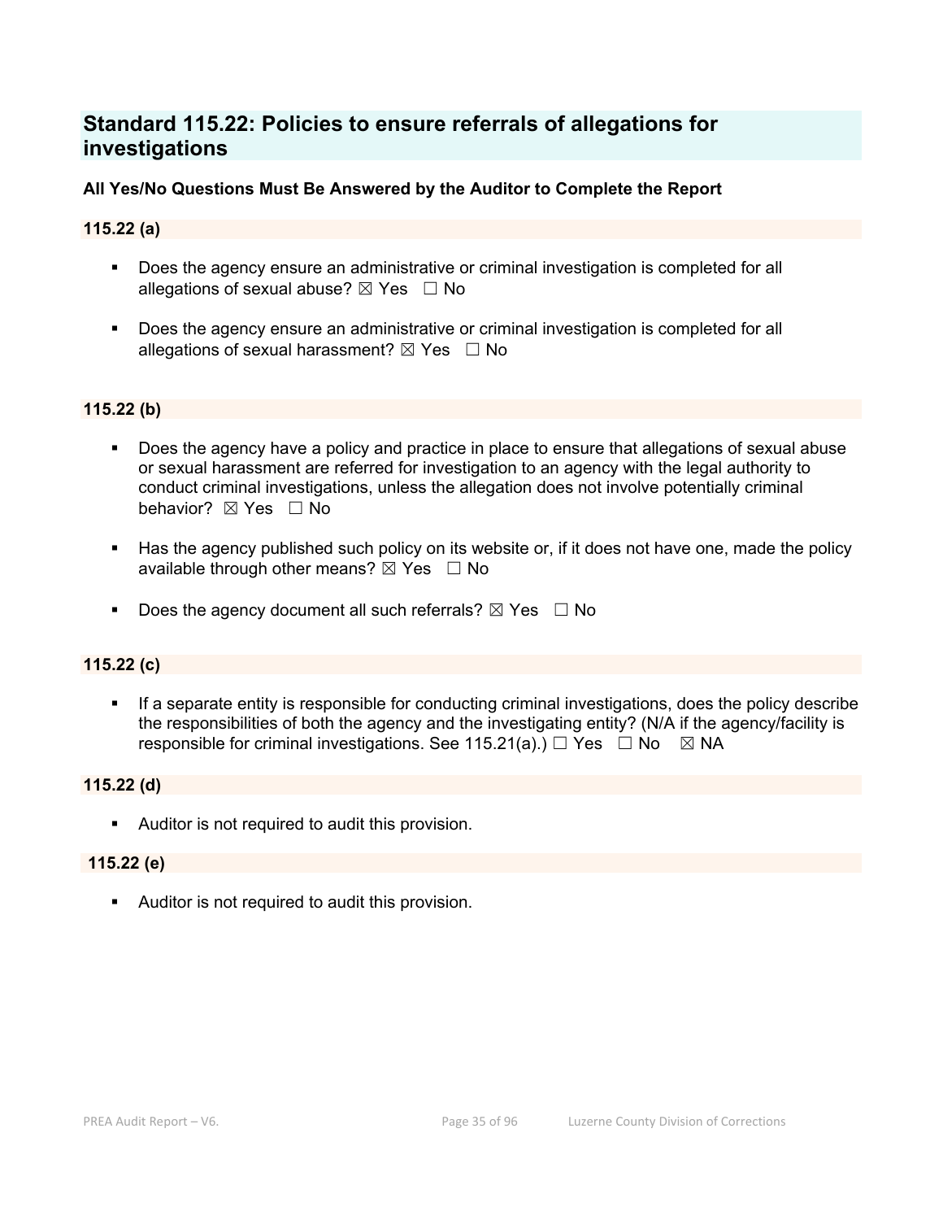## Standard 115.22: Policies to ensure referrals of allegations for investigations

**All Yes/No Questions Must Be Answered by the Auditor to Complete the Report**

**115.22 (a)**

- Does the agency ensure an administrative or criminal investigation is completed for all allegations of sexual abuse? ☒ Yes ☐ No
- Does the agency ensure an administrative or criminal investigation is completed for all allegations of sexual harassment? ☒ Yes ☐ No

**115.22 (b)**

- Does the agency have a policy and practice in place to ensure that allegations of sexual abuse or sexual harassment are referred for investigation to an agency with the legal authority to conduct criminal investigations, unless the allegation does not involve potentially criminal behavior? ☒ Yes ☐ No
- Has the agency published such policy on its website or, if it does not have one, made the policy available through other means? ☒ Yes ☐ No
- Does the agency document all such referrals? ☒ Yes ☐ No

**115.22 (c)**

- If a separate entity is responsible for conducting criminal investigations, does the policy describe the responsibilities of both the agency and the investigating entity? (N/A if the agency/facility is responsible for criminal investigations. See 115.21(a).) ☐ Yes ☐ No ☒ NA

**115.22 (d)**

- Auditor is not required to audit this provision.

**115.22 (e)**

- Auditor is not required to audit this provision.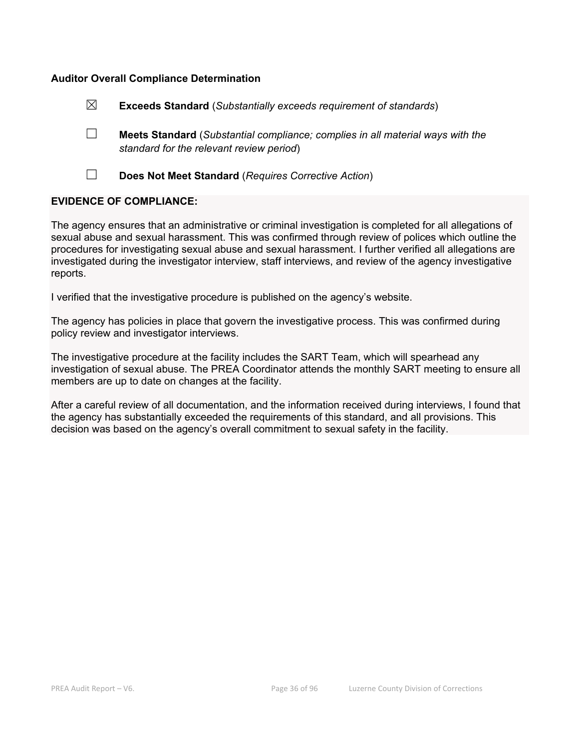**Auditor Overall Compliance Determination**

☒ **Exceeds Standard** (*Substantially exceeds requirement of standards*)

☐ **Meets Standard** (*Substantial compliance; complies in all material ways with the standard for the relevant review period*)

☐ **Does Not Meet Standard** (*Requires Corrective Action*)

**EVIDENCE OF COMPLIANCE:**

The agency ensures that an administrative or criminal investigation is completed for all allegations of sexual abuse and sexual harassment. This was confirmed through review of polices which outline the procedures for investigating sexual abuse and sexual harassment. I further verified all allegations are investigated during the investigator interview, staff interviews, and review of the agency investigative reports.

I verified that the investigative procedure is published on the agency's website.

The agency has policies in place that govern the investigative process. This was confirmed during policy review and investigator interviews.

The investigative procedure at the facility includes the SART Team, which will spearhead any investigation of sexual abuse. The PREA Coordinator attends the monthly SART meeting to ensure all members are up to date on changes at the facility.

After a careful review of all documentation, and the information received during interviews, I found that the agency has substantially exceeded the requirements of this standard, and all provisions. This decision was based on the agency's overall commitment to sexual safety in the facility.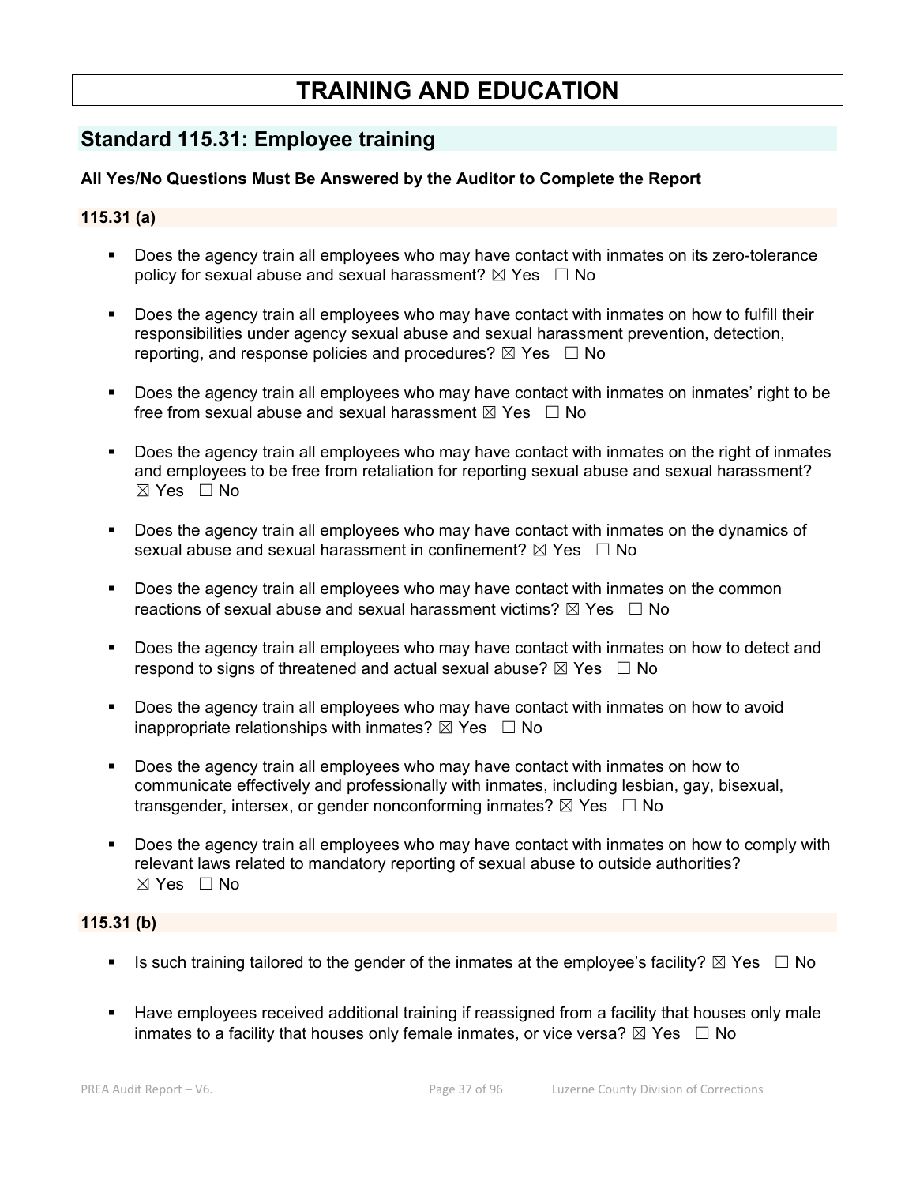# TRAINING AND EDUCATION

## Standard 115.31: Employee training

**All Yes/No Questions Must Be Answered by the Auditor to Complete the Report**

### 115.31 (a)

- Does the agency train all employees who may have contact with inmates on its zero-tolerance policy for sexual abuse and sexual harassment? ☒ Yes ☐ No
- Does the agency train all employees who may have contact with inmates on how to fulfill their responsibilities under agency sexual abuse and sexual harassment prevention, detection, reporting, and response policies and procedures? ☒ Yes ☐ No
- Does the agency train all employees who may have contact with inmates on inmates' right to be free from sexual abuse and sexual harassment ☒ Yes ☐ No
- Does the agency train all employees who may have contact with inmates on the right of inmates and employees to be free from retaliation for reporting sexual abuse and sexual harassment? ☒ Yes ☐ No
- Does the agency train all employees who may have contact with inmates on the dynamics of sexual abuse and sexual harassment in confinement? ☒ Yes ☐ No
- Does the agency train all employees who may have contact with inmates on the common reactions of sexual abuse and sexual harassment victims? ☒ Yes ☐ No
- Does the agency train all employees who may have contact with inmates on how to detect and respond to signs of threatened and actual sexual abuse? ☒ Yes ☐ No
- Does the agency train all employees who may have contact with inmates on how to avoid inappropriate relationships with inmates? ☒ Yes ☐ No
- Does the agency train all employees who may have contact with inmates on how to communicate effectively and professionally with inmates, including lesbian, gay, bisexual, transgender, intersex, or gender nonconforming inmates? ☒ Yes ☐ No
- Does the agency train all employees who may have contact with inmates on how to comply with relevant laws related to mandatory reporting of sexual abuse to outside authorities? ☒ Yes ☐ No

### 115.31 (b)

- Is such training tailored to the gender of the inmates at the employee's facility? ☒ Yes ☐ No
- Have employees received additional training if reassigned from a facility that houses only male inmates to a facility that houses only female inmates, or vice versa? ☒ Yes ☐ No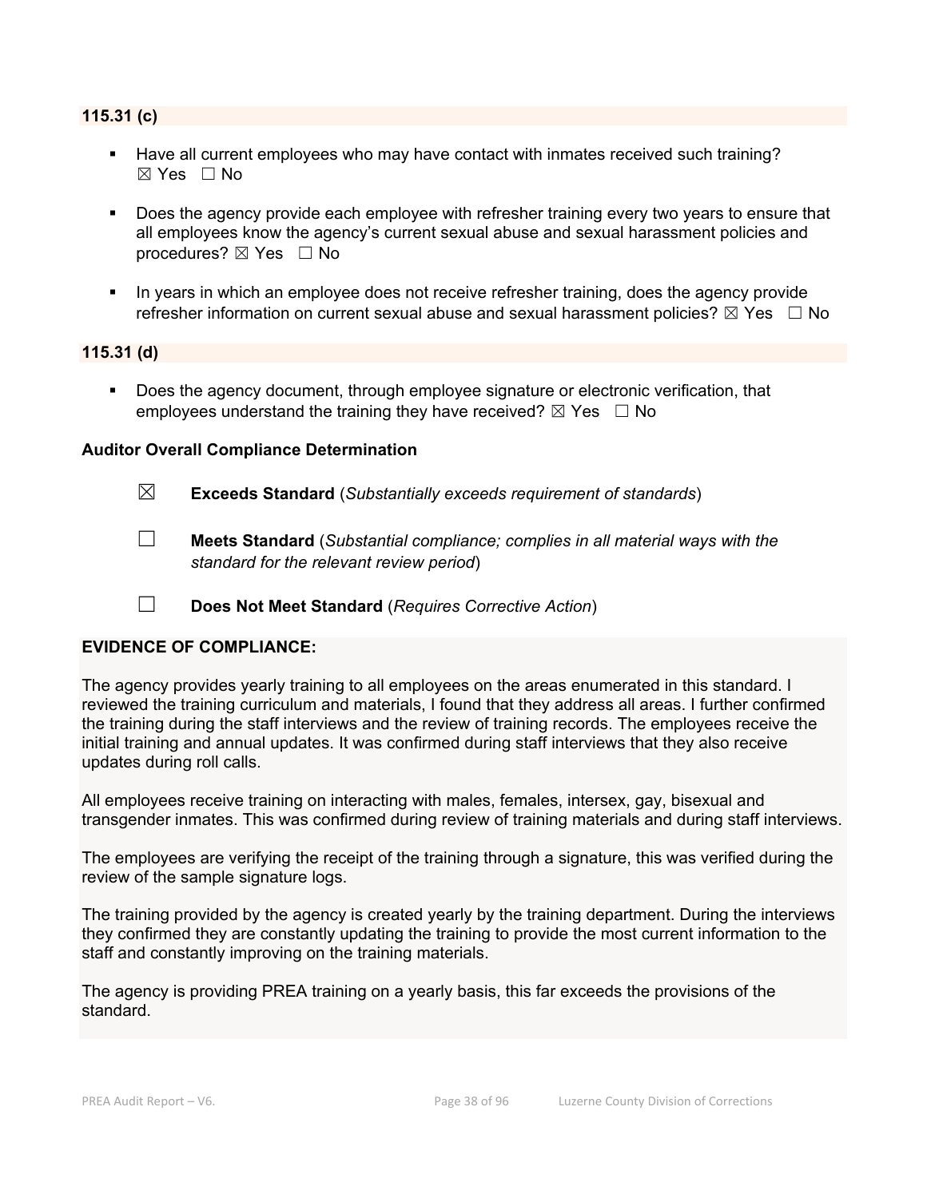**115.31 (c)**

- Have all current employees who may have contact with inmates received such training? ☒ Yes ☐ No
- Does the agency provide each employee with refresher training every two years to ensure that all employees know the agency's current sexual abuse and sexual harassment policies and procedures? ☒ Yes ☐ No
- In years in which an employee does not receive refresher training, does the agency provide refresher information on current sexual abuse and sexual harassment policies? ☒ Yes ☐ No

**115.31 (d)**

- Does the agency document, through employee signature or electronic verification, that employees understand the training they have received? ☒ Yes ☐ No

**Auditor Overall Compliance Determination**

☒ **Exceeds Standard** (*Substantially exceeds requirement of standards*)

☐ **Meets Standard** (*Substantial compliance; complies in all material ways with the standard for the relevant review period*)

☐ **Does Not Meet Standard** (*Requires Corrective Action*)

**EVIDENCE OF COMPLIANCE:**

The agency provides yearly training to all employees on the areas enumerated in this standard. I reviewed the training curriculum and materials, I found that they address all areas. I further confirmed the training during the staff interviews and the review of training records. The employees receive the initial training and annual updates. It was confirmed during staff interviews that they also receive updates during roll calls.

All employees receive training on interacting with males, females, intersex, gay, bisexual and transgender inmates. This was confirmed during review of training materials and during staff interviews.

The employees are verifying the receipt of the training through a signature, this was verified during the review of the sample signature logs.

The training provided by the agency is created yearly by the training department. During the interviews they confirmed they are constantly updating the training to provide the most current information to the staff and constantly improving on the training materials.

The agency is providing PREA training on a yearly basis, this far exceeds the provisions of the standard.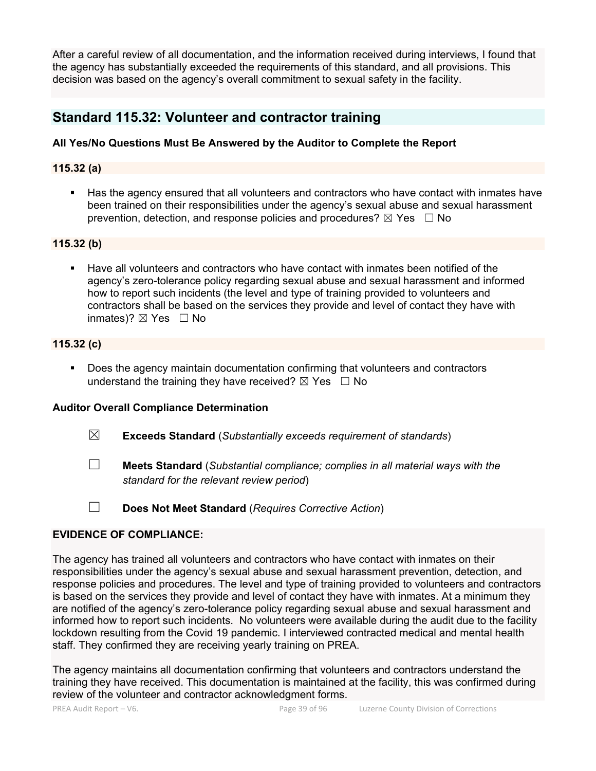After a careful review of all documentation, and the information received during interviews, I found that the agency has substantially exceeded the requirements of this standard, and all provisions. This decision was based on the agency's overall commitment to sexual safety in the facility.

## Standard 115.32: Volunteer and contractor training

**All Yes/No Questions Must Be Answered by the Auditor to Complete the Report**

**115.32 (a)**

- Has the agency ensured that all volunteers and contractors who have contact with inmates have been trained on their responsibilities under the agency's sexual abuse and sexual harassment prevention, detection, and response policies and procedures? ☒ Yes ☐ No

**115.32 (b)**

- Have all volunteers and contractors who have contact with inmates been notified of the agency's zero-tolerance policy regarding sexual abuse and sexual harassment and informed how to report such incidents (the level and type of training provided to volunteers and contractors shall be based on the services they provide and level of contact they have with inmates)? ☒ Yes ☐ No

**115.32 (c)**

- Does the agency maintain documentation confirming that volunteers and contractors understand the training they have received? ☒ Yes ☐ No

**Auditor Overall Compliance Determination**

☒ **Exceeds Standard** (*Substantially exceeds requirement of standards*)

☐ **Meets Standard** (*Substantial compliance; complies in all material ways with the standard for the relevant review period*)

☐ **Does Not Meet Standard** (*Requires Corrective Action*)

**EVIDENCE OF COMPLIANCE:**

The agency has trained all volunteers and contractors who have contact with inmates on their responsibilities under the agency's sexual abuse and sexual harassment prevention, detection, and response policies and procedures. The level and type of training provided to volunteers and contractors is based on the services they provide and level of contact they have with inmates. At a minimum they are notified of the agency's zero-tolerance policy regarding sexual abuse and sexual harassment and informed how to report such incidents. No volunteers were available during the audit due to the facility lockdown resulting from the Covid 19 pandemic. I interviewed contracted medical and mental health staff. They confirmed they are receiving yearly training on PREA.

The agency maintains all documentation confirming that volunteers and contractors understand the training they have received. This documentation is maintained at the facility, this was confirmed during review of the volunteer and contractor acknowledgment forms.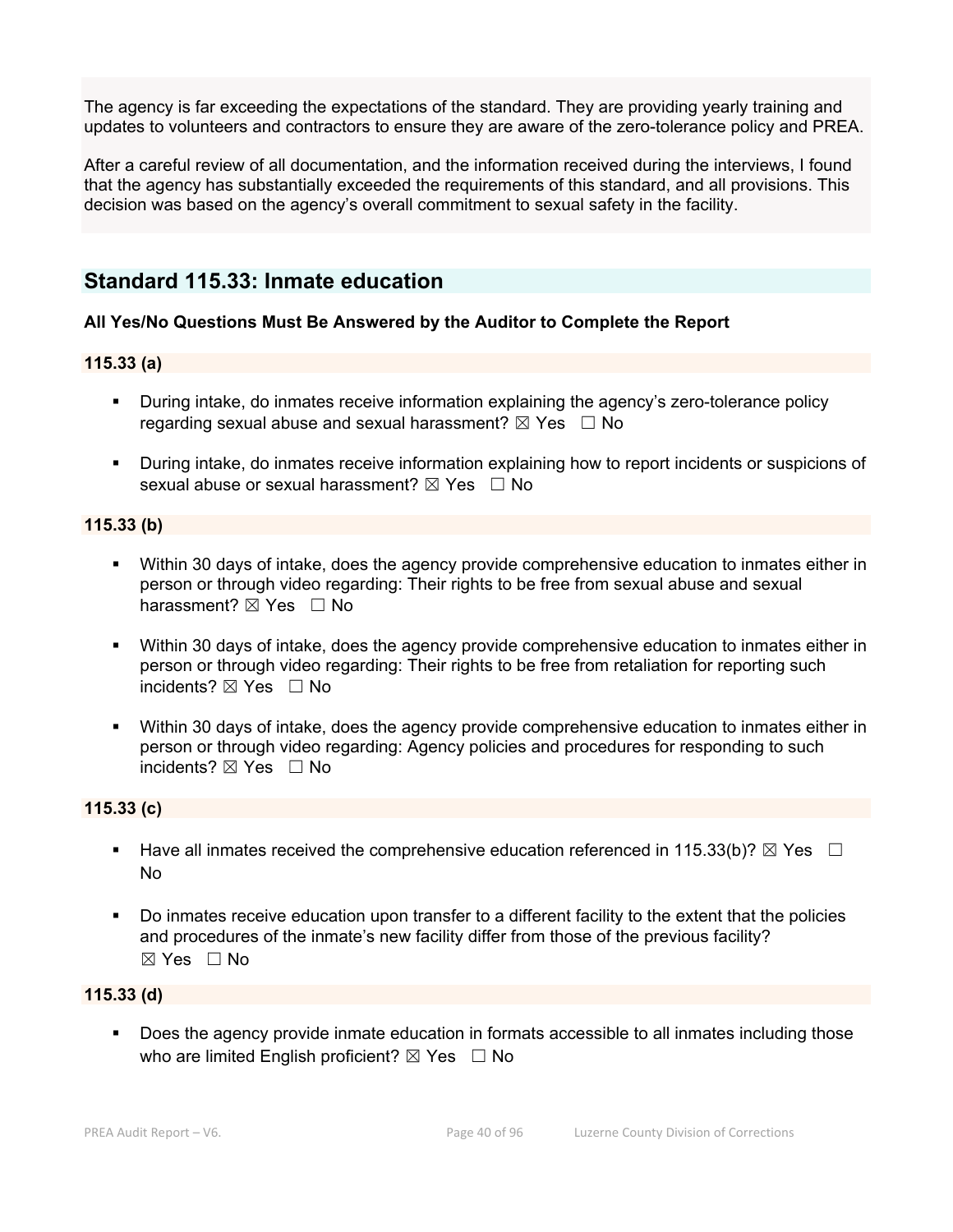The agency is far exceeding the expectations of the standard. They are providing yearly training and updates to volunteers and contractors to ensure they are aware of the zero-tolerance policy and PREA.

After a careful review of all documentation, and the information received during the interviews, I found that the agency has substantially exceeded the requirements of this standard, and all provisions. This decision was based on the agency's overall commitment to sexual safety in the facility.

## Standard 115.33: Inmate education

**All Yes/No Questions Must Be Answered by the Auditor to Complete the Report**

**115.33 (a)**

- During intake, do inmates receive information explaining the agency's zero-tolerance policy regarding sexual abuse and sexual harassment? ☒ Yes ☐ No
- During intake, do inmates receive information explaining how to report incidents or suspicions of sexual abuse or sexual harassment? ☒ Yes ☐ No

**115.33 (b)**

- Within 30 days of intake, does the agency provide comprehensive education to inmates either in person or through video regarding: Their rights to be free from sexual abuse and sexual harassment? ☒ Yes ☐ No
- Within 30 days of intake, does the agency provide comprehensive education to inmates either in person or through video regarding: Their rights to be free from retaliation for reporting such incidents? ☒ Yes ☐ No
- Within 30 days of intake, does the agency provide comprehensive education to inmates either in person or through video regarding: Agency policies and procedures for responding to such incidents? ☒ Yes ☐ No

**115.33 (c)**

- Have all inmates received the comprehensive education referenced in 115.33(b)? ☒ Yes ☐ No
- Do inmates receive education upon transfer to a different facility to the extent that the policies and procedures of the inmate's new facility differ from those of the previous facility? ☒ Yes ☐ No

**115.33 (d)**

- Does the agency provide inmate education in formats accessible to all inmates including those who are limited English proficient? ☒ Yes ☐ No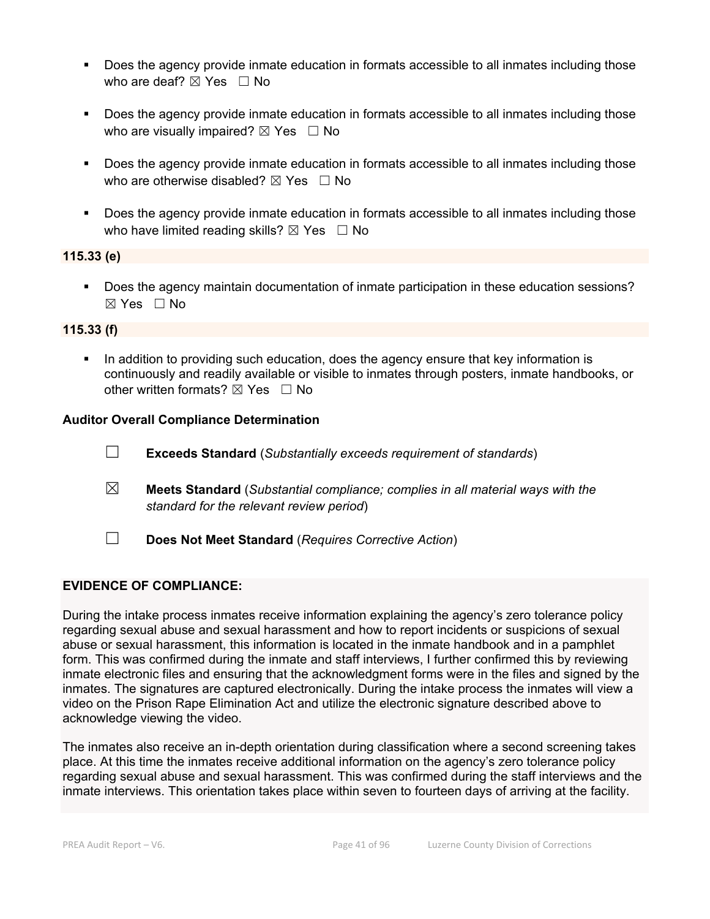- Does the agency provide inmate education in formats accessible to all inmates including those who are deaf? ☒ Yes ☐ No

- Does the agency provide inmate education in formats accessible to all inmates including those who are visually impaired? ☒ Yes ☐ No

- Does the agency provide inmate education in formats accessible to all inmates including those who are otherwise disabled? ☒ Yes ☐ No

- Does the agency provide inmate education in formats accessible to all inmates including those who have limited reading skills? ☒ Yes ☐ No

**115.33 (e)**

- Does the agency maintain documentation of inmate participation in these education sessions? ☒ Yes ☐ No

**115.33 (f)**

- In addition to providing such education, does the agency ensure that key information is continuously and readily available or visible to inmates through posters, inmate handbooks, or other written formats? ☒ Yes ☐ No

**Auditor Overall Compliance Determination**

☐ **Exceeds Standard** (*Substantially exceeds requirement of standards*)

☒ **Meets Standard** (*Substantial compliance; complies in all material ways with the standard for the relevant review period*)

☐ **Does Not Meet Standard** (*Requires Corrective Action*)

**EVIDENCE OF COMPLIANCE:**

During the intake process inmates receive information explaining the agency's zero tolerance policy regarding sexual abuse and sexual harassment and how to report incidents or suspicions of sexual abuse or sexual harassment, this information is located in the inmate handbook and in a pamphlet form. This was confirmed during the inmate and staff interviews, I further confirmed this by reviewing inmate electronic files and ensuring that the acknowledgment forms were in the files and signed by the inmates. The signatures are captured electronically. During the intake process the inmates will view a video on the Prison Rape Elimination Act and utilize the electronic signature described above to acknowledge viewing the video.

The inmates also receive an in-depth orientation during classification where a second screening takes place. At this time the inmates receive additional information on the agency's zero tolerance policy regarding sexual abuse and sexual harassment. This was confirmed during the staff interviews and the inmate interviews. This orientation takes place within seven to fourteen days of arriving at the facility.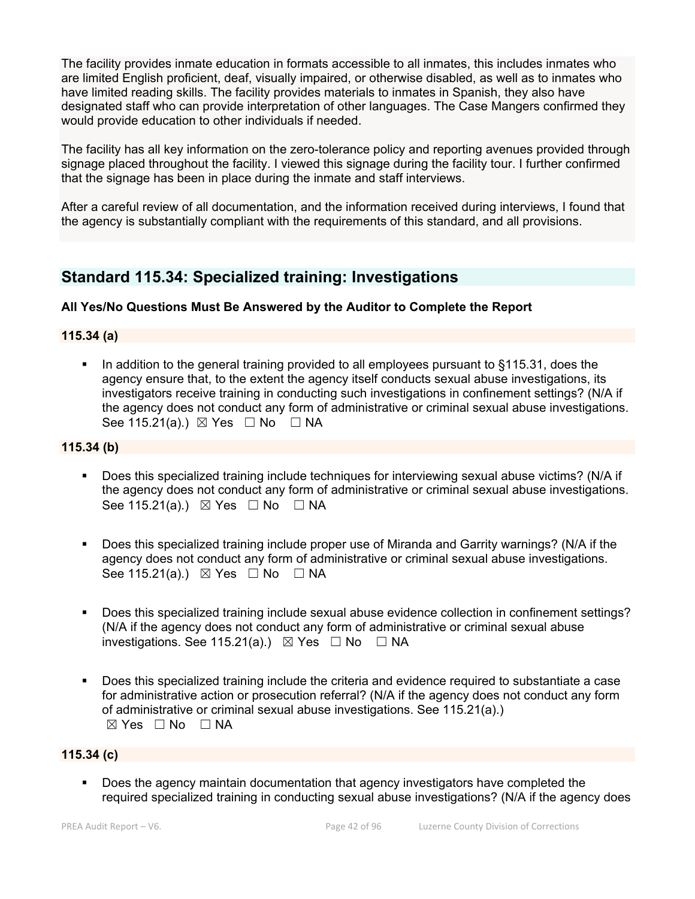The facility provides inmate education in formats accessible to all inmates, this includes inmates who are limited English proficient, deaf, visually impaired, or otherwise disabled, as well as to inmates who have limited reading skills. The facility provides materials to inmates in Spanish, they also have designated staff who can provide interpretation of other languages. The Case Mangers confirmed they would provide education to other individuals if needed.

The facility has all key information on the zero-tolerance policy and reporting avenues provided through signage placed throughout the facility. I viewed this signage during the facility tour. I further confirmed that the signage has been in place during the inmate and staff interviews.

After a careful review of all documentation, and the information received during interviews, I found that the agency is substantially compliant with the requirements of this standard, and all provisions.

## Standard 115.34: Specialized training: Investigations

**All Yes/No Questions Must Be Answered by the Auditor to Complete the Report**

**115.34 (a)**

- In addition to the general training provided to all employees pursuant to §115.31, does the agency ensure that, to the extent the agency itself conducts sexual abuse investigations, its investigators receive training in conducting such investigations in confinement settings? (N/A if the agency does not conduct any form of administrative or criminal sexual abuse investigations. See 115.21(a).) ☒ Yes ☐ No ☐ NA

**115.34 (b)**

- Does this specialized training include techniques for interviewing sexual abuse victims? (N/A if the agency does not conduct any form of administrative or criminal sexual abuse investigations. See 115.21(a).) ☒ Yes ☐ No ☐ NA

- Does this specialized training include proper use of Miranda and Garrity warnings? (N/A if the agency does not conduct any form of administrative or criminal sexual abuse investigations. See 115.21(a).) ☒ Yes ☐ No ☐ NA

- Does this specialized training include sexual abuse evidence collection in confinement settings? (N/A if the agency does not conduct any form of administrative or criminal sexual abuse investigations. See 115.21(a).) ☒ Yes ☐ No ☐ NA

- Does this specialized training include the criteria and evidence required to substantiate a case for administrative action or prosecution referral? (N/A if the agency does not conduct any form of administrative or criminal sexual abuse investigations. See 115.21(a).) ☒ Yes ☐ No ☐ NA

**115.34 (c)**

- Does the agency maintain documentation that agency investigators have completed the required specialized training in conducting sexual abuse investigations? (N/A if the agency does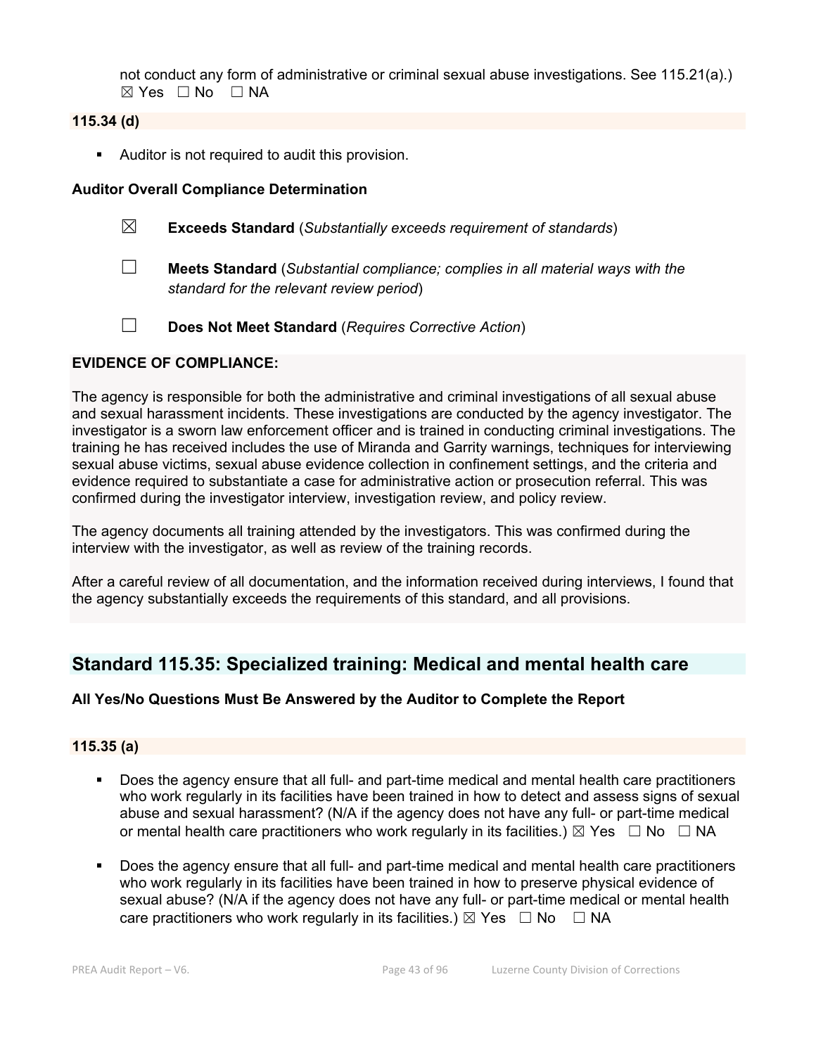not conduct any form of administrative or criminal sexual abuse investigations. See 115.21(a).) ☒ Yes ☐ No ☐ NA

**115.34 (d)**

- Auditor is not required to audit this provision.

**Auditor Overall Compliance Determination**

☒ **Exceeds Standard** (*Substantially exceeds requirement of standards*)

☐ **Meets Standard** (*Substantial compliance; complies in all material ways with the standard for the relevant review period*)

☐ **Does Not Meet Standard** (*Requires Corrective Action*)

**EVIDENCE OF COMPLIANCE:**

The agency is responsible for both the administrative and criminal investigations of all sexual abuse and sexual harassment incidents. These investigations are conducted by the agency investigator. The investigator is a sworn law enforcement officer and is trained in conducting criminal investigations. The training he has received includes the use of Miranda and Garrity warnings, techniques for interviewing sexual abuse victims, sexual abuse evidence collection in confinement settings, and the criteria and evidence required to substantiate a case for administrative action or prosecution referral. This was confirmed during the investigator interview, investigation review, and policy review.

The agency documents all training attended by the investigators. This was confirmed during the interview with the investigator, as well as review of the training records.

After a careful review of all documentation, and the information received during interviews, I found that the agency substantially exceeds the requirements of this standard, and all provisions.

## Standard 115.35: Specialized training: Medical and mental health care

**All Yes/No Questions Must Be Answered by the Auditor to Complete the Report**

**115.35 (a)**

- Does the agency ensure that all full- and part-time medical and mental health care practitioners who work regularly in its facilities have been trained in how to detect and assess signs of sexual abuse and sexual harassment? (N/A if the agency does not have any full- or part-time medical or mental health care practitioners who work regularly in its facilities.) ☒ Yes ☐ No ☐ NA
- Does the agency ensure that all full- and part-time medical and mental health care practitioners who work regularly in its facilities have been trained in how to preserve physical evidence of sexual abuse? (N/A if the agency does not have any full- or part-time medical or mental health care practitioners who work regularly in its facilities.) ☒ Yes ☐ No ☐ NA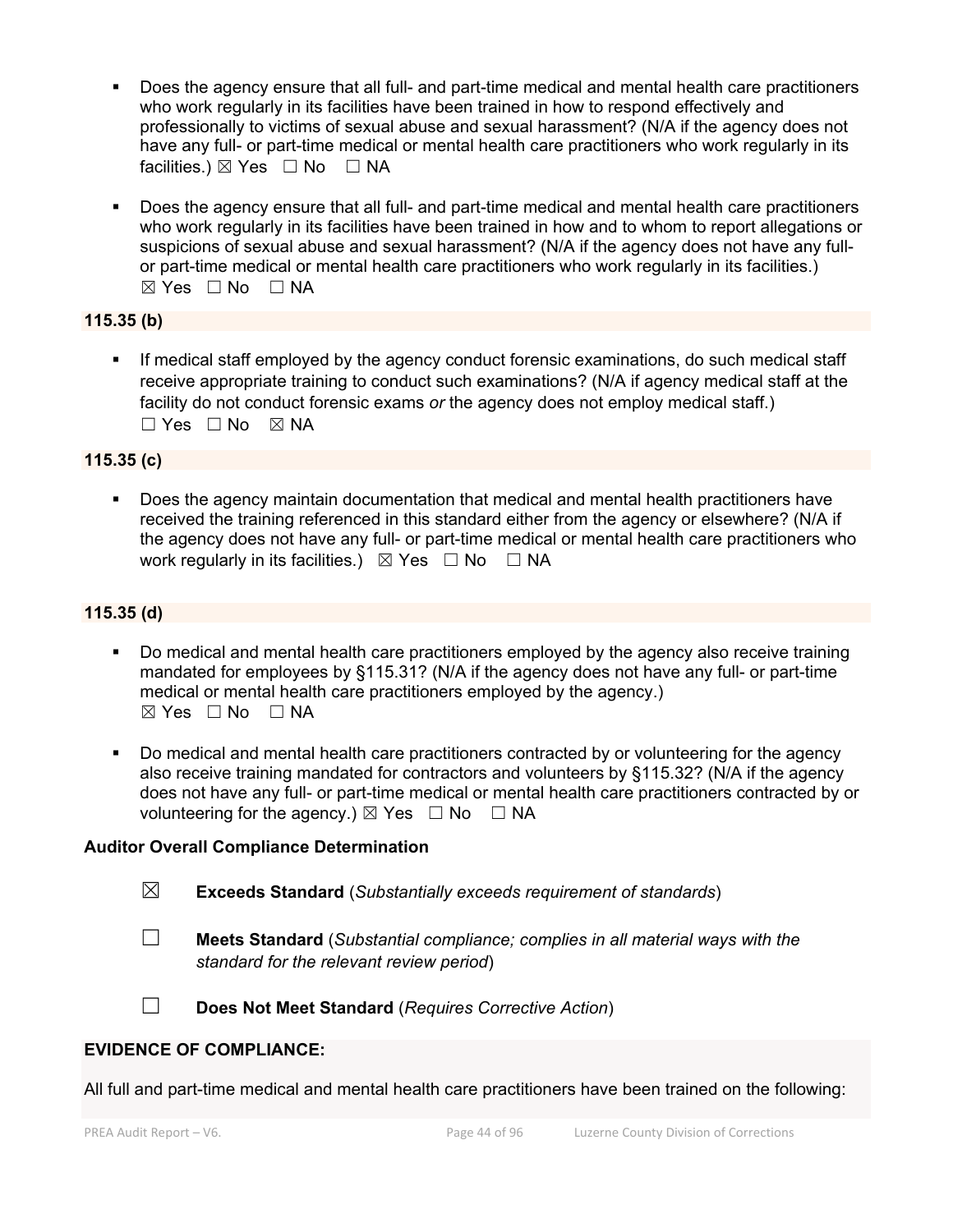- Does the agency ensure that all full- and part-time medical and mental health care practitioners who work regularly in its facilities have been trained in how to respond effectively and professionally to victims of sexual abuse and sexual harassment? (N/A if the agency does not have any full- or part-time medical or mental health care practitioners who work regularly in its facilities.) ☒ Yes ☐ No ☐ NA

- Does the agency ensure that all full- and part-time medical and mental health care practitioners who work regularly in its facilities have been trained in how and to whom to report allegations or suspicions of sexual abuse and sexual harassment? (N/A if the agency does not have any full- or part-time medical or mental health care practitioners who work regularly in its facilities.) ☒ Yes ☐ No ☐ NA

**115.35 (b)**

- If medical staff employed by the agency conduct forensic examinations, do such medical staff receive appropriate training to conduct such examinations? (N/A if agency medical staff at the facility do not conduct forensic exams *or* the agency does not employ medical staff.) ☐ Yes ☐ No ☒ NA

**115.35 (c)**

- Does the agency maintain documentation that medical and mental health practitioners have received the training referenced in this standard either from the agency or elsewhere? (N/A if the agency does not have any full- or part-time medical or mental health care practitioners who work regularly in its facilities.) ☒ Yes ☐ No ☐ NA

**115.35 (d)**

- Do medical and mental health care practitioners employed by the agency also receive training mandated for employees by §115.31? (N/A if the agency does not have any full- or part-time medical or mental health care practitioners employed by the agency.) ☒ Yes ☐ No ☐ NA

- Do medical and mental health care practitioners contracted by or volunteering for the agency also receive training mandated for contractors and volunteers by §115.32? (N/A if the agency does not have any full- or part-time medical or mental health care practitioners contracted by or volunteering for the agency.) ☒ Yes ☐ No ☐ NA

**Auditor Overall Compliance Determination**

☒ **Exceeds Standard** (*Substantially exceeds requirement of standards*)

☐ **Meets Standard** (*Substantial compliance; complies in all material ways with the standard for the relevant review period*)

☐ **Does Not Meet Standard** (*Requires Corrective Action*)

**EVIDENCE OF COMPLIANCE:**

All full and part-time medical and mental health care practitioners have been trained on the following: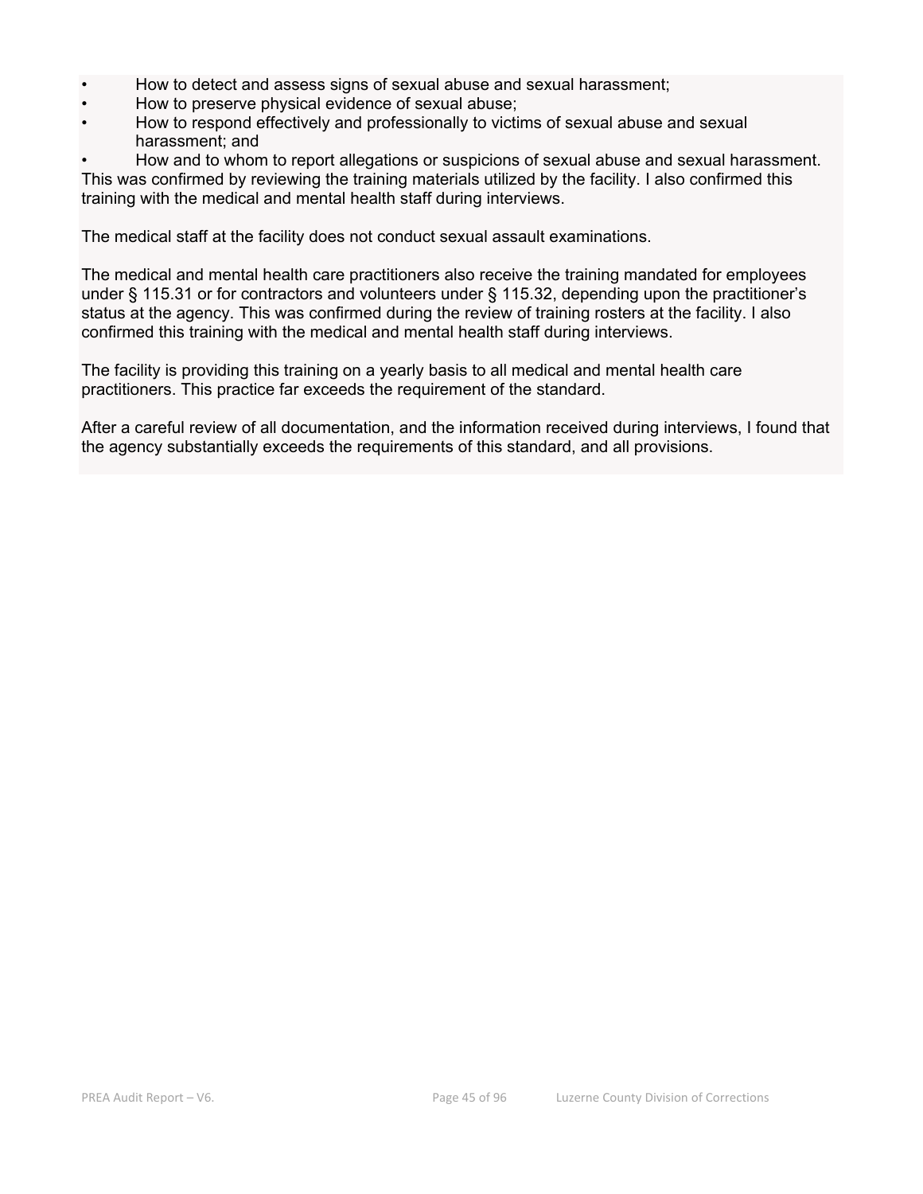- How to detect and assess signs of sexual abuse and sexual harassment;
- How to preserve physical evidence of sexual abuse;
- How to respond effectively and professionally to victims of sexual abuse and sexual harassment; and
- How and to whom to report allegations or suspicions of sexual abuse and sexual harassment.

This was confirmed by reviewing the training materials utilized by the facility. I also confirmed this training with the medical and mental health staff during interviews.

The medical staff at the facility does not conduct sexual assault examinations.

The medical and mental health care practitioners also receive the training mandated for employees under § 115.31 or for contractors and volunteers under § 115.32, depending upon the practitioner's status at the agency. This was confirmed during the review of training rosters at the facility. I also confirmed this training with the medical and mental health staff during interviews.

The facility is providing this training on a yearly basis to all medical and mental health care practitioners. This practice far exceeds the requirement of the standard.

After a careful review of all documentation, and the information received during interviews, I found that the agency substantially exceeds the requirements of this standard, and all provisions.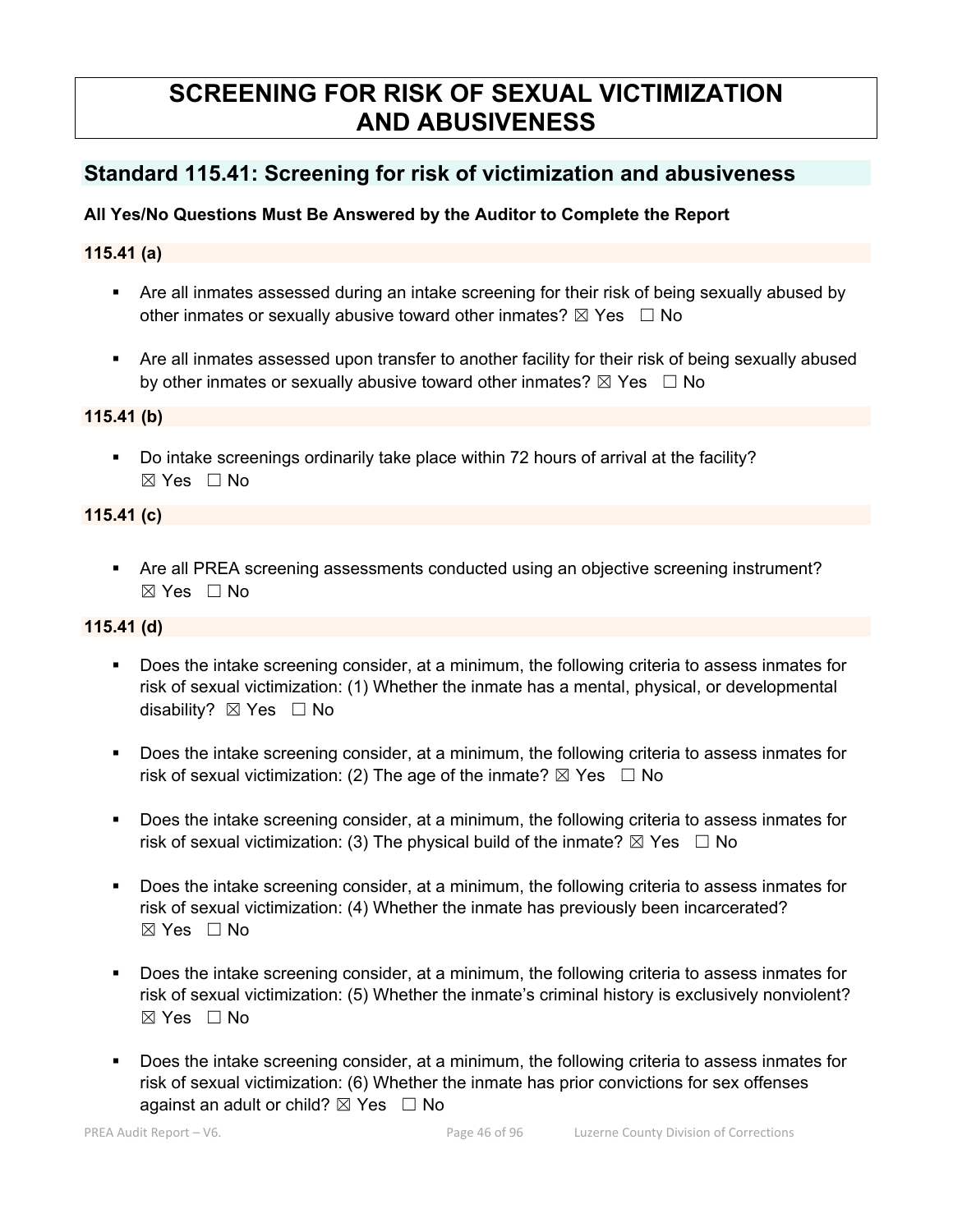# SCREENING FOR RISK OF SEXUAL VICTIMIZATION AND ABUSIVENESS

## Standard 115.41: Screening for risk of victimization and abusiveness

**All Yes/No Questions Must Be Answered by the Auditor to Complete the Report**

### 115.41 (a)

- Are all inmates assessed during an intake screening for their risk of being sexually abused by other inmates or sexually abusive toward other inmates? ☒ Yes ☐ No
- Are all inmates assessed upon transfer to another facility for their risk of being sexually abused by other inmates or sexually abusive toward other inmates? ☒ Yes ☐ No

### 115.41 (b)

- Do intake screenings ordinarily take place within 72 hours of arrival at the facility? ☒ Yes ☐ No

### 115.41 (c)

- Are all PREA screening assessments conducted using an objective screening instrument? ☒ Yes ☐ No

### 115.41 (d)

- Does the intake screening consider, at a minimum, the following criteria to assess inmates for risk of sexual victimization: (1) Whether the inmate has a mental, physical, or developmental disability? ☒ Yes ☐ No
- Does the intake screening consider, at a minimum, the following criteria to assess inmates for risk of sexual victimization: (2) The age of the inmate? ☒ Yes ☐ No
- Does the intake screening consider, at a minimum, the following criteria to assess inmates for risk of sexual victimization: (3) The physical build of the inmate? ☒ Yes ☐ No
- Does the intake screening consider, at a minimum, the following criteria to assess inmates for risk of sexual victimization: (4) Whether the inmate has previously been incarcerated? ☒ Yes ☐ No
- Does the intake screening consider, at a minimum, the following criteria to assess inmates for risk of sexual victimization: (5) Whether the inmate's criminal history is exclusively nonviolent? ☒ Yes ☐ No
- Does the intake screening consider, at a minimum, the following criteria to assess inmates for risk of sexual victimization: (6) Whether the inmate has prior convictions for sex offenses against an adult or child? ☒ Yes ☐ No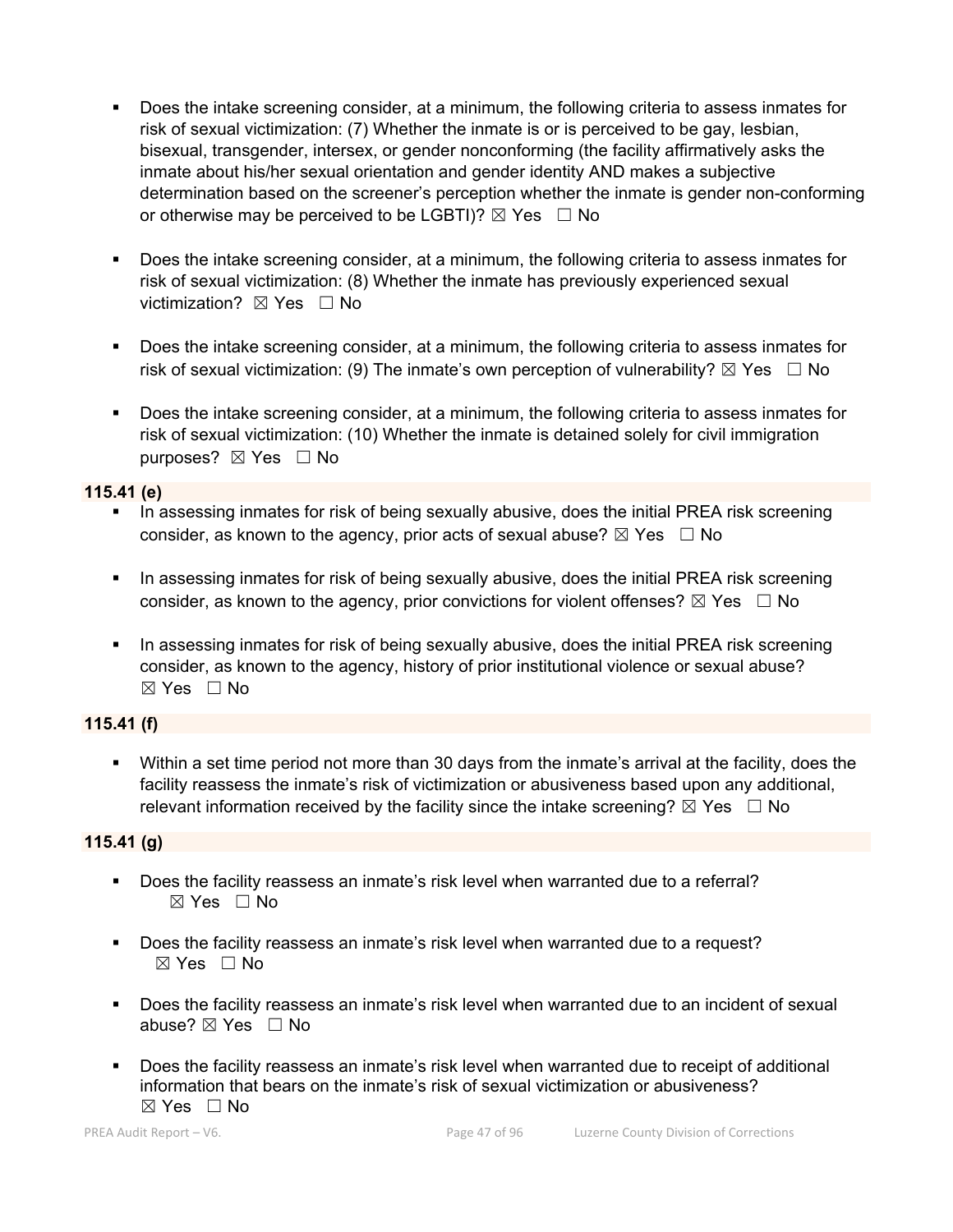- Does the intake screening consider, at a minimum, the following criteria to assess inmates for risk of sexual victimization: (7) Whether the inmate is or is perceived to be gay, lesbian, bisexual, transgender, intersex, or gender nonconforming (the facility affirmatively asks the inmate about his/her sexual orientation and gender identity AND makes a subjective determination based on the screener's perception whether the inmate is gender non-conforming or otherwise may be perceived to be LGBTI)? ☒ Yes ☐ No

- Does the intake screening consider, at a minimum, the following criteria to assess inmates for risk of sexual victimization: (8) Whether the inmate has previously experienced sexual victimization? ☒ Yes ☐ No

- Does the intake screening consider, at a minimum, the following criteria to assess inmates for risk of sexual victimization: (9) The inmate's own perception of vulnerability? ☒ Yes ☐ No

- Does the intake screening consider, at a minimum, the following criteria to assess inmates for risk of sexual victimization: (10) Whether the inmate is detained solely for civil immigration purposes? ☒ Yes ☐ No

**115.41 (e)**

- In assessing inmates for risk of being sexually abusive, does the initial PREA risk screening consider, as known to the agency, prior acts of sexual abuse? ☒ Yes ☐ No

- In assessing inmates for risk of being sexually abusive, does the initial PREA risk screening consider, as known to the agency, prior convictions for violent offenses? ☒ Yes ☐ No

- In assessing inmates for risk of being sexually abusive, does the initial PREA risk screening consider, as known to the agency, history of prior institutional violence or sexual abuse? ☒ Yes ☐ No

**115.41 (f)**

- Within a set time period not more than 30 days from the inmate's arrival at the facility, does the facility reassess the inmate's risk of victimization or abusiveness based upon any additional, relevant information received by the facility since the intake screening? ☒ Yes ☐ No

**115.41 (g)**

- Does the facility reassess an inmate's risk level when warranted due to a referral? ☒ Yes ☐ No

- Does the facility reassess an inmate's risk level when warranted due to a request? ☒ Yes ☐ No

- Does the facility reassess an inmate's risk level when warranted due to an incident of sexual abuse? ☒ Yes ☐ No

- Does the facility reassess an inmate's risk level when warranted due to receipt of additional information that bears on the inmate's risk of sexual victimization or abusiveness? ☒ Yes ☐ No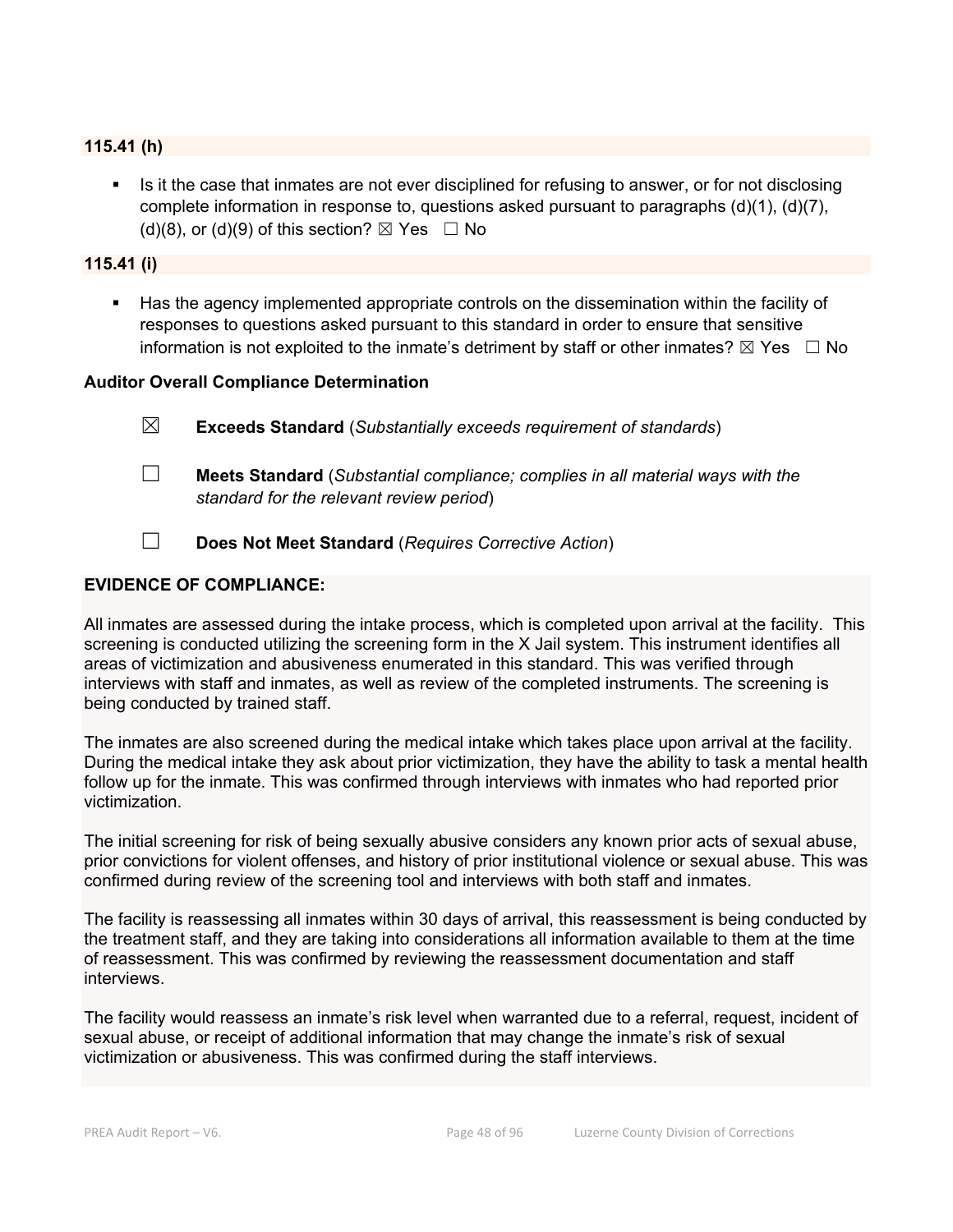### 115.41 (h)

- Is it the case that inmates are not ever disciplined for refusing to answer, or for not disclosing complete information in response to, questions asked pursuant to paragraphs (d)(1), (d)(7), (d)(8), or (d)(9) of this section? ☒ Yes ☐ No

### 115.41 (i)

- Has the agency implemented appropriate controls on the dissemination within the facility of responses to questions asked pursuant to this standard in order to ensure that sensitive information is not exploited to the inmate's detriment by staff or other inmates? ☒ Yes ☐ No

**Auditor Overall Compliance Determination**

☒ **Exceeds Standard** (*Substantially exceeds requirement of standards*)

☐ **Meets Standard** (*Substantial compliance; complies in all material ways with the standard for the relevant review period*)

☐ **Does Not Meet Standard** (*Requires Corrective Action*)

**EVIDENCE OF COMPLIANCE:**

All inmates are assessed during the intake process, which is completed upon arrival at the facility. This screening is conducted utilizing the screening form in the X Jail system. This instrument identifies all areas of victimization and abusiveness enumerated in this standard. This was verified through interviews with staff and inmates, as well as review of the completed instruments. The screening is being conducted by trained staff.

The inmates are also screened during the medical intake which takes place upon arrival at the facility. During the medical intake they ask about prior victimization, they have the ability to task a mental health follow up for the inmate. This was confirmed through interviews with inmates who had reported prior victimization.

The initial screening for risk of being sexually abusive considers any known prior acts of sexual abuse, prior convictions for violent offenses, and history of prior institutional violence or sexual abuse. This was confirmed during review of the screening tool and interviews with both staff and inmates.

The facility is reassessing all inmates within 30 days of arrival, this reassessment is being conducted by the treatment staff, and they are taking into considerations all information available to them at the time of reassessment. This was confirmed by reviewing the reassessment documentation and staff interviews.

The facility would reassess an inmate's risk level when warranted due to a referral, request, incident of sexual abuse, or receipt of additional information that may change the inmate's risk of sexual victimization or abusiveness. This was confirmed during the staff interviews.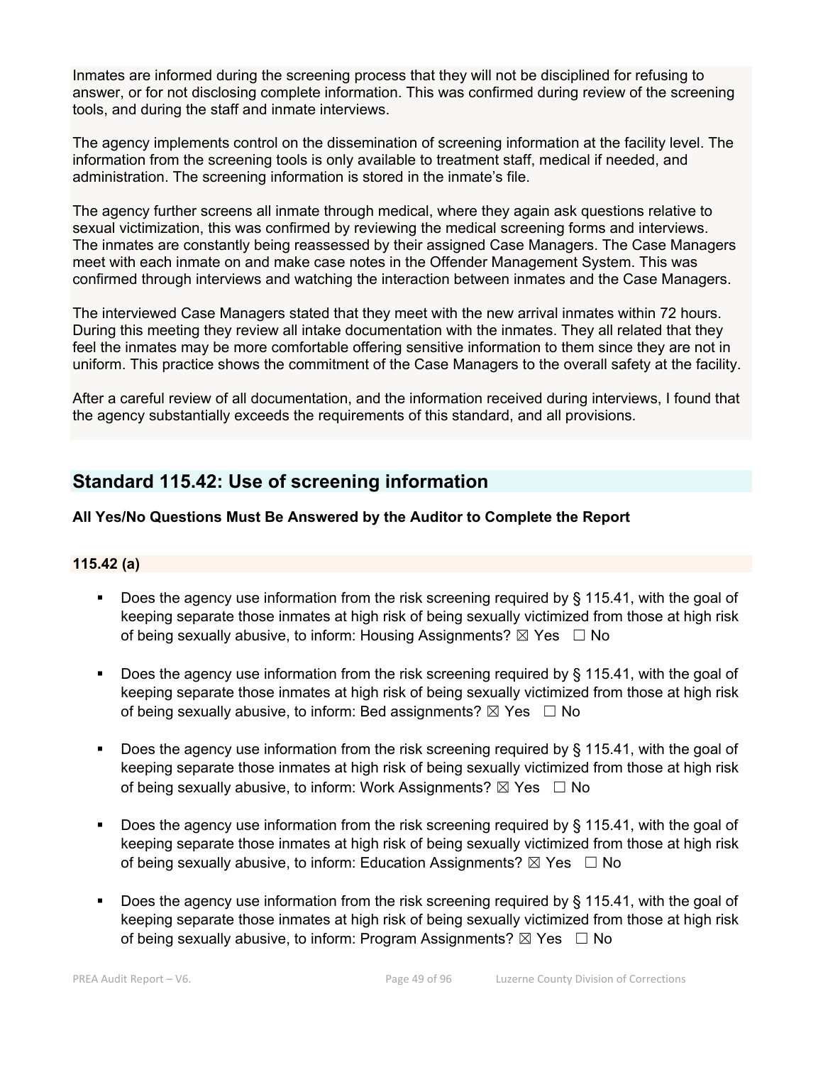Inmates are informed during the screening process that they will not be disciplined for refusing to answer, or for not disclosing complete information. This was confirmed during review of the screening tools, and during the staff and inmate interviews.

The agency implements control on the dissemination of screening information at the facility level. The information from the screening tools is only available to treatment staff, medical if needed, and administration. The screening information is stored in the inmate's file.

The agency further screens all inmate through medical, where they again ask questions relative to sexual victimization, this was confirmed by reviewing the medical screening forms and interviews. The inmates are constantly being reassessed by their assigned Case Managers. The Case Managers meet with each inmate on and make case notes in the Offender Management System. This was confirmed through interviews and watching the interaction between inmates and the Case Managers.

The interviewed Case Managers stated that they meet with the new arrival inmates within 72 hours. During this meeting they review all intake documentation with the inmates. They all related that they feel the inmates may be more comfortable offering sensitive information to them since they are not in uniform. This practice shows the commitment of the Case Managers to the overall safety at the facility.

After a careful review of all documentation, and the information received during interviews, I found that the agency substantially exceeds the requirements of this standard, and all provisions.

## Standard 115.42: Use of screening information

**All Yes/No Questions Must Be Answered by the Auditor to Complete the Report**

### 115.42 (a)

- Does the agency use information from the risk screening required by § 115.41, with the goal of keeping separate those inmates at high risk of being sexually victimized from those at high risk of being sexually abusive, to inform: Housing Assignments? ☒ Yes ☐ No
- Does the agency use information from the risk screening required by § 115.41, with the goal of keeping separate those inmates at high risk of being sexually victimized from those at high risk of being sexually abusive, to inform: Bed assignments? ☒ Yes ☐ No
- Does the agency use information from the risk screening required by § 115.41, with the goal of keeping separate those inmates at high risk of being sexually victimized from those at high risk of being sexually abusive, to inform: Work Assignments? ☒ Yes ☐ No
- Does the agency use information from the risk screening required by § 115.41, with the goal of keeping separate those inmates at high risk of being sexually victimized from those at high risk of being sexually abusive, to inform: Education Assignments? ☒ Yes ☐ No
- Does the agency use information from the risk screening required by § 115.41, with the goal of keeping separate those inmates at high risk of being sexually victimized from those at high risk of being sexually abusive, to inform: Program Assignments? ☒ Yes ☐ No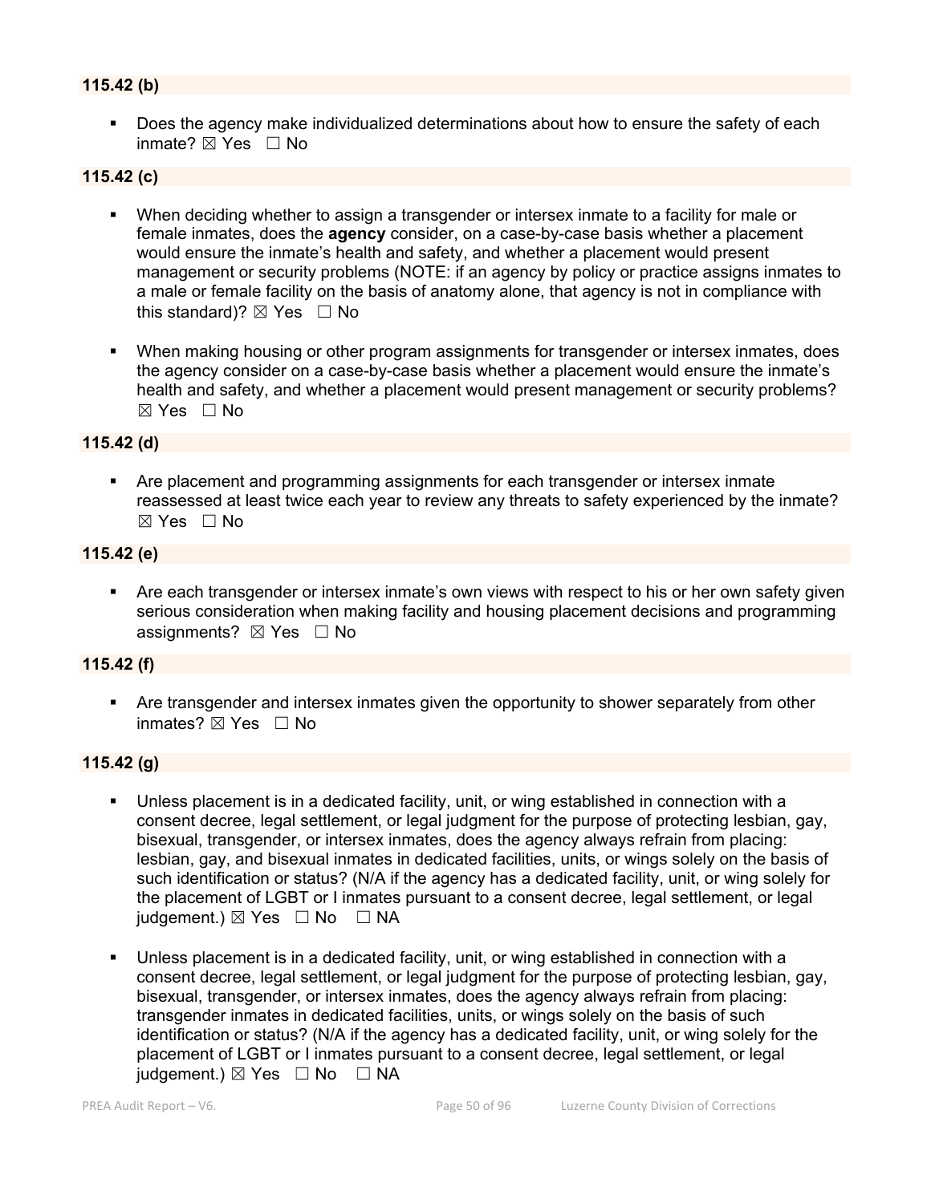**115.42 (b)**

- Does the agency make individualized determinations about how to ensure the safety of each inmate? ☒ Yes ☐ No

**115.42 (c)**

- When deciding whether to assign a transgender or intersex inmate to a facility for male or female inmates, does the **agency** consider, on a case-by-case basis whether a placement would ensure the inmate's health and safety, and whether a placement would present management or security problems (NOTE: if an agency by policy or practice assigns inmates to a male or female facility on the basis of anatomy alone, that agency is not in compliance with this standard)? ☒ Yes ☐ No

- When making housing or other program assignments for transgender or intersex inmates, does the agency consider on a case-by-case basis whether a placement would ensure the inmate's health and safety, and whether a placement would present management or security problems? ☒ Yes ☐ No

**115.42 (d)**

- Are placement and programming assignments for each transgender or intersex inmate reassessed at least twice each year to review any threats to safety experienced by the inmate? ☒ Yes ☐ No

**115.42 (e)**

- Are each transgender or intersex inmate's own views with respect to his or her own safety given serious consideration when making facility and housing placement decisions and programming assignments? ☒ Yes ☐ No

**115.42 (f)**

- Are transgender and intersex inmates given the opportunity to shower separately from other inmates? ☒ Yes ☐ No

**115.42 (g)**

- Unless placement is in a dedicated facility, unit, or wing established in connection with a consent decree, legal settlement, or legal judgment for the purpose of protecting lesbian, gay, bisexual, transgender, or intersex inmates, does the agency always refrain from placing: lesbian, gay, and bisexual inmates in dedicated facilities, units, or wings solely on the basis of such identification or status? (N/A if the agency has a dedicated facility, unit, or wing solely for the placement of LGBT or I inmates pursuant to a consent decree, legal settlement, or legal judgement.) ☒ Yes ☐ No ☐ NA

- Unless placement is in a dedicated facility, unit, or wing established in connection with a consent decree, legal settlement, or legal judgment for the purpose of protecting lesbian, gay, bisexual, transgender, or intersex inmates, does the agency always refrain from placing: transgender inmates in dedicated facilities, units, or wings solely on the basis of such identification or status? (N/A if the agency has a dedicated facility, unit, or wing solely for the placement of LGBT or I inmates pursuant to a consent decree, legal settlement, or legal judgement.) ☒ Yes ☐ No ☐ NA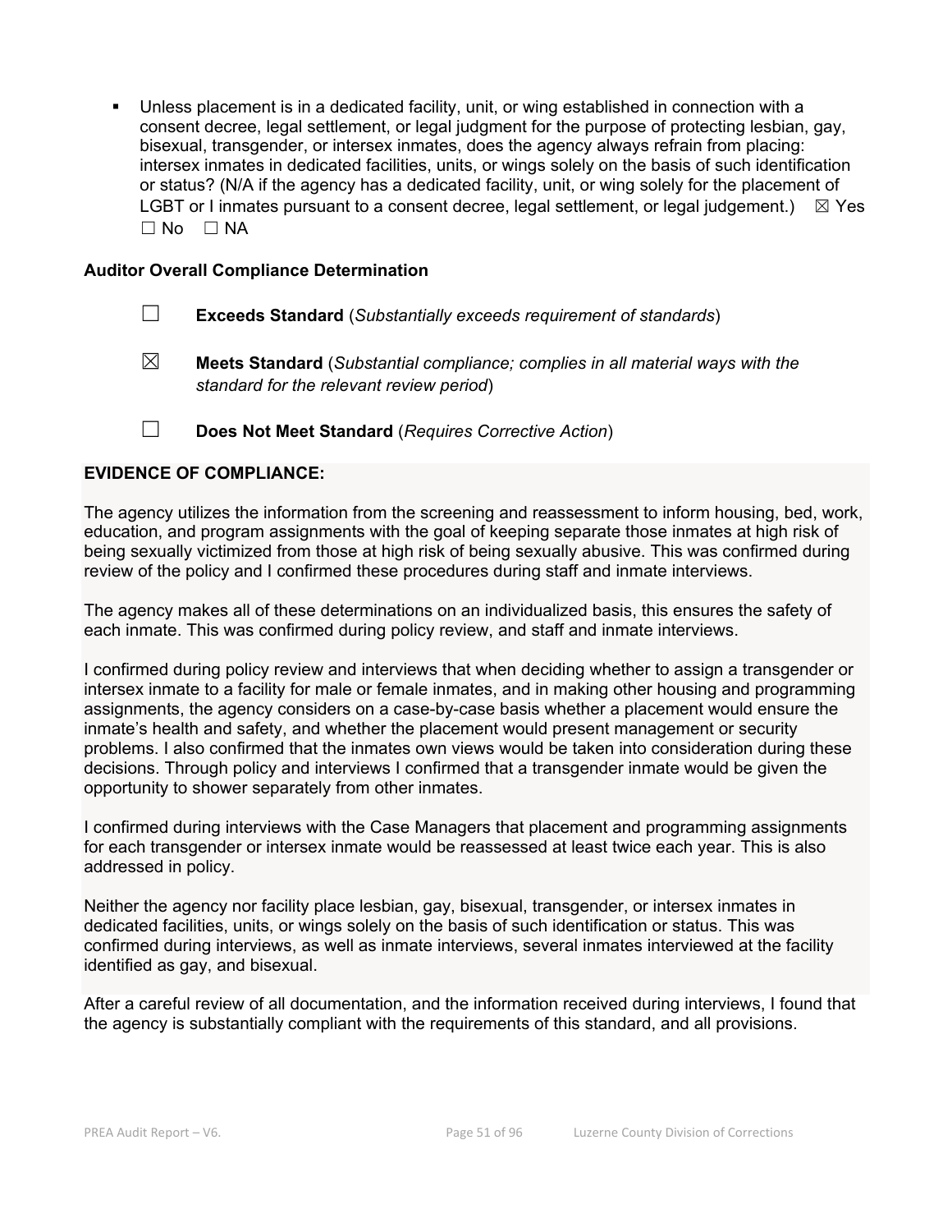- Unless placement is in a dedicated facility, unit, or wing established in connection with a consent decree, legal settlement, or legal judgment for the purpose of protecting lesbian, gay, bisexual, transgender, or intersex inmates, does the agency always refrain from placing: intersex inmates in dedicated facilities, units, or wings solely on the basis of such identification or status? (N/A if the agency has a dedicated facility, unit, or wing solely for the placement of LGBT or I inmates pursuant to a consent decree, legal settlement, or legal judgement.) ☒ Yes ☐ No ☐ NA

**Auditor Overall Compliance Determination**

☐ **Exceeds Standard** (*Substantially exceeds requirement of standards*)

☒ **Meets Standard** (*Substantial compliance; complies in all material ways with the standard for the relevant review period*)

☐ **Does Not Meet Standard** (*Requires Corrective Action*)

**EVIDENCE OF COMPLIANCE:**

The agency utilizes the information from the screening and reassessment to inform housing, bed, work, education, and program assignments with the goal of keeping separate those inmates at high risk of being sexually victimized from those at high risk of being sexually abusive. This was confirmed during review of the policy and I confirmed these procedures during staff and inmate interviews.

The agency makes all of these determinations on an individualized basis, this ensures the safety of each inmate. This was confirmed during policy review, and staff and inmate interviews.

I confirmed during policy review and interviews that when deciding whether to assign a transgender or intersex inmate to a facility for male or female inmates, and in making other housing and programming assignments, the agency considers on a case-by-case basis whether a placement would ensure the inmate's health and safety, and whether the placement would present management or security problems. I also confirmed that the inmates own views would be taken into consideration during these decisions. Through policy and interviews I confirmed that a transgender inmate would be given the opportunity to shower separately from other inmates.

I confirmed during interviews with the Case Managers that placement and programming assignments for each transgender or intersex inmate would be reassessed at least twice each year. This is also addressed in policy.

Neither the agency nor facility place lesbian, gay, bisexual, transgender, or intersex inmates in dedicated facilities, units, or wings solely on the basis of such identification or status. This was confirmed during interviews, as well as inmate interviews, several inmates interviewed at the facility identified as gay, and bisexual.

After a careful review of all documentation, and the information received during interviews, I found that the agency is substantially compliant with the requirements of this standard, and all provisions.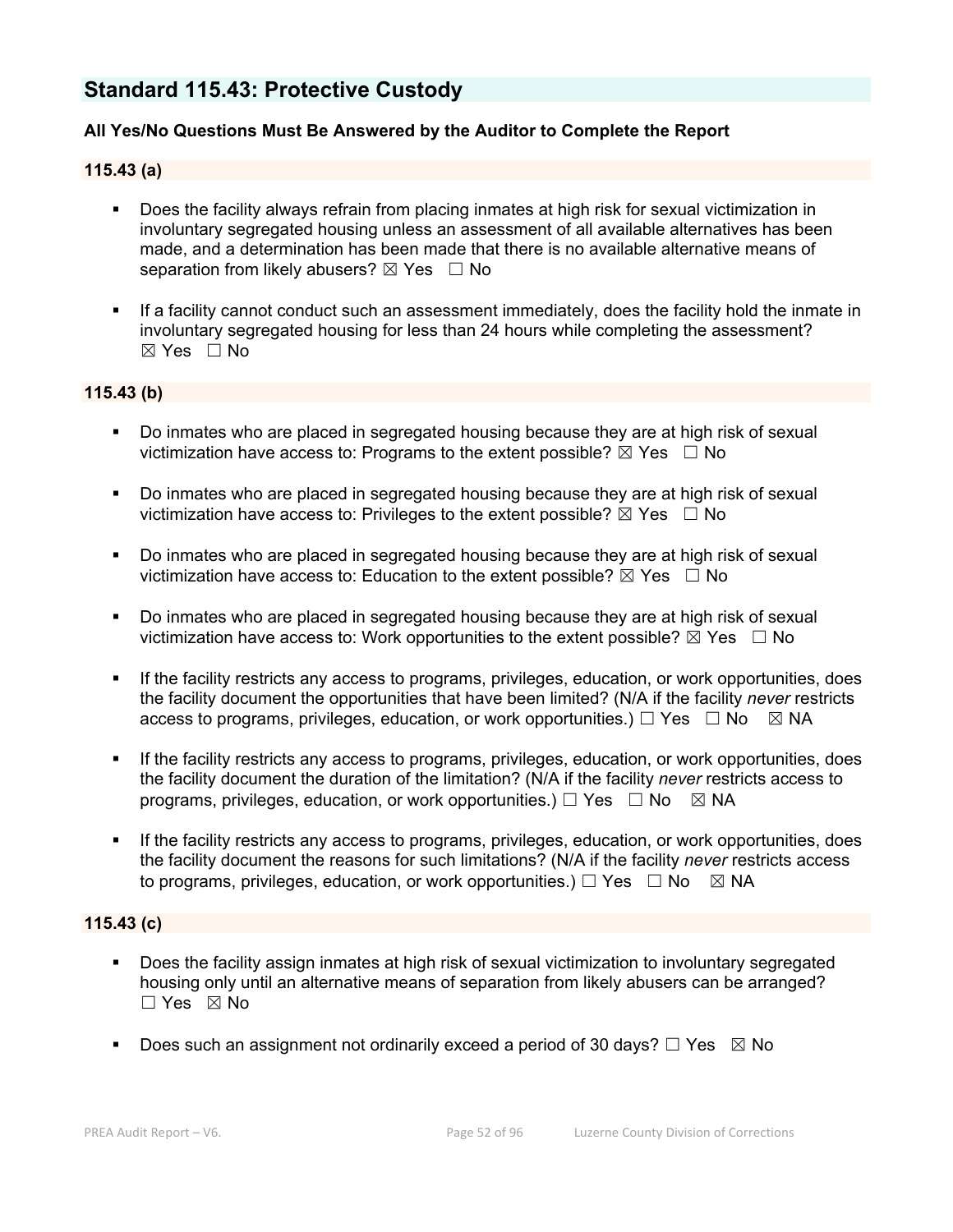## Standard 115.43: Protective Custody

**All Yes/No Questions Must Be Answered by the Auditor to Complete the Report**

### 115.43 (a)

- Does the facility always refrain from placing inmates at high risk for sexual victimization in involuntary segregated housing unless an assessment of all available alternatives has been made, and a determination has been made that there is no available alternative means of separation from likely abusers? ☒ Yes ☐ No

- If a facility cannot conduct such an assessment immediately, does the facility hold the inmate in involuntary segregated housing for less than 24 hours while completing the assessment? ☒ Yes ☐ No

### 115.43 (b)

- Do inmates who are placed in segregated housing because they are at high risk of sexual victimization have access to: Programs to the extent possible? ☒ Yes ☐ No

- Do inmates who are placed in segregated housing because they are at high risk of sexual victimization have access to: Privileges to the extent possible? ☒ Yes ☐ No

- Do inmates who are placed in segregated housing because they are at high risk of sexual victimization have access to: Education to the extent possible? ☒ Yes ☐ No

- Do inmates who are placed in segregated housing because they are at high risk of sexual victimization have access to: Work opportunities to the extent possible? ☒ Yes ☐ No

- If the facility restricts any access to programs, privileges, education, or work opportunities, does the facility document the opportunities that have been limited? (N/A if the facility *never* restricts access to programs, privileges, education, or work opportunities.) ☐ Yes ☐ No ☒ NA

- If the facility restricts any access to programs, privileges, education, or work opportunities, does the facility document the duration of the limitation? (N/A if the facility *never* restricts access to programs, privileges, education, or work opportunities.) ☐ Yes ☐ No ☒ NA

- If the facility restricts any access to programs, privileges, education, or work opportunities, does the facility document the reasons for such limitations? (N/A if the facility *never* restricts access to programs, privileges, education, or work opportunities.) ☐ Yes ☐ No ☒ NA

### 115.43 (c)

- Does the facility assign inmates at high risk of sexual victimization to involuntary segregated housing only until an alternative means of separation from likely abusers can be arranged? ☐ Yes ☒ No

- Does such an assignment not ordinarily exceed a period of 30 days? ☐ Yes ☒ No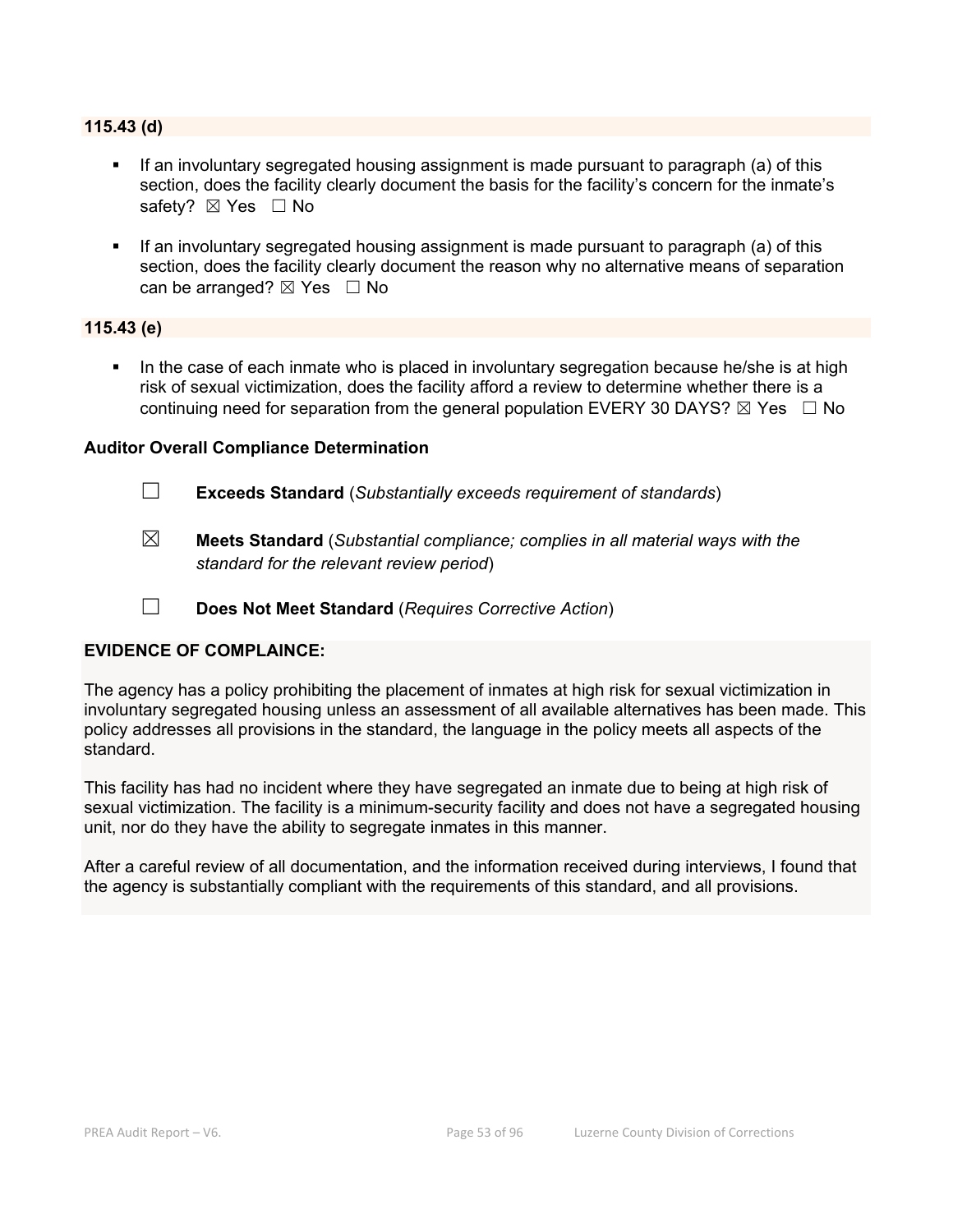**115.43 (d)**

- If an involuntary segregated housing assignment is made pursuant to paragraph (a) of this section, does the facility clearly document the basis for the facility's concern for the inmate's safety? ☒ Yes ☐ No
- If an involuntary segregated housing assignment is made pursuant to paragraph (a) of this section, does the facility clearly document the reason why no alternative means of separation can be arranged? ☒ Yes ☐ No

**115.43 (e)**

- In the case of each inmate who is placed in involuntary segregation because he/she is at high risk of sexual victimization, does the facility afford a review to determine whether there is a continuing need for separation from the general population EVERY 30 DAYS? ☒ Yes ☐ No

**Auditor Overall Compliance Determination**

☐ **Exceeds Standard** (*Substantially exceeds requirement of standards*)

☒ **Meets Standard** (*Substantial compliance; complies in all material ways with the standard for the relevant review period*)

☐ **Does Not Meet Standard** (*Requires Corrective Action*)

**EVIDENCE OF COMPLAINCE:**

The agency has a policy prohibiting the placement of inmates at high risk for sexual victimization in involuntary segregated housing unless an assessment of all available alternatives has been made. This policy addresses all provisions in the standard, the language in the policy meets all aspects of the standard.

This facility has had no incident where they have segregated an inmate due to being at high risk of sexual victimization. The facility is a minimum-security facility and does not have a segregated housing unit, nor do they have the ability to segregate inmates in this manner.

After a careful review of all documentation, and the information received during interviews, I found that the agency is substantially compliant with the requirements of this standard, and all provisions.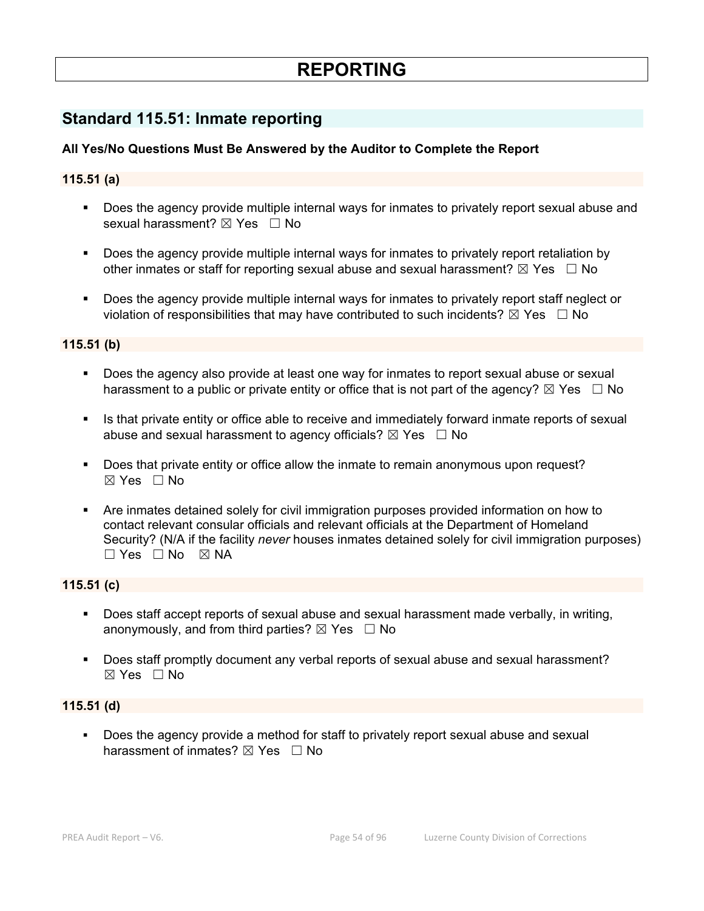# REPORTING

## Standard 115.51: Inmate reporting

**All Yes/No Questions Must Be Answered by the Auditor to Complete the Report**

### 115.51 (a)

- Does the agency provide multiple internal ways for inmates to privately report sexual abuse and sexual harassment? ☒ Yes ☐ No
- Does the agency provide multiple internal ways for inmates to privately report retaliation by other inmates or staff for reporting sexual abuse and sexual harassment? ☒ Yes ☐ No
- Does the agency provide multiple internal ways for inmates to privately report staff neglect or violation of responsibilities that may have contributed to such incidents? ☒ Yes ☐ No

### 115.51 (b)

- Does the agency also provide at least one way for inmates to report sexual abuse or sexual harassment to a public or private entity or office that is not part of the agency? ☒ Yes ☐ No
- Is that private entity or office able to receive and immediately forward inmate reports of sexual abuse and sexual harassment to agency officials? ☒ Yes ☐ No
- Does that private entity or office allow the inmate to remain anonymous upon request? ☒ Yes ☐ No
- Are inmates detained solely for civil immigration purposes provided information on how to contact relevant consular officials and relevant officials at the Department of Homeland Security? (N/A if the facility *never* houses inmates detained solely for civil immigration purposes) ☐ Yes ☐ No ☒ NA

### 115.51 (c)

- Does staff accept reports of sexual abuse and sexual harassment made verbally, in writing, anonymously, and from third parties? ☒ Yes ☐ No
- Does staff promptly document any verbal reports of sexual abuse and sexual harassment? ☒ Yes ☐ No

### 115.51 (d)

- Does the agency provide a method for staff to privately report sexual abuse and sexual harassment of inmates? ☒ Yes ☐ No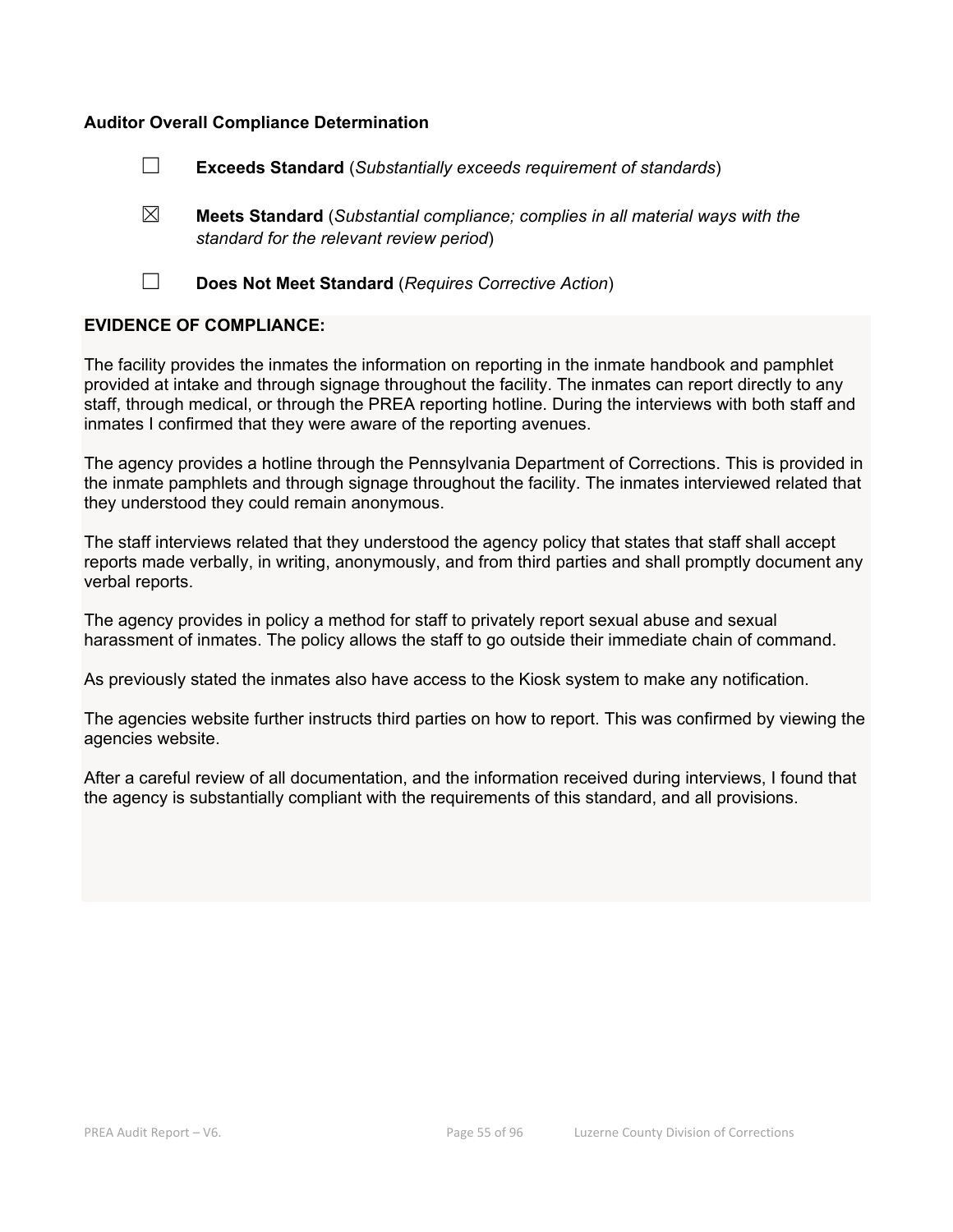**Auditor Overall Compliance Determination**

☐ **Exceeds Standard** (*Substantially exceeds requirement of standards*)

☒ **Meets Standard** (*Substantial compliance; complies in all material ways with the standard for the relevant review period*)

☐ **Does Not Meet Standard** (*Requires Corrective Action*)

**EVIDENCE OF COMPLIANCE:**

The facility provides the inmates the information on reporting in the inmate handbook and pamphlet provided at intake and through signage throughout the facility. The inmates can report directly to any staff, through medical, or through the PREA reporting hotline. During the interviews with both staff and inmates I confirmed that they were aware of the reporting avenues.

The agency provides a hotline through the Pennsylvania Department of Corrections. This is provided in the inmate pamphlets and through signage throughout the facility. The inmates interviewed related that they understood they could remain anonymous.

The staff interviews related that they understood the agency policy that states that staff shall accept reports made verbally, in writing, anonymously, and from third parties and shall promptly document any verbal reports.

The agency provides in policy a method for staff to privately report sexual abuse and sexual harassment of inmates. The policy allows the staff to go outside their immediate chain of command.

As previously stated the inmates also have access to the Kiosk system to make any notification.

The agencies website further instructs third parties on how to report. This was confirmed by viewing the agencies website.

After a careful review of all documentation, and the information received during interviews, I found that the agency is substantially compliant with the requirements of this standard, and all provisions.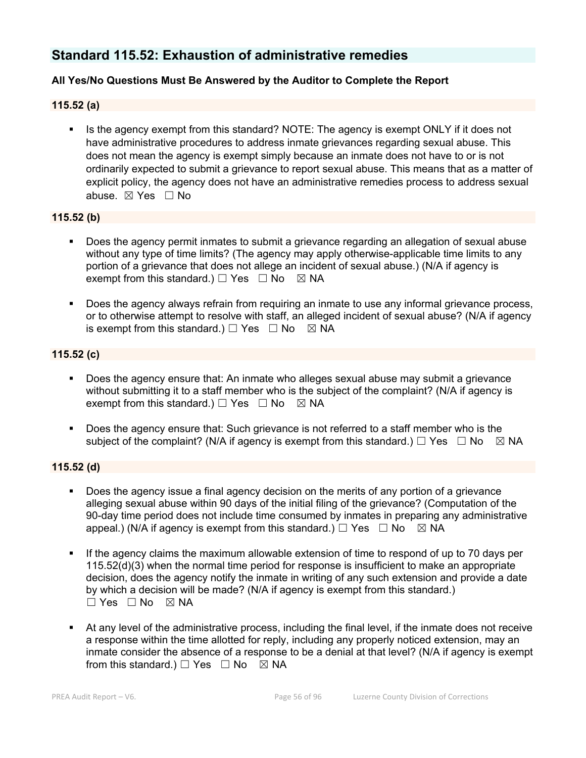## Standard 115.52: Exhaustion of administrative remedies

**All Yes/No Questions Must Be Answered by the Auditor to Complete the Report**

### 115.52 (a)

- Is the agency exempt from this standard? NOTE: The agency is exempt ONLY if it does not have administrative procedures to address inmate grievances regarding sexual abuse. This does not mean the agency is exempt simply because an inmate does not have to or is not ordinarily expected to submit a grievance to report sexual abuse. This means that as a matter of explicit policy, the agency does not have an administrative remedies process to address sexual abuse. ☒ Yes ☐ No

### 115.52 (b)

- Does the agency permit inmates to submit a grievance regarding an allegation of sexual abuse without any type of time limits? (The agency may apply otherwise-applicable time limits to any portion of a grievance that does not allege an incident of sexual abuse.) (N/A if agency is exempt from this standard.) ☐ Yes ☐ No ☒ NA

- Does the agency always refrain from requiring an inmate to use any informal grievance process, or to otherwise attempt to resolve with staff, an alleged incident of sexual abuse? (N/A if agency is exempt from this standard.) ☐ Yes ☐ No ☒ NA

### 115.52 (c)

- Does the agency ensure that: An inmate who alleges sexual abuse may submit a grievance without submitting it to a staff member who is the subject of the complaint? (N/A if agency is exempt from this standard.) ☐ Yes ☐ No ☒ NA

- Does the agency ensure that: Such grievance is not referred to a staff member who is the subject of the complaint? (N/A if agency is exempt from this standard.) ☐ Yes ☐ No ☒ NA

### 115.52 (d)

- Does the agency issue a final agency decision on the merits of any portion of a grievance alleging sexual abuse within 90 days of the initial filing of the grievance? (Computation of the 90-day time period does not include time consumed by inmates in preparing any administrative appeal.) (N/A if agency is exempt from this standard.) ☐ Yes ☐ No ☒ NA

- If the agency claims the maximum allowable extension of time to respond of up to 70 days per 115.52(d)(3) when the normal time period for response is insufficient to make an appropriate decision, does the agency notify the inmate in writing of any such extension and provide a date by which a decision will be made? (N/A if agency is exempt from this standard.) ☐ Yes ☐ No ☒ NA

- At any level of the administrative process, including the final level, if the inmate does not receive a response within the time allotted for reply, including any properly noticed extension, may an inmate consider the absence of a response to be a denial at that level? (N/A if agency is exempt from this standard.) ☐ Yes ☐ No ☒ NA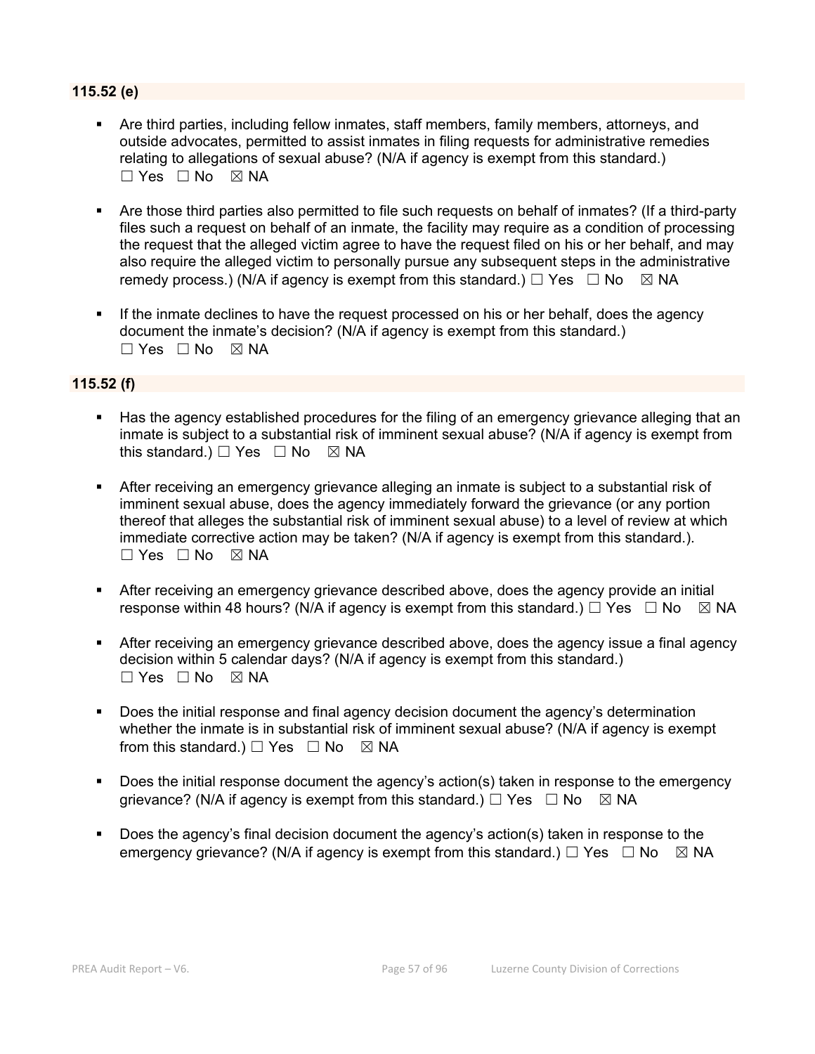### 115.52 (e)

- Are third parties, including fellow inmates, staff members, family members, attorneys, and outside advocates, permitted to assist inmates in filing requests for administrative remedies relating to allegations of sexual abuse? (N/A if agency is exempt from this standard.) ☐ Yes ☐ No ☒ NA

- Are those third parties also permitted to file such requests on behalf of inmates? (If a third-party files such a request on behalf of an inmate, the facility may require as a condition of processing the request that the alleged victim agree to have the request filed on his or her behalf, and may also require the alleged victim to personally pursue any subsequent steps in the administrative remedy process.) (N/A if agency is exempt from this standard.) ☐ Yes ☐ No ☒ NA

- If the inmate declines to have the request processed on his or her behalf, does the agency document the inmate's decision? (N/A if agency is exempt from this standard.) ☐ Yes ☐ No ☒ NA

### 115.52 (f)

- Has the agency established procedures for the filing of an emergency grievance alleging that an inmate is subject to a substantial risk of imminent sexual abuse? (N/A if agency is exempt from this standard.) ☐ Yes ☐ No ☒ NA

- After receiving an emergency grievance alleging an inmate is subject to a substantial risk of imminent sexual abuse, does the agency immediately forward the grievance (or any portion thereof that alleges the substantial risk of imminent sexual abuse) to a level of review at which immediate corrective action may be taken? (N/A if agency is exempt from this standard.). ☐ Yes ☐ No ☒ NA

- After receiving an emergency grievance described above, does the agency provide an initial response within 48 hours? (N/A if agency is exempt from this standard.) ☐ Yes ☐ No ☒ NA

- After receiving an emergency grievance described above, does the agency issue a final agency decision within 5 calendar days? (N/A if agency is exempt from this standard.) ☐ Yes ☐ No ☒ NA

- Does the initial response and final agency decision document the agency's determination whether the inmate is in substantial risk of imminent sexual abuse? (N/A if agency is exempt from this standard.) ☐ Yes ☐ No ☒ NA

- Does the initial response document the agency's action(s) taken in response to the emergency grievance? (N/A if agency is exempt from this standard.) ☐ Yes ☐ No ☒ NA

- Does the agency's final decision document the agency's action(s) taken in response to the emergency grievance? (N/A if agency is exempt from this standard.) ☐ Yes ☐ No ☒ NA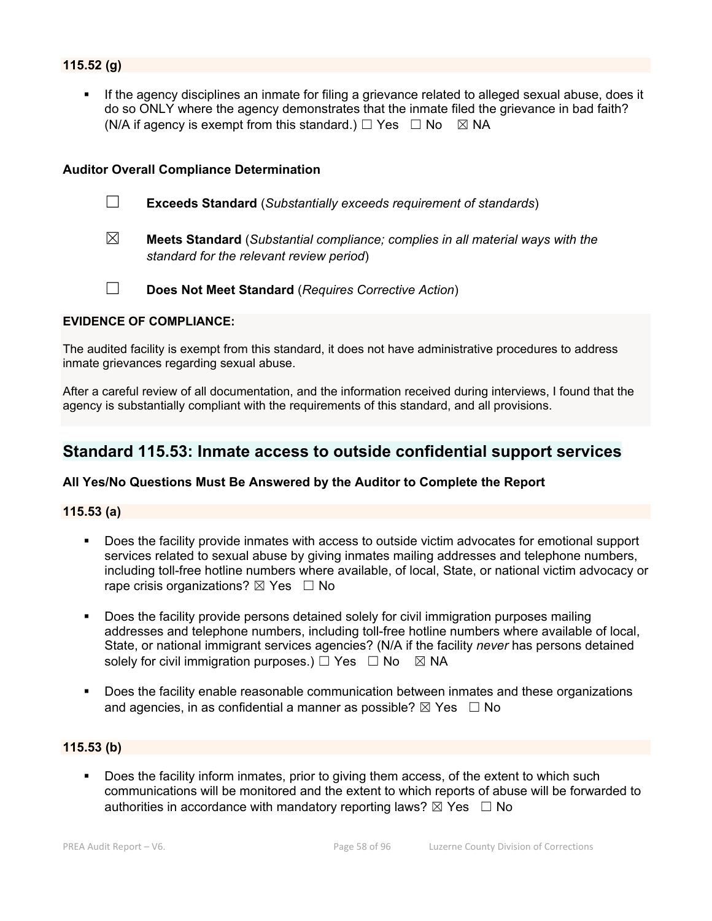**115.52 (g)**

- If the agency disciplines an inmate for filing a grievance related to alleged sexual abuse, does it do so ONLY where the agency demonstrates that the inmate filed the grievance in bad faith? (N/A if agency is exempt from this standard.) ☐ Yes ☐ No ☒ NA

**Auditor Overall Compliance Determination**

☐ **Exceeds Standard** (*Substantially exceeds requirement of standards*)

☒ **Meets Standard** (*Substantial compliance; complies in all material ways with the standard for the relevant review period*)

☐ **Does Not Meet Standard** (*Requires Corrective Action*)

**EVIDENCE OF COMPLIANCE:**

The audited facility is exempt from this standard, it does not have administrative procedures to address inmate grievances regarding sexual abuse.

After a careful review of all documentation, and the information received during interviews, I found that the agency is substantially compliant with the requirements of this standard, and all provisions.

## Standard 115.53: Inmate access to outside confidential support services

**All Yes/No Questions Must Be Answered by the Auditor to Complete the Report**

**115.53 (a)**

- Does the facility provide inmates with access to outside victim advocates for emotional support services related to sexual abuse by giving inmates mailing addresses and telephone numbers, including toll-free hotline numbers where available, of local, State, or national victim advocacy or rape crisis organizations? ☒ Yes ☐ No
- Does the facility provide persons detained solely for civil immigration purposes mailing addresses and telephone numbers, including toll-free hotline numbers where available of local, State, or national immigrant services agencies? (N/A if the facility *never* has persons detained solely for civil immigration purposes.) ☐ Yes ☐ No ☒ NA
- Does the facility enable reasonable communication between inmates and these organizations and agencies, in as confidential a manner as possible? ☒ Yes ☐ No

**115.53 (b)**

- Does the facility inform inmates, prior to giving them access, of the extent to which such communications will be monitored and the extent to which reports of abuse will be forwarded to authorities in accordance with mandatory reporting laws? ☒ Yes ☐ No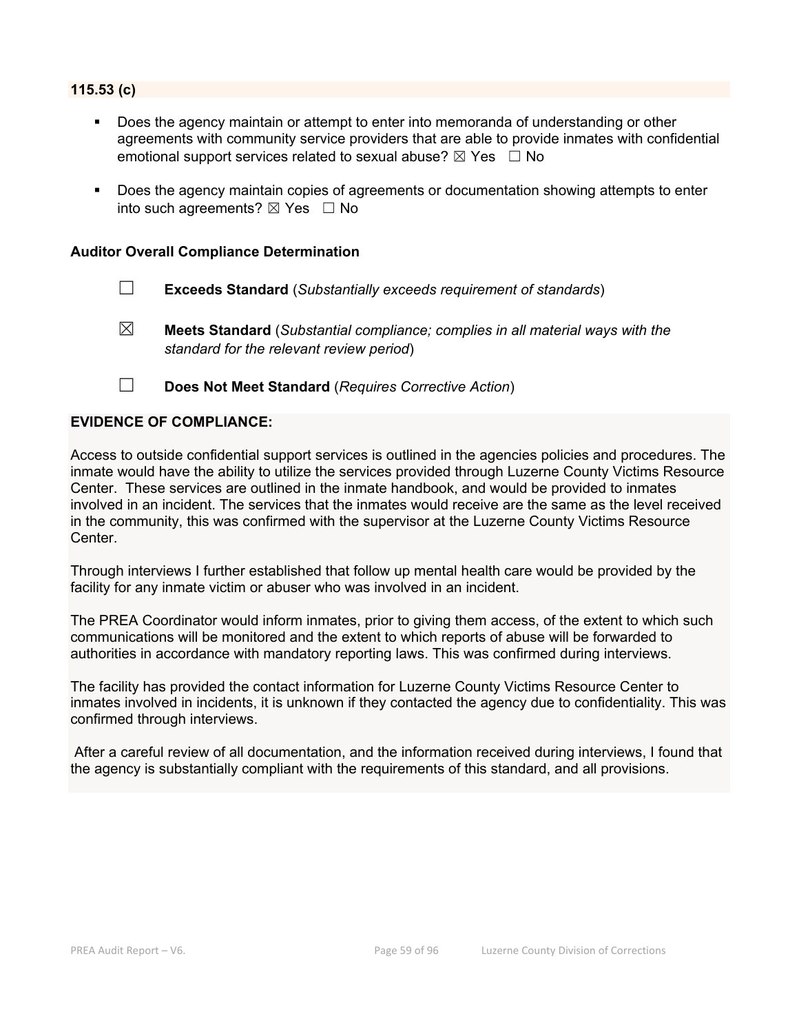**115.53 (c)**

- Does the agency maintain or attempt to enter into memoranda of understanding or other agreements with community service providers that are able to provide inmates with confidential emotional support services related to sexual abuse? ☒ Yes ☐ No

- Does the agency maintain copies of agreements or documentation showing attempts to enter into such agreements? ☒ Yes ☐ No

**Auditor Overall Compliance Determination**

☐ **Exceeds Standard** (*Substantially exceeds requirement of standards*)

☒ **Meets Standard** (*Substantial compliance; complies in all material ways with the standard for the relevant review period*)

☐ **Does Not Meet Standard** (*Requires Corrective Action*)

**EVIDENCE OF COMPLIANCE:**

Access to outside confidential support services is outlined in the agencies policies and procedures. The inmate would have the ability to utilize the services provided through Luzerne County Victims Resource Center. These services are outlined in the inmate handbook, and would be provided to inmates involved in an incident. The services that the inmates would receive are the same as the level received in the community, this was confirmed with the supervisor at the Luzerne County Victims Resource Center.

Through interviews I further established that follow up mental health care would be provided by the facility for any inmate victim or abuser who was involved in an incident.

The PREA Coordinator would inform inmates, prior to giving them access, of the extent to which such communications will be monitored and the extent to which reports of abuse will be forwarded to authorities in accordance with mandatory reporting laws. This was confirmed during interviews.

The facility has provided the contact information for Luzerne County Victims Resource Center to inmates involved in incidents, it is unknown if they contacted the agency due to confidentiality. This was confirmed through interviews.

After a careful review of all documentation, and the information received during interviews, I found that the agency is substantially compliant with the requirements of this standard, and all provisions.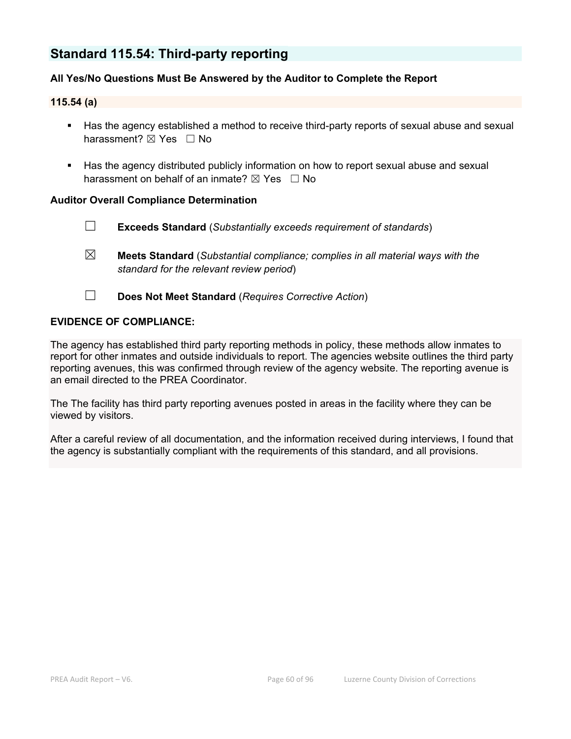## Standard 115.54: Third-party reporting

**All Yes/No Questions Must Be Answered by the Auditor to Complete the Report**

**115.54 (a)**

- Has the agency established a method to receive third-party reports of sexual abuse and sexual harassment? ☒ Yes ☐ No

- Has the agency distributed publicly information on how to report sexual abuse and sexual harassment on behalf of an inmate? ☒ Yes ☐ No

**Auditor Overall Compliance Determination**

☐ **Exceeds Standard** (*Substantially exceeds requirement of standards*)

☒ **Meets Standard** (*Substantial compliance; complies in all material ways with the standard for the relevant review period*)

☐ **Does Not Meet Standard** (*Requires Corrective Action*)

**EVIDENCE OF COMPLIANCE:**

The agency has established third party reporting methods in policy, these methods allow inmates to report for other inmates and outside individuals to report. The agencies website outlines the third party reporting avenues, this was confirmed through review of the agency website. The reporting avenue is an email directed to the PREA Coordinator.

The The facility has third party reporting avenues posted in areas in the facility where they can be viewed by visitors.

After a careful review of all documentation, and the information received during interviews, I found that the agency is substantially compliant with the requirements of this standard, and all provisions.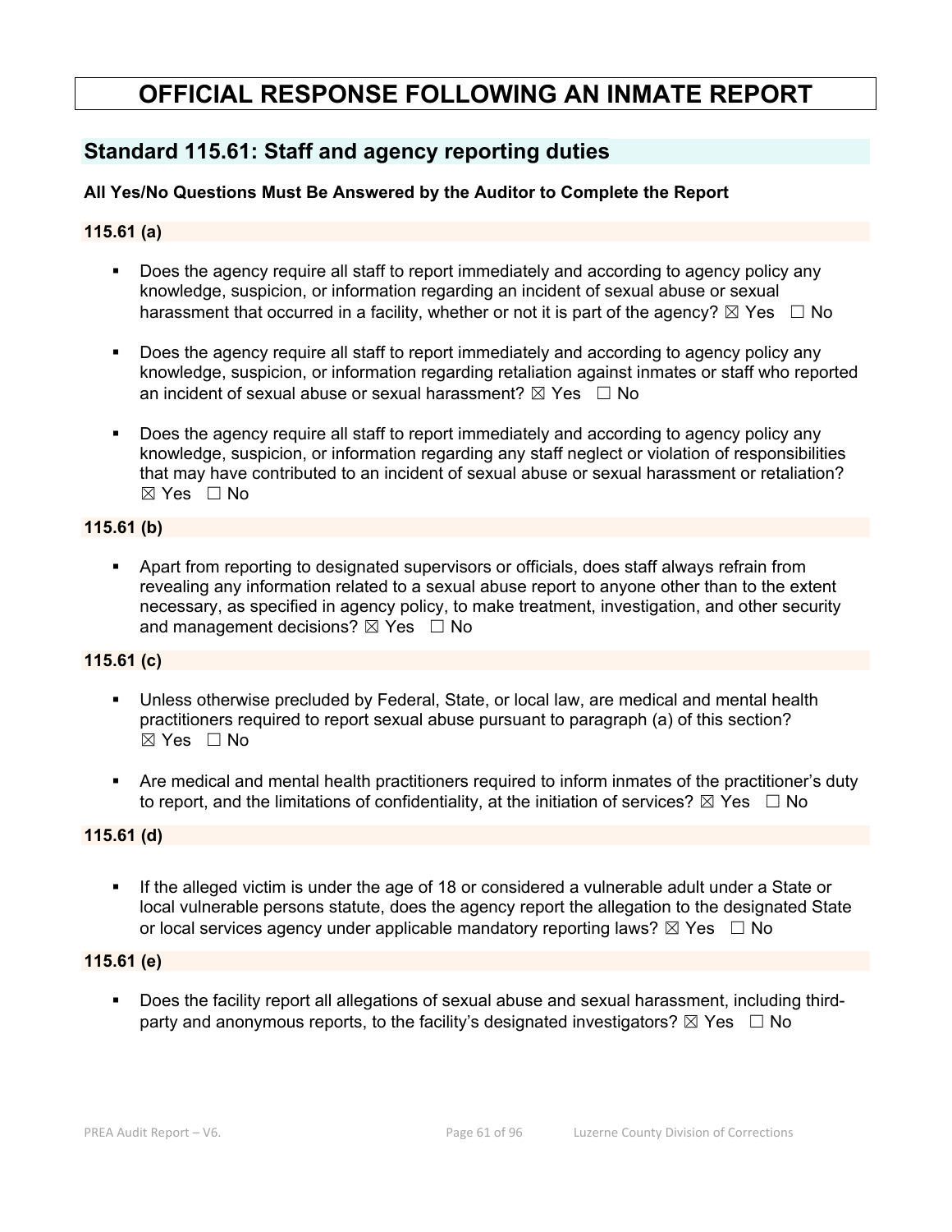# OFFICIAL RESPONSE FOLLOWING AN INMATE REPORT

## Standard 115.61: Staff and agency reporting duties

**All Yes/No Questions Must Be Answered by the Auditor to Complete the Report**

**115.61 (a)**

- Does the agency require all staff to report immediately and according to agency policy any knowledge, suspicion, or information regarding an incident of sexual abuse or sexual harassment that occurred in a facility, whether or not it is part of the agency? ☒ Yes ☐ No

- Does the agency require all staff to report immediately and according to agency policy any knowledge, suspicion, or information regarding retaliation against inmates or staff who reported an incident of sexual abuse or sexual harassment? ☒ Yes ☐ No

- Does the agency require all staff to report immediately and according to agency policy any knowledge, suspicion, or information regarding any staff neglect or violation of responsibilities that may have contributed to an incident of sexual abuse or sexual harassment or retaliation? ☒ Yes ☐ No

**115.61 (b)**

- Apart from reporting to designated supervisors or officials, does staff always refrain from revealing any information related to a sexual abuse report to anyone other than to the extent necessary, as specified in agency policy, to make treatment, investigation, and other security and management decisions? ☒ Yes ☐ No

**115.61 (c)**

- Unless otherwise precluded by Federal, State, or local law, are medical and mental health practitioners required to report sexual abuse pursuant to paragraph (a) of this section? ☒ Yes ☐ No

- Are medical and mental health practitioners required to inform inmates of the practitioner's duty to report, and the limitations of confidentiality, at the initiation of services? ☒ Yes ☐ No

**115.61 (d)**

- If the alleged victim is under the age of 18 or considered a vulnerable adult under a State or local vulnerable persons statute, does the agency report the allegation to the designated State or local services agency under applicable mandatory reporting laws? ☒ Yes ☐ No

**115.61 (e)**

- Does the facility report all allegations of sexual abuse and sexual harassment, including third-party and anonymous reports, to the facility's designated investigators? ☒ Yes ☐ No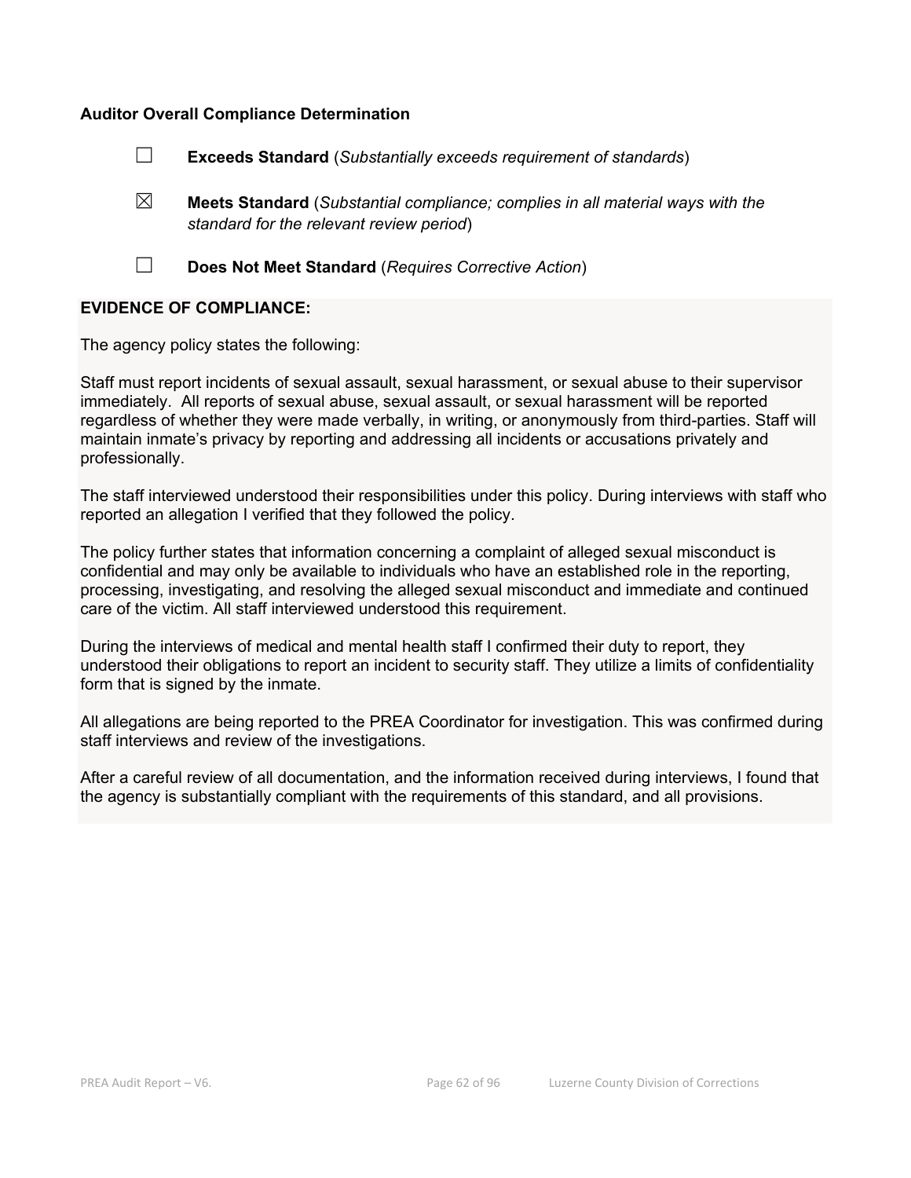**Auditor Overall Compliance Determination**

☐ **Exceeds Standard** (*Substantially exceeds requirement of standards*)

☒ **Meets Standard** (*Substantial compliance; complies in all material ways with the standard for the relevant review period*)

☐ **Does Not Meet Standard** (*Requires Corrective Action*)

**EVIDENCE OF COMPLIANCE:**

The agency policy states the following:

Staff must report incidents of sexual assault, sexual harassment, or sexual abuse to their supervisor immediately. All reports of sexual abuse, sexual assault, or sexual harassment will be reported regardless of whether they were made verbally, in writing, or anonymously from third-parties. Staff will maintain inmate's privacy by reporting and addressing all incidents or accusations privately and professionally.

The staff interviewed understood their responsibilities under this policy. During interviews with staff who reported an allegation I verified that they followed the policy.

The policy further states that information concerning a complaint of alleged sexual misconduct is confidential and may only be available to individuals who have an established role in the reporting, processing, investigating, and resolving the alleged sexual misconduct and immediate and continued care of the victim. All staff interviewed understood this requirement.

During the interviews of medical and mental health staff I confirmed their duty to report, they understood their obligations to report an incident to security staff. They utilize a limits of confidentiality form that is signed by the inmate.

All allegations are being reported to the PREA Coordinator for investigation. This was confirmed during staff interviews and review of the investigations.

After a careful review of all documentation, and the information received during interviews, I found that the agency is substantially compliant with the requirements of this standard, and all provisions.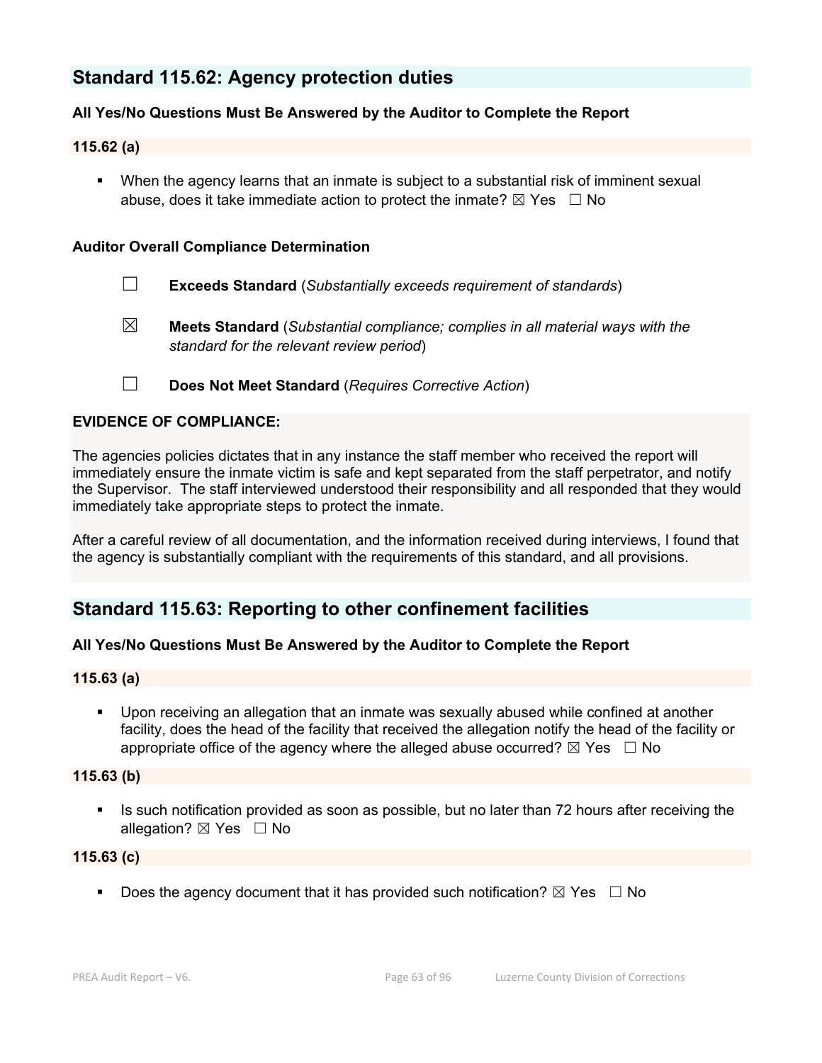## Standard 115.62: Agency protection duties

**All Yes/No Questions Must Be Answered by the Auditor to Complete the Report**

**115.62 (a)**

- When the agency learns that an inmate is subject to a substantial risk of imminent sexual abuse, does it take immediate action to protect the inmate? ☒ Yes ☐ No

**Auditor Overall Compliance Determination**

☐ **Exceeds Standard** (*Substantially exceeds requirement of standards*)

☒ **Meets Standard** (*Substantial compliance; complies in all material ways with the standard for the relevant review period*)

☐ **Does Not Meet Standard** (*Requires Corrective Action*)

**EVIDENCE OF COMPLIANCE:**

The agencies policies dictates that in any instance the staff member who received the report will immediately ensure the inmate victim is safe and kept separated from the staff perpetrator, and notify the Supervisor. The staff interviewed understood their responsibility and all responded that they would immediately take appropriate steps to protect the inmate.

After a careful review of all documentation, and the information received during interviews, I found that the agency is substantially compliant with the requirements of this standard, and all provisions.

## Standard 115.63: Reporting to other confinement facilities

**All Yes/No Questions Must Be Answered by the Auditor to Complete the Report**

**115.63 (a)**

- Upon receiving an allegation that an inmate was sexually abused while confined at another facility, does the head of the facility that received the allegation notify the head of the facility or appropriate office of the agency where the alleged abuse occurred? ☒ Yes ☐ No

**115.63 (b)**

- Is such notification provided as soon as possible, but no later than 72 hours after receiving the allegation? ☒ Yes ☐ No

**115.63 (c)**

- Does the agency document that it has provided such notification? ☒ Yes ☐ No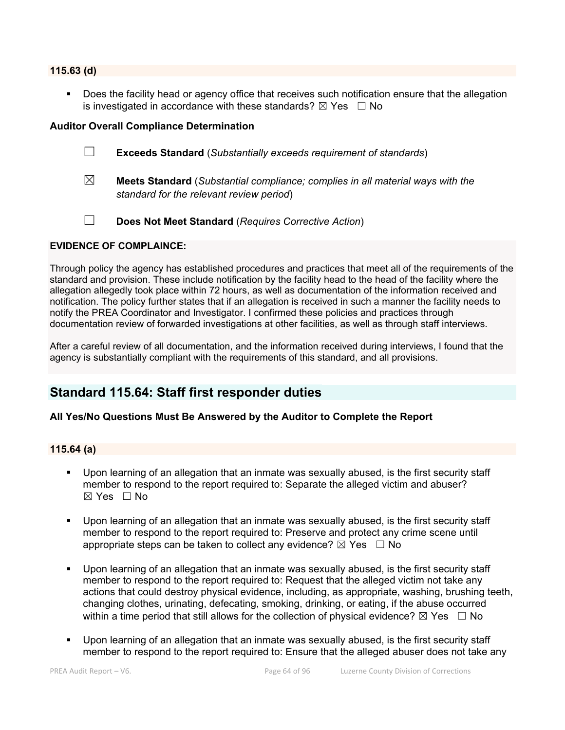**115.63 (d)**

- Does the facility head or agency office that receives such notification ensure that the allegation is investigated in accordance with these standards? ☒ Yes ☐ No

**Auditor Overall Compliance Determination**

☐ **Exceeds Standard** (*Substantially exceeds requirement of standards*)

☒ **Meets Standard** (*Substantial compliance; complies in all material ways with the standard for the relevant review period*)

☐ **Does Not Meet Standard** (*Requires Corrective Action*)

**EVIDENCE OF COMPLAINCE:**

Through policy the agency has established procedures and practices that meet all of the requirements of the standard and provision. These include notification by the facility head to the head of the facility where the allegation allegedly took place within 72 hours, as well as documentation of the information received and notification. The policy further states that if an allegation is received in such a manner the facility needs to notify the PREA Coordinator and Investigator. I confirmed these policies and practices through documentation review of forwarded investigations at other facilities, as well as through staff interviews.

After a careful review of all documentation, and the information received during interviews, I found that the agency is substantially compliant with the requirements of this standard, and all provisions.

## Standard 115.64: Staff first responder duties

**All Yes/No Questions Must Be Answered by the Auditor to Complete the Report**

**115.64 (a)**

- Upon learning of an allegation that an inmate was sexually abused, is the first security staff member to respond to the report required to: Separate the alleged victim and abuser? ☒ Yes ☐ No
- Upon learning of an allegation that an inmate was sexually abused, is the first security staff member to respond to the report required to: Preserve and protect any crime scene until appropriate steps can be taken to collect any evidence? ☒ Yes ☐ No
- Upon learning of an allegation that an inmate was sexually abused, is the first security staff member to respond to the report required to: Request that the alleged victim not take any actions that could destroy physical evidence, including, as appropriate, washing, brushing teeth, changing clothes, urinating, defecating, smoking, drinking, or eating, if the abuse occurred within a time period that still allows for the collection of physical evidence? ☒ Yes ☐ No
- Upon learning of an allegation that an inmate was sexually abused, is the first security staff member to respond to the report required to: Ensure that the alleged abuser does not take any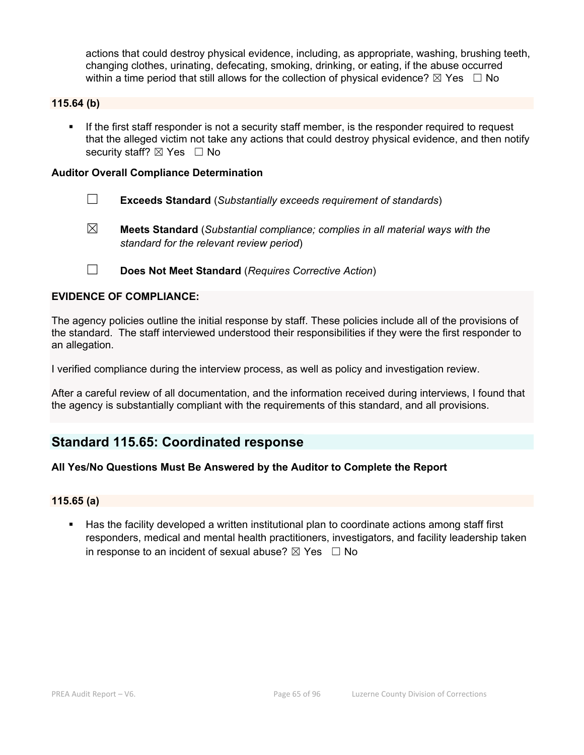actions that could destroy physical evidence, including, as appropriate, washing, brushing teeth, changing clothes, urinating, defecating, smoking, drinking, or eating, if the abuse occurred within a time period that still allows for the collection of physical evidence? ☒ Yes ☐ No

**115.64 (b)**

- If the first staff responder is not a security staff member, is the responder required to request that the alleged victim not take any actions that could destroy physical evidence, and then notify security staff? ☒ Yes ☐ No

**Auditor Overall Compliance Determination**

☐ **Exceeds Standard** (*Substantially exceeds requirement of standards*)

☒ **Meets Standard** (*Substantial compliance; complies in all material ways with the standard for the relevant review period*)

☐ **Does Not Meet Standard** (*Requires Corrective Action*)

**EVIDENCE OF COMPLIANCE:**

The agency policies outline the initial response by staff. These policies include all of the provisions of the standard. The staff interviewed understood their responsibilities if they were the first responder to an allegation.

I verified compliance during the interview process, as well as policy and investigation review.

After a careful review of all documentation, and the information received during interviews, I found that the agency is substantially compliant with the requirements of this standard, and all provisions.

## Standard 115.65: Coordinated response

**All Yes/No Questions Must Be Answered by the Auditor to Complete the Report**

**115.65 (a)**

- Has the facility developed a written institutional plan to coordinate actions among staff first responders, medical and mental health practitioners, investigators, and facility leadership taken in response to an incident of sexual abuse? ☒ Yes ☐ No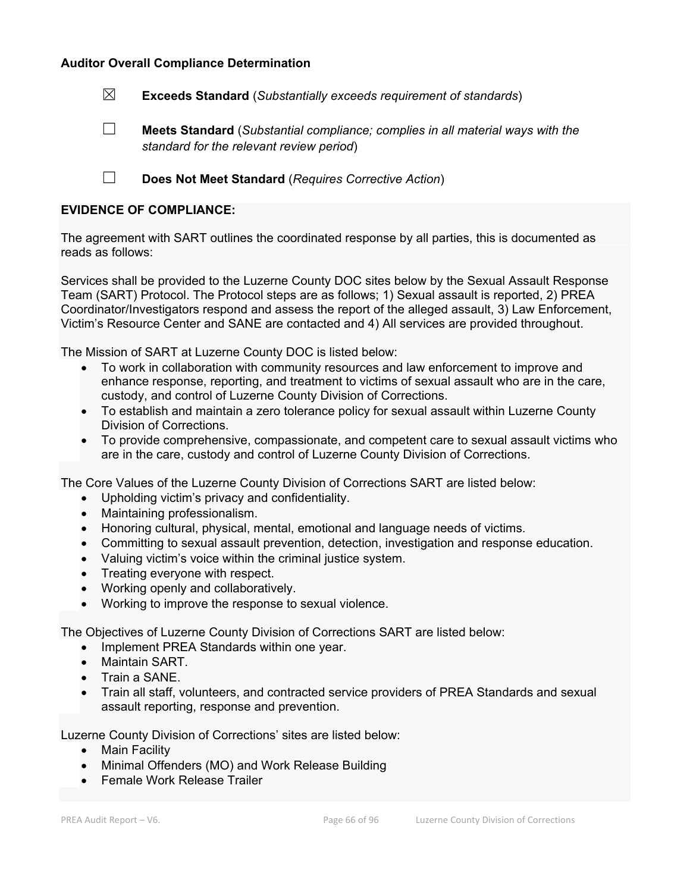**Auditor Overall Compliance Determination**

☒ **Exceeds Standard** (*Substantially exceeds requirement of standards*)

☐ **Meets Standard** (*Substantial compliance; complies in all material ways with the standard for the relevant review period*)

☐ **Does Not Meet Standard** (*Requires Corrective Action*)

**EVIDENCE OF COMPLIANCE:**

The agreement with SART outlines the coordinated response by all parties, this is documented as reads as follows:

Services shall be provided to the Luzerne County DOC sites below by the Sexual Assault Response Team (SART) Protocol. The Protocol steps are as follows; 1) Sexual assault is reported, 2) PREA Coordinator/Investigators respond and assess the report of the alleged assault, 3) Law Enforcement, Victim's Resource Center and SANE are contacted and 4) All services are provided throughout.

The Mission of SART at Luzerne County DOC is listed below:

- To work in collaboration with community resources and law enforcement to improve and enhance response, reporting, and treatment to victims of sexual assault who are in the care, custody, and control of Luzerne County Division of Corrections.
- To establish and maintain a zero tolerance policy for sexual assault within Luzerne County Division of Corrections.
- To provide comprehensive, compassionate, and competent care to sexual assault victims who are in the care, custody and control of Luzerne County Division of Corrections.

The Core Values of the Luzerne County Division of Corrections SART are listed below:

- Upholding victim's privacy and confidentiality.
- Maintaining professionalism.
- Honoring cultural, physical, mental, emotional and language needs of victims.
- Committing to sexual assault prevention, detection, investigation and response education.
- Valuing victim's voice within the criminal justice system.
- Treating everyone with respect.
- Working openly and collaboratively.
- Working to improve the response to sexual violence.

The Objectives of Luzerne County Division of Corrections SART are listed below:

- Implement PREA Standards within one year.
- Maintain SART.
- Train a SANE.
- Train all staff, volunteers, and contracted service providers of PREA Standards and sexual assault reporting, response and prevention.

Luzerne County Division of Corrections' sites are listed below:

- Main Facility
- Minimal Offenders (MO) and Work Release Building
- Female Work Release Trailer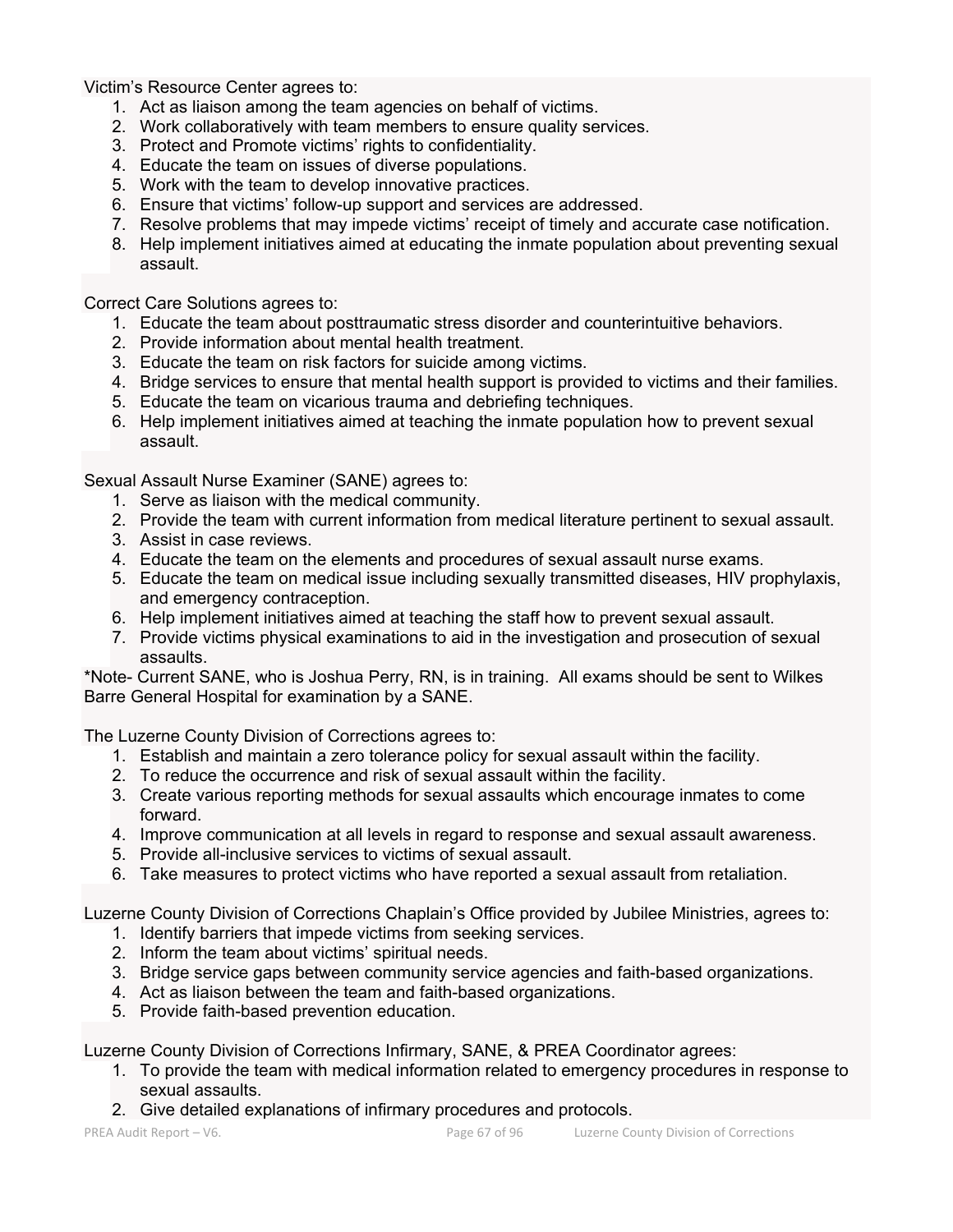Victim's Resource Center agrees to:

1. Act as liaison among the team agencies on behalf of victims.
2. Work collaboratively with team members to ensure quality services.
3. Protect and Promote victims' rights to confidentiality.
4. Educate the team on issues of diverse populations.
5. Work with the team to develop innovative practices.
6. Ensure that victims' follow-up support and services are addressed.
7. Resolve problems that may impede victims' receipt of timely and accurate case notification.
8. Help implement initiatives aimed at educating the inmate population about preventing sexual assault.

Correct Care Solutions agrees to:

1. Educate the team about posttraumatic stress disorder and counterintuitive behaviors.
2. Provide information about mental health treatment.
3. Educate the team on risk factors for suicide among victims.
4. Bridge services to ensure that mental health support is provided to victims and their families.
5. Educate the team on vicarious trauma and debriefing techniques.
6. Help implement initiatives aimed at teaching the inmate population how to prevent sexual assault.

Sexual Assault Nurse Examiner (SANE) agrees to:

1. Serve as liaison with the medical community.
2. Provide the team with current information from medical literature pertinent to sexual assault.
3. Assist in case reviews.
4. Educate the team on the elements and procedures of sexual assault nurse exams.
5. Educate the team on medical issue including sexually transmitted diseases, HIV prophylaxis, and emergency contraception.
6. Help implement initiatives aimed at teaching the staff how to prevent sexual assault.
7. Provide victims physical examinations to aid in the investigation and prosecution of sexual assaults.

*Note- Current SANE, who is Joshua Perry, RN, is in training. All exams should be sent to Wilkes Barre General Hospital for examination by a SANE.

The Luzerne County Division of Corrections agrees to:

1. Establish and maintain a zero tolerance policy for sexual assault within the facility.
2. To reduce the occurrence and risk of sexual assault within the facility.
3. Create various reporting methods for sexual assaults which encourage inmates to come forward.
4. Improve communication at all levels in regard to response and sexual assault awareness.
5. Provide all-inclusive services to victims of sexual assault.
6. Take measures to protect victims who have reported a sexual assault from retaliation.

Luzerne County Division of Corrections Chaplain's Office provided by Jubilee Ministries, agrees to:

1. Identify barriers that impede victims from seeking services.
2. Inform the team about victims' spiritual needs.
3. Bridge service gaps between community service agencies and faith-based organizations.
4. Act as liaison between the team and faith-based organizations.
5. Provide faith-based prevention education.

Luzerne County Division of Corrections Infirmary, SANE, & PREA Coordinator agrees:

1. To provide the team with medical information related to emergency procedures in response to sexual assaults.
2. Give detailed explanations of infirmary procedures and protocols.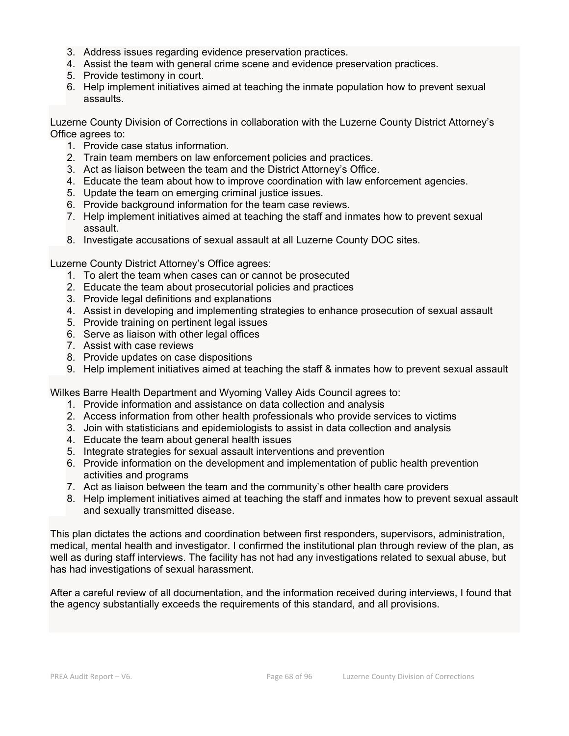3. Address issues regarding evidence preservation practices.
4. Assist the team with general crime scene and evidence preservation practices.
5. Provide testimony in court.
6. Help implement initiatives aimed at teaching the inmate population how to prevent sexual assaults.

Luzerne County Division of Corrections in collaboration with the Luzerne County District Attorney's Office agrees to:

1. Provide case status information.
2. Train team members on law enforcement policies and practices.
3. Act as liaison between the team and the District Attorney's Office.
4. Educate the team about how to improve coordination with law enforcement agencies.
5. Update the team on emerging criminal justice issues.
6. Provide background information for the team case reviews.
7. Help implement initiatives aimed at teaching the staff and inmates how to prevent sexual assault.
8. Investigate accusations of sexual assault at all Luzerne County DOC sites.

Luzerne County District Attorney's Office agrees:

1. To alert the team when cases can or cannot be prosecuted
2. Educate the team about prosecutorial policies and practices
3. Provide legal definitions and explanations
4. Assist in developing and implementing strategies to enhance prosecution of sexual assault
5. Provide training on pertinent legal issues
6. Serve as liaison with other legal offices
7. Assist with case reviews
8. Provide updates on case dispositions
9. Help implement initiatives aimed at teaching the staff & inmates how to prevent sexual assault

Wilkes Barre Health Department and Wyoming Valley Aids Council agrees to:

1. Provide information and assistance on data collection and analysis
2. Access information from other health professionals who provide services to victims
3. Join with statisticians and epidemiologists to assist in data collection and analysis
4. Educate the team about general health issues
5. Integrate strategies for sexual assault interventions and prevention
6. Provide information on the development and implementation of public health prevention activities and programs
7. Act as liaison between the team and the community's other health care providers
8. Help implement initiatives aimed at teaching the staff and inmates how to prevent sexual assault and sexually transmitted disease.

This plan dictates the actions and coordination between first responders, supervisors, administration, medical, mental health and investigator. I confirmed the institutional plan through review of the plan, as well as during staff interviews. The facility has not had any investigations related to sexual abuse, but has had investigations of sexual harassment.

After a careful review of all documentation, and the information received during interviews, I found that the agency substantially exceeds the requirements of this standard, and all provisions.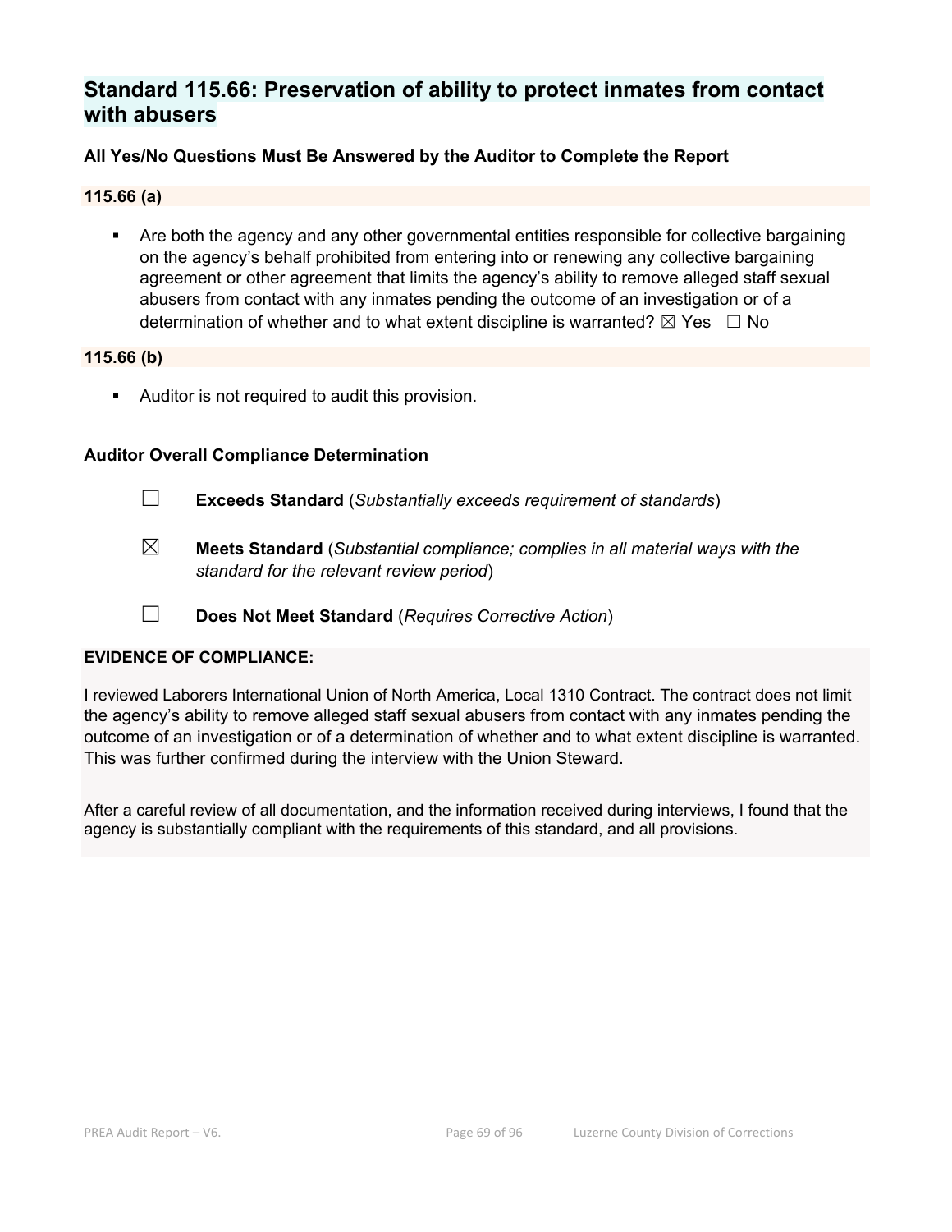## Standard 115.66: Preservation of ability to protect inmates from contact with abusers

**All Yes/No Questions Must Be Answered by the Auditor to Complete the Report**

**115.66 (a)**

- Are both the agency and any other governmental entities responsible for collective bargaining on the agency's behalf prohibited from entering into or renewing any collective bargaining agreement or other agreement that limits the agency's ability to remove alleged staff sexual abusers from contact with any inmates pending the outcome of an investigation or of a determination of whether and to what extent discipline is warranted? ☒ Yes ☐ No

**115.66 (b)**

- Auditor is not required to audit this provision.

**Auditor Overall Compliance Determination**

☐ **Exceeds Standard** (*Substantially exceeds requirement of standards*)

☒ **Meets Standard** (*Substantial compliance; complies in all material ways with the standard for the relevant review period*)

☐ **Does Not Meet Standard** (*Requires Corrective Action*)

**EVIDENCE OF COMPLIANCE:**

I reviewed Laborers International Union of North America, Local 1310 Contract. The contract does not limit the agency's ability to remove alleged staff sexual abusers from contact with any inmates pending the outcome of an investigation or of a determination of whether and to what extent discipline is warranted. This was further confirmed during the interview with the Union Steward.

After a careful review of all documentation, and the information received during interviews, I found that the agency is substantially compliant with the requirements of this standard, and all provisions.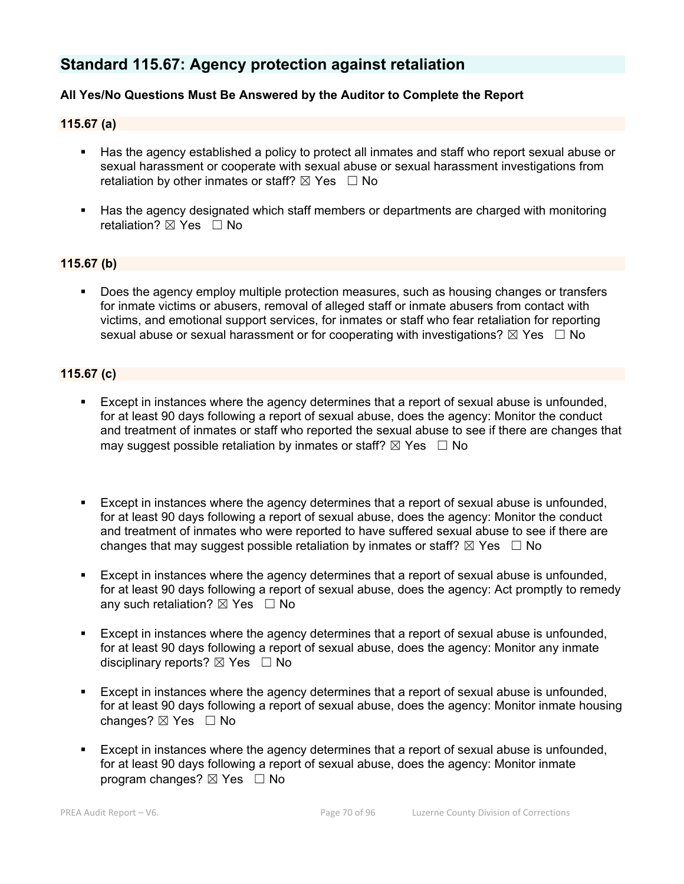## Standard 115.67: Agency protection against retaliation

**All Yes/No Questions Must Be Answered by the Auditor to Complete the Report**

### 115.67 (a)

- Has the agency established a policy to protect all inmates and staff who report sexual abuse or sexual harassment or cooperate with sexual abuse or sexual harassment investigations from retaliation by other inmates or staff? ☒ Yes ☐ No

- Has the agency designated which staff members or departments are charged with monitoring retaliation? ☒ Yes ☐ No

### 115.67 (b)

- Does the agency employ multiple protection measures, such as housing changes or transfers for inmate victims or abusers, removal of alleged staff or inmate abusers from contact with victims, and emotional support services, for inmates or staff who fear retaliation for reporting sexual abuse or sexual harassment or for cooperating with investigations? ☒ Yes ☐ No

### 115.67 (c)

- Except in instances where the agency determines that a report of sexual abuse is unfounded, for at least 90 days following a report of sexual abuse, does the agency: Monitor the conduct and treatment of inmates or staff who reported the sexual abuse to see if there are changes that may suggest possible retaliation by inmates or staff? ☒ Yes ☐ No

- Except in instances where the agency determines that a report of sexual abuse is unfounded, for at least 90 days following a report of sexual abuse, does the agency: Monitor the conduct and treatment of inmates who were reported to have suffered sexual abuse to see if there are changes that may suggest possible retaliation by inmates or staff? ☒ Yes ☐ No

- Except in instances where the agency determines that a report of sexual abuse is unfounded, for at least 90 days following a report of sexual abuse, does the agency: Act promptly to remedy any such retaliation? ☒ Yes ☐ No

- Except in instances where the agency determines that a report of sexual abuse is unfounded, for at least 90 days following a report of sexual abuse, does the agency: Monitor any inmate disciplinary reports? ☒ Yes ☐ No

- Except in instances where the agency determines that a report of sexual abuse is unfounded, for at least 90 days following a report of sexual abuse, does the agency: Monitor inmate housing changes? ☒ Yes ☐ No

- Except in instances where the agency determines that a report of sexual abuse is unfounded, for at least 90 days following a report of sexual abuse, does the agency: Monitor inmate program changes? ☒ Yes ☐ No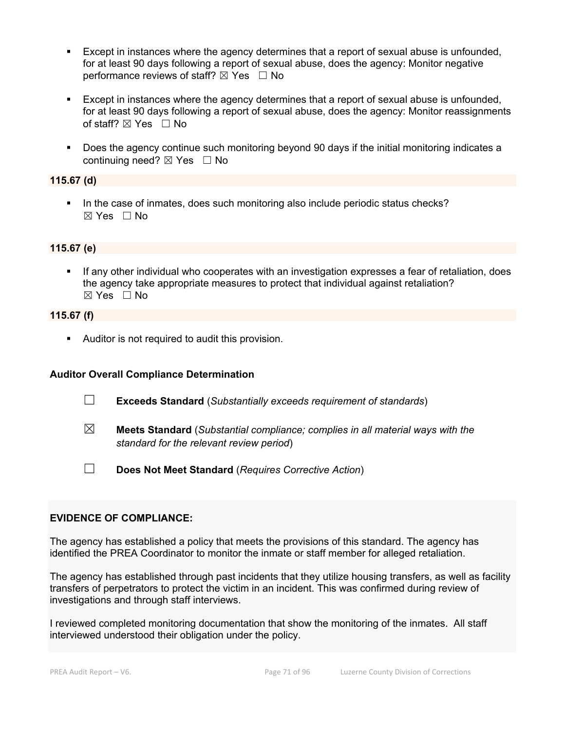- Except in instances where the agency determines that a report of sexual abuse is unfounded, for at least 90 days following a report of sexual abuse, does the agency: Monitor negative performance reviews of staff? ☒ Yes ☐ No

- Except in instances where the agency determines that a report of sexual abuse is unfounded, for at least 90 days following a report of sexual abuse, does the agency: Monitor reassignments of staff? ☒ Yes ☐ No

- Does the agency continue such monitoring beyond 90 days if the initial monitoring indicates a continuing need? ☒ Yes ☐ No

**115.67 (d)**

- In the case of inmates, does such monitoring also include periodic status checks? ☒ Yes ☐ No

**115.67 (e)**

- If any other individual who cooperates with an investigation expresses a fear of retaliation, does the agency take appropriate measures to protect that individual against retaliation? ☒ Yes ☐ No

**115.67 (f)**

- Auditor is not required to audit this provision.

**Auditor Overall Compliance Determination**

☐ **Exceeds Standard** (*Substantially exceeds requirement of standards*)

☒ **Meets Standard** (*Substantial compliance; complies in all material ways with the standard for the relevant review period*)

☐ **Does Not Meet Standard** (*Requires Corrective Action*)

**EVIDENCE OF COMPLIANCE:**

The agency has established a policy that meets the provisions of this standard. The agency has identified the PREA Coordinator to monitor the inmate or staff member for alleged retaliation.

The agency has established through past incidents that they utilize housing transfers, as well as facility transfers of perpetrators to protect the victim in an incident. This was confirmed during review of investigations and through staff interviews.

I reviewed completed monitoring documentation that show the monitoring of the inmates. All staff interviewed understood their obligation under the policy.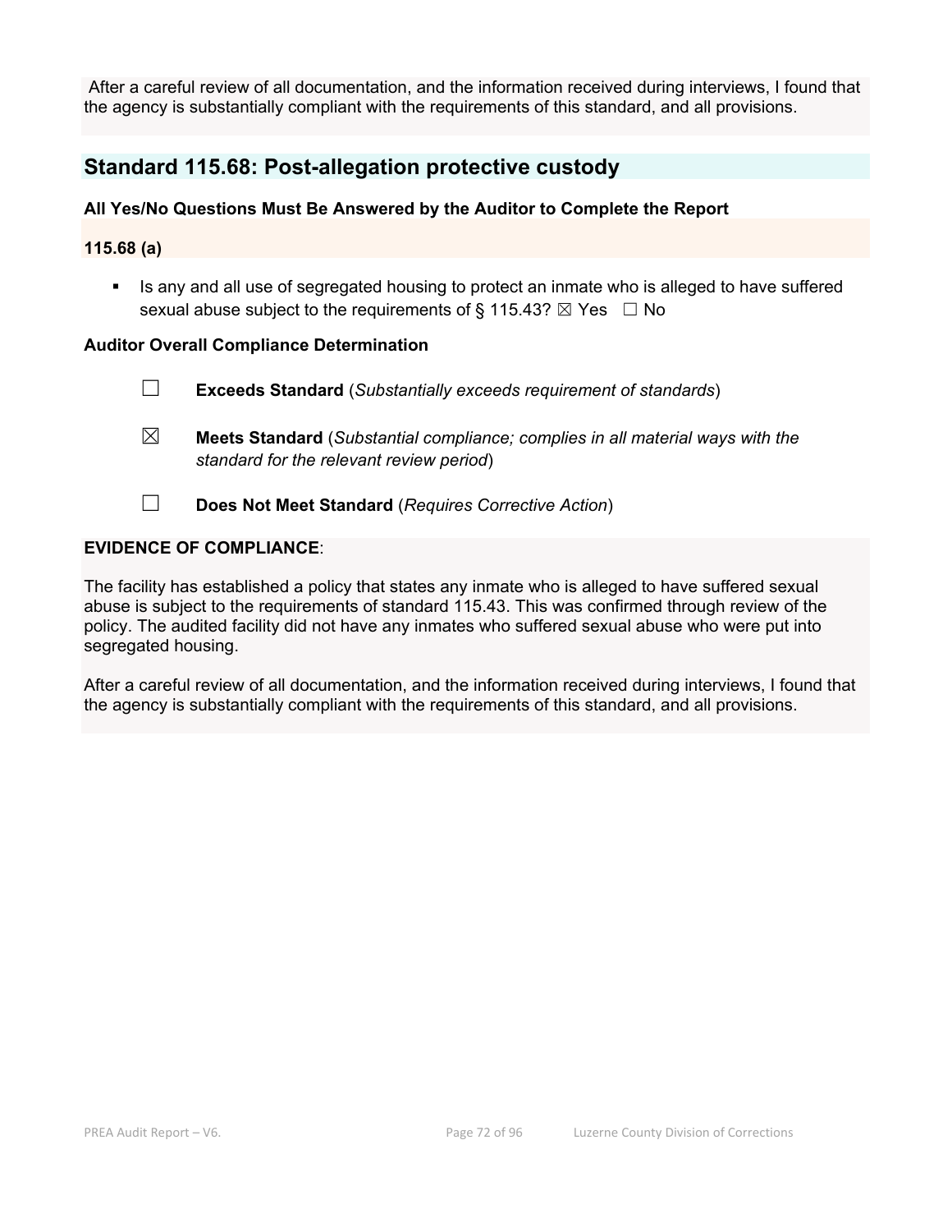After a careful review of all documentation, and the information received during interviews, I found that the agency is substantially compliant with the requirements of this standard, and all provisions.

## Standard 115.68: Post-allegation protective custody

**All Yes/No Questions Must Be Answered by the Auditor to Complete the Report**

**115.68 (a)**

- Is any and all use of segregated housing to protect an inmate who is alleged to have suffered sexual abuse subject to the requirements of § 115.43? ☒ Yes ☐ No

**Auditor Overall Compliance Determination**

☐ **Exceeds Standard** (*Substantially exceeds requirement of standards*)

☒ **Meets Standard** (*Substantial compliance; complies in all material ways with the standard for the relevant review period*)

☐ **Does Not Meet Standard** (*Requires Corrective Action*)

**EVIDENCE OF COMPLIANCE**:

The facility has established a policy that states any inmate who is alleged to have suffered sexual abuse is subject to the requirements of standard 115.43. This was confirmed through review of the policy. The audited facility did not have any inmates who suffered sexual abuse who were put into segregated housing.

After a careful review of all documentation, and the information received during interviews, I found that the agency is substantially compliant with the requirements of this standard, and all provisions.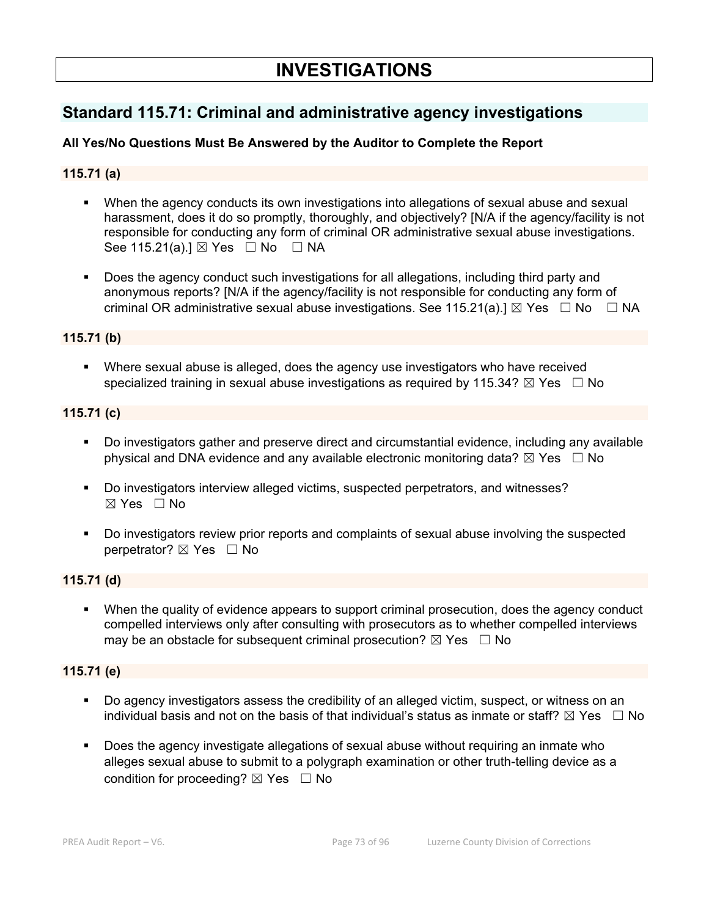# INVESTIGATIONS

## Standard 115.71: Criminal and administrative agency investigations

**All Yes/No Questions Must Be Answered by the Auditor to Complete the Report**

### 115.71 (a)

- When the agency conducts its own investigations into allegations of sexual abuse and sexual harassment, does it do so promptly, thoroughly, and objectively? [N/A if the agency/facility is not responsible for conducting any form of criminal OR administrative sexual abuse investigations. See 115.21(a).] ☒ Yes ☐ No ☐ NA
- Does the agency conduct such investigations for all allegations, including third party and anonymous reports? [N/A if the agency/facility is not responsible for conducting any form of criminal OR administrative sexual abuse investigations. See 115.21(a).] ☒ Yes ☐ No ☐ NA

### 115.71 (b)

- Where sexual abuse is alleged, does the agency use investigators who have received specialized training in sexual abuse investigations as required by 115.34? ☒ Yes ☐ No

### 115.71 (c)

- Do investigators gather and preserve direct and circumstantial evidence, including any available physical and DNA evidence and any available electronic monitoring data? ☒ Yes ☐ No
- Do investigators interview alleged victims, suspected perpetrators, and witnesses? ☒ Yes ☐ No
- Do investigators review prior reports and complaints of sexual abuse involving the suspected perpetrator? ☒ Yes ☐ No

### 115.71 (d)

- When the quality of evidence appears to support criminal prosecution, does the agency conduct compelled interviews only after consulting with prosecutors as to whether compelled interviews may be an obstacle for subsequent criminal prosecution? ☒ Yes ☐ No

### 115.71 (e)

- Do agency investigators assess the credibility of an alleged victim, suspect, or witness on an individual basis and not on the basis of that individual's status as inmate or staff? ☒ Yes ☐ No
- Does the agency investigate allegations of sexual abuse without requiring an inmate who alleges sexual abuse to submit to a polygraph examination or other truth-telling device as a condition for proceeding? ☒ Yes ☐ No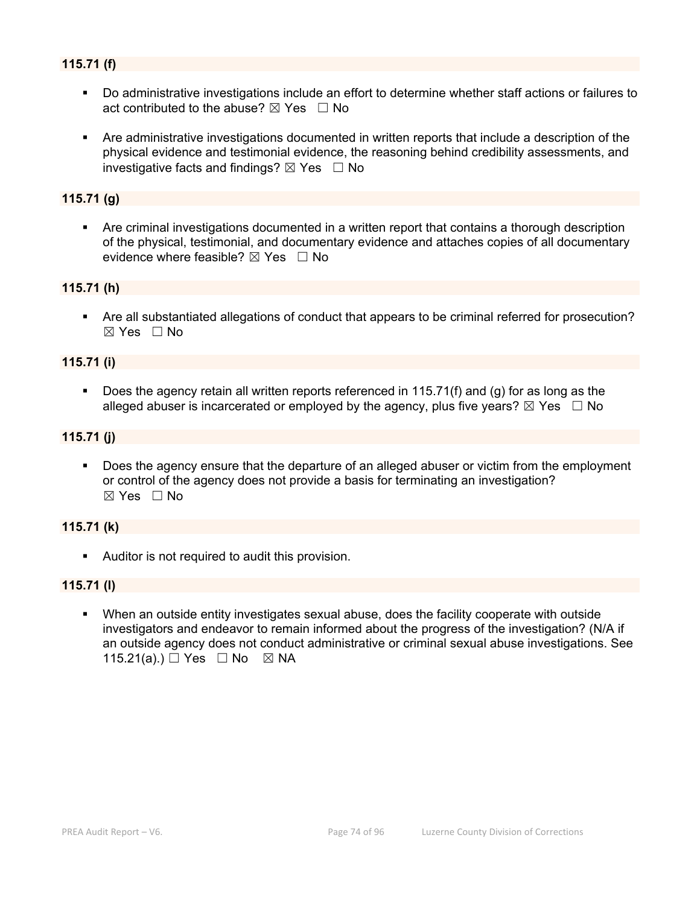### 115.71 (f)

- Do administrative investigations include an effort to determine whether staff actions or failures to act contributed to the abuse? ☒ Yes ☐ No

- Are administrative investigations documented in written reports that include a description of the physical evidence and testimonial evidence, the reasoning behind credibility assessments, and investigative facts and findings? ☒ Yes ☐ No

### 115.71 (g)

- Are criminal investigations documented in a written report that contains a thorough description of the physical, testimonial, and documentary evidence and attaches copies of all documentary evidence where feasible? ☒ Yes ☐ No

### 115.71 (h)

- Are all substantiated allegations of conduct that appears to be criminal referred for prosecution? ☒ Yes ☐ No

### 115.71 (i)

- Does the agency retain all written reports referenced in 115.71(f) and (g) for as long as the alleged abuser is incarcerated or employed by the agency, plus five years? ☒ Yes ☐ No

### 115.71 (j)

- Does the agency ensure that the departure of an alleged abuser or victim from the employment or control of the agency does not provide a basis for terminating an investigation? ☒ Yes ☐ No

### 115.71 (k)

- Auditor is not required to audit this provision.

### 115.71 (l)

- When an outside entity investigates sexual abuse, does the facility cooperate with outside investigators and endeavor to remain informed about the progress of the investigation? (N/A if an outside agency does not conduct administrative or criminal sexual abuse investigations. See 115.21(a).) ☐ Yes ☐ No ☒ NA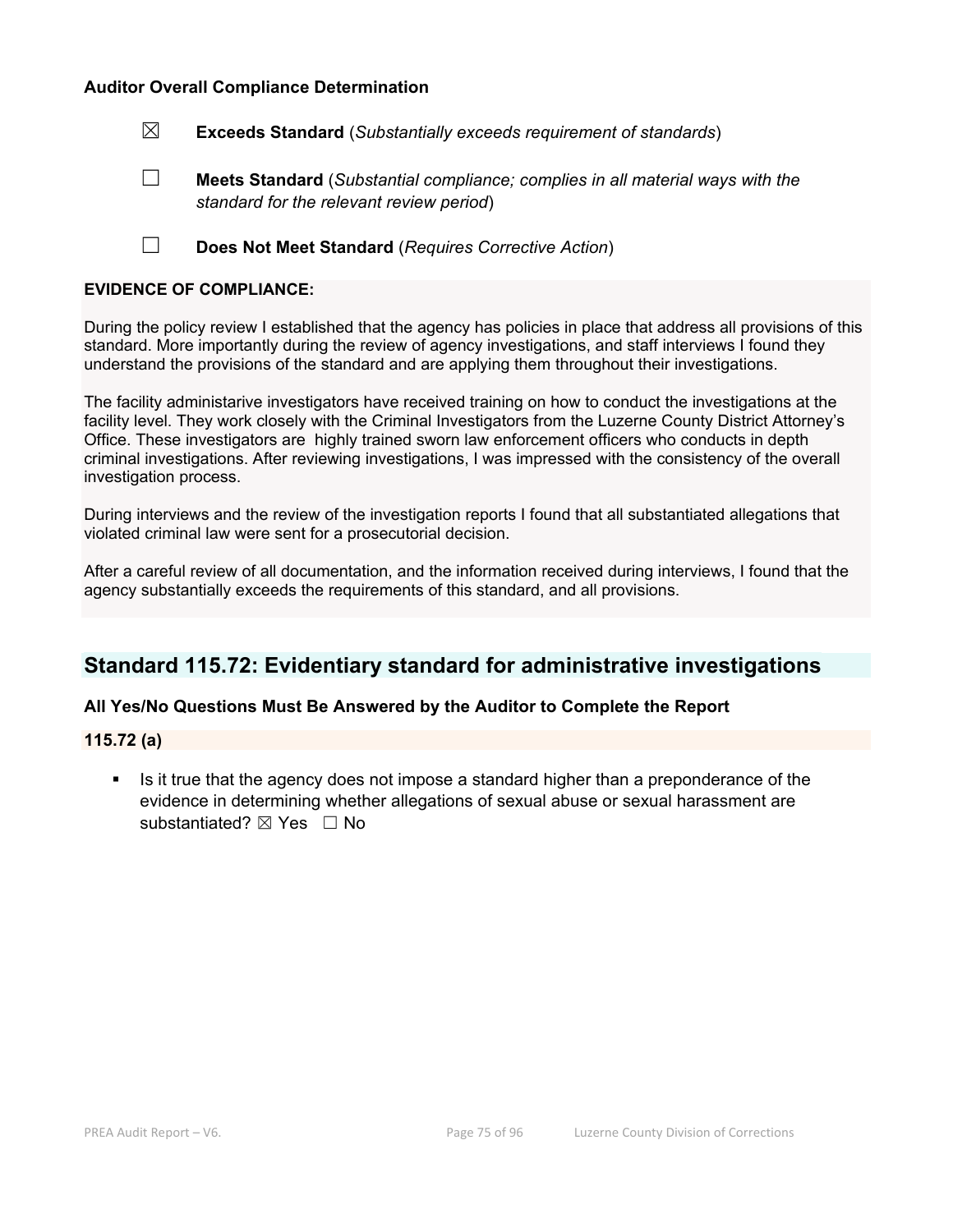**Auditor Overall Compliance Determination**

☒ **Exceeds Standard** (*Substantially exceeds requirement of standards*)

☐ **Meets Standard** (*Substantial compliance; complies in all material ways with the standard for the relevant review period*)

☐ **Does Not Meet Standard** (*Requires Corrective Action*)

**EVIDENCE OF COMPLIANCE:**

During the policy review I established that the agency has policies in place that address all provisions of this standard. More importantly during the review of agency investigations, and staff interviews I found they understand the provisions of the standard and are applying them throughout their investigations.

The facility administarive investigators have received training on how to conduct the investigations at the facility level. They work closely with the Criminal Investigators from the Luzerne County District Attorney's Office. These investigators are highly trained sworn law enforcement officers who conducts in depth criminal investigations. After reviewing investigations, I was impressed with the consistency of the overall investigation process.

During interviews and the review of the investigation reports I found that all substantiated allegations that violated criminal law were sent for a prosecutorial decision.

After a careful review of all documentation, and the information received during interviews, I found that the agency substantially exceeds the requirements of this standard, and all provisions.

## Standard 115.72: Evidentiary standard for administrative investigations

**All Yes/No Questions Must Be Answered by the Auditor to Complete the Report**

**115.72 (a)**

- Is it true that the agency does not impose a standard higher than a preponderance of the evidence in determining whether allegations of sexual abuse or sexual harassment are substantiated? ☒ Yes ☐ No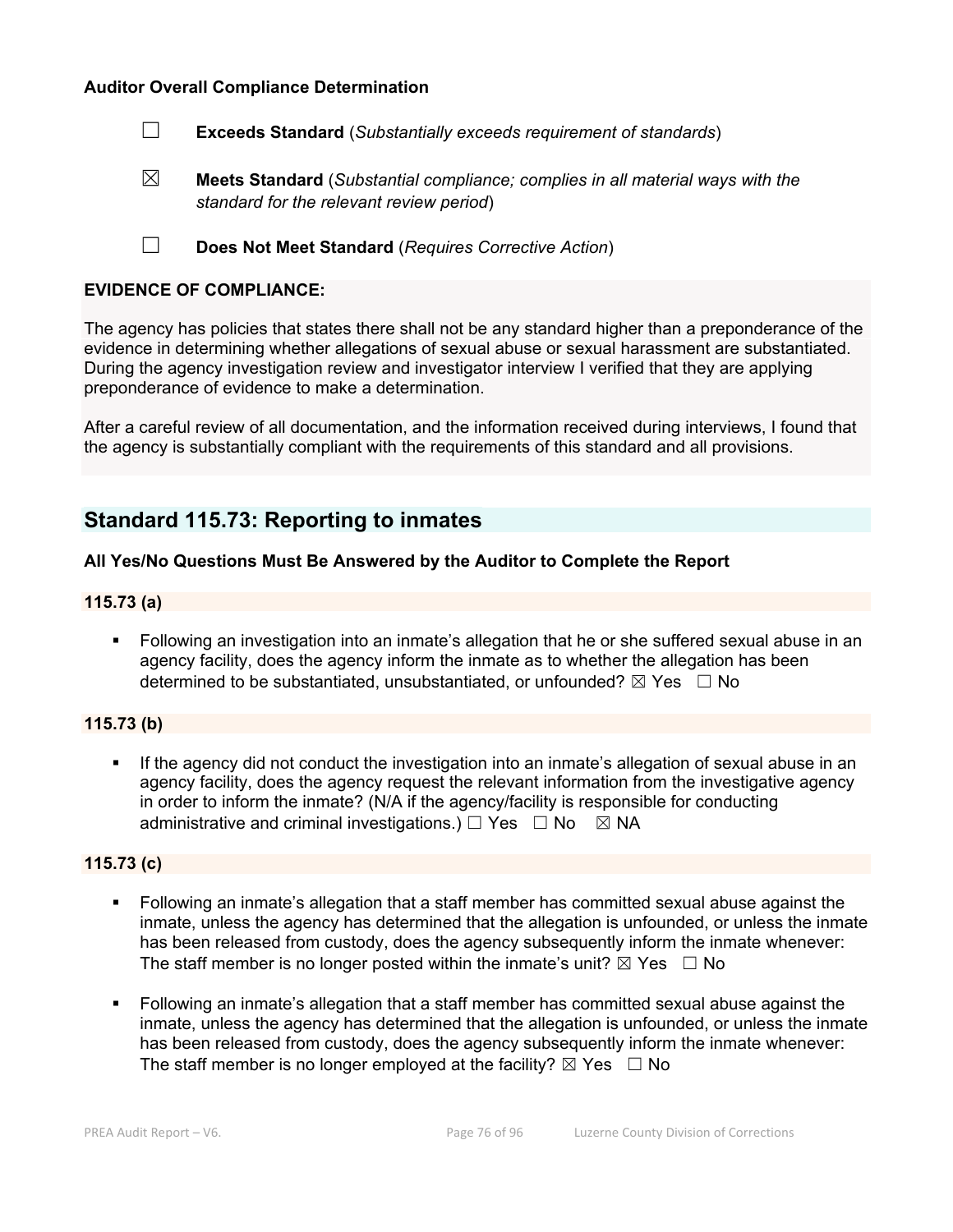**Auditor Overall Compliance Determination**

☐ **Exceeds Standard** (*Substantially exceeds requirement of standards*)

☒ **Meets Standard** (*Substantial compliance; complies in all material ways with the standard for the relevant review period*)

☐ **Does Not Meet Standard** (*Requires Corrective Action*)

**EVIDENCE OF COMPLIANCE:**

The agency has policies that states there shall not be any standard higher than a preponderance of the evidence in determining whether allegations of sexual abuse or sexual harassment are substantiated. During the agency investigation review and investigator interview I verified that they are applying preponderance of evidence to make a determination.

After a careful review of all documentation, and the information received during interviews, I found that the agency is substantially compliant with the requirements of this standard and all provisions.

## Standard 115.73: Reporting to inmates

**All Yes/No Questions Must Be Answered by the Auditor to Complete the Report**

**115.73 (a)**

- Following an investigation into an inmate's allegation that he or she suffered sexual abuse in an agency facility, does the agency inform the inmate as to whether the allegation has been determined to be substantiated, unsubstantiated, or unfounded? ☒ Yes ☐ No

**115.73 (b)**

- If the agency did not conduct the investigation into an inmate's allegation of sexual abuse in an agency facility, does the agency request the relevant information from the investigative agency in order to inform the inmate? (N/A if the agency/facility is responsible for conducting administrative and criminal investigations.) ☐ Yes ☐ No ☒ NA

**115.73 (c)**

- Following an inmate's allegation that a staff member has committed sexual abuse against the inmate, unless the agency has determined that the allegation is unfounded, or unless the inmate has been released from custody, does the agency subsequently inform the inmate whenever: The staff member is no longer posted within the inmate's unit? ☒ Yes ☐ No

- Following an inmate's allegation that a staff member has committed sexual abuse against the inmate, unless the agency has determined that the allegation is unfounded, or unless the inmate has been released from custody, does the agency subsequently inform the inmate whenever: The staff member is no longer employed at the facility? ☒ Yes ☐ No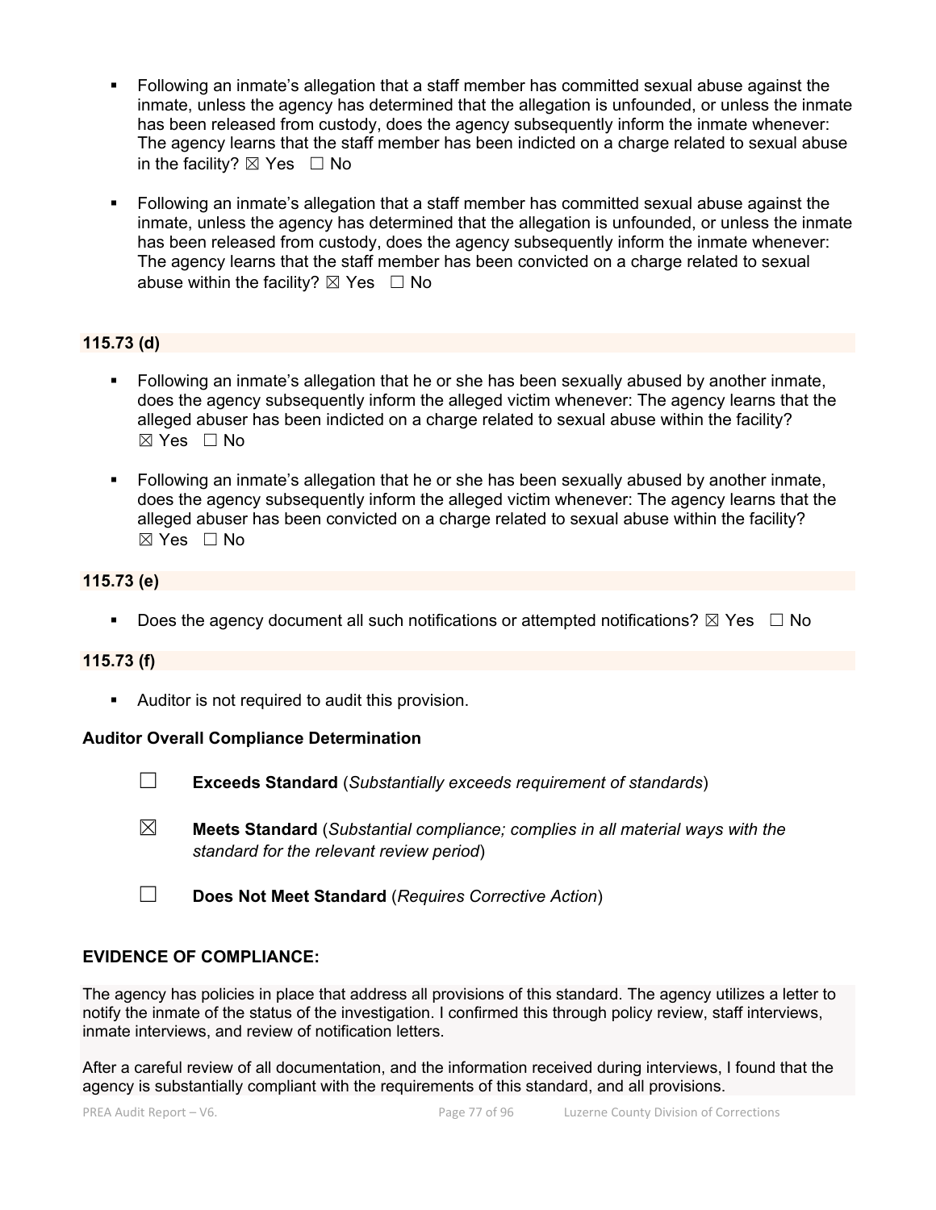- Following an inmate's allegation that a staff member has committed sexual abuse against the inmate, unless the agency has determined that the allegation is unfounded, or unless the inmate has been released from custody, does the agency subsequently inform the inmate whenever: The agency learns that the staff member has been indicted on a charge related to sexual abuse in the facility? ☒ Yes ☐ No

- Following an inmate's allegation that a staff member has committed sexual abuse against the inmate, unless the agency has determined that the allegation is unfounded, or unless the inmate has been released from custody, does the agency subsequently inform the inmate whenever: The agency learns that the staff member has been convicted on a charge related to sexual abuse within the facility? ☒ Yes ☐ No

**115.73 (d)**

- Following an inmate's allegation that he or she has been sexually abused by another inmate, does the agency subsequently inform the alleged victim whenever: The agency learns that the alleged abuser has been indicted on a charge related to sexual abuse within the facility? ☒ Yes ☐ No

- Following an inmate's allegation that he or she has been sexually abused by another inmate, does the agency subsequently inform the alleged victim whenever: The agency learns that the alleged abuser has been convicted on a charge related to sexual abuse within the facility? ☒ Yes ☐ No

**115.73 (e)**

- Does the agency document all such notifications or attempted notifications? ☒ Yes ☐ No

**115.73 (f)**

- Auditor is not required to audit this provision.

**Auditor Overall Compliance Determination**

☐ **Exceeds Standard** (*Substantially exceeds requirement of standards*)

☒ **Meets Standard** (*Substantial compliance; complies in all material ways with the standard for the relevant review period*)

☐ **Does Not Meet Standard** (*Requires Corrective Action*)

**EVIDENCE OF COMPLIANCE:**

The agency has policies in place that address all provisions of this standard. The agency utilizes a letter to notify the inmate of the status of the investigation. I confirmed this through policy review, staff interviews, inmate interviews, and review of notification letters.

After a careful review of all documentation, and the information received during interviews, I found that the agency is substantially compliant with the requirements of this standard, and all provisions.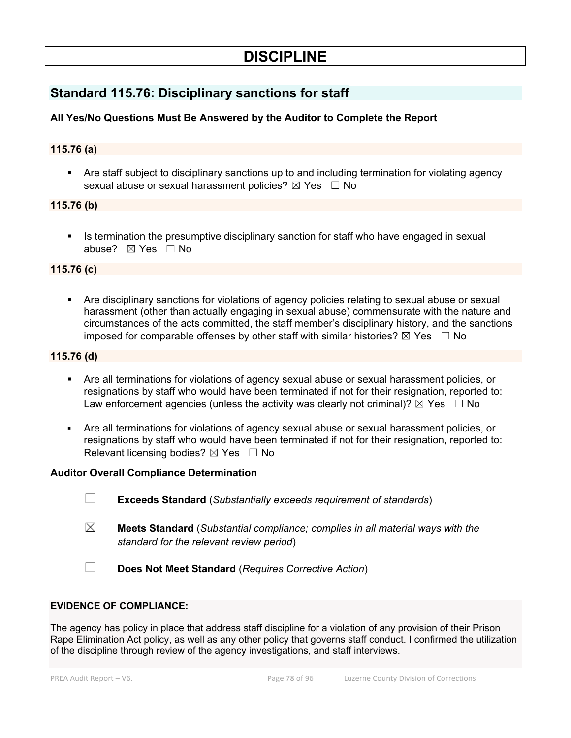# DISCIPLINE

## Standard 115.76: Disciplinary sanctions for staff

**All Yes/No Questions Must Be Answered by the Auditor to Complete the Report**

### 115.76 (a)

- Are staff subject to disciplinary sanctions up to and including termination for violating agency sexual abuse or sexual harassment policies? ☒ Yes ☐ No

### 115.76 (b)

- Is termination the presumptive disciplinary sanction for staff who have engaged in sexual abuse? ☒ Yes ☐ No

### 115.76 (c)

- Are disciplinary sanctions for violations of agency policies relating to sexual abuse or sexual harassment (other than actually engaging in sexual abuse) commensurate with the nature and circumstances of the acts committed, the staff member's disciplinary history, and the sanctions imposed for comparable offenses by other staff with similar histories? ☒ Yes ☐ No

### 115.76 (d)

- Are all terminations for violations of agency sexual abuse or sexual harassment policies, or resignations by staff who would have been terminated if not for their resignation, reported to: Law enforcement agencies (unless the activity was clearly not criminal)? ☒ Yes ☐ No
- Are all terminations for violations of agency sexual abuse or sexual harassment policies, or resignations by staff who would have been terminated if not for their resignation, reported to: Relevant licensing bodies? ☒ Yes ☐ No

### Auditor Overall Compliance Determination

☐ **Exceeds Standard** (*Substantially exceeds requirement of standards*)

☒ **Meets Standard** (*Substantial compliance; complies in all material ways with the standard for the relevant review period*)

☐ **Does Not Meet Standard** (*Requires Corrective Action*)

**EVIDENCE OF COMPLIANCE:**

The agency has policy in place that address staff discipline for a violation of any provision of their Prison Rape Elimination Act policy, as well as any other policy that governs staff conduct. I confirmed the utilization of the discipline through review of the agency investigations, and staff interviews.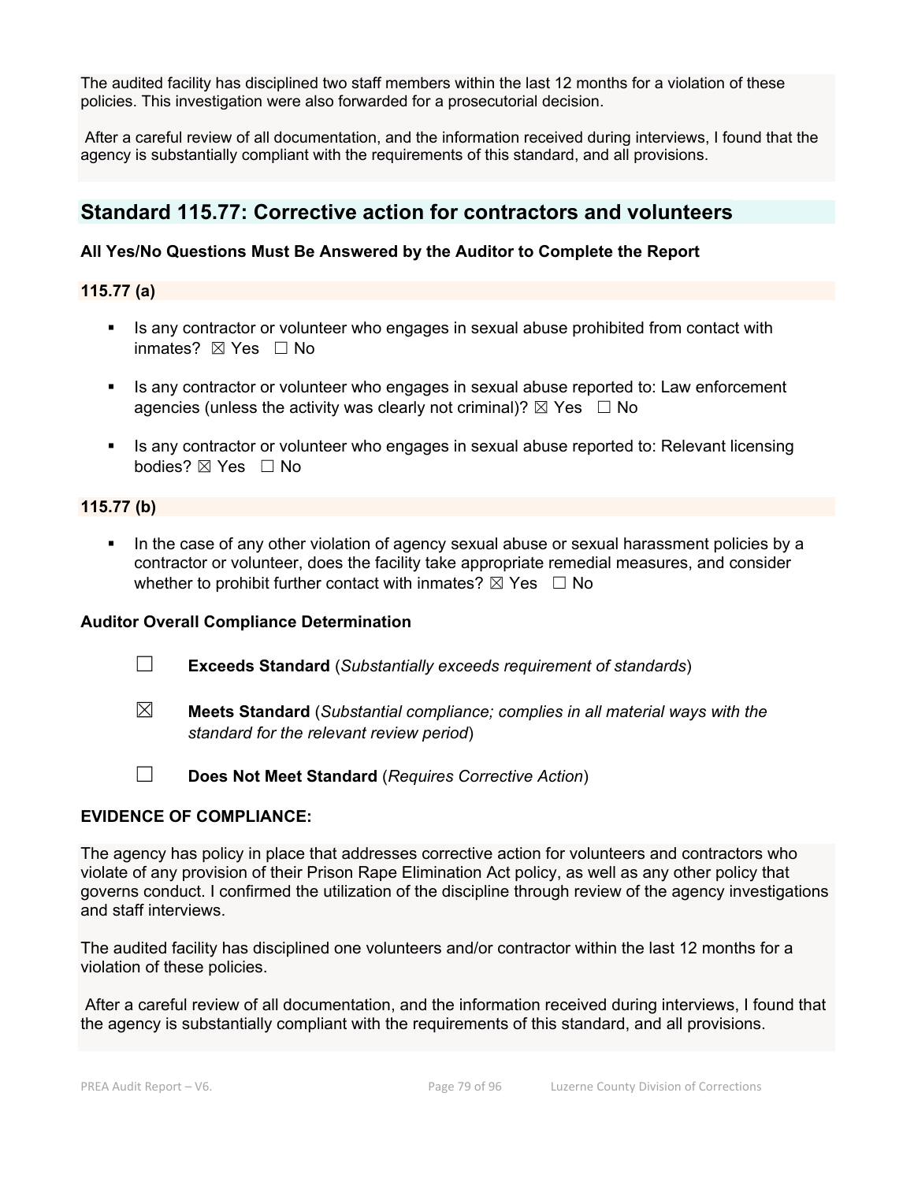The audited facility has disciplined two staff members within the last 12 months for a violation of these policies. This investigation were also forwarded for a prosecutorial decision.

After a careful review of all documentation, and the information received during interviews, I found that the agency is substantially compliant with the requirements of this standard, and all provisions.

## Standard 115.77: Corrective action for contractors and volunteers

**All Yes/No Questions Must Be Answered by the Auditor to Complete the Report**

**115.77 (a)**

- Is any contractor or volunteer who engages in sexual abuse prohibited from contact with inmates? ☒ Yes ☐ No
- Is any contractor or volunteer who engages in sexual abuse reported to: Law enforcement agencies (unless the activity was clearly not criminal)? ☒ Yes ☐ No
- Is any contractor or volunteer who engages in sexual abuse reported to: Relevant licensing bodies? ☒ Yes ☐ No

**115.77 (b)**

- In the case of any other violation of agency sexual abuse or sexual harassment policies by a contractor or volunteer, does the facility take appropriate remedial measures, and consider whether to prohibit further contact with inmates? ☒ Yes ☐ No

**Auditor Overall Compliance Determination**

☐ **Exceeds Standard** (*Substantially exceeds requirement of standards*)

☒ **Meets Standard** (*Substantial compliance; complies in all material ways with the standard for the relevant review period*)

☐ **Does Not Meet Standard** (*Requires Corrective Action*)

**EVIDENCE OF COMPLIANCE:**

The agency has policy in place that addresses corrective action for volunteers and contractors who violate of any provision of their Prison Rape Elimination Act policy, as well as any other policy that governs conduct. I confirmed the utilization of the discipline through review of the agency investigations and staff interviews.

The audited facility has disciplined one volunteers and/or contractor within the last 12 months for a violation of these policies.

After a careful review of all documentation, and the information received during interviews, I found that the agency is substantially compliant with the requirements of this standard, and all provisions.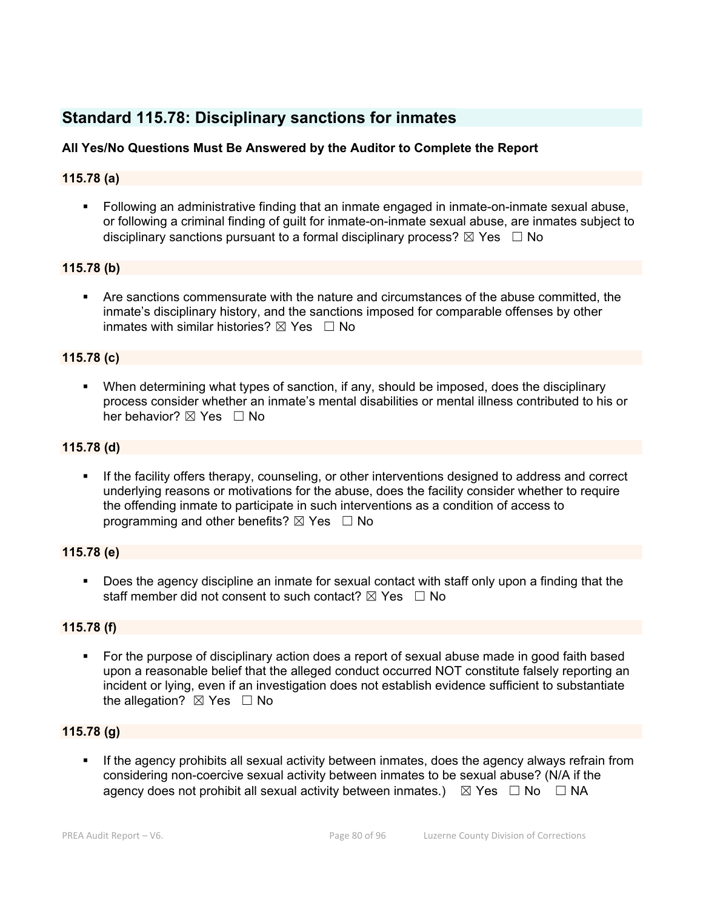## Standard 115.78: Disciplinary sanctions for inmates

**All Yes/No Questions Must Be Answered by the Auditor to Complete the Report**

**115.78 (a)**

- Following an administrative finding that an inmate engaged in inmate-on-inmate sexual abuse, or following a criminal finding of guilt for inmate-on-inmate sexual abuse, are inmates subject to disciplinary sanctions pursuant to a formal disciplinary process? ☒ Yes ☐ No

**115.78 (b)**

- Are sanctions commensurate with the nature and circumstances of the abuse committed, the inmate's disciplinary history, and the sanctions imposed for comparable offenses by other inmates with similar histories? ☒ Yes ☐ No

**115.78 (c)**

- When determining what types of sanction, if any, should be imposed, does the disciplinary process consider whether an inmate's mental disabilities or mental illness contributed to his or her behavior? ☒ Yes ☐ No

**115.78 (d)**

- If the facility offers therapy, counseling, or other interventions designed to address and correct underlying reasons or motivations for the abuse, does the facility consider whether to require the offending inmate to participate in such interventions as a condition of access to programming and other benefits? ☒ Yes ☐ No

**115.78 (e)**

- Does the agency discipline an inmate for sexual contact with staff only upon a finding that the staff member did not consent to such contact? ☒ Yes ☐ No

**115.78 (f)**

- For the purpose of disciplinary action does a report of sexual abuse made in good faith based upon a reasonable belief that the alleged conduct occurred NOT constitute falsely reporting an incident or lying, even if an investigation does not establish evidence sufficient to substantiate the allegation? ☒ Yes ☐ No

**115.78 (g)**

- If the agency prohibits all sexual activity between inmates, does the agency always refrain from considering non-coercive sexual activity between inmates to be sexual abuse? (N/A if the agency does not prohibit all sexual activity between inmates.) ☒ Yes ☐ No ☐ NA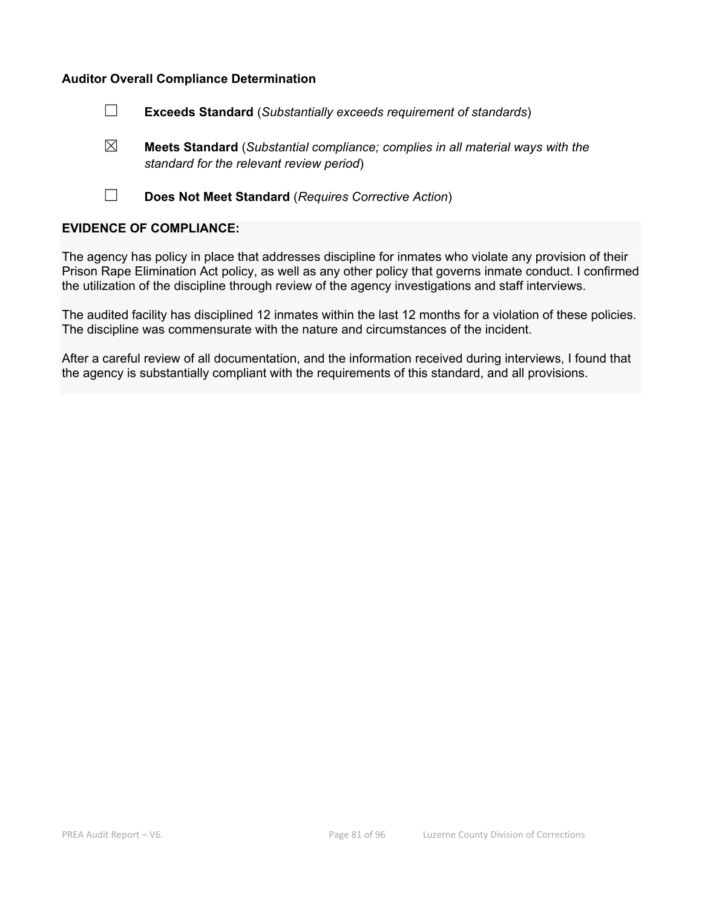**Auditor Overall Compliance Determination**

☐ **Exceeds Standard** (*Substantially exceeds requirement of standards*)

☒ **Meets Standard** (*Substantial compliance; complies in all material ways with the standard for the relevant review period*)

☐ **Does Not Meet Standard** (*Requires Corrective Action*)

**EVIDENCE OF COMPLIANCE:**

The agency has policy in place that addresses discipline for inmates who violate any provision of their Prison Rape Elimination Act policy, as well as any other policy that governs inmate conduct. I confirmed the utilization of the discipline through review of the agency investigations and staff interviews.

The audited facility has disciplined 12 inmates within the last 12 months for a violation of these policies. The discipline was commensurate with the nature and circumstances of the incident.

After a careful review of all documentation, and the information received during interviews, I found that the agency is substantially compliant with the requirements of this standard, and all provisions.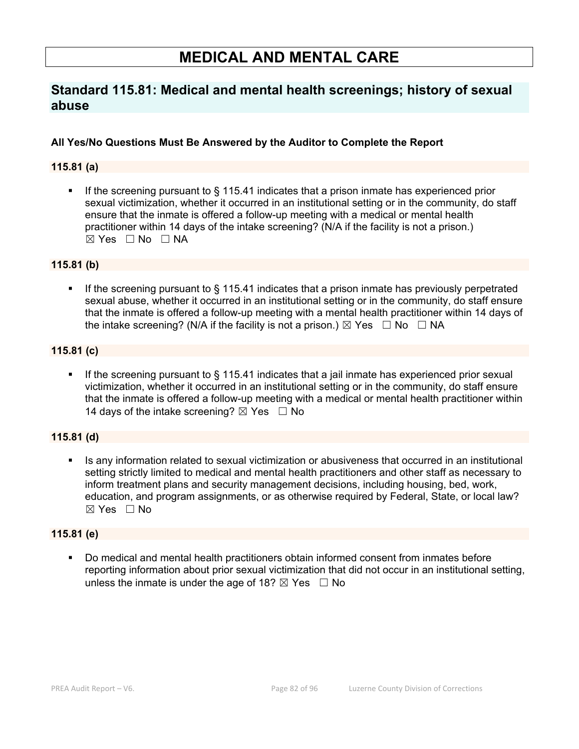# MEDICAL AND MENTAL CARE

## Standard 115.81: Medical and mental health screenings; history of sexual abuse

**All Yes/No Questions Must Be Answered by the Auditor to Complete the Report**

### 115.81 (a)

- If the screening pursuant to § 115.41 indicates that a prison inmate has experienced prior sexual victimization, whether it occurred in an institutional setting or in the community, do staff ensure that the inmate is offered a follow-up meeting with a medical or mental health practitioner within 14 days of the intake screening? (N/A if the facility is not a prison.) ☒ Yes ☐ No ☐ NA

### 115.81 (b)

- If the screening pursuant to § 115.41 indicates that a prison inmate has previously perpetrated sexual abuse, whether it occurred in an institutional setting or in the community, do staff ensure that the inmate is offered a follow-up meeting with a mental health practitioner within 14 days of the intake screening? (N/A if the facility is not a prison.) ☒ Yes ☐ No ☐ NA

### 115.81 (c)

- If the screening pursuant to § 115.41 indicates that a jail inmate has experienced prior sexual victimization, whether it occurred in an institutional setting or in the community, do staff ensure that the inmate is offered a follow-up meeting with a medical or mental health practitioner within 14 days of the intake screening? ☒ Yes ☐ No

### 115.81 (d)

- Is any information related to sexual victimization or abusiveness that occurred in an institutional setting strictly limited to medical and mental health practitioners and other staff as necessary to inform treatment plans and security management decisions, including housing, bed, work, education, and program assignments, or as otherwise required by Federal, State, or local law? ☒ Yes ☐ No

### 115.81 (e)

- Do medical and mental health practitioners obtain informed consent from inmates before reporting information about prior sexual victimization that did not occur in an institutional setting, unless the inmate is under the age of 18? ☒ Yes ☐ No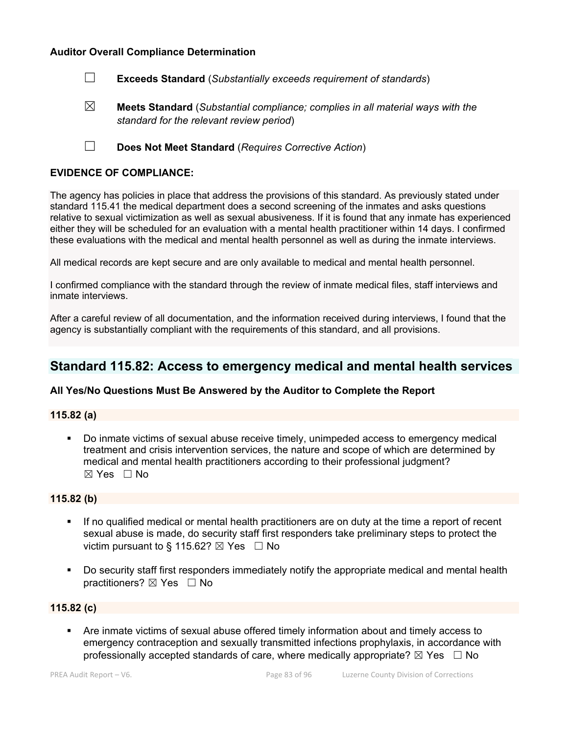**Auditor Overall Compliance Determination**

☐ **Exceeds Standard** (*Substantially exceeds requirement of standards*)

☒ **Meets Standard** (*Substantial compliance; complies in all material ways with the standard for the relevant review period*)

☐ **Does Not Meet Standard** (*Requires Corrective Action*)

**EVIDENCE OF COMPLIANCE:**

The agency has policies in place that address the provisions of this standard. As previously stated under standard 115.41 the medical department does a second screening of the inmates and asks questions relative to sexual victimization as well as sexual abusiveness. If it is found that any inmate has experienced either they will be scheduled for an evaluation with a mental health practitioner within 14 days. I confirmed these evaluations with the medical and mental health personnel as well as during the inmate interviews.

All medical records are kept secure and are only available to medical and mental health personnel.

I confirmed compliance with the standard through the review of inmate medical files, staff interviews and inmate interviews.

After a careful review of all documentation, and the information received during interviews, I found that the agency is substantially compliant with the requirements of this standard, and all provisions.

## Standard 115.82: Access to emergency medical and mental health services

**All Yes/No Questions Must Be Answered by the Auditor to Complete the Report**

**115.82 (a)**

- Do inmate victims of sexual abuse receive timely, unimpeded access to emergency medical treatment and crisis intervention services, the nature and scope of which are determined by medical and mental health practitioners according to their professional judgment? ☒ Yes ☐ No

**115.82 (b)**

- If no qualified medical or mental health practitioners are on duty at the time a report of recent sexual abuse is made, do security staff first responders take preliminary steps to protect the victim pursuant to § 115.62? ☒ Yes ☐ No

- Do security staff first responders immediately notify the appropriate medical and mental health practitioners? ☒ Yes ☐ No

**115.82 (c)**

- Are inmate victims of sexual abuse offered timely information about and timely access to emergency contraception and sexually transmitted infections prophylaxis, in accordance with professionally accepted standards of care, where medically appropriate? ☒ Yes ☐ No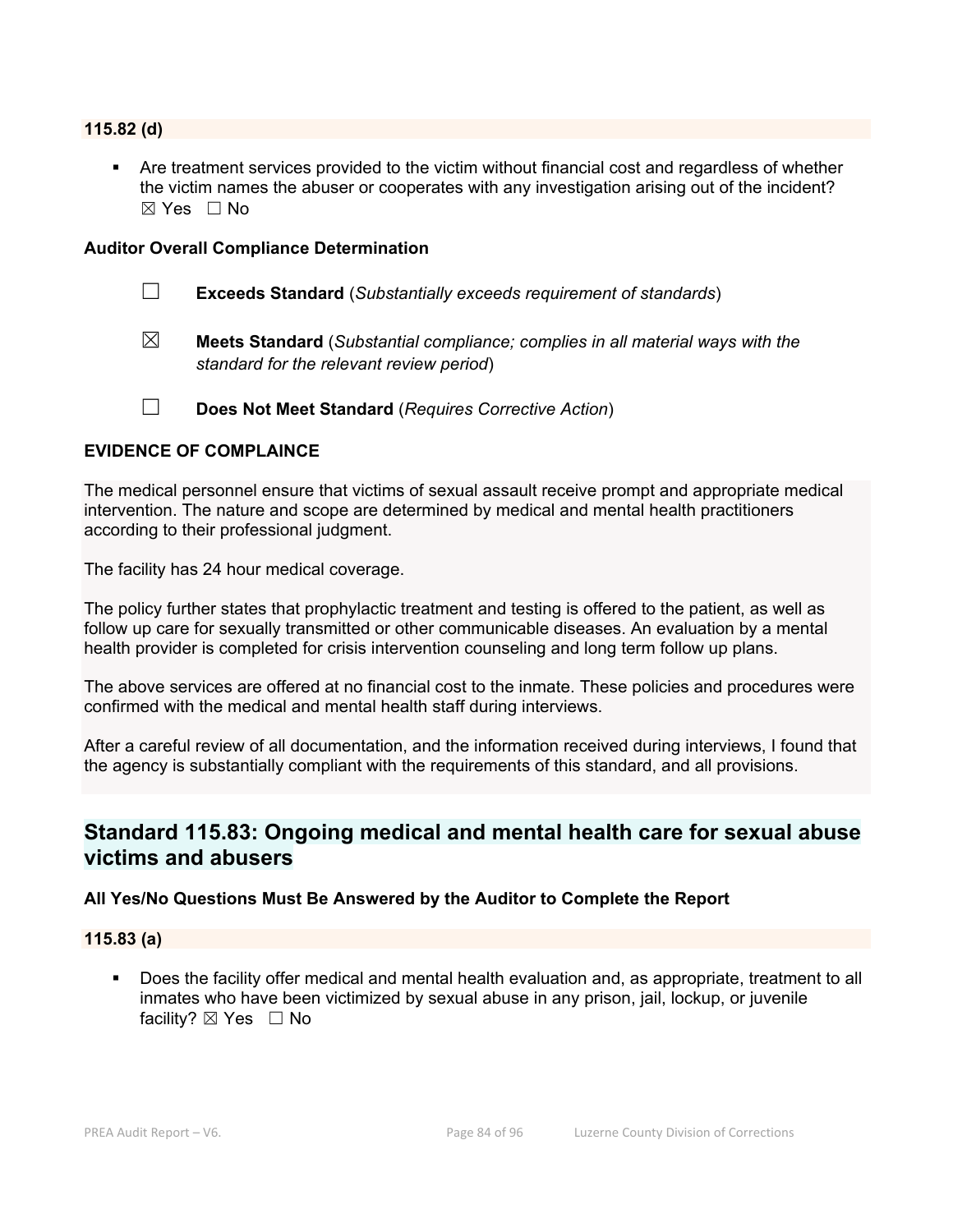**115.82 (d)**

- Are treatment services provided to the victim without financial cost and regardless of whether the victim names the abuser or cooperates with any investigation arising out of the incident? ☒ Yes ☐ No

**Auditor Overall Compliance Determination**

☐ **Exceeds Standard** (*Substantially exceeds requirement of standards*)

☒ **Meets Standard** (*Substantial compliance; complies in all material ways with the standard for the relevant review period*)

☐ **Does Not Meet Standard** (*Requires Corrective Action*)

**EVIDENCE OF COMPLAINCE**

The medical personnel ensure that victims of sexual assault receive prompt and appropriate medical intervention. The nature and scope are determined by medical and mental health practitioners according to their professional judgment.

The facility has 24 hour medical coverage.

The policy further states that prophylactic treatment and testing is offered to the patient, as well as follow up care for sexually transmitted or other communicable diseases. An evaluation by a mental health provider is completed for crisis intervention counseling and long term follow up plans.

The above services are offered at no financial cost to the inmate. These policies and procedures were confirmed with the medical and mental health staff during interviews.

After a careful review of all documentation, and the information received during interviews, I found that the agency is substantially compliant with the requirements of this standard, and all provisions.

## Standard 115.83: Ongoing medical and mental health care for sexual abuse victims and abusers

**All Yes/No Questions Must Be Answered by the Auditor to Complete the Report**

**115.83 (a)**

- Does the facility offer medical and mental health evaluation and, as appropriate, treatment to all inmates who have been victimized by sexual abuse in any prison, jail, lockup, or juvenile facility? ☒ Yes ☐ No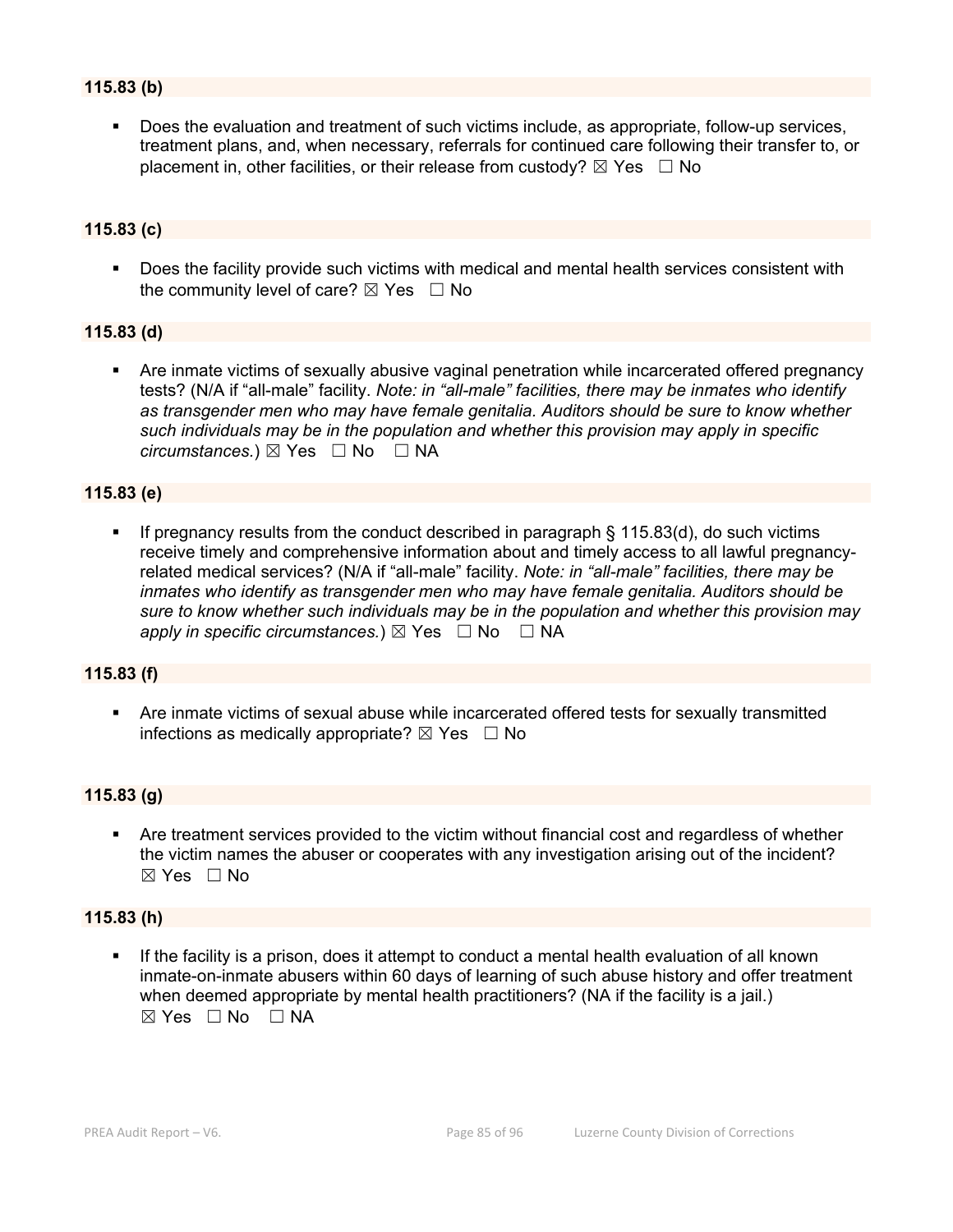**115.83 (b)**

- Does the evaluation and treatment of such victims include, as appropriate, follow-up services, treatment plans, and, when necessary, referrals for continued care following their transfer to, or placement in, other facilities, or their release from custody? ☒ Yes ☐ No

**115.83 (c)**

- Does the facility provide such victims with medical and mental health services consistent with the community level of care? ☒ Yes ☐ No

**115.83 (d)**

- Are inmate victims of sexually abusive vaginal penetration while incarcerated offered pregnancy tests? (N/A if "all-male" facility. *Note: in "all-male" facilities, there may be inmates who identify as transgender men who may have female genitalia. Auditors should be sure to know whether such individuals may be in the population and whether this provision may apply in specific circumstances.*) ☒ Yes ☐ No ☐ NA

**115.83 (e)**

- If pregnancy results from the conduct described in paragraph § 115.83(d), do such victims receive timely and comprehensive information about and timely access to all lawful pregnancy-related medical services? (N/A if "all-male" facility. *Note: in "all-male" facilities, there may be inmates who identify as transgender men who may have female genitalia. Auditors should be sure to know whether such individuals may be in the population and whether this provision may apply in specific circumstances.*) ☒ Yes ☐ No ☐ NA

**115.83 (f)**

- Are inmate victims of sexual abuse while incarcerated offered tests for sexually transmitted infections as medically appropriate? ☒ Yes ☐ No

**115.83 (g)**

- Are treatment services provided to the victim without financial cost and regardless of whether the victim names the abuser or cooperates with any investigation arising out of the incident? ☒ Yes ☐ No

**115.83 (h)**

- If the facility is a prison, does it attempt to conduct a mental health evaluation of all known inmate-on-inmate abusers within 60 days of learning of such abuse history and offer treatment when deemed appropriate by mental health practitioners? (NA if the facility is a jail.) ☒ Yes ☐ No ☐ NA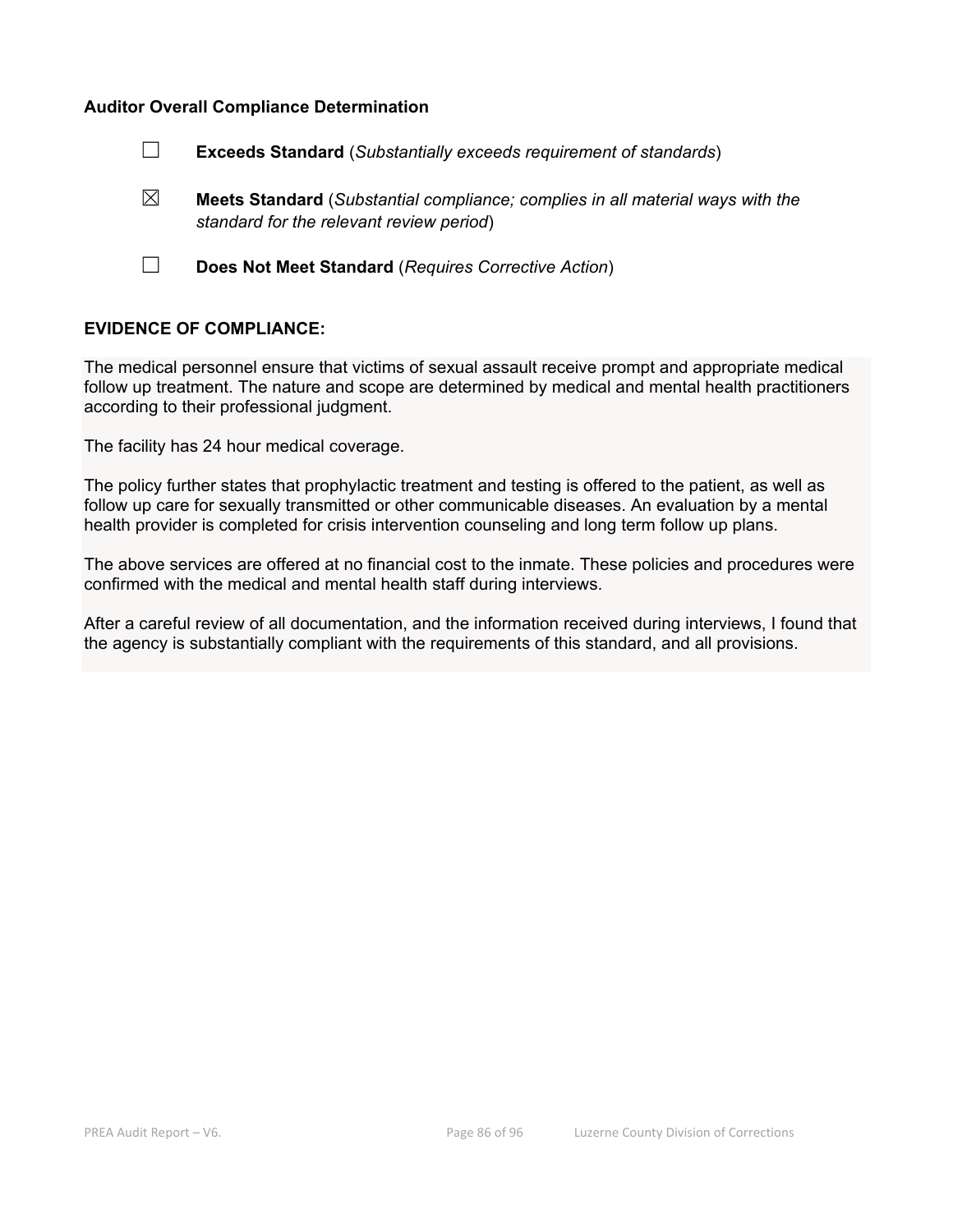**Auditor Overall Compliance Determination**

☐ **Exceeds Standard** (*Substantially exceeds requirement of standards*)

☒ **Meets Standard** (*Substantial compliance; complies in all material ways with the standard for the relevant review period*)

☐ **Does Not Meet Standard** (*Requires Corrective Action*)

**EVIDENCE OF COMPLIANCE:**

The medical personnel ensure that victims of sexual assault receive prompt and appropriate medical follow up treatment. The nature and scope are determined by medical and mental health practitioners according to their professional judgment.

The facility has 24 hour medical coverage.

The policy further states that prophylactic treatment and testing is offered to the patient, as well as follow up care for sexually transmitted or other communicable diseases. An evaluation by a mental health provider is completed for crisis intervention counseling and long term follow up plans.

The above services are offered at no financial cost to the inmate. These policies and procedures were confirmed with the medical and mental health staff during interviews.

After a careful review of all documentation, and the information received during interviews, I found that the agency is substantially compliant with the requirements of this standard, and all provisions.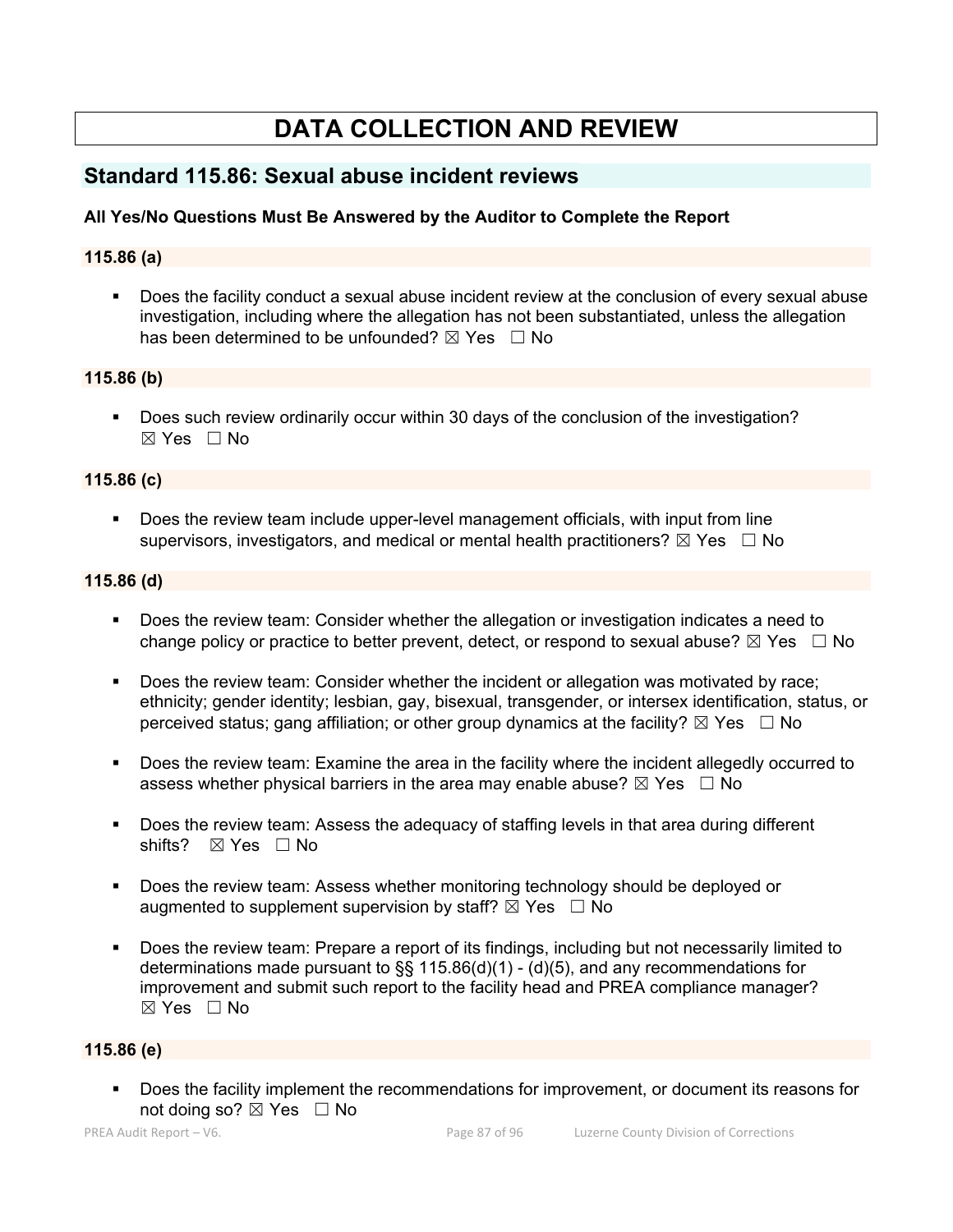# DATA COLLECTION AND REVIEW

## Standard 115.86: Sexual abuse incident reviews

**All Yes/No Questions Must Be Answered by the Auditor to Complete the Report**

### 115.86 (a)

- Does the facility conduct a sexual abuse incident review at the conclusion of every sexual abuse investigation, including where the allegation has not been substantiated, unless the allegation has been determined to be unfounded? ☒ Yes ☐ No

### 115.86 (b)

- Does such review ordinarily occur within 30 days of the conclusion of the investigation? ☒ Yes ☐ No

### 115.86 (c)

- Does the review team include upper-level management officials, with input from line supervisors, investigators, and medical or mental health practitioners? ☒ Yes ☐ No

### 115.86 (d)

- Does the review team: Consider whether the allegation or investigation indicates a need to change policy or practice to better prevent, detect, or respond to sexual abuse? ☒ Yes ☐ No
- Does the review team: Consider whether the incident or allegation was motivated by race; ethnicity; gender identity; lesbian, gay, bisexual, transgender, or intersex identification, status, or perceived status; gang affiliation; or other group dynamics at the facility? ☒ Yes ☐ No
- Does the review team: Examine the area in the facility where the incident allegedly occurred to assess whether physical barriers in the area may enable abuse? ☒ Yes ☐ No
- Does the review team: Assess the adequacy of staffing levels in that area during different shifts? ☒ Yes ☐ No
- Does the review team: Assess whether monitoring technology should be deployed or augmented to supplement supervision by staff? ☒ Yes ☐ No
- Does the review team: Prepare a report of its findings, including but not necessarily limited to determinations made pursuant to §§ 115.86(d)(1) - (d)(5), and any recommendations for improvement and submit such report to the facility head and PREA compliance manager? ☒ Yes ☐ No

### 115.86 (e)

- Does the facility implement the recommendations for improvement, or document its reasons for not doing so? ☒ Yes ☐ No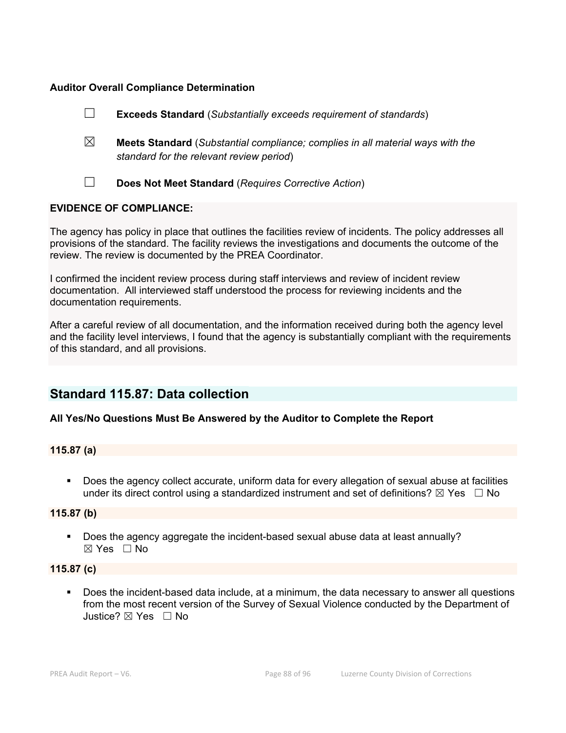**Auditor Overall Compliance Determination**

☐ **Exceeds Standard** (*Substantially exceeds requirement of standards*)

☒ **Meets Standard** (*Substantial compliance; complies in all material ways with the standard for the relevant review period*)

☐ **Does Not Meet Standard** (*Requires Corrective Action*)

**EVIDENCE OF COMPLIANCE:**

The agency has policy in place that outlines the facilities review of incidents. The policy addresses all provisions of the standard. The facility reviews the investigations and documents the outcome of the review. The review is documented by the PREA Coordinator.

I confirmed the incident review process during staff interviews and review of incident review documentation. All interviewed staff understood the process for reviewing incidents and the documentation requirements.

After a careful review of all documentation, and the information received during both the agency level and the facility level interviews, I found that the agency is substantially compliant with the requirements of this standard, and all provisions.

## Standard 115.87: Data collection

**All Yes/No Questions Must Be Answered by the Auditor to Complete the Report**

**115.87 (a)**

- Does the agency collect accurate, uniform data for every allegation of sexual abuse at facilities under its direct control using a standardized instrument and set of definitions? ☒ Yes ☐ No

**115.87 (b)**

- Does the agency aggregate the incident-based sexual abuse data at least annually? ☒ Yes ☐ No

**115.87 (c)**

- Does the incident-based data include, at a minimum, the data necessary to answer all questions from the most recent version of the Survey of Sexual Violence conducted by the Department of Justice? ☒ Yes ☐ No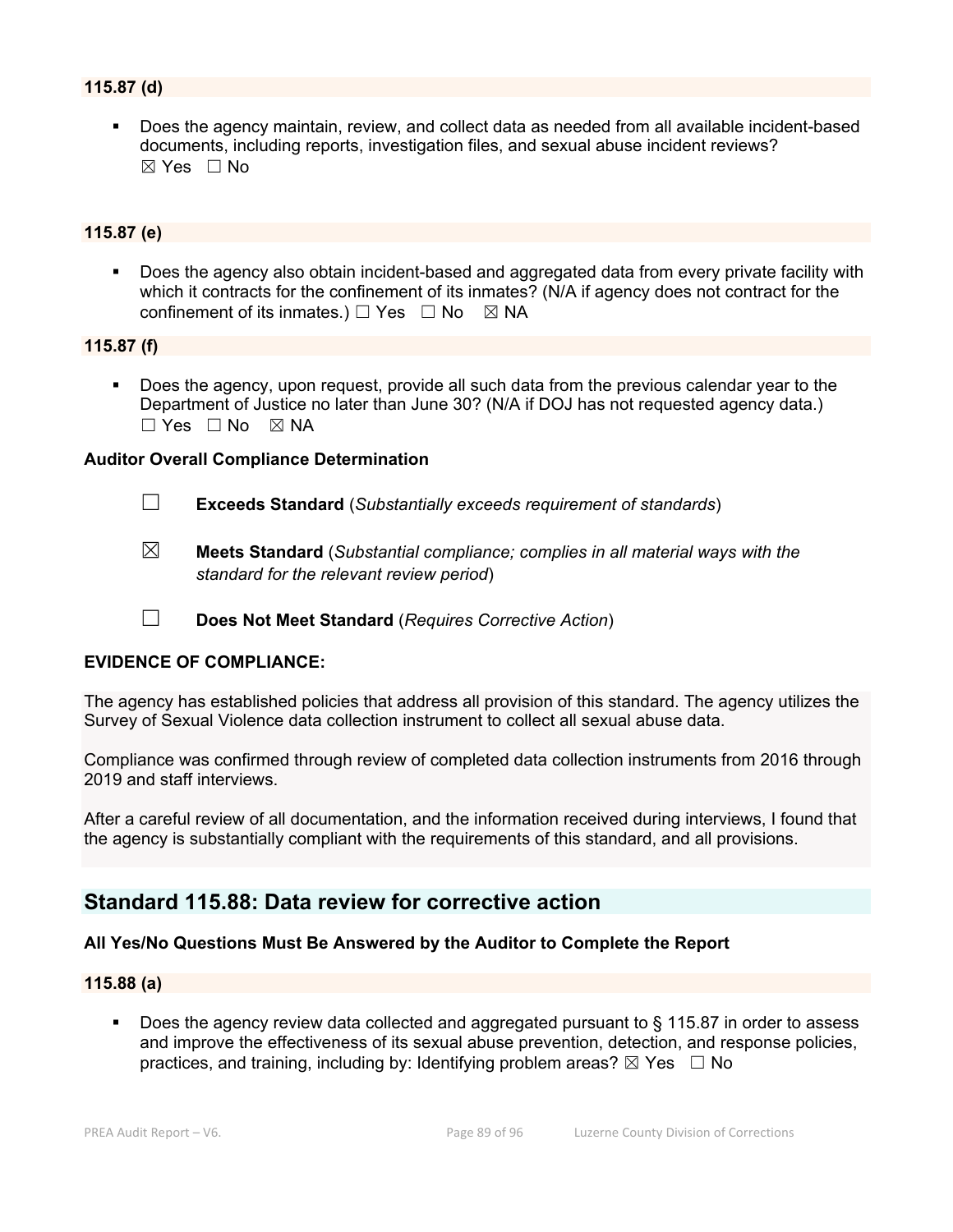**115.87 (d)**

- Does the agency maintain, review, and collect data as needed from all available incident-based documents, including reports, investigation files, and sexual abuse incident reviews?
☒ Yes ☐ No

**115.87 (e)**

- Does the agency also obtain incident-based and aggregated data from every private facility with which it contracts for the confinement of its inmates? (N/A if agency does not contract for the confinement of its inmates.) ☐ Yes ☐ No ☒ NA

**115.87 (f)**

- Does the agency, upon request, provide all such data from the previous calendar year to the Department of Justice no later than June 30? (N/A if DOJ has not requested agency data.)
☐ Yes ☐ No ☒ NA

**Auditor Overall Compliance Determination**

☐ **Exceeds Standard** (*Substantially exceeds requirement of standards*)

☒ **Meets Standard** (*Substantial compliance; complies in all material ways with the standard for the relevant review period*)

☐ **Does Not Meet Standard** (*Requires Corrective Action*)

**EVIDENCE OF COMPLIANCE:**

The agency has established policies that address all provision of this standard. The agency utilizes the Survey of Sexual Violence data collection instrument to collect all sexual abuse data.

Compliance was confirmed through review of completed data collection instruments from 2016 through 2019 and staff interviews.

After a careful review of all documentation, and the information received during interviews, I found that the agency is substantially compliant with the requirements of this standard, and all provisions.

## Standard 115.88: Data review for corrective action

**All Yes/No Questions Must Be Answered by the Auditor to Complete the Report**

**115.88 (a)**

- Does the agency review data collected and aggregated pursuant to § 115.87 in order to assess and improve the effectiveness of its sexual abuse prevention, detection, and response policies, practices, and training, including by: Identifying problem areas? ☒ Yes ☐ No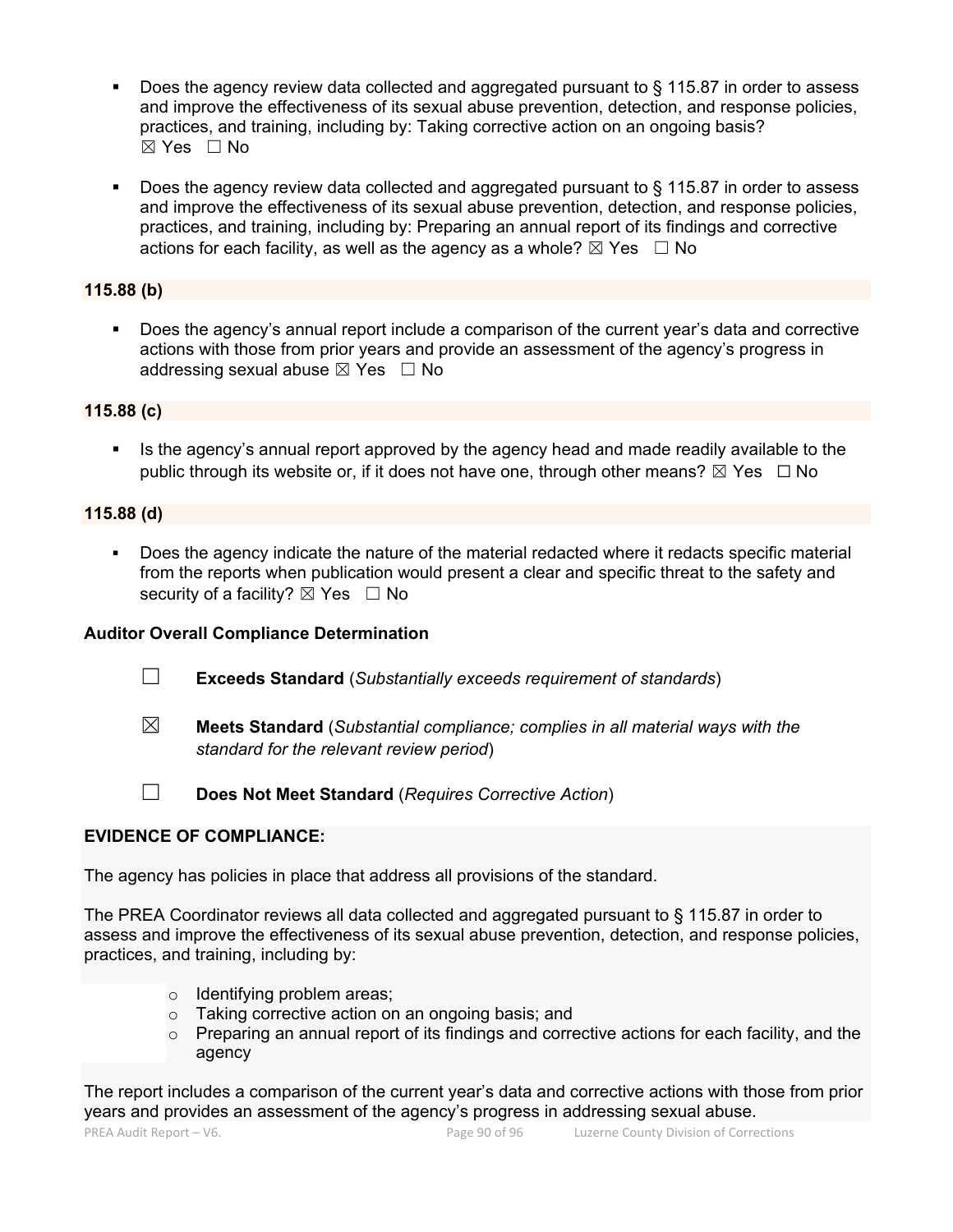- Does the agency review data collected and aggregated pursuant to § 115.87 in order to assess and improve the effectiveness of its sexual abuse prevention, detection, and response policies, practices, and training, including by: Taking corrective action on an ongoing basis? ☒ Yes ☐ No

- Does the agency review data collected and aggregated pursuant to § 115.87 in order to assess and improve the effectiveness of its sexual abuse prevention, detection, and response policies, practices, and training, including by: Preparing an annual report of its findings and corrective actions for each facility, as well as the agency as a whole? ☒ Yes ☐ No

**115.88 (b)**

- Does the agency's annual report include a comparison of the current year's data and corrective actions with those from prior years and provide an assessment of the agency's progress in addressing sexual abuse ☒ Yes ☐ No

**115.88 (c)**

- Is the agency's annual report approved by the agency head and made readily available to the public through its website or, if it does not have one, through other means? ☒ Yes ☐ No

**115.88 (d)**

- Does the agency indicate the nature of the material redacted where it redacts specific material from the reports when publication would present a clear and specific threat to the safety and security of a facility? ☒ Yes ☐ No

**Auditor Overall Compliance Determination**

☐ **Exceeds Standard** (*Substantially exceeds requirement of standards*)

☒ **Meets Standard** (*Substantial compliance; complies in all material ways with the standard for the relevant review period*)

☐ **Does Not Meet Standard** (*Requires Corrective Action*)

**EVIDENCE OF COMPLIANCE:**

The agency has policies in place that address all provisions of the standard.

The PREA Coordinator reviews all data collected and aggregated pursuant to § 115.87 in order to assess and improve the effectiveness of its sexual abuse prevention, detection, and response policies, practices, and training, including by:

- Identifying problem areas;
- Taking corrective action on an ongoing basis; and
- Preparing an annual report of its findings and corrective actions for each facility, and the agency

The report includes a comparison of the current year's data and corrective actions with those from prior years and provides an assessment of the agency's progress in addressing sexual abuse.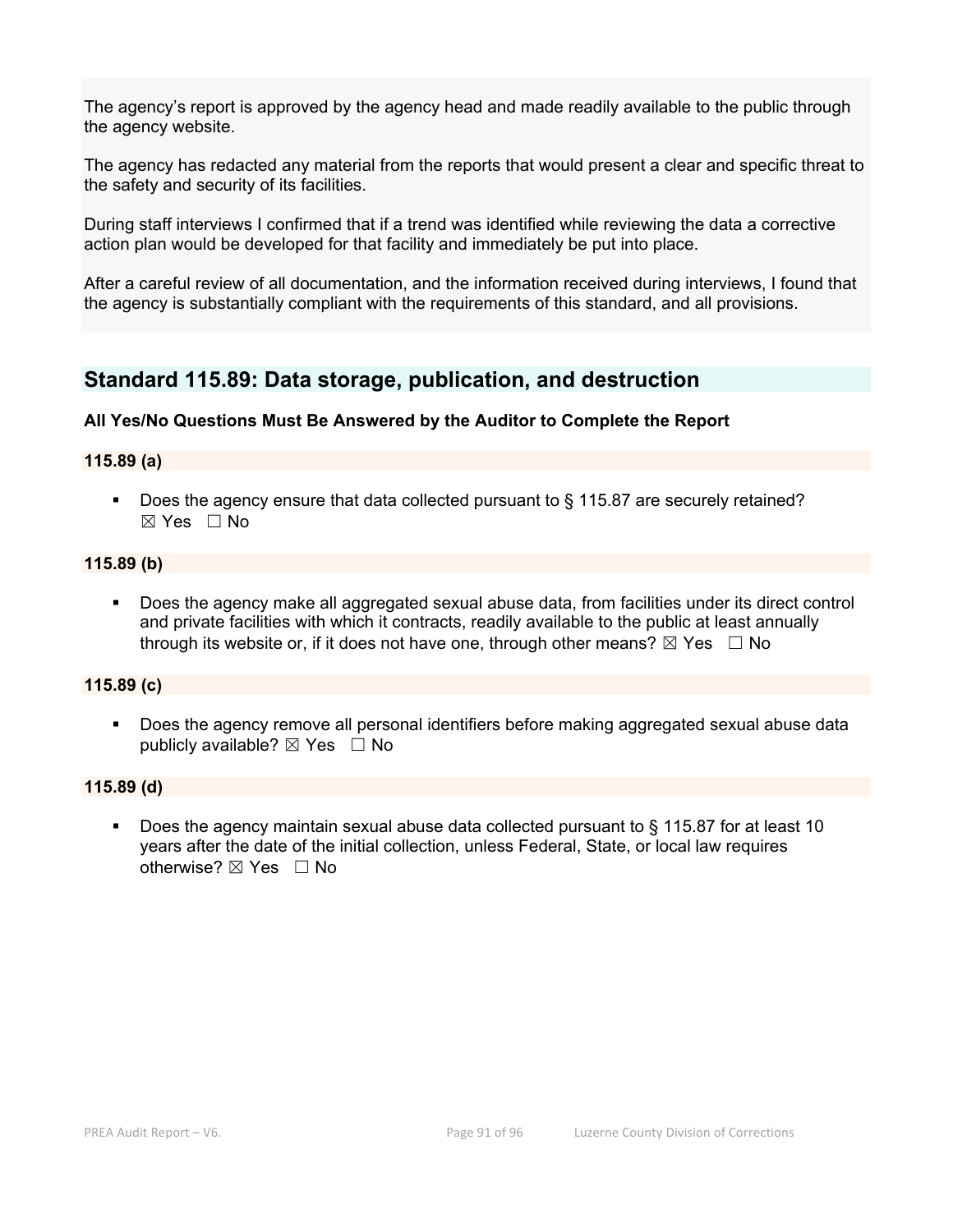The agency's report is approved by the agency head and made readily available to the public through the agency website.

The agency has redacted any material from the reports that would present a clear and specific threat to the safety and security of its facilities.

During staff interviews I confirmed that if a trend was identified while reviewing the data a corrective action plan would be developed for that facility and immediately be put into place.

After a careful review of all documentation, and the information received during interviews, I found that the agency is substantially compliant with the requirements of this standard, and all provisions.

## Standard 115.89: Data storage, publication, and destruction

**All Yes/No Questions Must Be Answered by the Auditor to Complete the Report**

**115.89 (a)**

- Does the agency ensure that data collected pursuant to § 115.87 are securely retained? ☒ Yes ☐ No

**115.89 (b)**

- Does the agency make all aggregated sexual abuse data, from facilities under its direct control and private facilities with which it contracts, readily available to the public at least annually through its website or, if it does not have one, through other means? ☒ Yes ☐ No

**115.89 (c)**

- Does the agency remove all personal identifiers before making aggregated sexual abuse data publicly available? ☒ Yes ☐ No

**115.89 (d)**

- Does the agency maintain sexual abuse data collected pursuant to § 115.87 for at least 10 years after the date of the initial collection, unless Federal, State, or local law requires otherwise? ☒ Yes ☐ No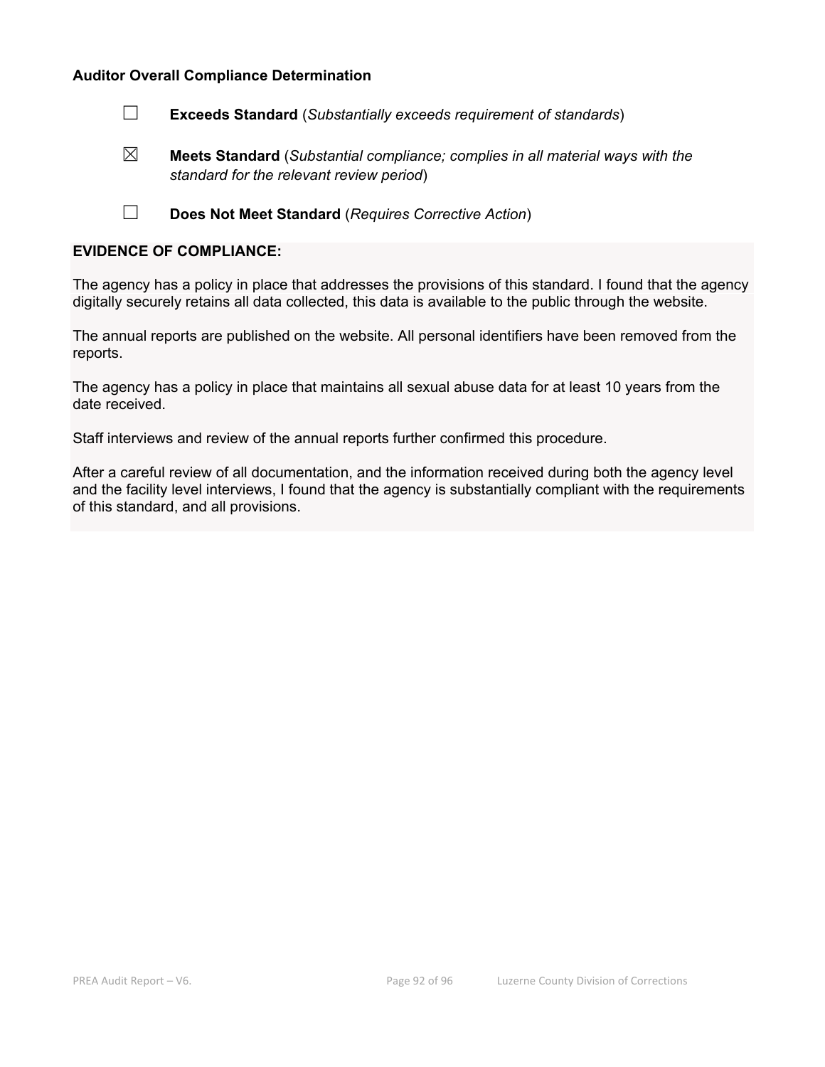**Auditor Overall Compliance Determination**

☐ **Exceeds Standard** (*Substantially exceeds requirement of standards*)

☒ **Meets Standard** (*Substantial compliance; complies in all material ways with the standard for the relevant review period*)

☐ **Does Not Meet Standard** (*Requires Corrective Action*)

**EVIDENCE OF COMPLIANCE:**

The agency has a policy in place that addresses the provisions of this standard. I found that the agency digitally securely retains all data collected, this data is available to the public through the website.

The annual reports are published on the website. All personal identifiers have been removed from the reports.

The agency has a policy in place that maintains all sexual abuse data for at least 10 years from the date received.

Staff interviews and review of the annual reports further confirmed this procedure.

After a careful review of all documentation, and the information received during both the agency level and the facility level interviews, I found that the agency is substantially compliant with the requirements of this standard, and all provisions.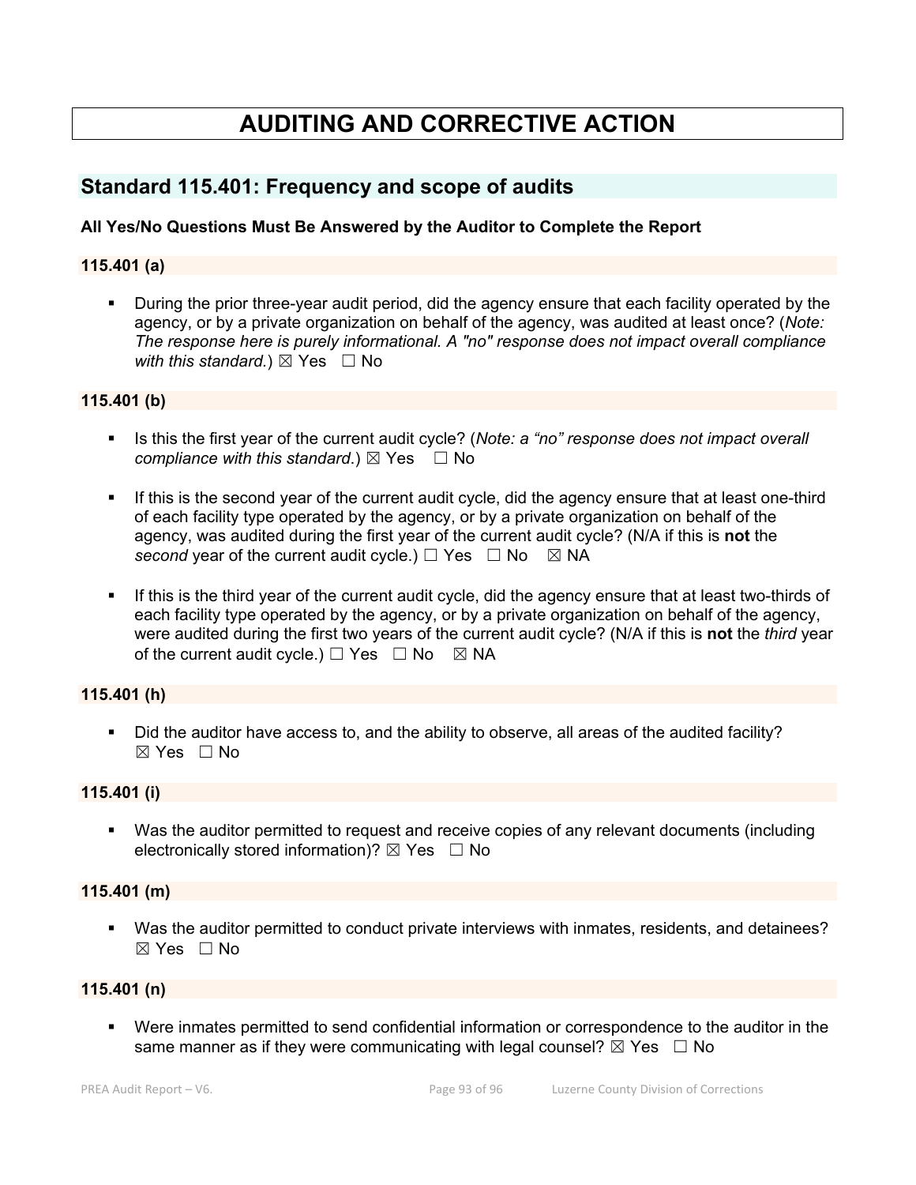# AUDITING AND CORRECTIVE ACTION

## Standard 115.401: Frequency and scope of audits

**All Yes/No Questions Must Be Answered by the Auditor to Complete the Report**

### 115.401 (a)

- During the prior three-year audit period, did the agency ensure that each facility operated by the agency, or by a private organization on behalf of the agency, was audited at least once? (*Note: The response here is purely informational. A "no" response does not impact overall compliance with this standard.*) ☒ Yes ☐ No

### 115.401 (b)

- Is this the first year of the current audit cycle? (*Note: a "no" response does not impact overall compliance with this standard*.) ☒ Yes ☐ No
- If this is the second year of the current audit cycle, did the agency ensure that at least one-third of each facility type operated by the agency, or by a private organization on behalf of the agency, was audited during the first year of the current audit cycle? (N/A if this is **not** the *second* year of the current audit cycle.) ☐ Yes ☐ No ☒ NA
- If this is the third year of the current audit cycle, did the agency ensure that at least two-thirds of each facility type operated by the agency, or by a private organization on behalf of the agency, were audited during the first two years of the current audit cycle? (N/A if this is **not** the *third* year of the current audit cycle.) ☐ Yes ☐ No ☒ NA

### 115.401 (h)

- Did the auditor have access to, and the ability to observe, all areas of the audited facility? ☒ Yes ☐ No

### 115.401 (i)

- Was the auditor permitted to request and receive copies of any relevant documents (including electronically stored information)? ☒ Yes ☐ No

### 115.401 (m)

- Was the auditor permitted to conduct private interviews with inmates, residents, and detainees? ☒ Yes ☐ No

### 115.401 (n)

- Were inmates permitted to send confidential information or correspondence to the auditor in the same manner as if they were communicating with legal counsel? ☒ Yes ☐ No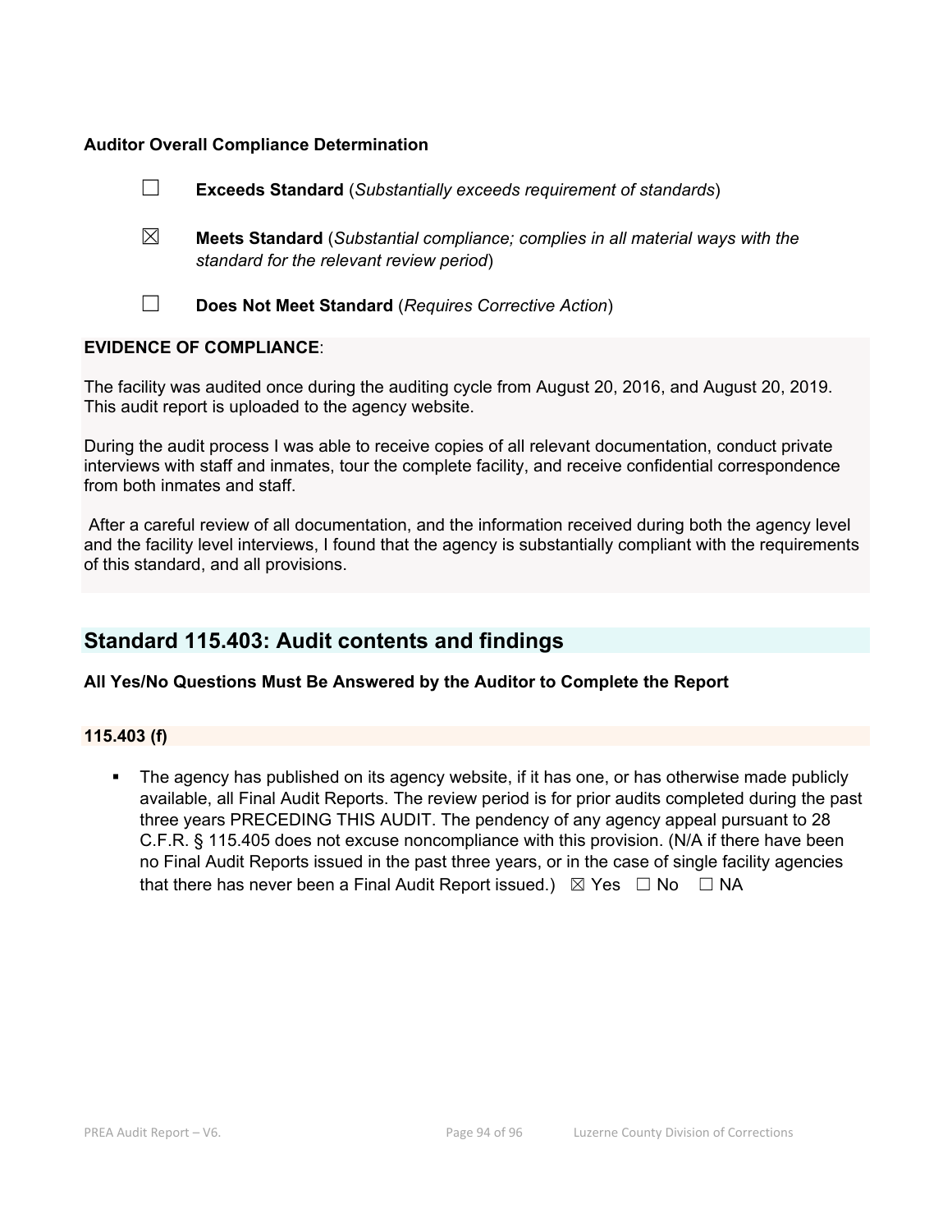**Auditor Overall Compliance Determination**

☐ **Exceeds Standard** (*Substantially exceeds requirement of standards*)

☒ **Meets Standard** (*Substantial compliance; complies in all material ways with the standard for the relevant review period*)

☐ **Does Not Meet Standard** (*Requires Corrective Action*)

**EVIDENCE OF COMPLIANCE**:

The facility was audited once during the auditing cycle from August 20, 2016, and August 20, 2019. This audit report is uploaded to the agency website.

During the audit process I was able to receive copies of all relevant documentation, conduct private interviews with staff and inmates, tour the complete facility, and receive confidential correspondence from both inmates and staff.

After a careful review of all documentation, and the information received during both the agency level and the facility level interviews, I found that the agency is substantially compliant with the requirements of this standard, and all provisions.

## Standard 115.403: Audit contents and findings

**All Yes/No Questions Must Be Answered by the Auditor to Complete the Report**

**115.403 (f)**

- The agency has published on its agency website, if it has one, or has otherwise made publicly available, all Final Audit Reports. The review period is for prior audits completed during the past three years PRECEDING THIS AUDIT. The pendency of any agency appeal pursuant to 28 C.F.R. § 115.405 does not excuse noncompliance with this provision. (N/A if there have been no Final Audit Reports issued in the past three years, or in the case of single facility agencies that there has never been a Final Audit Report issued.) ☒ Yes ☐ No ☐ NA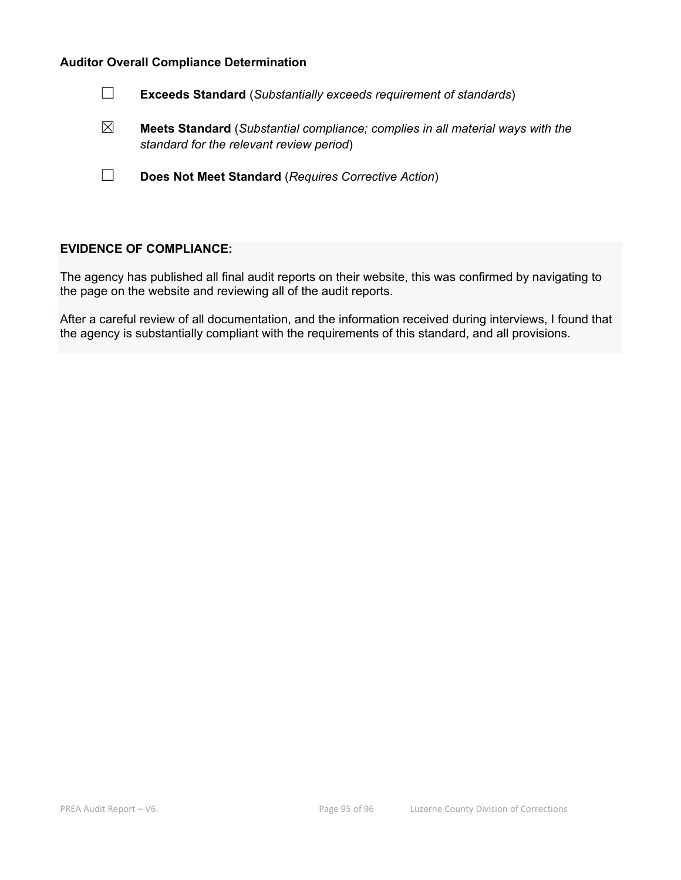**Auditor Overall Compliance Determination**

☐ **Exceeds Standard** (*Substantially exceeds requirement of standards*)

☒ **Meets Standard** (*Substantial compliance; complies in all material ways with the standard for the relevant review period*)

☐ **Does Not Meet Standard** (*Requires Corrective Action*)

**EVIDENCE OF COMPLIANCE:**

The agency has published all final audit reports on their website, this was confirmed by navigating to the page on the website and reviewing all of the audit reports.

After a careful review of all documentation, and the information received during interviews, I found that the agency is substantially compliant with the requirements of this standard, and all provisions.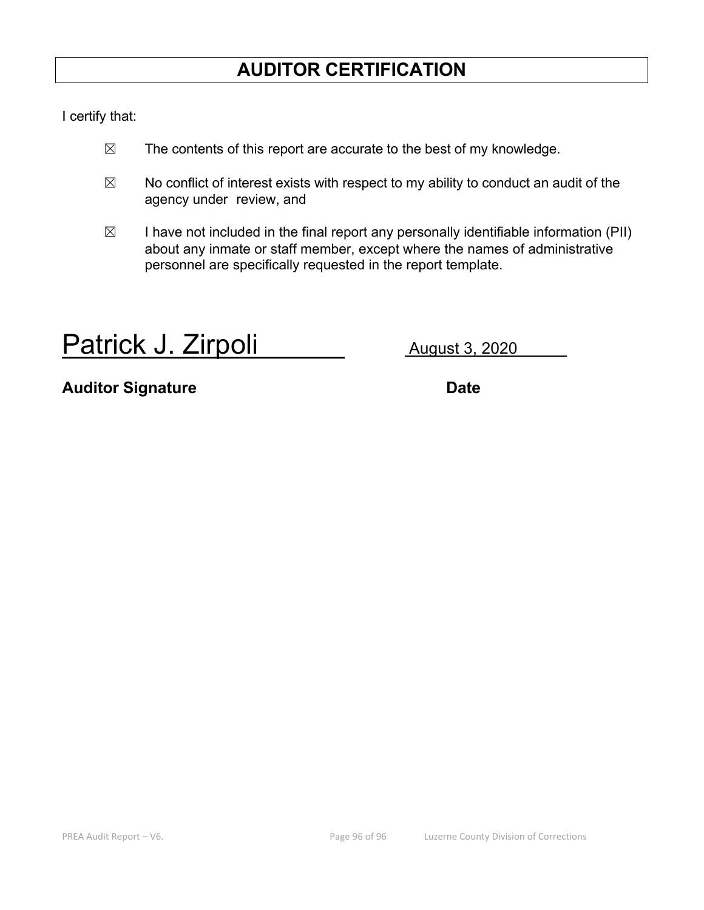# AUDITOR CERTIFICATION

I certify that:

- ☒ The contents of this report are accurate to the best of my knowledge.
- ☒ No conflict of interest exists with respect to my ability to conduct an audit of the agency under review, and
- ☒ I have not included in the final report any personally identifiable information (PII) about any inmate or staff member, except where the names of administrative personnel are specifically requested in the report template.

Patrick J. Zirpoli August 3, 2020

**Auditor Signature** **Date**